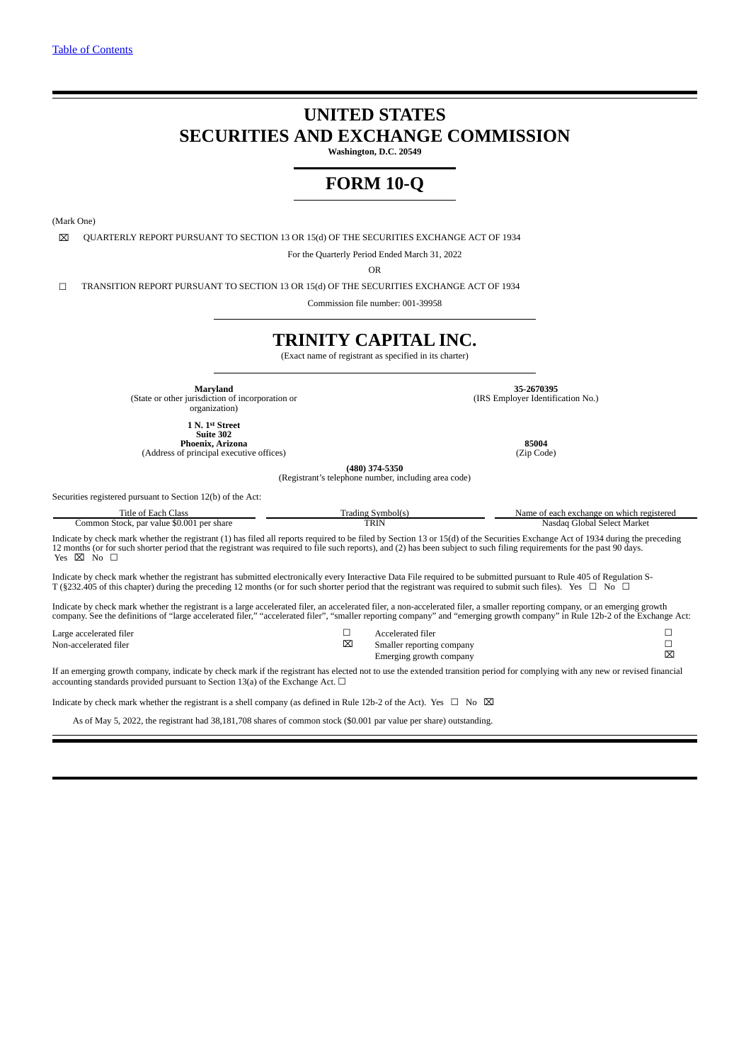[Table of Contents]

# UNITED STATES
# SECURITIES AND EXCHANGE COMMISSION

**Washington, D.C. 20549**

# FORM 10-Q

(Mark One)

☒ QUARTERLY REPORT PURSUANT TO SECTION 13 OR 15(d) OF THE SECURITIES EXCHANGE ACT OF 1934

For the Quarterly Period Ended March 31, 2022

OR

☐ TRANSITION REPORT PURSUANT TO SECTION 13 OR 15(d) OF THE SECURITIES EXCHANGE ACT OF 1934

Commission file number: 001-39958

# TRINITY CAPITAL INC.

(Exact name of registrant as specified in its charter)

| **Maryland** | **35-2670395** |
|---|---|
| (State or other jurisdiction of incorporation or organization) | (IRS Employer Identification No.) |
| **1 N. 1st Street**<br>**Suite 302**<br>**Phoenix, Arizona** | **85004** |
| (Address of principal executive offices) | (Zip Code) |

**(480) 374-5350**

(Registrant's telephone number, including area code)

Securities registered pursuant to Section 12(b) of the Act:

| Title of Each Class | Trading Symbol(s) | Name of each exchange on which registered |
|---|---|---|
| Common Stock, par value $0.001 per share | TRIN | Nasdaq Global Select Market |

Indicate by check mark whether the registrant (1) has filed all reports required to be filed by Section 13 or 15(d) of the Securities Exchange Act of 1934 during the preceding 12 months (or for such shorter period that the registrant was required to file such reports), and (2) has been subject to such filing requirements for the past 90 days. Yes ☒ No ☐

Indicate by check mark whether the registrant has submitted electronically every Interactive Data File required to be submitted pursuant to Rule 405 of Regulation S-T (§232.405 of this chapter) during the preceding 12 months (or for such shorter period that the registrant was required to submit such files). Yes ☐ No ☐

Indicate by check mark whether the registrant is a large accelerated filer, an accelerated filer, a non-accelerated filer, a smaller reporting company, or an emerging growth company. See the definitions of "large accelerated filer," "accelerated filer", "smaller reporting company" and "emerging growth company" in Rule 12b-2 of the Exchange Act:

| | | | |
|---|---|---|---|
| Large accelerated filer | ☐ | Accelerated filer | ☐ |
| Non-accelerated filer | ☒ | Smaller reporting company | ☐ |
| | | Emerging growth company | ☒ |

If an emerging growth company, indicate by check mark if the registrant has elected not to use the extended transition period for complying with any new or revised financial accounting standards provided pursuant to Section 13(a) of the Exchange Act. ☐

Indicate by check mark whether the registrant is a shell company (as defined in Rule 12b-2 of the Act). Yes ☐ No ☒

As of May 5, 2022, the registrant had 38,181,708 shares of common stock ($0.001 par value per share) outstanding.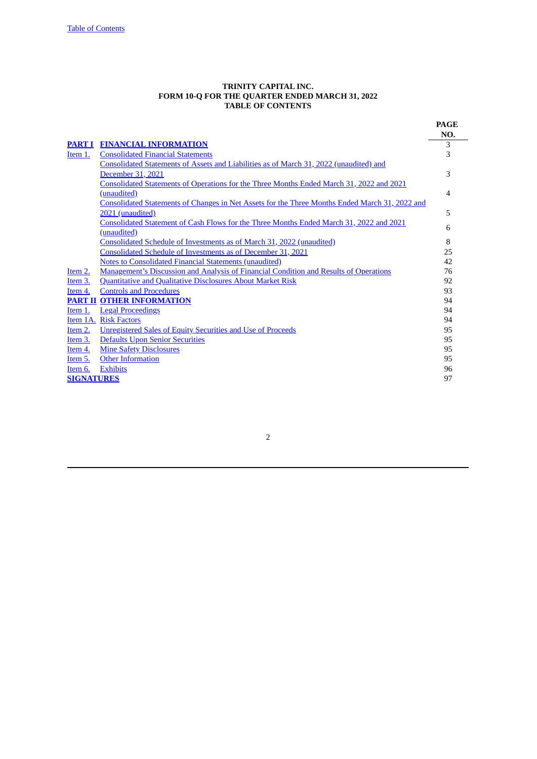**TRINITY CAPITAL INC.**
**FORM 10-Q FOR THE QUARTER ENDED MARCH 31, 2022**
**TABLE OF CONTENTS**

| | | PAGE NO. |
|---|---|---|
| **PART I** | **FINANCIAL INFORMATION** | 3 |
| Item 1. | Consolidated Financial Statements | 3 |
| | Consolidated Statements of Assets and Liabilities as of March 31, 2022 (unaudited) and December 31, 2021 | 3 |
| | Consolidated Statements of Operations for the Three Months Ended March 31, 2022 and 2021 (unaudited) | 4 |
| | Consolidated Statements of Changes in Net Assets for the Three Months Ended March 31, 2022 and 2021 (unaudited) | 5 |
| | Consolidated Statement of Cash Flows for the Three Months Ended March 31, 2022 and 2021 (unaudited) | 6 |
| | Consolidated Schedule of Investments as of March 31, 2022 (unaudited) | 8 |
| | Consolidated Schedule of Investments as of December 31, 2021 | 25 |
| | Notes to Consolidated Financial Statements (unaudited) | 42 |
| Item 2. | Management's Discussion and Analysis of Financial Condition and Results of Operations | 76 |
| Item 3. | Quantitative and Qualitative Disclosures About Market Risk | 92 |
| Item 4. | Controls and Procedures | 93 |
| **PART II** | **OTHER INFORMATION** | 94 |
| Item 1. | Legal Proceedings | 94 |
| Item 1A. | Risk Factors | 94 |
| Item 2. | Unregistered Sales of Equity Securities and Use of Proceeds | 95 |
| Item 3. | Defaults Upon Senior Securities | 95 |
| Item 4. | Mine Safety Disclosures | 95 |
| Item 5. | Other Information | 95 |
| Item 6. | Exhibits | 96 |
| **SIGNATURES** | | 97 |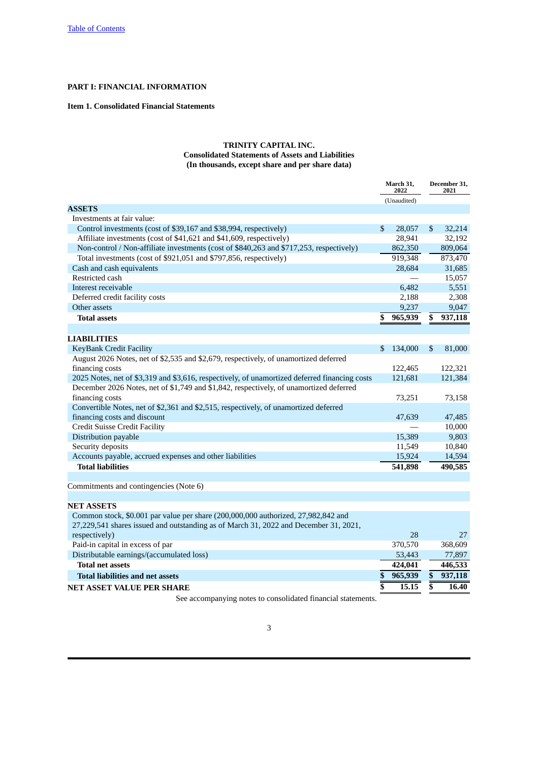Table of Contents

**PART I: FINANCIAL INFORMATION**

**Item 1. Consolidated Financial Statements**

**TRINITY CAPITAL INC.**
**Consolidated Statements of Assets and Liabilities**
**(In thousands, except share and per share data)**

| | March 31, 2022 | December 31, 2021 |
|---|---|---|
| | (Unaudited) | |
| **ASSETS** | | |
| Investments at fair value: | | |
| Control investments (cost of $39,167 and $38,994, respectively) | $ 28,057 | $ 32,214 |
| Affiliate investments (cost of $41,621 and $41,609, respectively) | 28,941 | 32,192 |
| Non-control / Non-affiliate investments (cost of $840,263 and $717,253, respectively) | 862,350 | 809,064 |
| Total investments (cost of $921,051 and $797,856, respectively) | 919,348 | 873,470 |
| Cash and cash equivalents | 28,684 | 31,685 |
| Restricted cash | — | 15,057 |
| Interest receivable | 6,482 | 5,551 |
| Deferred credit facility costs | 2,188 | 2,308 |
| Other assets | 9,237 | 9,047 |
| **Total assets** | **$ 965,939** | **$ 937,118** |
| | | |
| **LIABILITIES** | | |
| KeyBank Credit Facility | $ 134,000 | $ 81,000 |
| August 2026 Notes, net of $2,535 and $2,679, respectively, of unamortized deferred financing costs | 122,465 | 122,321 |
| 2025 Notes, net of $3,319 and $3,616, respectively, of unamortized deferred financing costs | 121,681 | 121,384 |
| December 2026 Notes, net of $1,749 and $1,842, respectively, of unamortized deferred financing costs | 73,251 | 73,158 |
| Convertible Notes, net of $2,361 and $2,515, respectively, of unamortized deferred financing costs and discount | 47,639 | 47,485 |
| Credit Suisse Credit Facility | — | 10,000 |
| Distribution payable | 15,389 | 9,803 |
| Security deposits | 11,549 | 10,840 |
| Accounts payable, accrued expenses and other liabilities | 15,924 | 14,594 |
| **Total liabilities** | **541,898** | **490,585** |
| | | |
| Commitments and contingencies (Note 6) | | |
| | | |
| **NET ASSETS** | | |
| Common stock, $0.001 par value per share (200,000,000 authorized, 27,982,842 and 27,229,541 shares issued and outstanding as of March 31, 2022 and December 31, 2021, respectively) | 28 | 27 |
| Paid-in capital in excess of par | 370,570 | 368,609 |
| Distributable earnings/(accumulated loss) | 53,443 | 77,897 |
| **Total net assets** | **424,041** | **446,533** |
| **Total liabilities and net assets** | **$ 965,939** | **$ 937,118** |
| **NET ASSET VALUE PER SHARE** | **$ 15.15** | **$ 16.40** |

See accompanying notes to consolidated financial statements.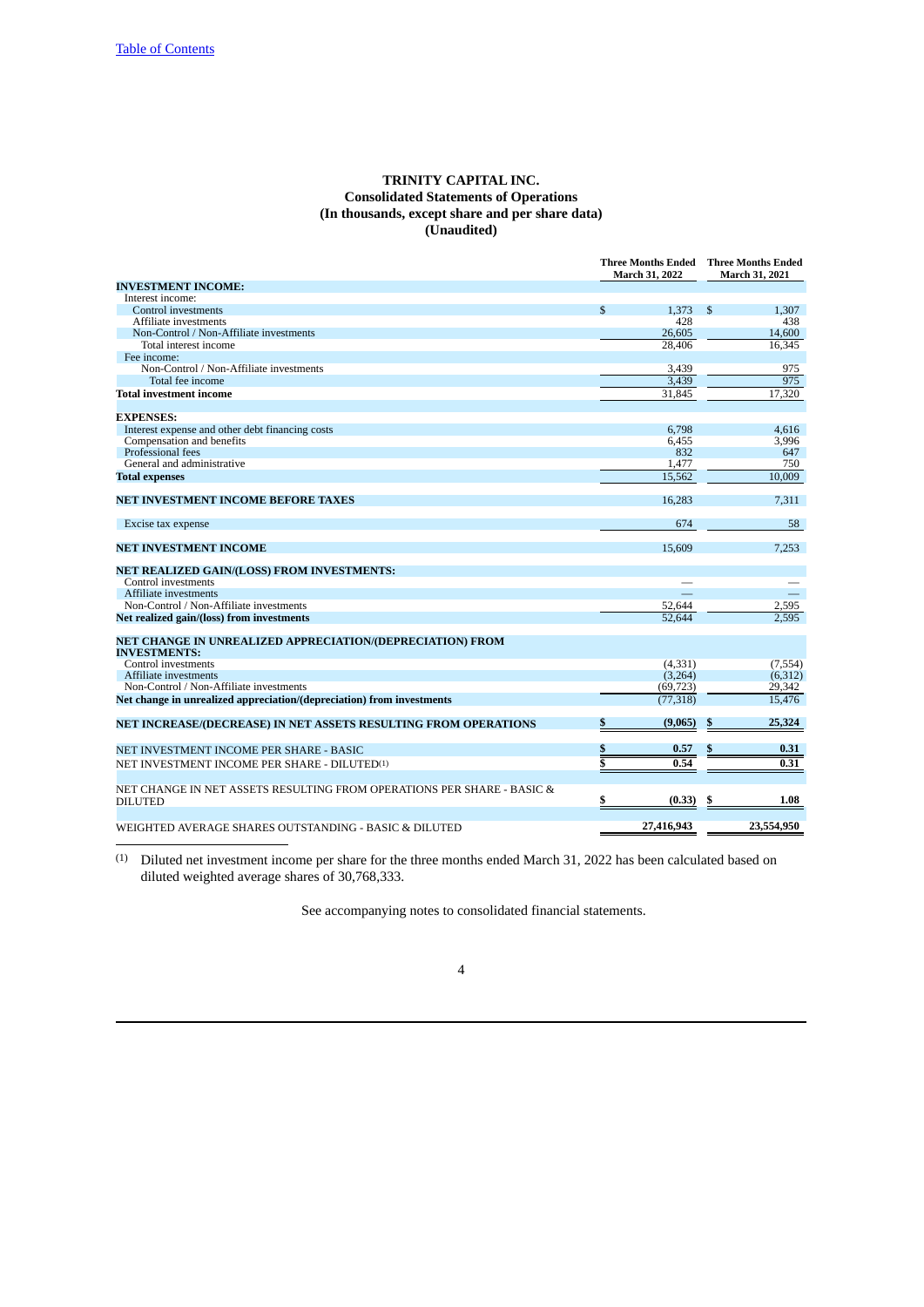[Table of Contents](#)

# TRINITY CAPITAL INC.
## Consolidated Statements of Operations
### (In thousands, except share and per share data)
### (Unaudited)

| | Three Months Ended March 31, 2022 | Three Months Ended March 31, 2021 |
|---|---|---|
| **INVESTMENT INCOME:** | | |
| Interest income: | | |
| Control investments | $ 1,373 | $ 1,307 |
| Affiliate investments | 428 | 438 |
| Non-Control / Non-Affiliate investments | 26,605 | 14,600 |
| Total interest income | 28,406 | 16,345 |
| Fee income: | | |
| Non-Control / Non-Affiliate investments | 3,439 | 975 |
| Total fee income | 3,439 | 975 |
| **Total investment income** | 31,845 | 17,320 |
| | | |
| **EXPENSES:** | | |
| Interest expense and other debt financing costs | 6,798 | 4,616 |
| Compensation and benefits | 6,455 | 3,996 |
| Professional fees | 832 | 647 |
| General and administrative | 1,477 | 750 |
| **Total expenses** | 15,562 | 10,009 |
| | | |
| **NET INVESTMENT INCOME BEFORE TAXES** | 16,283 | 7,311 |
| | | |
| Excise tax expense | 674 | 58 |
| | | |
| **NET INVESTMENT INCOME** | 15,609 | 7,253 |
| | | |
| **NET REALIZED GAIN/(LOSS) FROM INVESTMENTS:** | | |
| Control investments | — | — |
| Affiliate investments | — | — |
| Non-Control / Non-Affiliate investments | 52,644 | 2,595 |
| **Net realized gain/(loss) from investments** | 52,644 | 2,595 |
| | | |
| **NET CHANGE IN UNREALIZED APPRECIATION/(DEPRECIATION) FROM INVESTMENTS:** | | |
| Control investments | (4,331) | (7,554) |
| Affiliate investments | (3,264) | (6,312) |
| Non-Control / Non-Affiliate investments | (69,723) | 29,342 |
| **Net change in unrealized appreciation/(depreciation) from investments** | (77,318) | 15,476 |
| | | |
| **NET INCREASE/(DECREASE) IN NET ASSETS RESULTING FROM OPERATIONS** | **$ (9,065)** | **$ 25,324** |
| | | |
| NET INVESTMENT INCOME PER SHARE - BASIC | **$ 0.57** | **$ 0.31** |
| NET INVESTMENT INCOME PER SHARE - DILUTED[(1)] | **$ 0.54** | **0.31** |
| | | |
| NET CHANGE IN NET ASSETS RESULTING FROM OPERATIONS PER SHARE - BASIC & DILUTED | **$ (0.33)** | **$ 1.08** |
| | | |
| WEIGHTED AVERAGE SHARES OUTSTANDING - BASIC & DILUTED | **27,416,943** | **23,554,950** |

(1) Diluted net investment income per share for the three months ended March 31, 2022 has been calculated based on diluted weighted average shares of 30,768,333.

See accompanying notes to consolidated financial statements.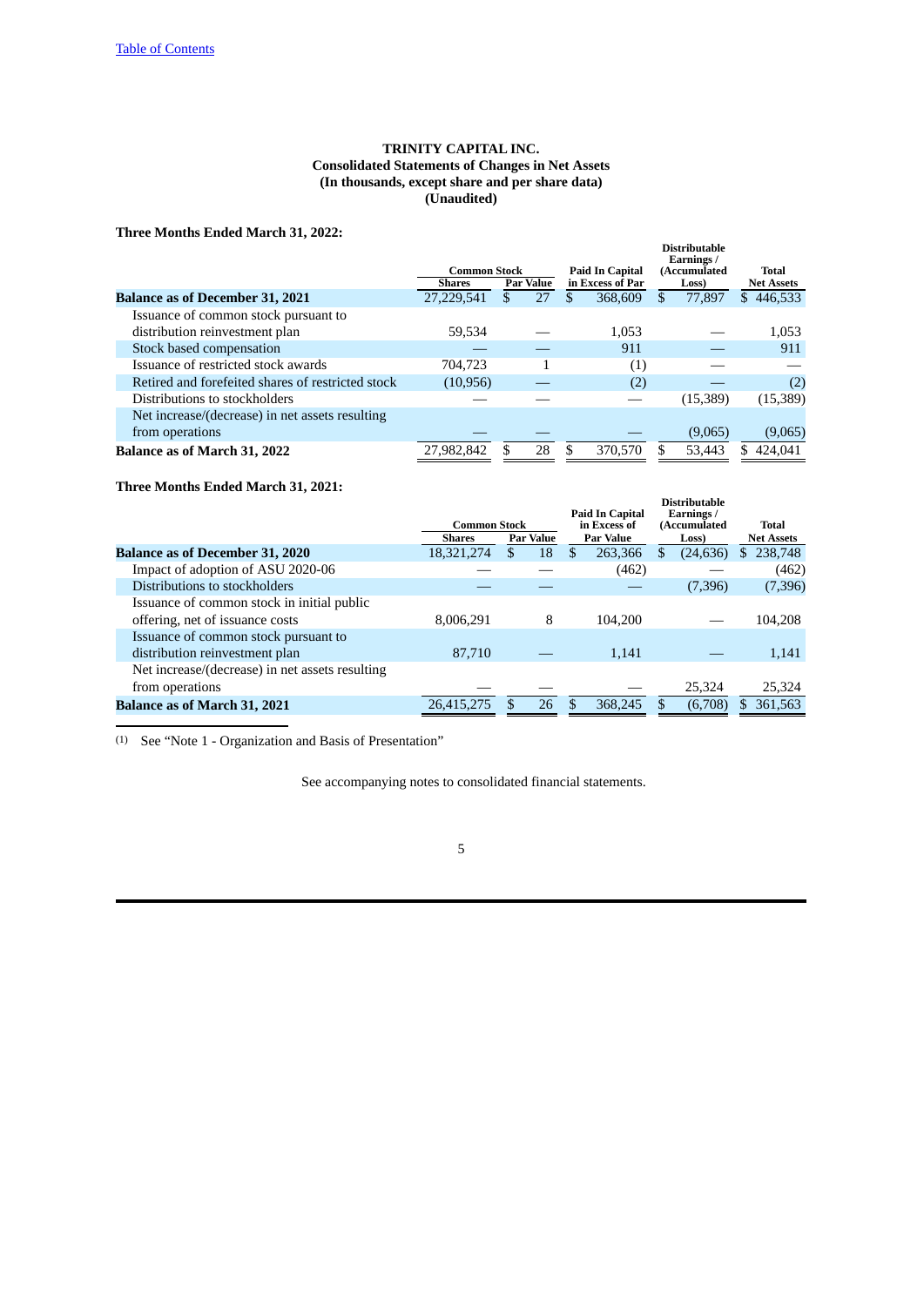[Table of Contents](#)

**TRINITY CAPITAL INC.**
**Consolidated Statements of Changes in Net Assets**
**(In thousands, except share and per share data)**
**(Unaudited)**

**Three Months Ended March 31, 2022:**

| | Common Stock | | Paid In Capital in Excess of Par | Distributable Earnings / (Accumulated Loss) | Total Net Assets |
|---|---|---|---|---|---|
| | Shares | Par Value | | | |
| **Balance as of December 31, 2021** | 27,229,541 | $ 27 | $ 368,609 | $ 77,897 | $ 446,533 |
| Issuance of common stock pursuant to distribution reinvestment plan | 59,534 | — | 1,053 | — | 1,053 |
| Stock based compensation | — | — | 911 | — | 911 |
| Issuance of restricted stock awards | 704,723 | 1 | (1) | — | — |
| Retired and forfeited shares of restricted stock | (10,956) | — | (2) | — | (2) |
| Distributions to stockholders | — | — | — | (15,389) | (15,389) |
| Net increase/(decrease) in net assets resulting from operations | — | — | — | (9,065) | (9,065) |
| **Balance as of March 31, 2022** | 27,982,842 | $ 28 | $ 370,570 | $ 53,443 | $ 424,041 |

**Three Months Ended March 31, 2021:**

| | Common Stock | | Paid In Capital in Excess of Par Value | Distributable Earnings / (Accumulated Loss) | Total Net Assets |
|---|---|---|---|---|---|
| | Shares | Par Value | | | |
| **Balance as of December 31, 2020** | 18,321,274 | $ 18 | $ 263,366 | $ (24,636) | $ 238,748 |
| Impact of adoption of ASU 2020-06 | — | — | (462) | — | (462) |
| Distributions to stockholders | — | — | — | (7,396) | (7,396) |
| Issuance of common stock in initial public offering, net of issuance costs | 8,006,291 | 8 | 104,200 | — | 104,208 |
| Issuance of common stock pursuant to distribution reinvestment plan | 87,710 | — | 1,141 | — | 1,141 |
| Net increase/(decrease) in net assets resulting from operations | — | — | — | 25,324 | 25,324 |
| **Balance as of March 31, 2021** | 26,415,275 | $ 26 | $ 368,245 | $ (6,708) | $ 361,563 |

(1) See "Note 1 - Organization and Basis of Presentation"

See accompanying notes to consolidated financial statements.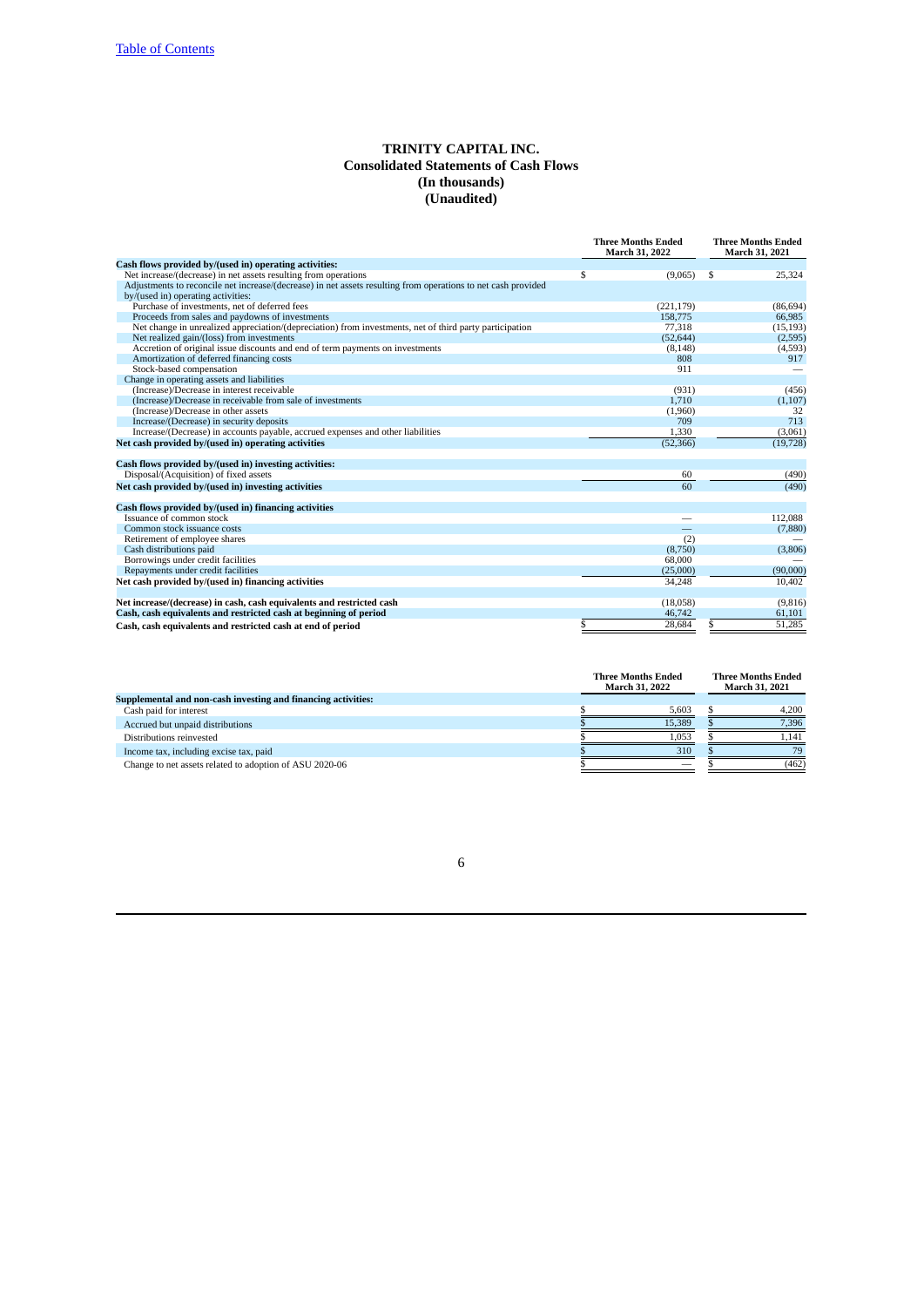[Table of Contents](#)

# TRINITY CAPITAL INC.
## Consolidated Statements of Cash Flows
### (In thousands)
### (Unaudited)

| | Three Months Ended March 31, 2022 | Three Months Ended March 31, 2021 |
|---|---|---|
| **Cash flows provided by/(used in) operating activities:** | | |
| Net increase/(decrease) in net assets resulting from operations | $ (9,065) | $ 25,324 |
| Adjustments to reconcile net increase/(decrease) in net assets resulting from operations to net cash provided by/(used in) operating activities: | | |
| Purchase of investments, net of deferred fees | (221,179) | (86,694) |
| Proceeds from sales and paydowns of investments | 158,775 | 66,985 |
| Net change in unrealized appreciation/(depreciation) from investments, net of third party participation | 77,318 | (15,193) |
| Net realized gain/(loss) from investments | (52,644) | (2,595) |
| Accretion of original issue discounts and end of term payments on investments | (8,148) | (4,593) |
| Amortization of deferred financing costs | 808 | 917 |
| Stock-based compensation | 911 | — |
| Change in operating assets and liabilities | | |
| (Increase)/Decrease in interest receivable | (931) | (456) |
| (Increase)/Decrease in receivable from sale of investments | 1,710 | (1,107) |
| (Increase)/Decrease in other assets | (1,960) | 32 |
| Increase/(Decrease) in security deposits | 709 | 713 |
| Increase/(Decrease) in accounts payable, accrued expenses and other liabilities | 1,330 | (3,061) |
| **Net cash provided by/(used in) operating activities** | (52,366) | (19,728) |
| | | |
| **Cash flows provided by/(used in) investing activities:** | | |
| Disposal/(Acquisition) of fixed assets | 60 | (490) |
| **Net cash provided by/(used in) investing activities** | 60 | (490) |
| | | |
| **Cash flows provided by/(used in) financing activities** | | |
| Issuance of common stock | — | 112,088 |
| Common stock issuance costs | — | (7,880) |
| Retirement of employee shares | (2) | — |
| Cash distributions paid | (8,750) | (3,806) |
| Borrowings under credit facilities | 68,000 | — |
| Repayments under credit facilities | (25,000) | (90,000) |
| **Net cash provided by/(used in) financing activities** | 34,248 | 10,402 |
| | | |
| **Net increase/(decrease) in cash, cash equivalents and restricted cash** | (18,058) | (9,816) |
| **Cash, cash equivalents and restricted cash at beginning of period** | 46,742 | 61,101 |
| **Cash, cash equivalents and restricted cash at end of period** | $ 28,684 | $ 51,285 |

| | Three Months Ended March 31, 2022 | Three Months Ended March 31, 2021 |
|---|---|---|
| **Supplemental and non-cash investing and financing activities:** | | |
| Cash paid for interest | $ 5,603 | $ 4,200 |
| Accrued but unpaid distributions | $ 15,389 | $ 7,396 |
| Distributions reinvested | $ 1,053 | $ 1,141 |
| Income tax, including excise tax, paid | $ 310 | $ 79 |
| Change to net assets related to adoption of ASU 2020-06 | $ — | $ (462) |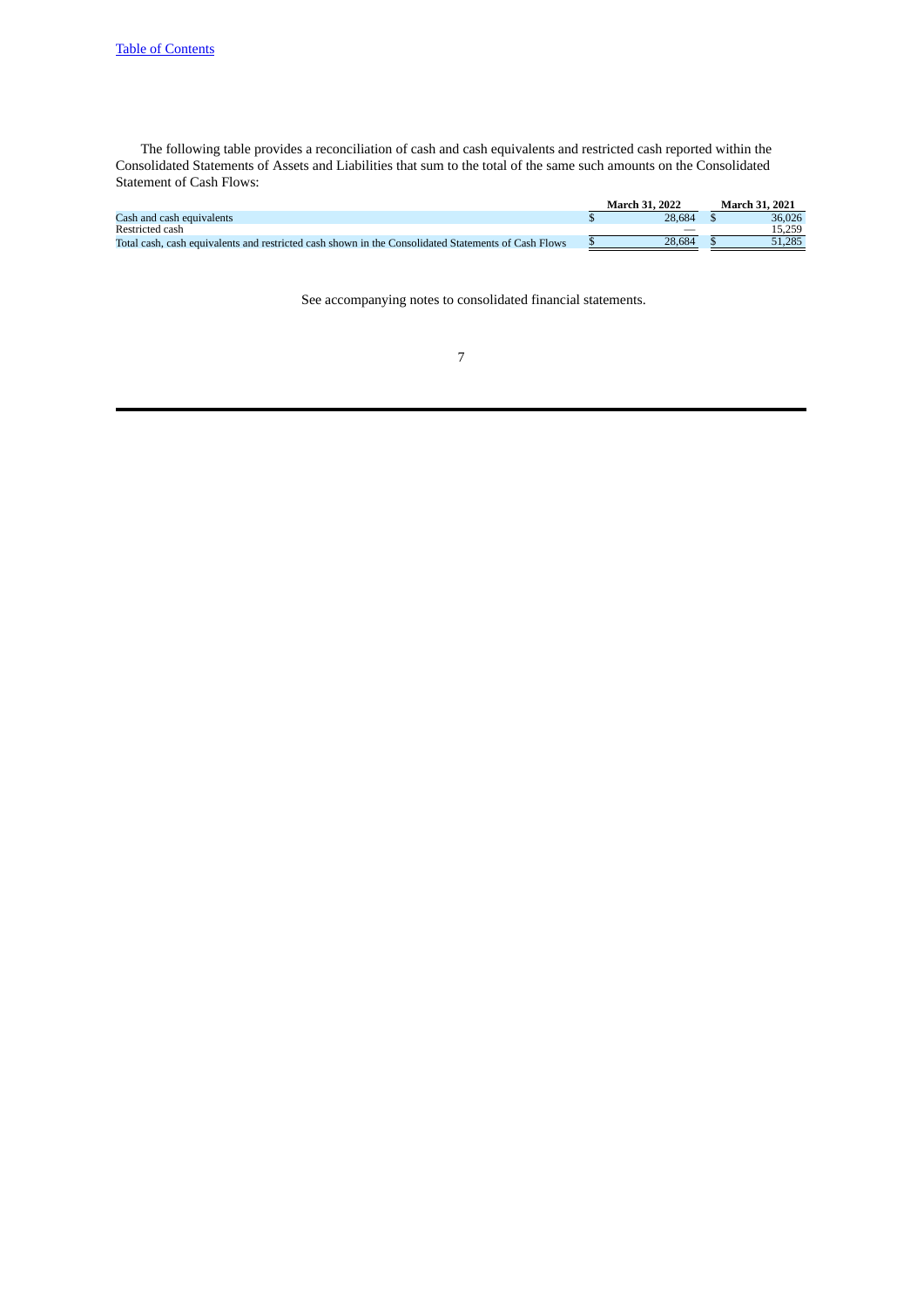The following table provides a reconciliation of cash and cash equivalents and restricted cash reported within the Consolidated Statements of Assets and Liabilities that sum to the total of the same such amounts on the Consolidated Statement of Cash Flows:

| | March 31, 2022 | March 31, 2021 |
|---|---|---|
| Cash and cash equivalents | $ 28,684 | $ 36,026 |
| Restricted cash | — | 15,259 |
| Total cash, cash equivalents and restricted cash shown in the Consolidated Statements of Cash Flows | $ 28,684 | $ 51,285 |

See accompanying notes to consolidated financial statements.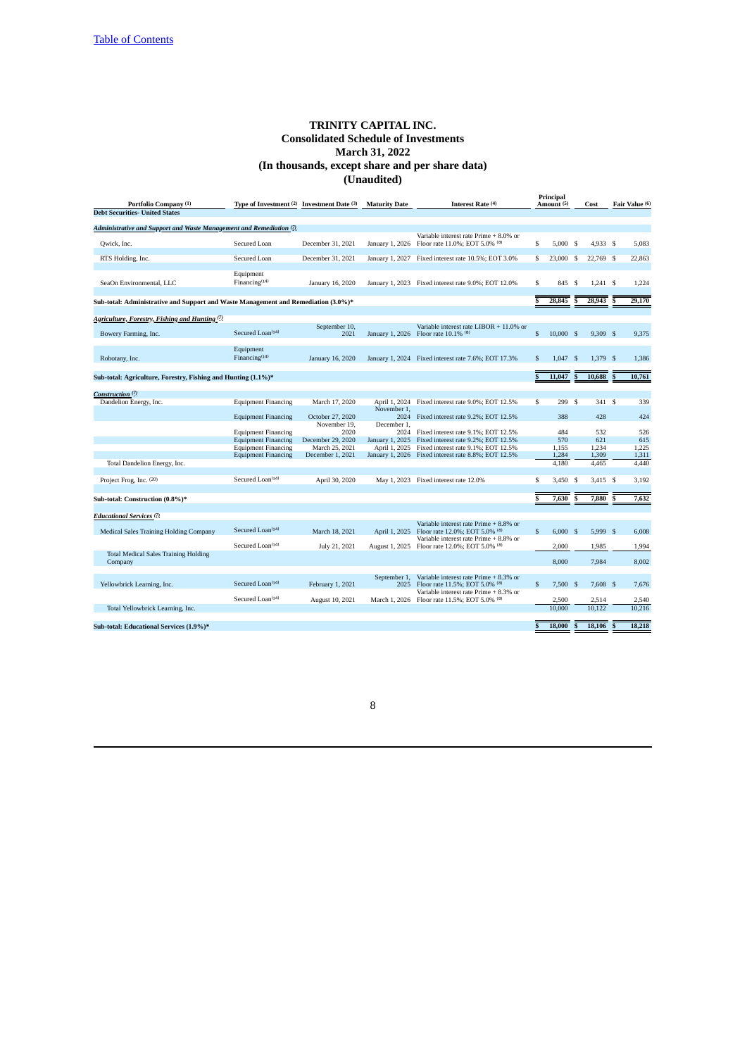# TRINITY CAPITAL INC.
## Consolidated Schedule of Investments
## March 31, 2022
## (In thousands, except share and per share data)
## (Unaudited)

| Portfolio Company [1] | Type of Investment [2] | Investment Date [3] | Maturity Date | Interest Rate [4] | Principal Amount [5] | Cost | Fair Value [6] |
|---|---|---|---|---|---|---|---|
| **Debt Securities- United States** | | | | | | | |
| ***Administrative and Support and Waste Management and Remediation [7]*** | | | | | | | |
| Qwick, Inc. | Secured Loan | December 31, 2021 | January 1, 2026 | Variable interest rate Prime + 8.0% or Floor rate 11.0%; EOT 5.0% [8] | $ 5,000 | $ 4,933 | $ 5,083 |
| RTS Holding, Inc. | Secured Loan | December 31, 2021 | January 1, 2027 | Fixed interest rate 10.5%; EOT 3.0% | $ 23,000 | $ 22,769 | $ 22,863 |
| SeaOn Environmental, LLC | Equipment Financing[14] | January 16, 2020 | January 1, 2023 | Fixed interest rate 9.0%; EOT 12.0% | $ 845 | $ 1,241 | $ 1,224 |
| **Sub-total: Administrative and Support and Waste Management and Remediation (3.0%)*** | | | | | **$ 28,845** | **$ 28,943** | **$ 29,170** |
| ***Agriculture, Forestry, Fishing and Hunting [7]*** | | | | | | | |
| Bowery Farming, Inc. | Secured Loan[14] | September 10, 2021 | January 1, 2026 | Variable interest rate LIBOR + 11.0% or Floor rate 10.1% [8] | $ 10,000 | $ 9,309 | $ 9,375 |
| Robotany, Inc. | Equipment Financing[14] | January 16, 2020 | January 1, 2024 | Fixed interest rate 7.6%; EOT 17.3% | $ 1,047 | $ 1,379 | $ 1,386 |
| **Sub-total: Agriculture, Forestry, Fishing and Hunting (1.1%)*** | | | | | **$ 11,047** | **$ 10,688** | **$ 10,761** |
| ***Construction [7]*** | | | | | | | |
| Dandelion Energy, Inc. | Equipment Financing | March 17, 2020 | April 1, 2024 | Fixed interest rate 9.0%; EOT 12.5% | $ 299 | $ 341 | $ 339 |
| | Equipment Financing | October 27, 2020 | November 1, 2024 | Fixed interest rate 9.2%; EOT 12.5% | 388 | 428 | 424 |
| | Equipment Financing | November 19, 2020 | December 1, 2024 | Fixed interest rate 9.1%; EOT 12.5% | 484 | 532 | 526 |
| | Equipment Financing | December 29, 2020 | January 1, 2025 | Fixed interest rate 9.2%; EOT 12.5% | 570 | 621 | 615 |
| | Equipment Financing | March 25, 2021 | April 1, 2025 | Fixed interest rate 9.1%; EOT 12.5% | 1,155 | 1,234 | 1,225 |
| | Equipment Financing | December 1, 2021 | January 1, 2026 | Fixed interest rate 8.8%; EOT 12.5% | 1,284 | 1,309 | 1,311 |
| Total Dandelion Energy, Inc. | | | | | 4,180 | 4,465 | 4,440 |
| Project Frog, Inc. [20] | Secured Loan[14] | April 30, 2020 | May 1, 2023 | Fixed interest rate 12.0% | $ 3,450 | $ 3,415 | $ 3,192 |
| **Sub-total: Construction (0.8%)*** | | | | | **$ 7,630** | **$ 7,880** | **$ 7,632** |
| ***Educational Services [7]*** | | | | | | | |
| Medical Sales Training Holding Company | Secured Loan[14] | March 18, 2021 | April 1, 2025 | Variable interest rate Prime + 8.8% or Floor rate 12.0%; EOT 5.0% [8] | $ 6,000 | $ 5,999 | $ 6,008 |
| | Secured Loan[14] | July 21, 2021 | August 1, 2025 | Variable interest rate Prime + 8.8% or Floor rate 12.0%; EOT 5.0% [8] | 2,000 | 1,985 | 1,994 |
| Total Medical Sales Training Holding Company | | | | | 8,000 | 7,984 | 8,002 |
| Yellowbrick Learning, Inc. | Secured Loan[14] | February 1, 2021 | September 1, 2025 | Variable interest rate Prime + 8.3% or Floor rate 11.5%; EOT 5.0% [8] | $ 7,500 | $ 7,608 | $ 7,676 |
| | Secured Loan[14] | August 10, 2021 | March 1, 2026 | Variable interest rate Prime + 8.3% or Floor rate 11.5%; EOT 5.0% [8] | 2,500 | 2,514 | 2,540 |
| Total Yellowbrick Learning, Inc. | | | | | 10,000 | 10,122 | 10,216 |
| **Sub-total: Educational Services (1.9%)*** | | | | | **$ 18,000** | **$ 18,106** | **$ 18,218** |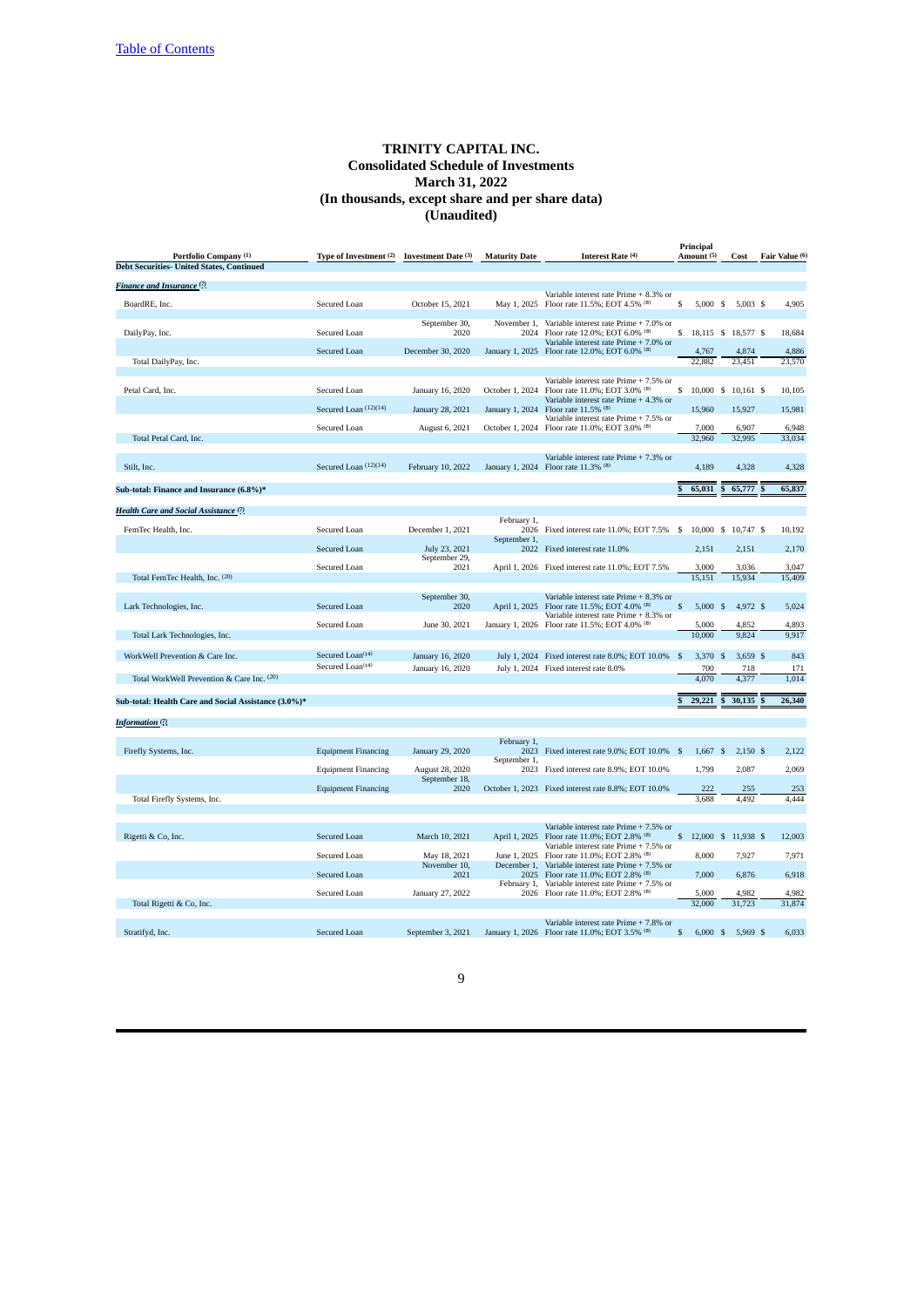[Table of Contents](#)

# TRINITY CAPITAL INC.
## Consolidated Schedule of Investments
## March 31, 2022
## (In thousands, except share and per share data)
## (Unaudited)

| Portfolio Company (1) | Type of Investment (2) | Investment Date (3) | Maturity Date | Interest Rate (4) | Principal Amount (5) | Cost | Fair Value (6) |
|---|---|---|---|---|---|---|---|
| **Debt Securities- United States, Continued** | | | | | | | |
| ***Finance and Insurance (7)*** | | | | | | | |
| BoardRE, Inc. | Secured Loan | October 15, 2021 | May 1, 2025 | Variable interest rate Prime + 8.3% or Floor rate 11.5%; EOT 4.5% (8) | $ 5,000 | $ 5,003 | $ 4,905 |
| DailyPay, Inc. | Secured Loan | September 30, 2020 | November 1, 2024 | Variable interest rate Prime + 7.0% or Floor rate 12.0%; EOT 6.0% (8) | $ 18,115 | $ 18,577 | $ 18,684 |
| | Secured Loan | December 30, 2020 | January 1, 2025 | Variable interest rate Prime + 7.0% or Floor rate 12.0%; EOT 6.0% (8) | 4,767 | 4,874 | 4,886 |
| Total DailyPay, Inc. | | | | | 22,882 | 23,451 | 23,570 |
| Petal Card, Inc. | Secured Loan | January 16, 2020 | October 1, 2024 | Variable interest rate Prime + 7.5% or Floor rate 11.0%; EOT 3.0% (8) | $ 10,000 | $ 10,161 | $ 10,105 |
| | Secured Loan (12)(14) | January 28, 2021 | January 1, 2024 | Variable interest rate Prime + 4.3% or Floor rate 11.5% (8) | 15,960 | 15,927 | 15,981 |
| | Secured Loan | August 6, 2021 | October 1, 2024 | Variable interest rate Prime + 7.5% or Floor rate 11.0%; EOT 3.0% (8) | 7,000 | 6,907 | 6,948 |
| Total Petal Card, Inc. | | | | | 32,960 | 32,995 | 33,034 |
| Stilt, Inc. | Secured Loan (12)(14) | February 10, 2022 | January 1, 2024 | Variable interest rate Prime + 7.3% or Floor rate 11.3% (8) | 4,189 | 4,328 | 4,328 |
| **Sub-total: Finance and Insurance (6.8%)*** | | | | | **$ 65,031** | **$ 65,777** | **$ 65,837** |
| ***Health Care and Social Assistance (7)*** | | | | | | | |
| FemTec Health, Inc. | Secured Loan | December 1, 2021 | February 1, 2026 | Fixed interest rate 11.0%; EOT 7.5% | $ 10,000 | $ 10,747 | $ 10,192 |
| | Secured Loan | July 23, 2021 | September 1, 2022 | Fixed interest rate 11.0% | 2,151 | 2,151 | 2,170 |
| | Secured Loan | September 29, 2021 | April 1, 2026 | Fixed interest rate 11.0%; EOT 7.5% | 3,000 | 3,036 | 3,047 |
| Total FemTec Health, Inc. (20) | | | | | 15,151 | 15,934 | 15,409 |
| Lark Technologies, Inc. | Secured Loan | September 30, 2020 | April 1, 2025 | Variable interest rate Prime + 8.3% or Floor rate 11.5%; EOT 4.0% (8) | $ 5,000 | $ 4,972 | $ 5,024 |
| | Secured Loan | June 30, 2021 | January 1, 2026 | Variable interest rate Prime + 8.3% or Floor rate 11.5%; EOT 4.0% (8) | 5,000 | 4,852 | 4,893 |
| Total Lark Technologies, Inc. | | | | | 10,000 | 9,824 | 9,917 |
| WorkWell Prevention & Care Inc. | Secured Loan(14) | January 16, 2020 | July 1, 2024 | Fixed interest rate 8.0%; EOT 10.0% | $ 3,370 | $ 3,659 | $ 843 |
| | Secured Loan(14) | January 16, 2020 | July 1, 2024 | Fixed interest rate 8.0% | 700 | 718 | 171 |
| Total WorkWell Prevention & Care Inc. (20) | | | | | 4,070 | 4,377 | 1,014 |
| **Sub-total: Health Care and Social Assistance (3.0%)*** | | | | | **$ 29,221** | **$ 30,135** | **$ 26,340** |
| ***Information (7)*** | | | | | | | |
| Firefly Systems, Inc. | Equipment Financing | January 29, 2020 | February 1, 2023 | Fixed interest rate 9.0%; EOT 10.0% | $ 1,667 | $ 2,150 | $ 2,122 |
| | Equipment Financing | August 28, 2020 | September 1, 2023 | Fixed interest rate 8.9%; EOT 10.0% | 1,799 | 2,087 | 2,069 |
| | Equipment Financing | September 18, 2020 | October 1, 2023 | Fixed interest rate 8.8%; EOT 10.0% | 222 | 255 | 253 |
| Total Firefly Systems, Inc. | | | | | 3,688 | 4,492 | 4,444 |
| Rigetti & Co, Inc. | Secured Loan | March 10, 2021 | April 1, 2025 | Variable interest rate Prime + 7.5% or Floor rate 11.0%; EOT 2.8% (8) | $ 12,000 | $ 11,938 | $ 12,003 |
| | Secured Loan | May 18, 2021 | June 1, 2025 | Variable interest rate Prime + 7.5% or Floor rate 11.0%; EOT 2.8% (8) | 8,000 | 7,927 | 7,971 |
| | Secured Loan | November 10, 2021 | December 1, 2025 | Variable interest rate Prime + 7.5% or Floor rate 11.0%; EOT 2.8% (8) | 7,000 | 6,876 | 6,918 |
| | Secured Loan | January 27, 2022 | February 1, 2026 | Variable interest rate Prime + 7.5% or Floor rate 11.0%; EOT 2.8% (8) | 5,000 | 4,982 | 4,982 |
| Total Rigetti & Co, Inc. | | | | | 32,000 | 31,723 | 31,874 |
| Stratifyd, Inc. | Secured Loan | September 3, 2021 | January 1, 2026 | Variable interest rate Prime + 7.8% or Floor rate 11.0%; EOT 3.5% (8) | $ 6,000 | $ 5,969 | $ 6,033 |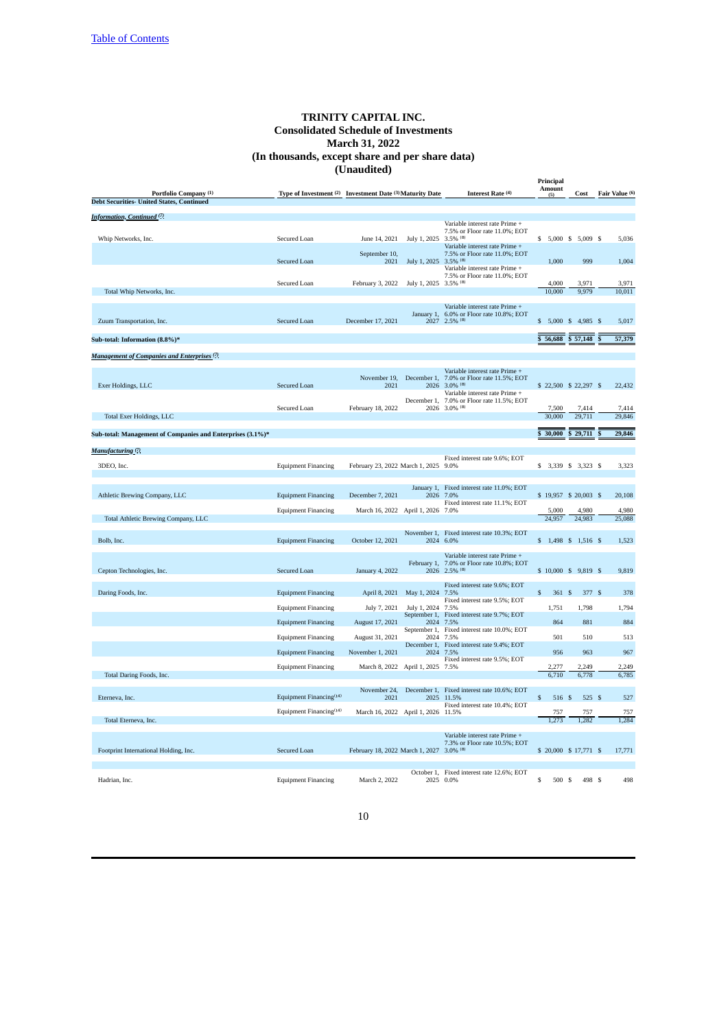Table of Contents

# TRINITY CAPITAL INC.
## Consolidated Schedule of Investments
## March 31, 2022
## (In thousands, except share and per share data)
## (Unaudited)

| Portfolio Company (1) | Type of Investment (2) | Investment Date (3) | Maturity Date | Interest Rate (4) | Principal Amount (5) | Cost | Fair Value (6) |
|---|---|---|---|---|---|---|---|
| **Debt Securities- United States, Continued** | | | | | | | |
| ***Information, Continued (7)*** | | | | | | | |
| Whip Networks, Inc. | Secured Loan | June 14, 2021 | July 1, 2025 | Variable interest rate Prime + 7.5% or Floor rate 11.0%; EOT 3.5% (8) | $ 5,000 | $ 5,009 | $ 5,036 |
| | Secured Loan | September 10, 2021 | July 1, 2025 | Variable interest rate Prime + 7.5% or Floor rate 11.0%; EOT 3.5% (8) | 1,000 | 999 | 1,004 |
| | Secured Loan | February 3, 2022 | July 1, 2025 | Variable interest rate Prime + 7.5% or Floor rate 11.0%; EOT 3.5% (8) | 4,000 | 3,971 | 3,971 |
| Total Whip Networks, Inc. | | | | | 10,000 | 9,979 | 10,011 |
| Zuum Transportation, Inc. | Secured Loan | December 17, 2021 | January 1, 2027 | Variable interest rate Prime + 6.0% or Floor rate 10.8%; EOT 2.5% (8) | $ 5,000 | $ 4,985 | $ 5,017 |
| **Sub-total: Information (8.8%)*** | | | | | $ 56,688 | $ 57,148 | $ 57,379 |
| ***Management of Companies and Enterprises (7)*** | | | | | | | |
| Exer Holdings, LLC | Secured Loan | November 19, 2021 | December 1, 2026 | Variable interest rate Prime + 7.0% or Floor rate 11.5%; EOT 3.0% (8) | $ 22,500 | $ 22,297 | $ 22,432 |
| | Secured Loan | February 18, 2022 | December 1, 2026 | Variable interest rate Prime + 7.0% or Floor rate 11.5%; EOT 3.0% (8) | 7,500 | 7,414 | 7,414 |
| Total Exer Holdings, LLC | | | | | 30,000 | 29,711 | 29,846 |
| **Sub-total: Management of Companies and Enterprises (3.1%)*** | | | | | $ 30,000 | $ 29,711 | $ 29,846 |
| ***Manufacturing (7)*** | | | | | | | |
| 3DEO, Inc. | Equipment Financing | February 23, 2022 | March 1, 2025 | Fixed interest rate 9.6%; EOT 9.0% | $ 3,339 | $ 3,323 | $ 3,323 |
| Athletic Brewing Company, LLC | Equipment Financing | December 7, 2021 | January 1, 2026 | Fixed interest rate 11.0%; EOT 7.0% | $ 19,957 | $ 20,003 | $ 20,108 |
| | Equipment Financing | March 16, 2022 | April 1, 2026 | Fixed interest rate 11.1%; EOT 7.0% | 5,000 | 4,980 | 4,980 |
| Total Athletic Brewing Company, LLC | | | | | 24,957 | 24,983 | 25,088 |
| Bolb, Inc. | Equipment Financing | October 12, 2021 | November 1, 2024 | Fixed interest rate 10.3%; EOT 6.0% | $ 1,498 | $ 1,516 | $ 1,523 |
| Cepton Technologies, Inc. | Secured Loan | January 4, 2022 | February 1, 2026 | Variable interest rate Prime + 7.0% or Floor rate 10.8%; EOT 2.5% (8) | $ 10,000 | $ 9,819 | $ 9,819 |
| Daring Foods, Inc. | Equipment Financing | April 8, 2021 | May 1, 2024 | Fixed interest rate 9.6%; EOT 7.5% | $ 361 | $ 377 | $ 378 |
| | Equipment Financing | July 7, 2021 | July 1, 2024 | Fixed interest rate 9.5%; EOT 7.5% | 1,751 | 1,798 | 1,794 |
| | Equipment Financing | August 17, 2021 | September 1, 2024 | Fixed interest rate 9.7%; EOT 7.5% | 864 | 881 | 884 |
| | Equipment Financing | August 31, 2021 | September 1, 2024 | Fixed interest rate 10.0%; EOT 7.5% | 501 | 510 | 513 |
| | Equipment Financing | November 1, 2021 | December 1, 2024 | Fixed interest rate 9.4%; EOT 7.5% | 956 | 963 | 967 |
| | Equipment Financing | March 8, 2022 | April 1, 2025 | Fixed interest rate 9.5%; EOT 7.5% | 2,277 | 2,249 | 2,249 |
| Total Daring Foods, Inc. | | | | | 6,710 | 6,778 | 6,785 |
| Eterneva, Inc. | Equipment Financing(14) | November 24, 2021 | December 1, 2025 | Fixed interest rate 10.6%; EOT 11.5% | $ 516 | $ 525 | $ 527 |
| | Equipment Financing(14) | March 16, 2022 | April 1, 2026 | Fixed interest rate 10.4%; EOT 11.5% | 757 | 757 | 757 |
| Total Eterneva, Inc. | | | | | 1,273 | 1,282 | 1,284 |
| Footprint International Holding, Inc. | Secured Loan | February 18, 2022 | March 1, 2027 | Variable interest rate Prime + 7.3% or Floor rate 10.5%; EOT 3.0% (8) | $ 20,000 | $ 17,771 | $ 17,771 |
| Hadrian, Inc. | Equipment Financing | March 2, 2022 | October 1, 2025 | Fixed interest rate 12.6%; EOT 0.0% | $ 500 | $ 498 | $ 498 |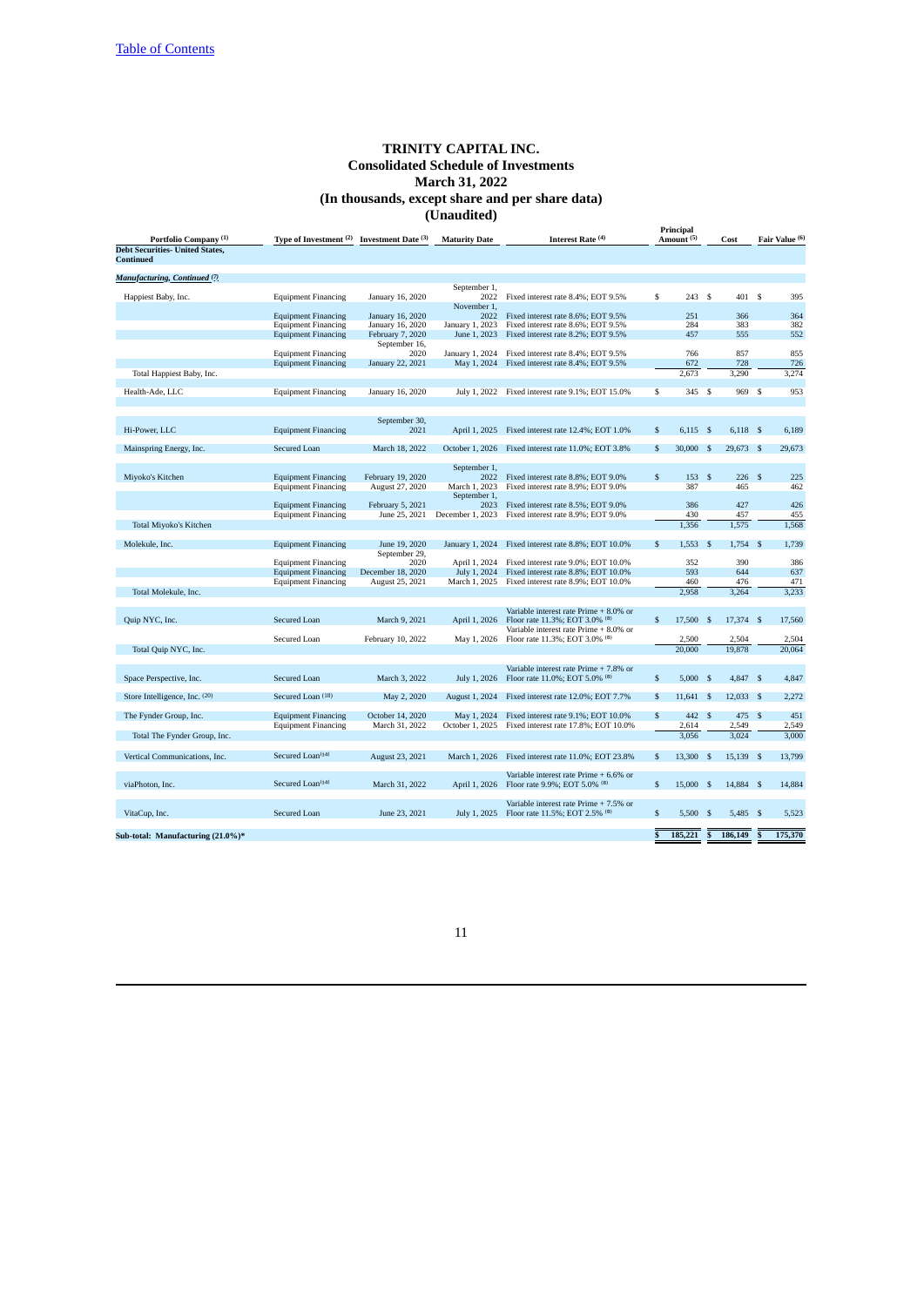[Table of Contents](#)

# TRINITY CAPITAL INC.
## Consolidated Schedule of Investments
## March 31, 2022
## (In thousands, except share and per share data)
## (Unaudited)

| Portfolio Company [1] | Type of Investment [2] | Investment Date [3] | Maturity Date | Interest Rate [4] | Principal Amount [5] | Cost | Fair Value [6] |
|---|---|---|---|---|---|---|---|
| **Debt Securities- United States, Continued** | | | | | | | |
| ***Manufacturing, Continued*** [(7)](#) | | | | | | | |
| Happiest Baby, Inc. | Equipment Financing | January 16, 2020 | September 1, 2022 | Fixed interest rate 8.4%; EOT 9.5% | $ 243 | $ 401 | $ 395 |
| | Equipment Financing | January 16, 2020 | November 1, 2022 | Fixed interest rate 8.6%; EOT 9.5% | 251 | 366 | 364 |
| | Equipment Financing | January 16, 2020 | January 1, 2023 | Fixed interest rate 8.6%; EOT 9.5% | 284 | 383 | 382 |
| | Equipment Financing | February 7, 2020 | June 1, 2023 | Fixed interest rate 8.2%; EOT 9.5% | 457 | 555 | 552 |
| | Equipment Financing | September 16, 2020 | January 1, 2024 | Fixed interest rate 8.4%; EOT 9.5% | 766 | 857 | 855 |
| | Equipment Financing | January 22, 2021 | May 1, 2024 | Fixed interest rate 8.4%; EOT 9.5% | 672 | 728 | 726 |
| Total Happiest Baby, Inc. | | | | | 2,673 | 3,290 | 3,274 |
| Health-Ade, LLC | Equipment Financing | January 16, 2020 | July 1, 2022 | Fixed interest rate 9.1%; EOT 15.0% | $ 345 | $ 969 | $ 953 |
| Hi-Power, LLC | Equipment Financing | September 30, 2021 | April 1, 2025 | Fixed interest rate 12.4%; EOT 1.0% | $ 6,115 | $ 6,118 | $ 6,189 |
| Mainspring Energy, Inc. | Secured Loan | March 18, 2022 | October 1, 2026 | Fixed interest rate 11.0%; EOT 3.8% | $ 30,000 | $ 29,673 | $ 29,673 |
| Miyoko's Kitchen | Equipment Financing | February 19, 2020 | September 1, 2022 | Fixed interest rate 8.8%; EOT 9.0% | $ 153 | $ 226 | $ 225 |
| | Equipment Financing | August 27, 2020 | March 1, 2023 | Fixed interest rate 8.9%; EOT 9.0% | 387 | 465 | 462 |
| | Equipment Financing | February 5, 2021 | September 1, 2023 | Fixed interest rate 8.5%; EOT 9.0% | 386 | 427 | 426 |
| | Equipment Financing | June 25, 2021 | December 1, 2023 | Fixed interest rate 8.9%; EOT 9.0% | 430 | 457 | 455 |
| Total Miyoko's Kitchen | | | | | 1,356 | 1,575 | 1,568 |
| Molekule, Inc. | Equipment Financing | June 19, 2020 | January 1, 2024 | Fixed interest rate 8.8%; EOT 10.0% | $ 1,553 | $ 1,754 | $ 1,739 |
| | Equipment Financing | September 29, 2020 | April 1, 2024 | Fixed interest rate 9.0%; EOT 10.0% | 352 | 390 | 386 |
| | Equipment Financing | December 18, 2020 | July 1, 2024 | Fixed interest rate 8.8%; EOT 10.0% | 593 | 644 | 637 |
| | Equipment Financing | August 25, 2021 | March 1, 2025 | Fixed interest rate 8.9%; EOT 10.0% | 460 | 476 | 471 |
| Total Molekule, Inc. | | | | | 2,958 | 3,264 | 3,233 |
| Quip NYC, Inc. | Secured Loan | March 9, 2021 | April 1, 2026 | Variable interest rate Prime + 8.0% or Floor rate 11.3%; EOT 3.0% [(8)] | $ 17,500 | $ 17,374 | $ 17,560 |
| | Secured Loan | February 10, 2022 | May 1, 2026 | Variable interest rate Prime + 8.0% or Floor rate 11.3%; EOT 3.0% [(8)] | 2,500 | 2,504 | 2,504 |
| Total Quip NYC, Inc. | | | | | 20,000 | 19,878 | 20,064 |
| Space Perspective, Inc. | Secured Loan | March 3, 2022 | July 1, 2026 | Variable interest rate Prime + 7.8% or Floor rate 11.0%; EOT 5.0% [(8)] | $ 5,000 | $ 4,847 | $ 4,847 |
| Store Intelligence, Inc. [(20)] | Secured Loan [(18)] | May 2, 2020 | August 1, 2024 | Fixed interest rate 12.0%; EOT 7.7% | $ 11,641 | $ 12,033 | $ 2,272 |
| The Fynder Group, Inc. | Equipment Financing | October 14, 2020 | May 1, 2024 | Fixed interest rate 9.1%; EOT 10.0% | $ 442 | $ 475 | $ 451 |
| | Equipment Financing | March 31, 2022 | October 1, 2025 | Fixed interest rate 17.8%; EOT 10.0% | 2,614 | 2,549 | 2,549 |
| Total The Fynder Group, Inc. | | | | | 3,056 | 3,024 | 3,000 |
| Vertical Communications, Inc. | Secured Loan [(14)] | August 23, 2021 | March 1, 2026 | Fixed interest rate 11.0%; EOT 23.8% | $ 13,300 | $ 15,139 | $ 13,799 |
| viaPhoton, Inc. | Secured Loan [(14)] | March 31, 2022 | April 1, 2026 | Variable interest rate Prime + 6.6% or Floor rate 9.9%; EOT 5.0% [(8)] | $ 15,000 | $ 14,884 | $ 14,884 |
| VitaCup, Inc. | Secured Loan | June 23, 2021 | July 1, 2025 | Variable interest rate Prime + 7.5% or Floor rate 11.5%; EOT 2.5% [(8)] | $ 5,500 | $ 5,485 | $ 5,523 |
| **Sub-total: Manufacturing (21.0%)*** | | | | | **$ 185,221** | **$ 186,149** | **$ 175,370** |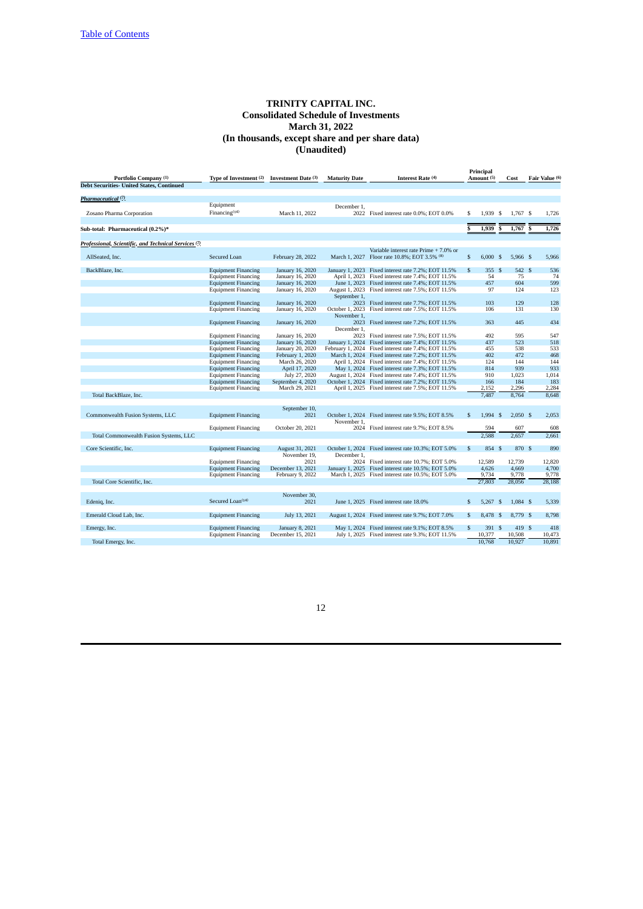[Table of Contents](#)

# TRINITY CAPITAL INC.
## Consolidated Schedule of Investments
## March 31, 2022
## (In thousands, except share and per share data)
## (Unaudited)

| Portfolio Company [1] | Type of Investment [2] | Investment Date [3] | Maturity Date | Interest Rate [4] | Principal Amount [5] | Cost | Fair Value [6] |
|---|---|---|---|---|---|---|---|
| **Debt Securities- United States, Continued** | | | | | | | |
| ***Pharmaceutical*** [7] | | | | | | | |
| Zosano Pharma Corporation | Equipment Financing[14] | March 11, 2022 | December 1, 2022 | Fixed interest rate 0.0%; EOT 0.0% | $ 1,939 | $ 1,767 | $ 1,726 |
| **Sub-total: Pharmaceutical (0.2%)*** | | | | | $ 1,939 | $ 1,767 | $ 1,726 |
| ***Professional, Scientific, and Technical Services*** [7] | | | | | | | |
| AllSeated, Inc. | Secured Loan | February 28, 2022 | March 1, 2027 | Variable interest rate Prime + 7.0% or Floor rate 10.8%; EOT 3.5% [8] | $ 6,000 | $ 5,966 | $ 5,966 |
| BackBlaze, Inc. | Equipment Financing | January 16, 2020 | January 1, 2023 | Fixed interest rate 7.2%; EOT 11.5% | $ 355 | $ 542 | $ 536 |
| | Equipment Financing | January 16, 2020 | April 1, 2023 | Fixed interest rate 7.4%; EOT 11.5% | 54 | 75 | 74 |
| | Equipment Financing | January 16, 2020 | June 1, 2023 | Fixed interest rate 7.4%; EOT 11.5% | 457 | 604 | 599 |
| | Equipment Financing | January 16, 2020 | August 1, 2023 | Fixed interest rate 7.5%; EOT 11.5% | 97 | 124 | 123 |
| | Equipment Financing | January 16, 2020 | September 1, 2023 | Fixed interest rate 7.7%; EOT 11.5% | 103 | 129 | 128 |
| | Equipment Financing | January 16, 2020 | October 1, 2023 | Fixed interest rate 7.5%; EOT 11.5% | 106 | 131 | 130 |
| | Equipment Financing | January 16, 2020 | November 1, 2023 | Fixed interest rate 7.2%; EOT 11.5% | 363 | 445 | 434 |
| | Equipment Financing | January 16, 2020 | December 1, 2023 | Fixed interest rate 7.5%; EOT 11.5% | 492 | 595 | 547 |
| | Equipment Financing | January 16, 2020 | January 1, 2024 | Fixed interest rate 7.4%; EOT 11.5% | 437 | 523 | 518 |
| | Equipment Financing | January 20, 2020 | February 1, 2024 | Fixed interest rate 7.4%; EOT 11.5% | 455 | 538 | 533 |
| | Equipment Financing | February 1, 2020 | March 1, 2024 | Fixed interest rate 7.2%; EOT 11.5% | 402 | 472 | 468 |
| | Equipment Financing | March 26, 2020 | April 1, 2024 | Fixed interest rate 7.4%; EOT 11.5% | 124 | 144 | 144 |
| | Equipment Financing | April 17, 2020 | May 1, 2024 | Fixed interest rate 7.3%; EOT 11.5% | 814 | 939 | 933 |
| | Equipment Financing | July 27, 2020 | August 1, 2024 | Fixed interest rate 7.4%; EOT 11.5% | 910 | 1,023 | 1,014 |
| | Equipment Financing | September 4, 2020 | October 1, 2024 | Fixed interest rate 7.2%; EOT 11.5% | 166 | 184 | 183 |
| | Equipment Financing | March 29, 2021 | April 1, 2025 | Fixed interest rate 7.5%; EOT 11.5% | 2,152 | 2,296 | 2,284 |
| Total BackBlaze, Inc. | | | | | 7,487 | 8,764 | 8,648 |
| Commonwealth Fusion Systems, LLC | Equipment Financing | September 10, 2021 | October 1, 2024 | Fixed interest rate 9.5%; EOT 8.5% | $ 1,994 | $ 2,050 | $ 2,053 |
| | Equipment Financing | October 20, 2021 | November 1, 2024 | Fixed interest rate 9.7%; EOT 8.5% | 594 | 607 | 608 |
| Total Commonwealth Fusion Systems, LLC | | | | | 2,588 | 2,657 | 2,661 |
| Core Scientific, Inc. | Equipment Financing | August 31, 2021 | October 1, 2024 | Fixed interest rate 10.3%; EOT 5.0% | $ 854 | $ 870 | $ 890 |
| | Equipment Financing | November 19, 2021 | December 1, 2024 | Fixed interest rate 10.7%; EOT 5.0% | 12,589 | 12,739 | 12,820 |
| | Equipment Financing | December 13, 2021 | January 1, 2025 | Fixed interest rate 10.5%; EOT 5.0% | 4,626 | 4,669 | 4,700 |
| | Equipment Financing | February 9, 2022 | March 1, 2025 | Fixed interest rate 10.5%; EOT 5.0% | 9,734 | 9,778 | 9,778 |
| Total Core Scientific, Inc. | | | | | 27,803 | 28,056 | 28,188 |
| Edeniq, Inc. | Secured Loan[14] | November 30, 2021 | June 1, 2025 | Fixed interest rate 18.0% | $ 5,267 | $ 1,084 | $ 5,339 |
| Emerald Cloud Lab, Inc. | Equipment Financing | July 13, 2021 | August 1, 2024 | Fixed interest rate 9.7%; EOT 7.0% | $ 8,478 | $ 8,779 | $ 8,798 |
| Emergy, Inc. | Equipment Financing | January 8, 2021 | May 1, 2024 | Fixed interest rate 9.1%; EOT 8.5% | $ 391 | $ 419 | $ 418 |
| | Equipment Financing | December 15, 2021 | July 1, 2025 | Fixed interest rate 9.3%; EOT 11.5% | 10,377 | 10,508 | 10,473 |
| Total Emergy, Inc. | | | | | 10,768 | 10,927 | 10,891 |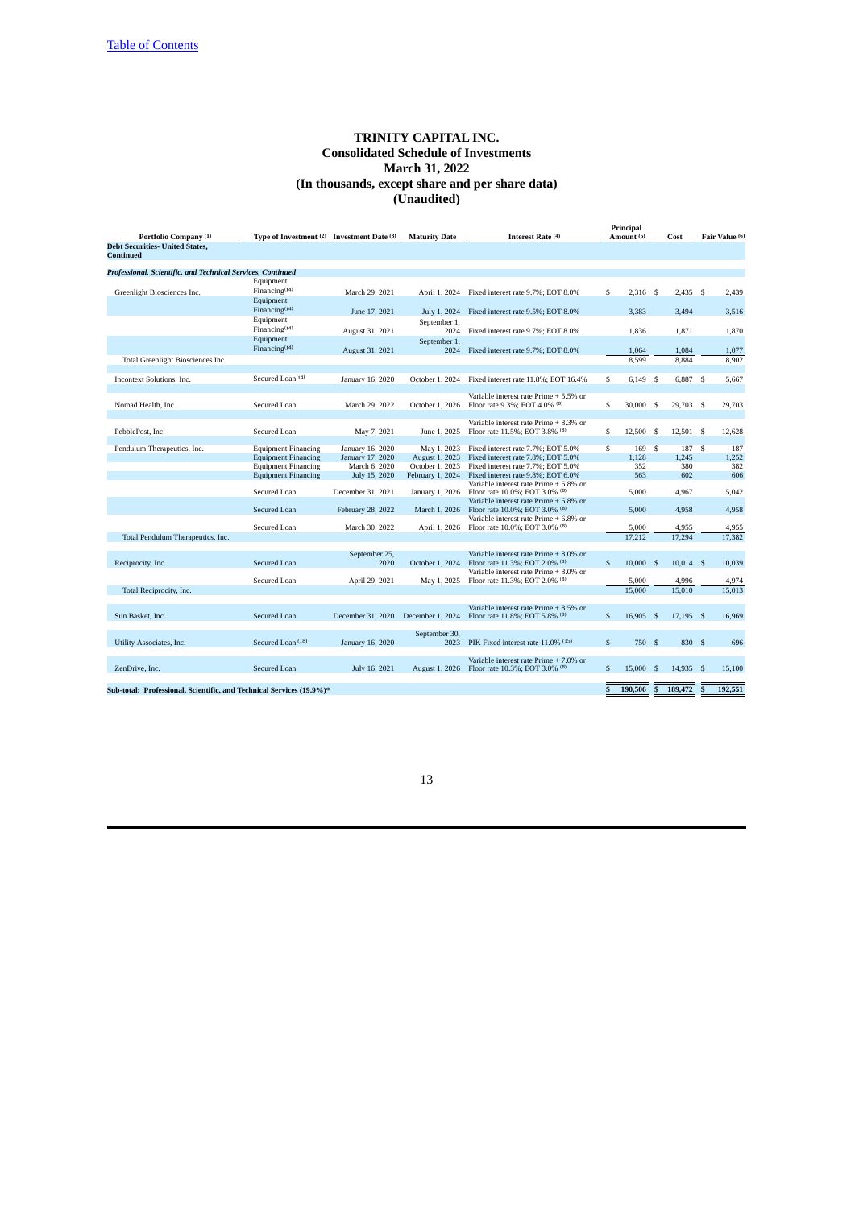# TRINITY CAPITAL INC.
## Consolidated Schedule of Investments
## March 31, 2022
## (In thousands, except share and per share data)
## (Unaudited)

| Portfolio Company [1] | Type of Investment [2] | Investment Date [3] | Maturity Date | Interest Rate [4] | Principal Amount [5] | Cost | Fair Value [6] |
|---|---|---|---|---|---|---|---|
| **Debt Securities- United States, Continued** | | | | | | | |
| ***Professional, Scientific, and Technical Services, Continued*** | | | | | | | |
| Greenlight Biosciences Inc. | Equipment Financing[14] | March 29, 2021 | April 1, 2024 | Fixed interest rate 9.7%; EOT 8.0% | $ 2,316 | $ 2,435 | $ 2,439 |
| | Equipment Financing[14] | June 17, 2021 | July 1, 2024 | Fixed interest rate 9.5%; EOT 8.0% | 3,383 | 3,494 | 3,516 |
| | Equipment Financing[14] | August 31, 2021 | September 1, 2024 | Fixed interest rate 9.7%; EOT 8.0% | 1,836 | 1,871 | 1,870 |
| | Equipment Financing[14] | August 31, 2021 | September 1, 2024 | Fixed interest rate 9.7%; EOT 8.0% | 1,064 | 1,084 | 1,077 |
| Total Greenlight Biosciences Inc. | | | | | 8,599 | 8,884 | 8,902 |
| Incontext Solutions, Inc. | Secured Loan[14] | January 16, 2020 | October 1, 2024 | Fixed interest rate 11.8%; EOT 16.4% | $ 6,149 | $ 6,887 | $ 5,667 |
| Nomad Health, Inc. | Secured Loan | March 29, 2022 | October 1, 2026 | Variable interest rate Prime + 5.5% or Floor rate 9.3%; EOT 4.0% [8] | $ 30,000 | $ 29,703 | $ 29,703 |
| PebblePost, Inc. | Secured Loan | May 7, 2021 | June 1, 2025 | Variable interest rate Prime + 8.3% or Floor rate 11.5%; EOT 3.8% [8] | $ 12,500 | $ 12,501 | $ 12,628 |
| Pendulum Therapeutics, Inc. | Equipment Financing | January 16, 2020 | May 1, 2023 | Fixed interest rate 7.7%; EOT 5.0% | $ 169 | $ 187 | $ 187 |
| | Equipment Financing | January 17, 2020 | August 1, 2023 | Fixed interest rate 7.8%; EOT 5.0% | 1,128 | 1,245 | 1,252 |
| | Equipment Financing | March 6, 2020 | October 1, 2023 | Fixed interest rate 7.7%; EOT 5.0% | 352 | 380 | 382 |
| | Equipment Financing | July 15, 2020 | February 1, 2024 | Fixed interest rate 9.8%; EOT 6.0% | 563 | 602 | 606 |
| | Secured Loan | December 31, 2021 | January 1, 2026 | Variable interest rate Prime + 6.8% or Floor rate 10.0%; EOT 3.0% [8] | 5,000 | 4,967 | 5,042 |
| | Secured Loan | February 28, 2022 | March 1, 2026 | Variable interest rate Prime + 6.8% or Floor rate 10.0%; EOT 3.0% [8] | 5,000 | 4,958 | 4,958 |
| | Secured Loan | March 30, 2022 | April 1, 2026 | Variable interest rate Prime + 6.8% or Floor rate 10.0%; EOT 3.0% [8] | 5,000 | 4,955 | 4,955 |
| Total Pendulum Therapeutics, Inc. | | | | | 17,212 | 17,294 | 17,382 |
| Reciprocity, Inc. | Secured Loan | September 25, 2020 | October 1, 2024 | Variable interest rate Prime + 8.0% or Floor rate 11.3%; EOT 2.0% [8] | $ 10,000 | $ 10,014 | $ 10,039 |
| | Secured Loan | April 29, 2021 | May 1, 2025 | Variable interest rate Prime + 8.0% or Floor rate 11.3%; EOT 2.0% [8] | 5,000 | 4,996 | 4,974 |
| Total Reciprocity, Inc. | | | | | 15,000 | 15,010 | 15,013 |
| Sun Basket, Inc. | Secured Loan | December 31, 2020 | December 1, 2024 | Variable interest rate Prime + 8.5% or Floor rate 11.8%; EOT 5.8% [8] | $ 16,905 | $ 17,195 | $ 16,969 |
| Utility Associates, Inc. | Secured Loan [18] | January 16, 2020 | September 30, 2023 | PIK Fixed interest rate 11.0% [15] | $ 750 | $ 830 | $ 696 |
| ZenDrive, Inc. | Secured Loan | July 16, 2021 | August 1, 2026 | Variable interest rate Prime + 7.0% or Floor rate 10.3%; EOT 3.0% [8] | $ 15,000 | $ 14,935 | $ 15,100 |
| **Sub-total: Professional, Scientific, and Technical Services (19.9%)*** | | | | | **$ 190,506** | **$ 189,472** | **$ 192,551** |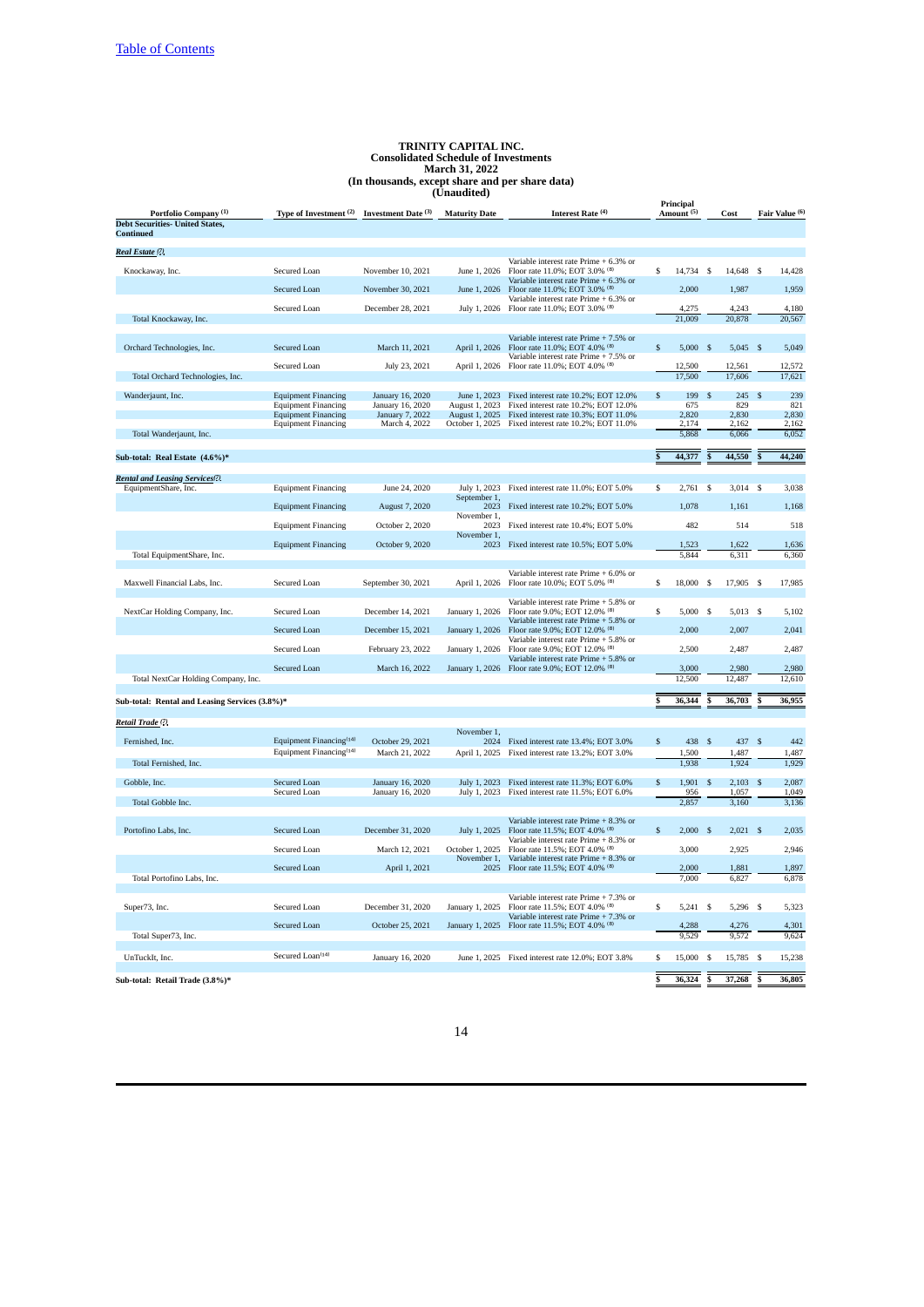[Table of Contents](#)

**TRINITY CAPITAL INC.**
**Consolidated Schedule of Investments**
**March 31, 2022**
**(In thousands, except share and per share data)**
**(Unaudited)**

| Portfolio Company [(1)] | Type of Investment [(2)] | Investment Date [(3)] | Maturity Date | Interest Rate [(4)] | Principal Amount [(5)] | Cost | Fair Value [(6)] |
|---|---|---|---|---|---|---|---|
| **Debt Securities- United States, Continued** | | | | | | | |
| ***Real Estate*** [(7)] | | | | | | | |
| Knockaway, Inc. | Secured Loan | November 10, 2021 | June 1, 2026 | Variable interest rate Prime + 6.3% or Floor rate 11.0%; EOT 3.0% [(8)] | $ 14,734 | $ 14,648 | $ 14,428 |
| | Secured Loan | November 30, 2021 | June 1, 2026 | Variable interest rate Prime + 6.3% or Floor rate 11.0%; EOT 3.0% [(8)] | 2,000 | 1,987 | 1,959 |
| | Secured Loan | December 28, 2021 | July 1, 2026 | Variable interest rate Prime + 6.3% or Floor rate 11.0%; EOT 3.0% [(8)] | 4,275 | 4,243 | 4,180 |
| Total Knockaway, Inc. | | | | | 21,009 | 20,878 | 20,567 |
| Orchard Technologies, Inc. | Secured Loan | March 11, 2021 | April 1, 2026 | Variable interest rate Prime + 7.5% or Floor rate 11.0%; EOT 4.0% [(8)] | $ 5,000 | $ 5,045 | $ 5,049 |
| | Secured Loan | July 23, 2021 | April 1, 2026 | Variable interest rate Prime + 7.5% or Floor rate 11.0%; EOT 4.0% [(8)] | 12,500 | 12,561 | 12,572 |
| Total Orchard Technologies, Inc. | | | | | 17,500 | 17,606 | 17,621 |
| Wanderjaunt, Inc. | Equipment Financing | January 16, 2020 | June 1, 2023 | Fixed interest rate 10.2%; EOT 12.0% | $ 199 | $ 245 | $ 239 |
| | Equipment Financing | January 16, 2020 | August 1, 2023 | Fixed interest rate 10.2%; EOT 12.0% | 675 | 829 | 821 |
| | Equipment Financing | January 7, 2022 | August 1, 2025 | Fixed interest rate 10.3%; EOT 11.0% | 2,820 | 2,830 | 2,830 |
| | Equipment Financing | March 4, 2022 | October 1, 2025 | Fixed interest rate 10.2%; EOT 11.0% | 2,174 | 2,162 | 2,162 |
| Total Wanderjaunt, Inc. | | | | | 5,868 | 6,066 | 6,052 |
| **Sub-total: Real Estate (4.6%)*** | | | | | **$ 44,377** | **$ 44,550** | **$ 44,240** |
| ***Rental and Leasing Services*** [(7)] | | | | | | | |
| EquipmentShare, Inc. | Equipment Financing | June 24, 2020 | July 1, 2023 | Fixed interest rate 11.0%; EOT 5.0% | $ 2,761 | $ 3,014 | $ 3,038 |
| | Equipment Financing | August 7, 2020 | September 1, 2023 | Fixed interest rate 10.2%; EOT 5.0% | 1,078 | 1,161 | 1,168 |
| | Equipment Financing | October 2, 2020 | November 1, 2023 | Fixed interest rate 10.4%; EOT 5.0% | 482 | 514 | 518 |
| | Equipment Financing | October 9, 2020 | November 1, 2023 | Fixed interest rate 10.5%; EOT 5.0% | 1,523 | 1,622 | 1,636 |
| Total EquipmentShare, Inc. | | | | | 5,844 | 6,311 | 6,360 |
| Maxwell Financial Labs, Inc. | Secured Loan | September 30, 2021 | April 1, 2026 | Variable interest rate Prime + 6.0% or Floor rate 10.0%; EOT 5.0% [(8)] | $ 18,000 | $ 17,905 | $ 17,985 |
| NextCar Holding Company, Inc. | Secured Loan | December 14, 2021 | January 1, 2026 | Variable interest rate Prime + 5.8% or Floor rate 9.0%; EOT 12.0% [(8)] | $ 5,000 | $ 5,013 | $ 5,102 |
| | Secured Loan | December 15, 2021 | January 1, 2026 | Variable interest rate Prime + 5.8% or Floor rate 9.0%; EOT 12.0% [(8)] | 2,000 | 2,007 | 2,041 |
| | Secured Loan | February 23, 2022 | January 1, 2026 | Variable interest rate Prime + 5.8% or Floor rate 9.0%; EOT 12.0% [(8)] | 2,500 | 2,487 | 2,487 |
| | Secured Loan | March 16, 2022 | January 1, 2026 | Variable interest rate Prime + 5.8% or Floor rate 9.0%; EOT 12.0% [(8)] | 3,000 | 2,980 | 2,980 |
| Total NextCar Holding Company, Inc. | | | | | 12,500 | 12,487 | 12,610 |
| **Sub-total: Rental and Leasing Services (3.8%)*** | | | | | **$ 36,344** | **$ 36,703** | **$ 36,955** |
| ***Retail Trade*** [(7)] | | | | | | | |
| Fernished, Inc. | Equipment Financing[(14)] | October 29, 2021 | November 1, 2024 | Fixed interest rate 13.4%; EOT 3.0% | $ 438 | $ 437 | $ 442 |
| | Equipment Financing[(14)] | March 21, 2022 | April 1, 2025 | Fixed interest rate 13.2%; EOT 3.0% | 1,500 | 1,487 | 1,487 |
| Total Fernished, Inc. | | | | | 1,938 | 1,924 | 1,929 |
| Gobble, Inc. | Secured Loan | January 16, 2020 | July 1, 2023 | Fixed interest rate 11.3%; EOT 6.0% | $ 1,901 | $ 2,103 | $ 2,087 |
| | Secured Loan | January 16, 2020 | July 1, 2023 | Fixed interest rate 11.5%; EOT 6.0% | 956 | 1,057 | 1,049 |
| Total Gobble Inc. | | | | | 2,857 | 3,160 | 3,136 |
| Portofino Labs, Inc. | Secured Loan | December 31, 2020 | July 1, 2025 | Variable interest rate Prime + 8.3% or Floor rate 11.5%; EOT 4.0% [(8)] | $ 2,000 | $ 2,021 | $ 2,035 |
| | Secured Loan | March 12, 2021 | October 1, 2025 | Variable interest rate Prime + 8.3% or Floor rate 11.5%; EOT 4.0% [(8)] | 3,000 | 2,925 | 2,946 |
| | Secured Loan | April 1, 2021 | November 1, 2025 | Variable interest rate Prime + 8.3% or Floor rate 11.5%; EOT 4.0% [(8)] | 2,000 | 1,881 | 1,897 |
| Total Portofino Labs, Inc. | | | | | 7,000 | 6,827 | 6,878 |
| Super73, Inc. | Secured Loan | December 31, 2020 | January 1, 2025 | Variable interest rate Prime + 7.3% or Floor rate 11.5%; EOT 4.0% [(8)] | $ 5,241 | $ 5,296 | $ 5,323 |
| | Secured Loan | October 25, 2021 | January 1, 2025 | Variable interest rate Prime + 7.3% or Floor rate 11.5%; EOT 4.0% [(8)] | 4,288 | 4,276 | 4,301 |
| Total Super73, Inc. | | | | | 9,529 | 9,572 | 9,624 |
| UnTuckIt, Inc. | Secured Loan[(14)] | January 16, 2020 | June 1, 2025 | Fixed interest rate 12.0%; EOT 3.8% | $ 15,000 | $ 15,785 | $ 15,238 |
| **Sub-total: Retail Trade (3.8%)*** | | | | | **$ 36,324** | **$ 37,268** | **$ 36,805** |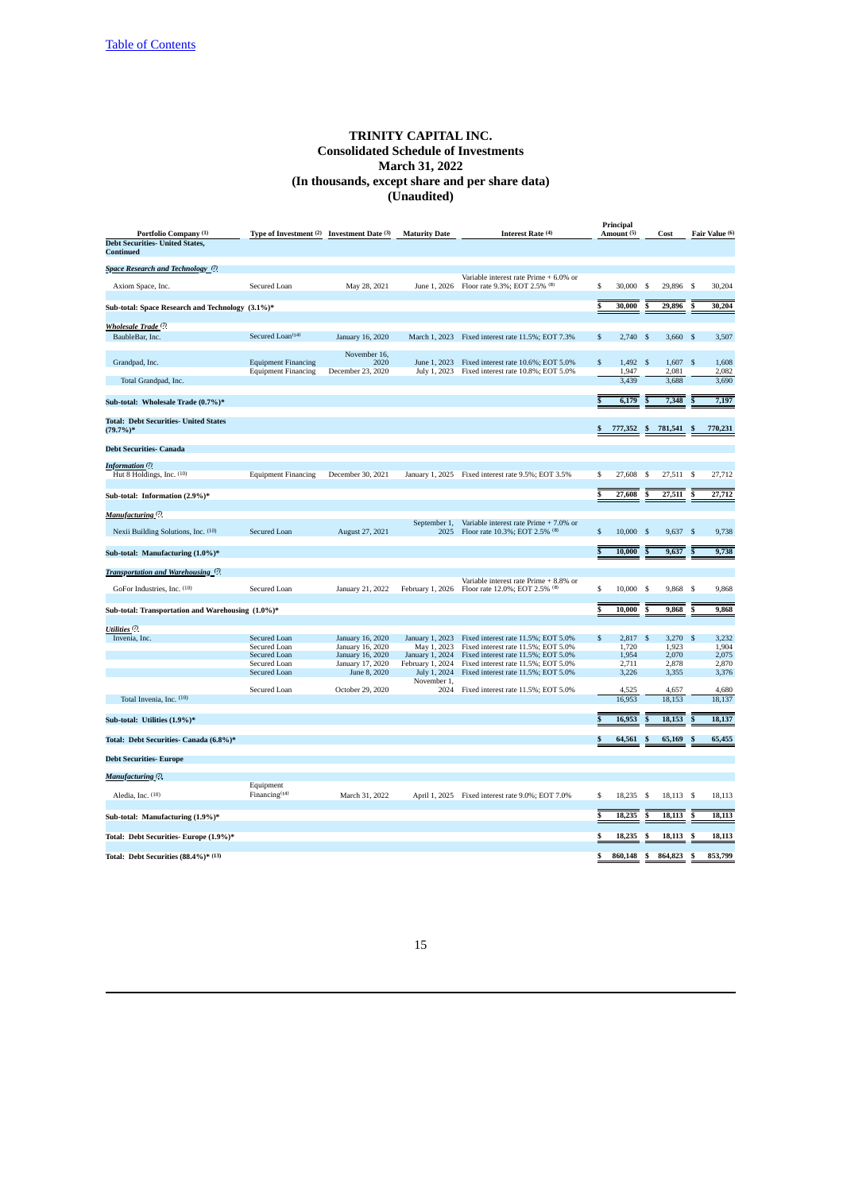[Table of Contents](#)

# TRINITY CAPITAL INC.
## Consolidated Schedule of Investments
## March 31, 2022
## (In thousands, except share and per share data)
## (Unaudited)

| Portfolio Company (1) | Type of Investment (2) | Investment Date (3) | Maturity Date | Interest Rate (4) | Principal Amount (5) | Cost | Fair Value (6) |
|---|---|---|---|---|---|---|---|
| **Debt Securities- United States, Continued** | | | | | | | |
| ***Space Research and Technology (7)*** | | | | | | | |
| Axiom Space, Inc. | Secured Loan | May 28, 2021 | June 1, 2026 | Variable interest rate Prime + 6.0% or Floor rate 9.3%; EOT 2.5% (8) | $ 30,000 | $ 29,896 | $ 30,204 |
| **Sub-total: Space Research and Technology (3.1%)*** | | | | | $ 30,000 | $ 29,896 | $ 30,204 |
| ***Wholesale Trade (7)*** | | | | | | | |
| BaubleBar, Inc. | Secured Loan(14) | January 16, 2020 | March 1, 2023 | Fixed interest rate 11.5%; EOT 7.3% | $ 2,740 | $ 3,660 | $ 3,507 |
| Grandpad, Inc. | Equipment Financing | November 16, 2020 | June 1, 2023 | Fixed interest rate 10.6%; EOT 5.0% | $ 1,492 | $ 1,607 | $ 1,608 |
| | Equipment Financing | December 23, 2020 | July 1, 2023 | Fixed interest rate 10.8%; EOT 5.0% | 1,947 | 2,081 | 2,082 |
| Total Grandpad, Inc. | | | | | 3,439 | 3,688 | 3,690 |
| **Sub-total: Wholesale Trade (0.7%)*** | | | | | $ 6,179 | $ 7,348 | $ 7,197 |
| **Total: Debt Securities- United States (79.7%)*** | | | | | $ 777,352 | $ 781,541 | $ 770,231 |
| **Debt Securities- Canada** | | | | | | | |
| ***Information (7)*** | | | | | | | |
| Hut 8 Holdings, Inc. (10) | Equipment Financing | December 30, 2021 | January 1, 2025 | Fixed interest rate 9.5%; EOT 3.5% | $ 27,608 | $ 27,511 | $ 27,712 |
| **Sub-total: Information (2.9%)*** | | | | | $ 27,608 | $ 27,511 | $ 27,712 |
| ***Manufacturing (7)*** | | | | | | | |
| Nexii Building Solutions, Inc. (10) | Secured Loan | August 27, 2021 | September 1, 2025 | Variable interest rate Prime + 7.0% or Floor rate 10.3%; EOT 2.5% (8) | $ 10,000 | $ 9,637 | $ 9,738 |
| **Sub-total: Manufacturing (1.0%)*** | | | | | $ 10,000 | $ 9,637 | $ 9,738 |
| ***Transportation and Warehousing (7)*** | | | | | | | |
| GoFor Industries, Inc. (10) | Secured Loan | January 21, 2022 | February 1, 2026 | Variable interest rate Prime + 8.8% or Floor rate 12.0%; EOT 2.5% (8) | $ 10,000 | $ 9,868 | $ 9,868 |
| **Sub-total: Transportation and Warehousing (1.0%)*** | | | | | $ 10,000 | $ 9,868 | $ 9,868 |
| ***Utilities (7)*** | | | | | | | |
| Invenia, Inc. | Secured Loan | January 16, 2020 | January 1, 2023 | Fixed interest rate 11.5%; EOT 5.0% | $ 2,817 | $ 3,270 | $ 3,232 |
| | Secured Loan | January 16, 2020 | May 1, 2023 | Fixed interest rate 11.5%; EOT 5.0% | 1,720 | 1,923 | 1,904 |
| | Secured Loan | January 16, 2020 | January 1, 2024 | Fixed interest rate 11.5%; EOT 5.0% | 1,954 | 2,070 | 2,075 |
| | Secured Loan | January 17, 2020 | February 1, 2024 | Fixed interest rate 11.5%; EOT 5.0% | 2,711 | 2,878 | 2,870 |
| | Secured Loan | June 8, 2020 | July 1, 2024 | Fixed interest rate 11.5%; EOT 5.0% | 3,226 | 3,355 | 3,376 |
| | Secured Loan | October 29, 2020 | November 1, 2024 | Fixed interest rate 11.5%; EOT 5.0% | 4,525 | 4,657 | 4,680 |
| Total Invenia, Inc. (10) | | | | | 16,953 | 18,153 | 18,137 |
| **Sub-total: Utilities (1.9%)*** | | | | | $ 16,953 | $ 18,153 | $ 18,137 |
| **Total: Debt Securities- Canada (6.8%)*** | | | | | $ 64,561 | $ 65,169 | $ 65,455 |
| **Debt Securities- Europe** | | | | | | | |
| ***Manufacturing (7)*** | | | | | | | |
| Aledia, Inc. (10) | Equipment Financing(14) | March 31, 2022 | April 1, 2025 | Fixed interest rate 9.0%; EOT 7.0% | $ 18,235 | $ 18,113 | $ 18,113 |
| **Sub-total: Manufacturing (1.9%)*** | | | | | $ 18,235 | $ 18,113 | $ 18,113 |
| **Total: Debt Securities- Europe (1.9%)*** | | | | | $ 18,235 | $ 18,113 | $ 18,113 |
| **Total: Debt Securities (88.4%)* (13)** | | | | | $ 860,148 | $ 864,823 | $ 853,799 |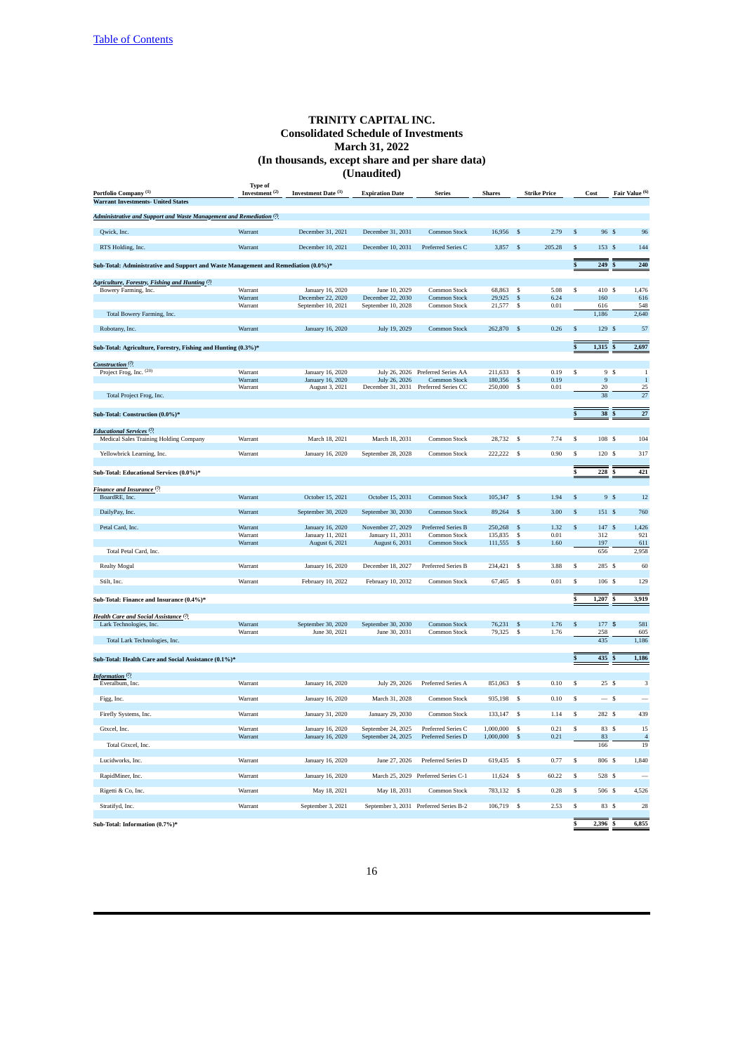# TRINITY CAPITAL INC.
## Consolidated Schedule of Investments
## March 31, 2022
## (In thousands, except share and per share data)
## (Unaudited)

| Portfolio Company [1] | Type of Investment [2] | Investment Date [3] | Expiration Date | Series | Shares | Strike Price | Cost | Fair Value [6] |
|---|---|---|---|---|---|---|---|---|
| **Warrant Investments- United States** | | | | | | | | |
| ***Administrative and Support and Waste Management and Remediation*** [7] | | | | | | | | |
| Qwick, Inc. | Warrant | December 31, 2021 | December 31, 2031 | Common Stock | 16,956 | $ 2.79 | $ 96 | $ 96 |
| RTS Holding, Inc. | Warrant | December 10, 2021 | December 10, 2031 | Preferred Series C | 3,857 | $ 205.28 | $ 153 | $ 144 |
| **Sub-Total: Administrative and Support and Waste Management and Remediation (0.0%)*** | | | | | | | **$ 249** | **$ 240** |
| ***Agriculture, Forestry, Fishing and Hunting*** [7] | | | | | | | | |
| Bowery Farming, Inc. | Warrant | January 16, 2020 | June 10, 2029 | Common Stock | 68,863 | $ 5.08 | $ 410 | $ 1,476 |
| | Warrant | December 22, 2020 | December 22, 2030 | Common Stock | 29,925 | $ 6.24 | 160 | 616 |
| | Warrant | September 10, 2021 | September 10, 2028 | Common Stock | 21,577 | $ 0.01 | 616 | 548 |
| Total Bowery Farming, Inc. | | | | | | | 1,186 | 2,640 |
| Robotany, Inc. | Warrant | January 16, 2020 | July 19, 2029 | Common Stock | 262,870 | $ 0.26 | $ 129 | $ 57 |
| **Sub-Total: Agriculture, Forestry, Fishing and Hunting (0.3%)*** | | | | | | | **$ 1,315** | **$ 2,697** |
| ***Construction*** [7] | | | | | | | | |
| Project Frog, Inc. [20] | Warrant | January 16, 2020 | July 26, 2026 | Preferred Series AA | 211,633 | $ 0.19 | $ 9 | $ 1 |
| | Warrant | January 16, 2020 | July 26, 2026 | Common Stock | 180,356 | $ 0.19 | 9 | 1 |
| | Warrant | August 3, 2021 | December 31, 2031 | Preferred Series CC | 250,000 | $ 0.01 | 20 | 25 |
| Total Project Frog, Inc. | | | | | | | 38 | 27 |
| **Sub-Total: Construction (0.0%)*** | | | | | | | **$ 38** | **$ 27** |
| ***Educational Services*** [7] | | | | | | | | |
| Medical Sales Training Holding Company | Warrant | March 18, 2021 | March 18, 2031 | Common Stock | 28,732 | $ 7.74 | $ 108 | $ 104 |
| Yellowbrick Learning, Inc. | Warrant | January 16, 2020 | September 28, 2028 | Common Stock | 222,222 | $ 0.90 | $ 120 | $ 317 |
| **Sub-Total: Educational Services (0.0%)*** | | | | | | | **$ 228** | **$ 421** |
| ***Finance and Insurance*** [7] | | | | | | | | |
| BoardRE, Inc. | Warrant | October 15, 2021 | October 15, 2031 | Common Stock | 105,347 | $ 1.94 | $ 9 | $ 12 |
| DailyPay, Inc. | Warrant | September 30, 2020 | September 30, 2030 | Common Stock | 89,264 | $ 3.00 | $ 151 | $ 760 |
| Petal Card, Inc. | Warrant | January 16, 2020 | November 27, 2029 | Preferred Series B | 250,268 | $ 1.32 | $ 147 | $ 1,426 |
| | Warrant | January 11, 2021 | January 11, 2031 | Common Stock | 135,835 | $ 0.01 | 312 | 921 |
| | Warrant | August 6, 2021 | August 6, 2031 | Common Stock | 111,555 | $ 1.60 | 197 | 611 |
| Total Petal Card, Inc. | | | | | | | 656 | 2,958 |
| Realty Mogul | Warrant | January 16, 2020 | December 18, 2027 | Preferred Series B | 234,421 | $ 3.88 | $ 285 | $ 60 |
| Stilt, Inc. | Warrant | February 10, 2022 | February 10, 2032 | Common Stock | 67,465 | $ 0.01 | $ 106 | $ 129 |
| **Sub-Total: Finance and Insurance (0.4%)*** | | | | | | | **$ 1,207** | **$ 3,919** |
| ***Health Care and Social Assistance*** [7] | | | | | | | | |
| Lark Technologies, Inc. | Warrant | September 30, 2020 | September 30, 2030 | Common Stock | 76,231 | $ 1.76 | $ 177 | $ 581 |
| | Warrant | June 30, 2021 | June 30, 2031 | Common Stock | 79,325 | $ 1.76 | 258 | 605 |
| Total Lark Technologies, Inc. | | | | | | | 435 | 1,186 |
| **Sub-Total: Health Care and Social Assistance (0.1%)*** | | | | | | | **$ 435** | **$ 1,186** |
| ***Information*** [7] | | | | | | | | |
| Everalbum, Inc. | Warrant | January 16, 2020 | July 29, 2026 | Preferred Series A | 851,063 | $ 0.10 | $ 25 | $ 3 |
| Figg, Inc. | Warrant | January 16, 2020 | March 31, 2028 | Common Stock | 935,198 | $ 0.10 | $ — | $ — |
| Firefly Systems, Inc. | Warrant | January 31, 2020 | January 29, 2030 | Common Stock | 133,147 | $ 1.14 | $ 282 | $ 439 |
| Gtxcel, Inc. | Warrant | January 16, 2020 | September 24, 2025 | Preferred Series C | 1,000,000 | $ 0.21 | $ 83 | $ 15 |
| | Warrant | January 16, 2020 | September 24, 2025 | Preferred Series D | 1,000,000 | $ 0.21 | 83 | 4 |
| Total Gtxcel, Inc. | | | | | | | 166 | 19 |
| Lucidworks, Inc. | Warrant | January 16, 2020 | June 27, 2026 | Preferred Series D | 619,435 | $ 0.77 | $ 806 | $ 1,840 |
| RapidMiner, Inc. | Warrant | January 16, 2020 | March 25, 2029 | Preferred Series C-1 | 11,624 | $ 60.22 | $ 528 | $ — |
| Rigetti & Co, Inc. | Warrant | May 18, 2021 | May 18, 2031 | Common Stock | 783,132 | $ 0.28 | $ 506 | $ 4,526 |
| Stratifyd, Inc. | Warrant | September 3, 2021 | September 3, 2031 | Preferred Series B-2 | 106,719 | $ 2.53 | $ 83 | $ 28 |
| **Sub-Total: Information (0.7%)*** | | | | | | | **$ 2,396** | **$ 6,855** |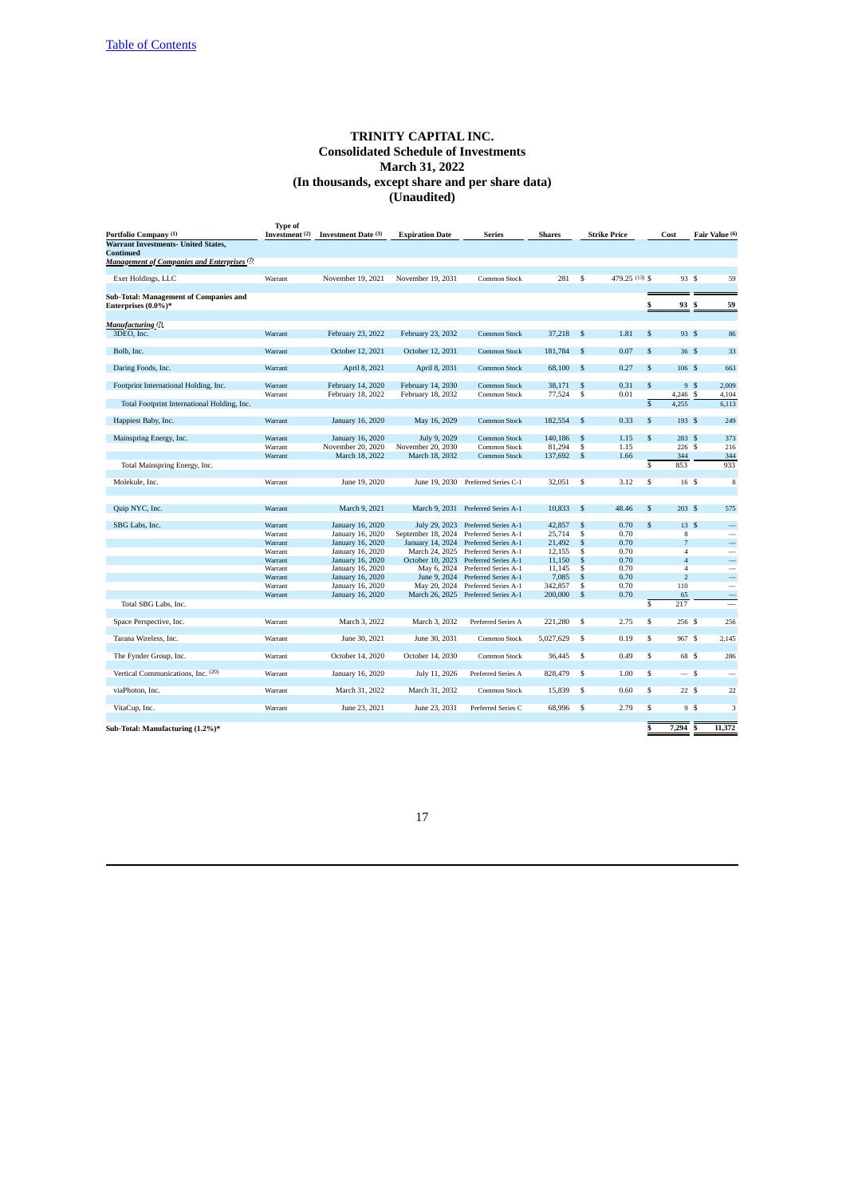[Table of Contents](#)

# TRINITY CAPITAL INC.
## Consolidated Schedule of Investments
## March 31, 2022
## (In thousands, except share and per share data)
## (Unaudited)

| Portfolio Company [1] | Type of Investment [2] | Investment Date [3] | Expiration Date | Series | Shares | Strike Price | Cost | Fair Value [6] |
|---|---|---|---|---|---|---|---|---|
| **Warrant Investments- United States, Continued** | | | | | | | | |
| ***Management of Companies and Enterprises*** [7] | | | | | | | | |
| Exer Holdings, LLC | Warrant | November 19, 2021 | November 19, 2031 | Common Stock | 281 | $ 479.25 [13] | $ 93 | $ 59 |
| **Sub-Total: Management of Companies and Enterprises (0.0%)*** | | | | | | | **$ 93** | **$ 59** |
| ***Manufacturing*** [7] | | | | | | | | |
| 3DEO, Inc. | Warrant | February 23, 2022 | February 23, 2032 | Common Stock | 37,218 | $ 1.81 | $ 93 | $ 86 |
| Bolb, Inc. | Warrant | October 12, 2021 | October 12, 2031 | Common Stock | 181,784 | $ 0.07 | $ 36 | $ 33 |
| Daring Foods, Inc. | Warrant | April 8, 2021 | April 8, 2031 | Common Stock | 68,100 | $ 0.27 | $ 106 | $ 663 |
| Footprint International Holding, Inc. | Warrant | February 14, 2020 | February 14, 2030 | Common Stock | 38,171 | $ 0.31 | $ 9 | $ 2,009 |
| | Warrant | February 18, 2022 | February 18, 2032 | Common Stock | 77,524 | $ 0.01 | 4,246 | $ 4,104 |
| Total Footprint International Holding, Inc. | | | | | | | $ 4,255 | 6,113 |
| Happiest Baby, Inc. | Warrant | January 16, 2020 | May 16, 2029 | Common Stock | 182,554 | $ 0.33 | $ 193 | $ 249 |
| Mainspring Energy, Inc. | Warrant | January 16, 2020 | July 9, 2029 | Common Stock | 140,186 | $ 1.15 | $ 283 | $ 373 |
| | Warrant | November 20, 2020 | November 20, 2030 | Common Stock | 81,294 | $ 1.15 | 226 | $ 216 |
| | Warrant | March 18, 2022 | March 18, 2032 | Common Stock | 137,692 | $ 1.66 | 344 | 344 |
| Total Mainspring Energy, Inc. | | | | | | | $ 853 | 933 |
| Molekule, Inc. | Warrant | June 19, 2020 | June 19, 2030 | Preferred Series C-1 | 32,051 | $ 3.12 | $ 16 | $ 8 |
| Quip NYC, Inc. | Warrant | March 9, 2021 | March 9, 2031 | Preferred Series A-1 | 10,833 | $ 48.46 | $ 203 | $ 575 |
| SBG Labs, Inc. | Warrant | January 16, 2020 | July 29, 2023 | Preferred Series A-1 | 42,857 | $ 0.70 | $ 13 | $ — |
| | Warrant | January 16, 2020 | September 18, 2024 | Preferred Series A-1 | 25,714 | $ 0.70 | 8 | — |
| | Warrant | January 16, 2020 | January 14, 2024 | Preferred Series A-1 | 21,492 | $ 0.70 | 7 | — |
| | Warrant | January 16, 2020 | March 24, 2025 | Preferred Series A-1 | 12,155 | $ 0.70 | 4 | — |
| | Warrant | January 16, 2020 | October 10, 2023 | Preferred Series A-1 | 11,150 | $ 0.70 | 4 | — |
| | Warrant | January 16, 2020 | May 6, 2024 | Preferred Series A-1 | 11,145 | $ 0.70 | 4 | — |
| | Warrant | January 16, 2020 | June 9, 2024 | Preferred Series A-1 | 7,085 | $ 0.70 | 2 | — |
| | Warrant | January 16, 2020 | May 20, 2024 | Preferred Series A-1 | 342,857 | $ 0.70 | 110 | — |
| | Warrant | January 16, 2020 | March 26, 2025 | Preferred Series A-1 | 200,000 | $ 0.70 | 65 | — |
| Total SBG Labs, Inc. | | | | | | | $ 217 | — |
| Space Perspective, Inc. | Warrant | March 3, 2022 | March 3, 2032 | Preferred Series A | 221,280 | $ 2.75 | $ 256 | $ 256 |
| Tarana Wireless, Inc. | Warrant | June 30, 2021 | June 30, 2031 | Common Stock | 5,027,629 | $ 0.19 | $ 967 | $ 2,145 |
| The Fynder Group, Inc. | Warrant | October 14, 2020 | October 14, 2030 | Common Stock | 36,445 | $ 0.49 | $ 68 | $ 286 |
| Vertical Communications, Inc. [20] | Warrant | January 16, 2020 | July 11, 2026 | Preferred Series A | 828,479 | $ 1.00 | $ — | $ — |
| viaPhoton, Inc. | Warrant | March 31, 2022 | March 31, 2032 | Common Stock | 15,839 | $ 0.60 | $ 22 | $ 22 |
| VitaCup, Inc. | Warrant | June 23, 2021 | June 23, 2031 | Preferred Series C | 68,996 | $ 2.79 | $ 9 | $ 3 |
| **Sub-Total: Manufacturing (1.2%)*** | | | | | | | **$ 7,294** | **$ 11,372** |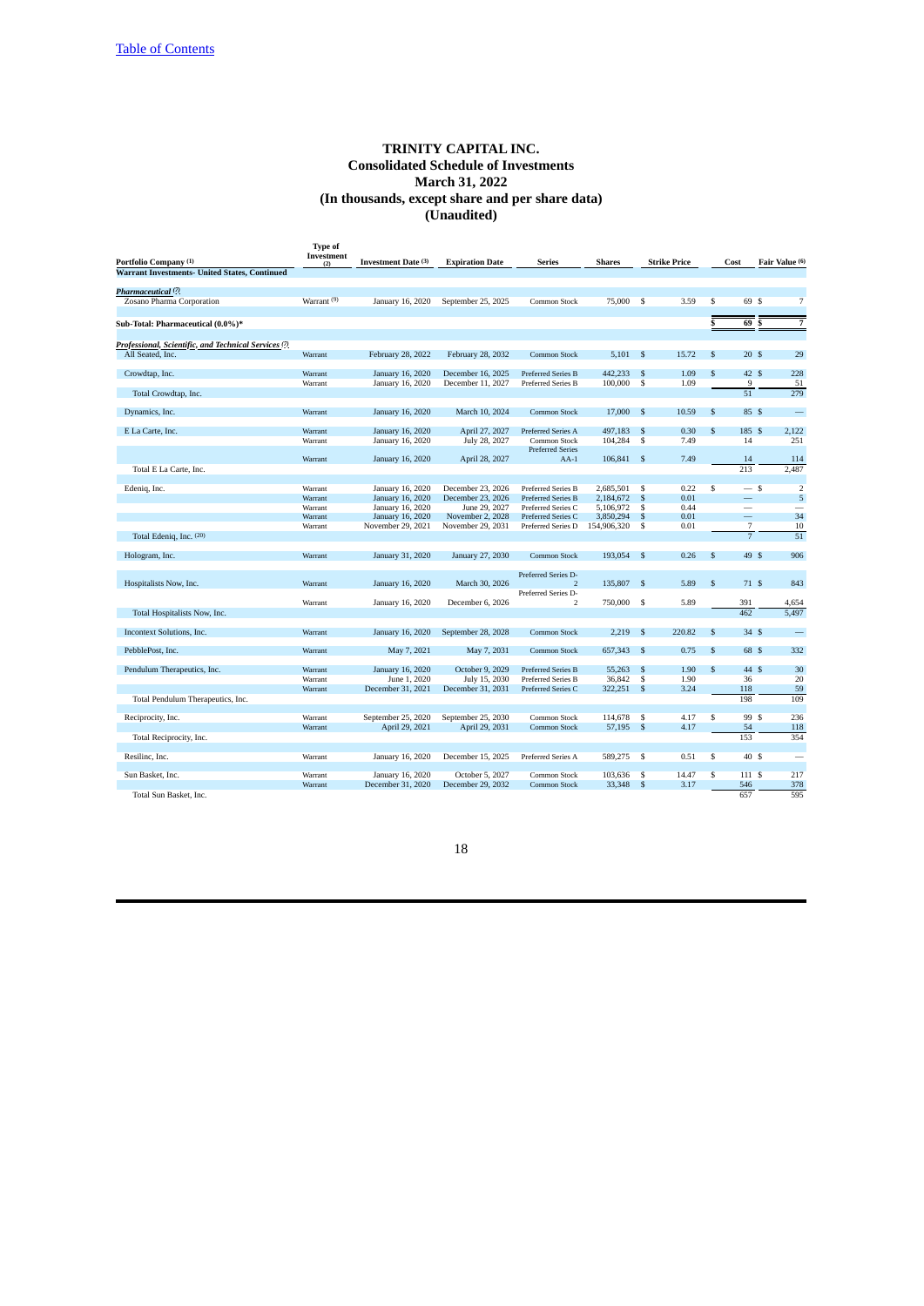[Table of Contents](#)

# TRINITY CAPITAL INC.
## Consolidated Schedule of Investments
## March 31, 2022
## (In thousands, except share and per share data)
## (Unaudited)

| Portfolio Company [1] | Type of Investment [2] | Investment Date [3] | Expiration Date | Series | Shares | Strike Price | Cost | Fair Value [6] |
|---|---|---|---|---|---|---|---|---|
| **Warrant Investments- United States, Continued** | | | | | | | | |
| ***Pharmaceutical*** [7] | | | | | | | | |
| Zosano Pharma Corporation | Warrant [9] | January 16, 2020 | September 25, 2025 | Common Stock | 75,000 | $ 3.59 | $ 69 | $ 7 |
| **Sub-Total: Pharmaceutical (0.0%)*** | | | | | | | **$ 69** | **$ 7** |
| ***Professional, Scientific, and Technical Services*** [7] | | | | | | | | |
| All Seated, Inc. | Warrant | February 28, 2022 | February 28, 2032 | Common Stock | 5,101 | $ 15.72 | $ 20 | $ 29 |
| Crowdtap, Inc. | Warrant | January 16, 2020 | December 16, 2025 | Preferred Series B | 442,233 | $ 1.09 | $ 42 | $ 228 |
| | Warrant | January 16, 2020 | December 11, 2027 | Preferred Series B | 100,000 | $ 1.09 | 9 | 51 |
| Total Crowdtap, Inc. | | | | | | | 51 | 279 |
| Dynamics, Inc. | Warrant | January 16, 2020 | March 10, 2024 | Common Stock | 17,000 | $ 10.59 | $ 85 | $ — |
| E La Carte, Inc. | Warrant | January 16, 2020 | April 27, 2027 | Preferred Series A | 497,183 | $ 0.30 | $ 185 | $ 2,122 |
| | Warrant | January 16, 2020 | July 28, 2027 | Common Stock | 104,284 | $ 7.49 | 14 | 251 |
| | Warrant | January 16, 2020 | April 28, 2027 | Preferred Series AA-1 | 106,841 | $ 7.49 | 14 | 114 |
| Total E La Carte, Inc. | | | | | | | 213 | 2,487 |
| Edeniq, Inc. | Warrant | January 16, 2020 | December 23, 2026 | Preferred Series B | 2,685,501 | $ 0.22 | $ — | $ 2 |
| | Warrant | January 16, 2020 | December 23, 2026 | Preferred Series B | 2,184,672 | $ 0.01 | — | 5 |
| | Warrant | January 16, 2020 | June 29, 2027 | Preferred Series C | 5,106,972 | $ 0.44 | — | — |
| | Warrant | January 16, 2020 | November 2, 2028 | Preferred Series C | 3,850,294 | $ 0.01 | — | 34 |
| | Warrant | November 29, 2021 | November 29, 2031 | Preferred Series D | 154,906,320 | $ 0.01 | 7 | 10 |
| Total Edeniq, Inc. [20] | | | | | | | 7 | 51 |
| Hologram, Inc. | Warrant | January 31, 2020 | January 27, 2030 | Common Stock | 193,054 | $ 0.26 | $ 49 | $ 906 |
| Hospitalists Now, Inc. | Warrant | January 16, 2020 | March 30, 2026 | Preferred Series D-2 | 135,807 | $ 5.89 | $ 71 | $ 843 |
| | Warrant | January 16, 2020 | December 6, 2026 | Preferred Series D-2 | 750,000 | $ 5.89 | 391 | 4,654 |
| Total Hospitalists Now, Inc. | | | | | | | 462 | 5,497 |
| Incontext Solutions, Inc. | Warrant | January 16, 2020 | September 28, 2028 | Common Stock | 2,219 | $ 220.82 | $ 34 | $ — |
| PebblePost, Inc. | Warrant | May 7, 2021 | May 7, 2031 | Common Stock | 657,343 | $ 0.75 | $ 68 | $ 332 |
| Pendulum Therapeutics, Inc. | Warrant | January 16, 2020 | October 9, 2029 | Preferred Series B | 55,263 | $ 1.90 | $ 44 | $ 30 |
| | Warrant | June 1, 2020 | July 15, 2030 | Preferred Series B | 36,842 | $ 1.90 | 36 | 20 |
| | Warrant | December 31, 2021 | December 31, 2031 | Preferred Series C | 322,251 | $ 3.24 | 118 | 59 |
| Total Pendulum Therapeutics, Inc. | | | | | | | 198 | 109 |
| Reciprocity, Inc. | Warrant | September 25, 2020 | September 25, 2030 | Common Stock | 114,678 | $ 4.17 | $ 99 | $ 236 |
| | Warrant | April 29, 2021 | April 29, 2031 | Common Stock | 57,195 | $ 4.17 | 54 | 118 |
| Total Reciprocity, Inc. | | | | | | | 153 | 354 |
| Resilinc, Inc. | Warrant | January 16, 2020 | December 15, 2025 | Preferred Series A | 589,275 | $ 0.51 | $ 40 | $ — |
| Sun Basket, Inc. | Warrant | January 16, 2020 | October 5, 2027 | Common Stock | 103,636 | $ 14.47 | $ 111 | $ 217 |
| | Warrant | December 31, 2020 | December 29, 2032 | Common Stock | 33,348 | $ 3.17 | 546 | 378 |
| Total Sun Basket, Inc. | | | | | | | 657 | 595 |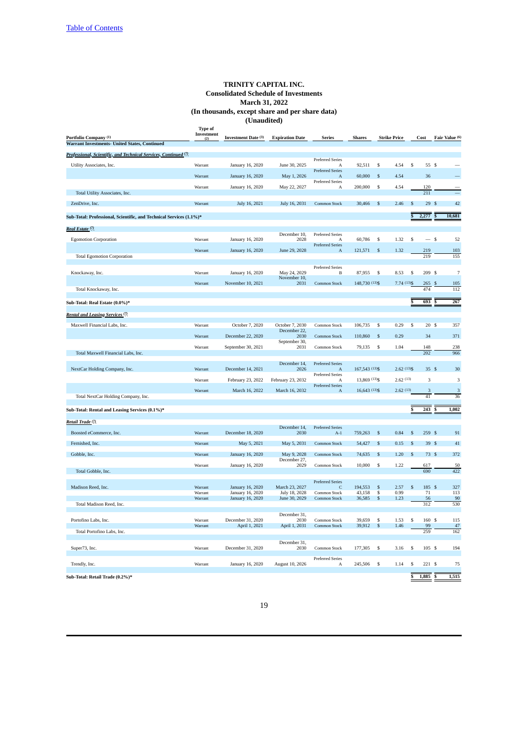[Table of Contents](#)

**TRINITY CAPITAL INC.**
**Consolidated Schedule of Investments**
**March 31, 2022**
**(In thousands, except share and per share data)**
**(Unaudited)**

| Portfolio Company (1) | Type of Investment (2) | Investment Date (3) | Expiration Date | Series | Shares | Strike Price | Cost | Fair Value (6) |
|---|---|---|---|---|---|---|---|---|
| **Warrant Investments- United States, Continued** | | | | | | | | |
| ***Professional, Scientific, and Technical Services, Continued (7)*** | | | | | | | | |
| Utility Associates, Inc. | Warrant | January 16, 2020 | June 30, 2025 | Preferred Series A | 92,511 | $ 4.54 | $ 55 | $ — |
| | Warrant | January 16, 2020 | May 1, 2026 | Preferred Series A | 60,000 | $ 4.54 | 36 | — |
| | Warrant | January 16, 2020 | May 22, 2027 | Preferred Series A | 200,000 | $ 4.54 | 120 | — |
| Total Utility Associates, Inc. | | | | | | | 211 | — |
| ZenDrive, Inc. | Warrant | July 16, 2021 | July 16, 2031 | Common Stock | 30,466 | $ 2.46 | $ 29 | $ 42 |
| **Sub-Total: Professional, Scientific, and Technical Services (1.1%)*** | | | | | | | $ 2,277 | $ 10,681 |
| ***Real Estate (7)*** | | | | | | | | |
| Egomotion Corporation | Warrant | January 16, 2020 | December 10, 2028 | Preferred Series A | 60,786 | $ 1.32 | $ — | $ 52 |
| | Warrant | January 16, 2020 | June 29, 2028 | Preferred Series A | 121,571 | $ 1.32 | 219 | 103 |
| Total Egomotion Corporation | | | | | | | 219 | 155 |
| Knockaway, Inc. | Warrant | January 16, 2020 | May 24, 2029 | Preferred Series B | 87,955 | $ 8.53 | $ 209 | $ 7 |
| | Warrant | November 10, 2021 | November 10, 2031 | Common Stock | 148,730 (13) | $ 7.74 (13) | $ 265 | $ 105 |
| Total Knockaway, Inc. | | | | | | | 474 | 112 |
| **Sub-Total: Real Estate (0.0%)*** | | | | | | | $ 693 | $ 267 |
| ***Rental and Leasing Services (7)*** | | | | | | | | |
| Maxwell Financial Labs, Inc. | Warrant | October 7, 2020 | October 7, 2030 | Common Stock | 106,735 | $ 0.29 | $ 20 | $ 357 |
| | Warrant | December 22, 2020 | December 22, 2030 | Common Stock | 110,860 | $ 0.29 | 34 | 371 |
| | Warrant | September 30, 2021 | September 30, 2031 | Common Stock | 79,135 | $ 1.04 | 148 | 238 |
| Total Maxwell Financial Labs, Inc. | | | | | | | 202 | 966 |
| NextCar Holding Company, Inc. | Warrant | December 14, 2021 | December 14, 2026 | Preferred Series A | 167,543 (13) | $ 2.62 (13) | $ 35 | $ 30 |
| | Warrant | February 23, 2022 | February 23, 2032 | Preferred Series A | 13,869 (13) | $ 2.62 (13) | 3 | 3 |
| | Warrant | March 16, 2022 | March 16, 2032 | Preferred Series A | 16,643 (13) | $ 2.62 (13) | 3 | 3 |
| Total NextCar Holding Company, Inc. | | | | | | | 41 | 36 |
| **Sub-Total: Rental and Leasing Services (0.1%)*** | | | | | | | $ 243 | $ 1,002 |
| ***Retail Trade (7)*** | | | | | | | | |
| Boosted eCommerce, Inc. | Warrant | December 18, 2020 | December 14, 2030 | Preferred Series A-1 | 759,263 | $ 0.84 | $ 259 | $ 91 |
| Fernished, Inc. | Warrant | May 5, 2021 | May 5, 2031 | Common Stock | 54,427 | $ 0.15 | $ 39 | $ 41 |
| Gobble, Inc. | Warrant | January 16, 2020 | May 9, 2028 | Common Stock | 74,635 | $ 1.20 | $ 73 | $ 372 |
| | Warrant | January 16, 2020 | December 27, 2029 | Common Stock | 10,000 | $ 1.22 | 617 | 50 |
| Total Gobble, Inc. | | | | | | | 690 | 422 |
| Madison Reed, Inc. | Warrant | January 16, 2020 | March 23, 2027 | Preferred Series C | 194,553 | $ 2.57 | $ 185 | $ 327 |
| | Warrant | January 16, 2020 | July 18, 2028 | Common Stock | 43,158 | $ 0.99 | 71 | 113 |
| | Warrant | January 16, 2020 | June 30, 2029 | Common Stock | 36,585 | $ 1.23 | 56 | 90 |
| Total Madison Reed, Inc. | | | | | | | 312 | 530 |
| Portofino Labs, Inc. | Warrant | December 31, 2020 | December 31, 2030 | Common Stock | 39,659 | $ 1.53 | $ 160 | $ 115 |
| | Warrant | April 1, 2021 | April 1, 2031 | Common Stock | 39,912 | $ 1.46 | 99 | 47 |
| Total Portofino Labs, Inc. | | | | | | | 259 | 162 |
| Super73, Inc. | Warrant | December 31, 2020 | December 31, 2030 | Common Stock | 177,305 | $ 3.16 | $ 105 | $ 194 |
| Trendly, Inc. | Warrant | January 16, 2020 | August 10, 2026 | Preferred Series A | 245,506 | $ 1.14 | $ 221 | $ 75 |
| **Sub-Total: Retail Trade (0.2%)*** | | | | | | | $ 1,885 | $ 1,515 |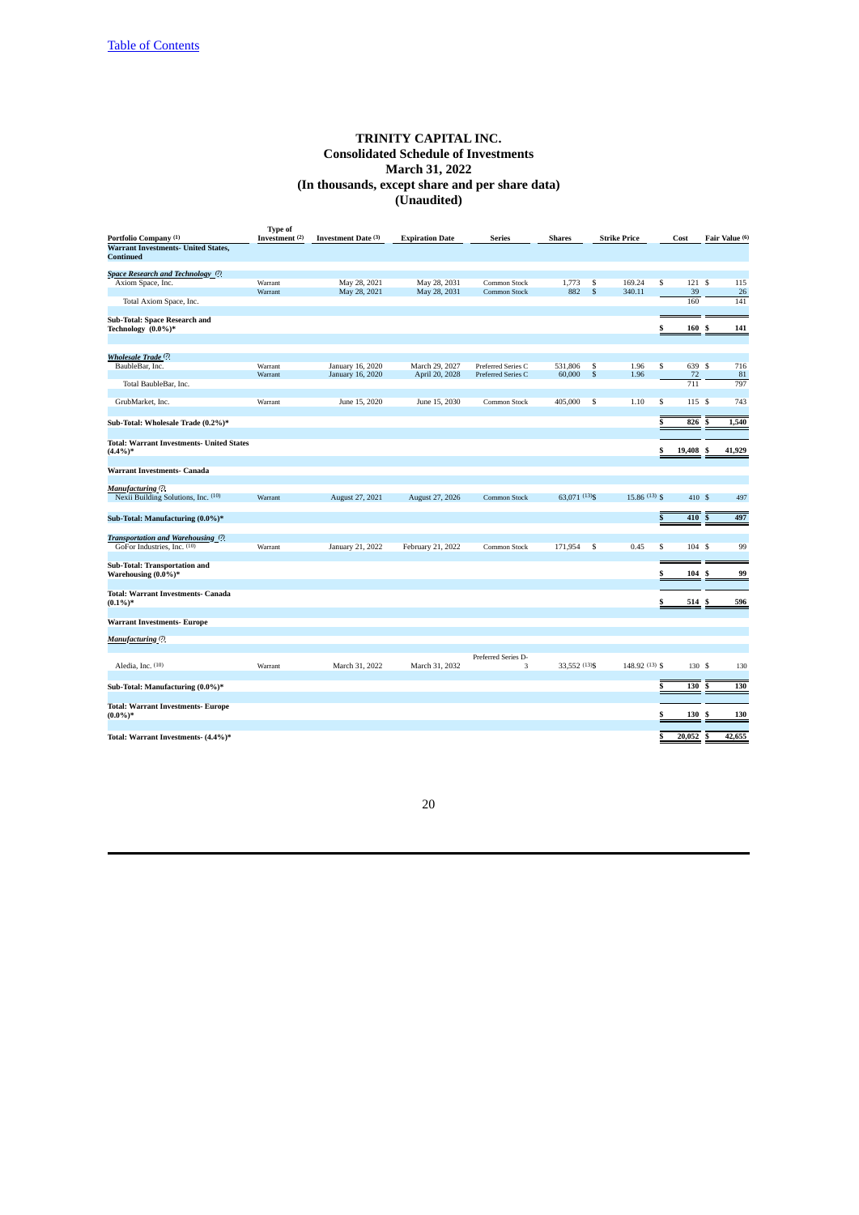[Table of Contents](#)

# TRINITY CAPITAL INC.
## Consolidated Schedule of Investments
## March 31, 2022
## (In thousands, except share and per share data)
## (Unaudited)

| Portfolio Company (1) | Type of Investment (2) | Investment Date (3) | Expiration Date | Series | Shares | Strike Price | Cost | Fair Value (6) |
|---|---|---|---|---|---|---|---|---|
| **Warrant Investments- United States, Continued** | | | | | | | | |
| ***Space Research and Technology*** (7) | | | | | | | | |
| Axiom Space, Inc. | Warrant | May 28, 2021 | May 28, 2031 | Common Stock | 1,773 | $ 169.24 | $ 121 | $ 115 |
| | Warrant | May 28, 2021 | May 28, 2031 | Common Stock | 882 | $ 340.11 | 39 | 26 |
| Total Axiom Space, Inc. | | | | | | | 160 | 141 |
| **Sub-Total: Space Research and Technology (0.0%)*** | | | | | | | $ 160 | $ 141 |
| ***Wholesale Trade*** (7) | | | | | | | | |
| BaubleBar, Inc. | Warrant | January 16, 2020 | March 29, 2027 | Preferred Series C | 531,806 | $ 1.96 | $ 639 | $ 716 |
| | Warrant | January 16, 2020 | April 20, 2028 | Preferred Series C | 60,000 | $ 1.96 | 72 | 81 |
| Total BaubleBar, Inc. | | | | | | | 711 | 797 |
| GrubMarket, Inc. | Warrant | June 15, 2020 | June 15, 2030 | Common Stock | 405,000 | $ 1.10 | $ 115 | $ 743 |
| **Sub-Total: Wholesale Trade (0.2%)*** | | | | | | | $ 826 | $ 1,540 |
| **Total: Warrant Investments- United States (4.4%)*** | | | | | | | $ 19,408 | $ 41,929 |
| **Warrant Investments- Canada** | | | | | | | | |
| ***Manufacturing*** (7) | | | | | | | | |
| Nexii Building Solutions, Inc. (10) | Warrant | August 27, 2021 | August 27, 2026 | Common Stock | 63,071 (13) | $ 15.86 (13) | $ 410 | $ 497 |
| **Sub-Total: Manufacturing (0.0%)*** | | | | | | | $ 410 | $ 497 |
| ***Transportation and Warehousing*** (7) | | | | | | | | |
| GoFor Industries, Inc. (10) | Warrant | January 21, 2022 | February 21, 2022 | Common Stock | 171,954 | $ 0.45 | $ 104 | $ 99 |
| **Sub-Total: Transportation and Warehousing (0.0%)*** | | | | | | | $ 104 | $ 99 |
| **Total: Warrant Investments- Canada (0.1%)*** | | | | | | | $ 514 | $ 596 |
| **Warrant Investments- Europe** | | | | | | | | |
| ***Manufacturing*** (7) | | | | | | | | |
| Aledia, Inc. (10) | Warrant | March 31, 2022 | March 31, 2032 | Preferred Series D-3 | 33,552 (13) | $ 148.92 (13) | $ 130 | $ 130 |
| **Sub-Total: Manufacturing (0.0%)*** | | | | | | | $ 130 | $ 130 |
| **Total: Warrant Investments- Europe (0.0%)*** | | | | | | | $ 130 | $ 130 |
| **Total: Warrant Investments- (4.4%)*** | | | | | | | $ 20,052 | $ 42,655 |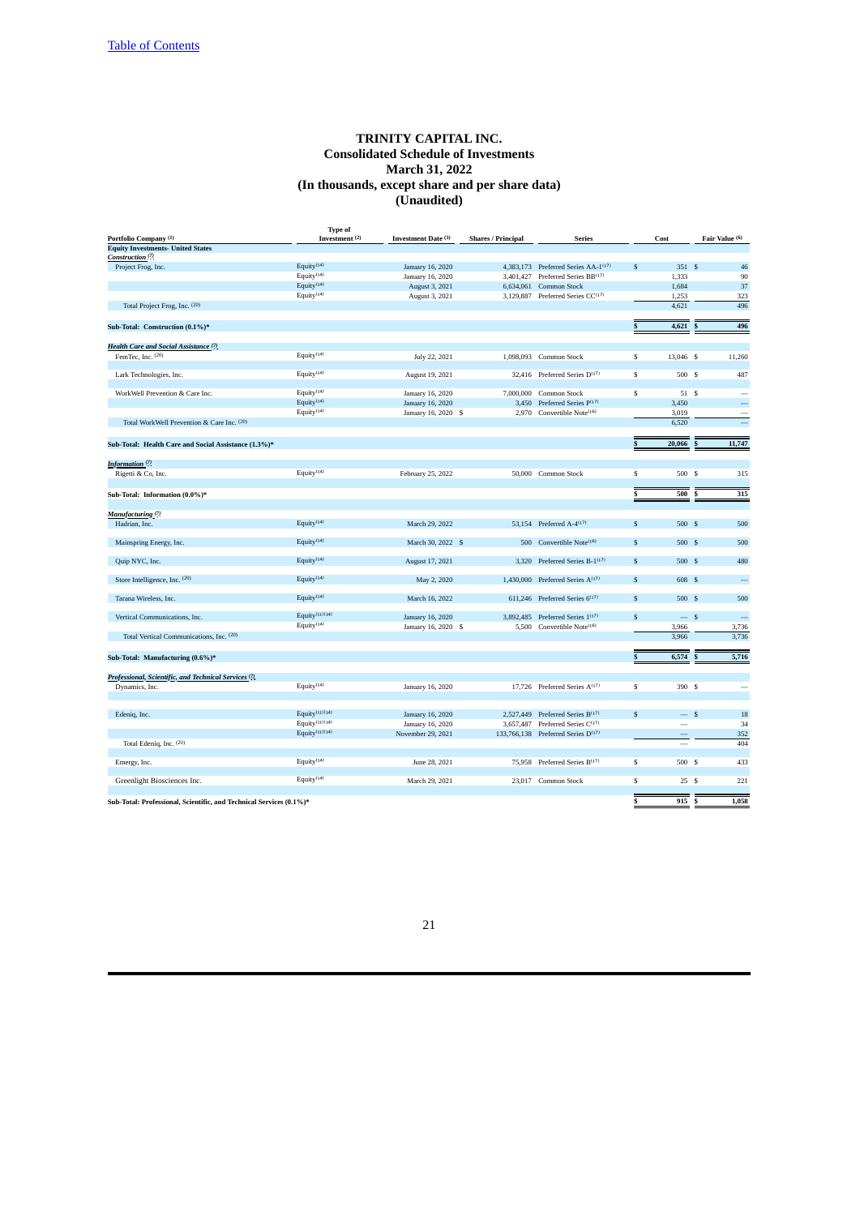[Table of Contents](#)

# TRINITY CAPITAL INC.
## Consolidated Schedule of Investments
## March 31, 2022
## (In thousands, except share and per share data)
## (Unaudited)

| Portfolio Company [1] | Type of Investment [2] | Investment Date [3] | Shares / Principal | Series | Cost | Fair Value [6] |
|---|---|---|---|---|---|---|
| **Equity Investments- United States** | | | | | | |
| ***Construction*** [7] | | | | | | |
| Project Frog, Inc. | Equity[14] | January 16, 2020 | 4,383,173 | Preferred Series AA-1[17] | $ 351 | $ 46 |
| | Equity[14] | January 16, 2020 | 3,401,427 | Preferred Series BB[17] | 1,333 | 90 |
| | Equity[14] | August 3, 2021 | 6,634,061 | Common Stock | 1,684 | 37 |
| | Equity[14] | August 3, 2021 | 3,129,887 | Preferred Series CC[17] | 1,253 | 323 |
| Total Project Frog, Inc. [20] | | | | | 4,621 | 496 |
| **Sub-Total: Construction (0.1%)*** | | | | | **$ 4,621** | **$ 496** |
| ***Health Care and Social Assistance*** [7] | | | | | | |
| FemTec, Inc. [20] | Equity[14] | July 22, 2021 | 1,098,093 | Common Stock | $ 13,046 | $ 11,260 |
| Lark Technologies, Inc. | Equity[14] | August 19, 2021 | 32,416 | Preferred Series D[17] | $ 500 | $ 487 |
| WorkWell Prevention & Care Inc. | Equity[14] | January 16, 2020 | 7,000,000 | Common Stock | $ 51 | $ — |
| | Equity[14] | January 16, 2020 | 3,450 | Preferred Series P[17] | 3,450 | — |
| | Equity[14] | January 16, 2020 | $ 2,970 | Convertible Note[16] | 3,019 | — |
| Total WorkWell Prevention & Care Inc. [20] | | | | | 6,520 | — |
| **Sub-Total: Health Care and Social Assistance (1.3%)*** | | | | | **$ 20,066** | **$ 11,747** |
| ***Information*** [7] | | | | | | |
| Rigetti & Co, Inc. | Equity[14] | February 25, 2022 | 50,000 | Common Stock | $ 500 | $ 315 |
| **Sub-Total: Information (0.0%)*** | | | | | **$ 500** | **$ 315** |
| ***Manufacturing*** [7] | | | | | | |
| Hadrian, Inc. | Equity[14] | March 29, 2022 | 53,154 | Preferred A-4[17] | $ 500 | $ 500 |
| Mainspring Energy, Inc. | Equity[14] | March 30, 2022 | $ 500 | Convertible Note[16] | $ 500 | $ 500 |
| Quip NYC, Inc. | Equity[14] | August 17, 2021 | 3,320 | Preferred Series B-1[17] | $ 500 | $ 480 |
| Store Intelligence, Inc. [20] | Equity[14] | May 2, 2020 | 1,430,000 | Preferred Series A[17] | $ 608 | $ — |
| Tarana Wireless, Inc. | Equity[14] | March 16, 2022 | 611,246 | Preferred Series 6[17] | $ 500 | $ 500 |
| Vertical Communications, Inc. | Equity[11][14] | January 16, 2020 | 3,892,485 | Preferred Series 1[17] | $ — | $ — |
| | Equity[14] | January 16, 2020 | $ 5,500 | Convertible Note[16] | 3,966 | 3,736 |
| Total Vertical Communications, Inc. [20] | | | | | 3,966 | 3,736 |
| **Sub-Total: Manufacturing (0.6%)*** | | | | | **$ 6,574** | **$ 5,716** |
| ***Professional, Scientific, and Technical Services*** [7] | | | | | | |
| Dynamics, Inc. | Equity[14] | January 16, 2020 | 17,726 | Preferred Series A[17] | $ 390 | $ — |
| Edeniq, Inc. | Equity[11][13][14] | January 16, 2020 | 2,527,449 | Preferred Series B[17] | $ — | $ 18 |
| | Equity[11][13][14] | January 16, 2020 | 3,657,487 | Preferred Series C[17] | — | 34 |
| | Equity[11][13][14] | November 29, 2021 | 133,766,138 | Preferred Series D[17] | — | 352 |
| Total Edeniq, Inc. [20] | | | | | — | 404 |
| Emergy, Inc. | Equity[14] | June 28, 2021 | 75,958 | Preferred Series B[17] | $ 500 | $ 433 |
| Greenlight Biosciences Inc. | Equity[14] | March 29, 2021 | 23,017 | Common Stock | $ 25 | $ 221 |
| **Sub-Total: Professional, Scientific, and Technical Services (0.1%)*** | | | | | **$ 915** | **$ 1,058** |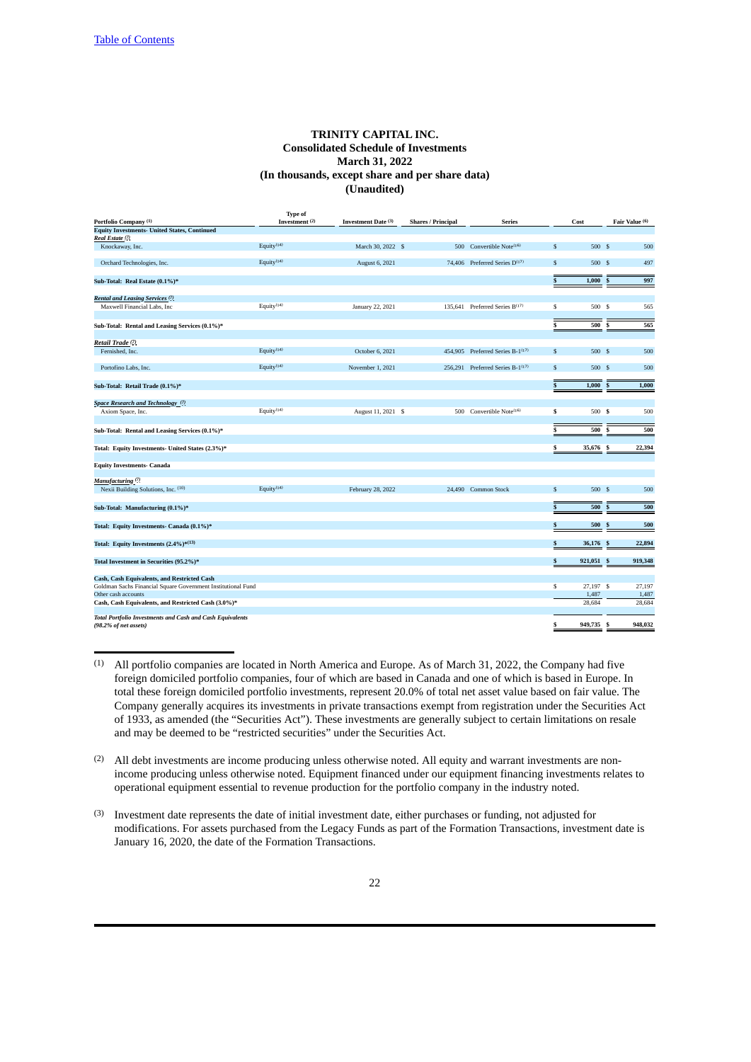# TRINITY CAPITAL INC.
## Consolidated Schedule of Investments
## March 31, 2022
## (In thousands, except share and per share data)
## (Unaudited)

| Portfolio Company (1) | Type of Investment (2) | Investment Date (3) | Shares / Principal | Series | Cost | Fair Value (6) |
|---|---|---|---|---|---|---|
| **Equity Investments- United States, Continued** | | | | | | |
| ***Real Estate (7)*** | | | | | | |
| Knockaway, Inc. | Equity(14) | March 30, 2022 | $ 500 | Convertible Note(16) | $ 500 | $ 500 |
| Orchard Technologies, Inc. | Equity(14) | August 6, 2021 | 74,406 | Preferred Series D(17) | $ 500 | $ 497 |
| **Sub-Total: Real Estate (0.1%)*** | | | | | **$ 1,000** | **$ 997** |
| ***Rental and Leasing Services (7)*** | | | | | | |
| Maxwell Financial Labs, Inc | Equity(14) | January 22, 2021 | 135,641 | Preferred Series B(17) | $ 500 | $ 565 |
| **Sub-Total: Rental and Leasing Services (0.1%)*** | | | | | **$ 500** | **$ 565** |
| ***Retail Trade (7)*** | | | | | | |
| Fernished, Inc. | Equity(14) | October 6, 2021 | 454,905 | Preferred Series B-1(17) | $ 500 | $ 500 |
| Portofino Labs, Inc. | Equity(14) | November 1, 2021 | 256,291 | Preferred Series B-1(17) | $ 500 | $ 500 |
| **Sub-Total: Retail Trade (0.1%)*** | | | | | **$ 1,000** | **$ 1,000** |
| ***Space Research and Technology (7)*** | | | | | | |
| Axiom Space, Inc. | Equity(14) | August 11, 2021 | $ 500 | Convertible Note(16) | $ 500 | $ 500 |
| **Sub-Total: Rental and Leasing Services (0.1%)*** | | | | | **$ 500** | **$ 500** |
| **Total: Equity Investments- United States (2.3%)*** | | | | | **$ 35,676** | **$ 22,394** |
| **Equity Investments- Canada** | | | | | | |
| ***Manufacturing (7)*** | | | | | | |
| Nexii Building Solutions, Inc. (10) | Equity(14) | February 28, 2022 | 24,490 | Common Stock | $ 500 | $ 500 |
| **Sub-Total: Manufacturing (0.1%)*** | | | | | **$ 500** | **$ 500** |
| **Total: Equity Investments- Canada (0.1%)*** | | | | | **$ 500** | **$ 500** |
| **Total: Equity Investments (2.4%)*(13)** | | | | | **$ 36,176** | **$ 22,894** |
| **Total Investment in Securities (95.2%)*** | | | | | **$ 921,051** | **$ 919,348** |
| **Cash, Cash Equivalents, and Restricted Cash** | | | | | | |
| Goldman Sachs Financial Square Government Institutional Fund | | | | | $ 27,197 | $ 27,197 |
| Other cash accounts | | | | | 1,487 | 1,487 |
| **Cash, Cash Equivalents, and Restricted Cash (3.0%)*** | | | | | 28,684 | 28,684 |
| ***Total Portfolio Investments and Cash and Cash Equivalents (98.2% of net assets)*** | | | | | **$ 949,735** | **$ 948,032** |

(1) All portfolio companies are located in North America and Europe. As of March 31, 2022, the Company had five foreign domiciled portfolio companies, four of which are based in Canada and one of which is based in Europe. In total these foreign domiciled portfolio investments, represent 20.0% of total net asset value based on fair value. The Company generally acquires its investments in private transactions exempt from registration under the Securities Act of 1933, as amended (the "Securities Act"). These investments are generally subject to certain limitations on resale and may be deemed to be "restricted securities" under the Securities Act.

(2) All debt investments are income producing unless otherwise noted. All equity and warrant investments are non-income producing unless otherwise noted. Equipment financed under our equipment financing investments relates to operational equipment essential to revenue production for the portfolio company in the industry noted.

(3) Investment date represents the date of initial investment date, either purchases or funding, not adjusted for modifications. For assets purchased from the Legacy Funds as part of the Formation Transactions, investment date is January 16, 2020, the date of the Formation Transactions.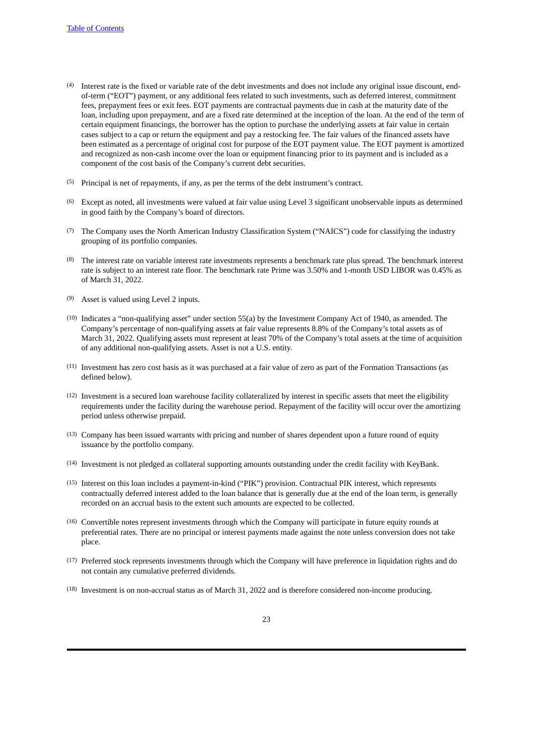[Table of Contents](#)

(4) Interest rate is the fixed or variable rate of the debt investments and does not include any original issue discount, end-of-term ("EOT") payment, or any additional fees related to such investments, such as deferred interest, commitment fees, prepayment fees or exit fees. EOT payments are contractual payments due in cash at the maturity date of the loan, including upon prepayment, and are a fixed rate determined at the inception of the loan. At the end of the term of certain equipment financings, the borrower has the option to purchase the underlying assets at fair value in certain cases subject to a cap or return the equipment and pay a restocking fee. The fair values of the financed assets have been estimated as a percentage of original cost for purpose of the EOT payment value. The EOT payment is amortized and recognized as non-cash income over the loan or equipment financing prior to its payment and is included as a component of the cost basis of the Company's current debt securities.

(5) Principal is net of repayments, if any, as per the terms of the debt instrument's contract.

(6) Except as noted, all investments were valued at fair value using Level 3 significant unobservable inputs as determined in good faith by the Company's board of directors.

(7) The Company uses the North American Industry Classification System ("NAICS") code for classifying the industry grouping of its portfolio companies.

(8) The interest rate on variable interest rate investments represents a benchmark rate plus spread. The benchmark interest rate is subject to an interest rate floor. The benchmark rate Prime was 3.50% and 1-month USD LIBOR was 0.45% as of March 31, 2022.

(9) Asset is valued using Level 2 inputs.

(10) Indicates a "non-qualifying asset" under section 55(a) by the Investment Company Act of 1940, as amended. The Company's percentage of non-qualifying assets at fair value represents 8.8% of the Company's total assets as of March 31, 2022. Qualifying assets must represent at least 70% of the Company's total assets at the time of acquisition of any additional non-qualifying assets. Asset is not a U.S. entity.

(11) Investment has zero cost basis as it was purchased at a fair value of zero as part of the Formation Transactions (as defined below).

(12) Investment is a secured loan warehouse facility collateralized by interest in specific assets that meet the eligibility requirements under the facility during the warehouse period. Repayment of the facility will occur over the amortizing period unless otherwise prepaid.

(13) Company has been issued warrants with pricing and number of shares dependent upon a future round of equity issuance by the portfolio company.

(14) Investment is not pledged as collateral supporting amounts outstanding under the credit facility with KeyBank.

(15) Interest on this loan includes a payment-in-kind ("PIK") provision. Contractual PIK interest, which represents contractually deferred interest added to the loan balance that is generally due at the end of the loan term, is generally recorded on an accrual basis to the extent such amounts are expected to be collected.

(16) Convertible notes represent investments through which the Company will participate in future equity rounds at preferential rates. There are no principal or interest payments made against the note unless conversion does not take place.

(17) Preferred stock represents investments through which the Company will have preference in liquidation rights and do not contain any cumulative preferred dividends.

(18) Investment is on non-accrual status as of March 31, 2022 and is therefore considered non-income producing.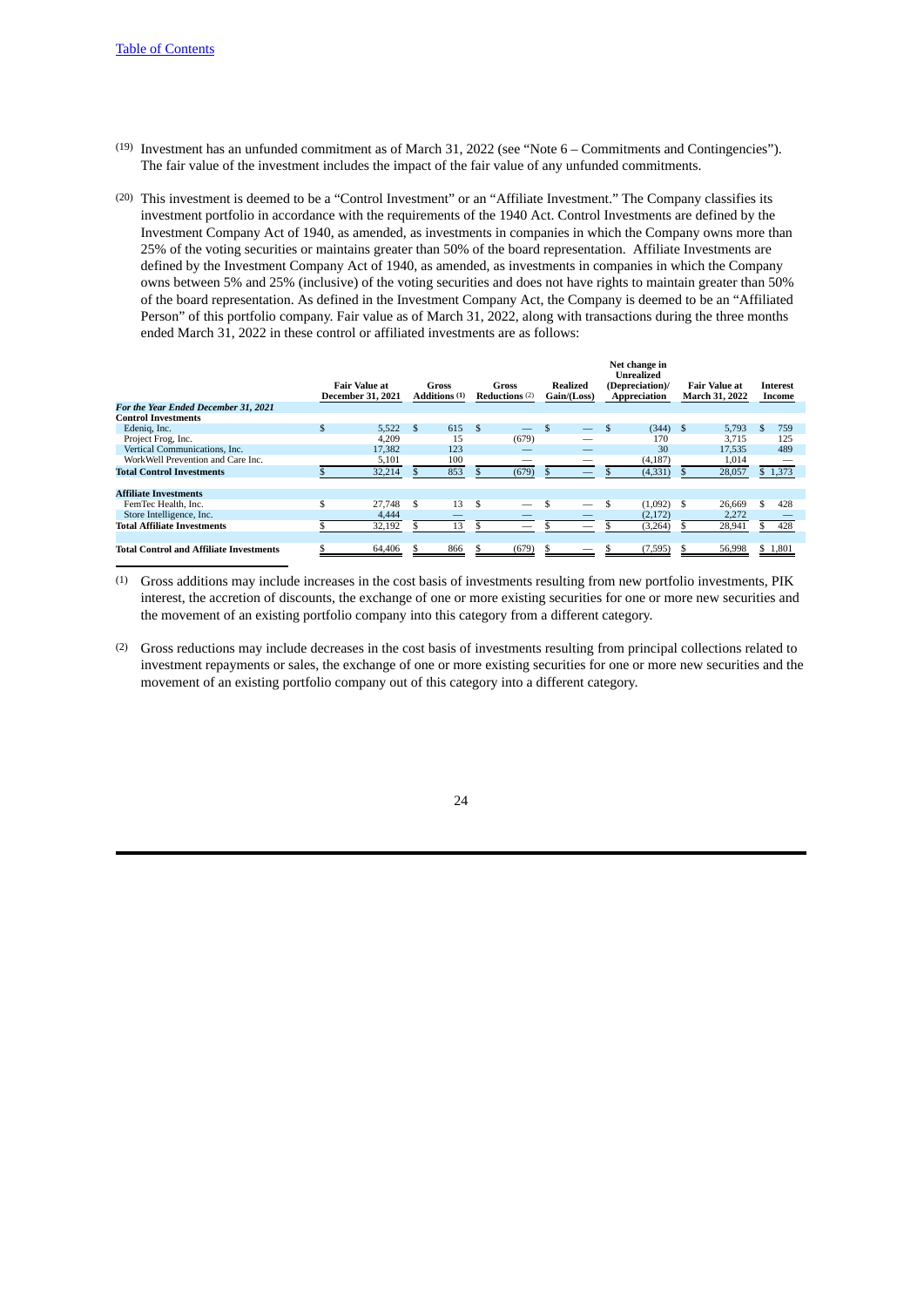(19) Investment has an unfunded commitment as of March 31, 2022 (see "Note 6 – Commitments and Contingencies"). The fair value of the investment includes the impact of the fair value of any unfunded commitments.

(20) This investment is deemed to be a "Control Investment" or an "Affiliate Investment." The Company classifies its investment portfolio in accordance with the requirements of the 1940 Act. Control Investments are defined by the Investment Company Act of 1940, as amended, as investments in companies in which the Company owns more than 25% of the voting securities or maintains greater than 50% of the board representation. Affiliate Investments are defined by the Investment Company Act of 1940, as amended, as investments in companies in which the Company owns between 5% and 25% (inclusive) of the voting securities and does not have rights to maintain greater than 50% of the board representation. As defined in the Investment Company Act, the Company is deemed to be an "Affiliated Person" of this portfolio company. Fair value as of March 31, 2022, along with transactions during the three months ended March 31, 2022 in these control or affiliated investments are as follows:

| | Fair Value at December 31, 2021 | Gross Additions (1) | Gross Reductions (2) | Realized Gain/(Loss) | Net change in Unrealized (Depreciation)/ Appreciation | Fair Value at March 31, 2022 | Interest Income |
|---|---|---|---|---|---|---|---|
| ***For the Year Ended December 31, 2021*** | | | | | | | |
| **Control Investments** | | | | | | | |
| Edeniq, Inc. | $ 5,522 | $ 615 | $ — | $ — | $ (344) | $ 5,793 | $ 759 |
| Project Frog, Inc. | 4,209 | 15 | (679) | — | 170 | 3,715 | 125 |
| Vertical Communications, Inc. | 17,382 | 123 | — | — | 30 | 17,535 | 489 |
| WorkWell Prevention and Care Inc. | 5,101 | 100 | — | — | (4,187) | 1,014 | — |
| **Total Control Investments** | $ 32,214 | $ 853 | $ (679) | $ — | $ (4,331) | $ 28,057 | $ 1,373 |
| | | | | | | | |
| **Affiliate Investments** | | | | | | | |
| FemTec Health, Inc. | $ 27,748 | $ 13 | $ — | $ — | $ (1,092) | $ 26,669 | $ 428 |
| Store Intelligence, Inc. | 4,444 | — | — | — | (2,172) | 2,272 | — |
| **Total Affiliate Investments** | $ 32,192 | $ 13 | $ — | $ — | $ (3,264) | $ 28,941 | $ 428 |
| | | | | | | | |
| **Total Control and Affiliate Investments** | $ 64,406 | $ 866 | $ (679) | $ — | $ (7,595) | $ 56,998 | $ 1,801 |

(1) Gross additions may include increases in the cost basis of investments resulting from new portfolio investments, PIK interest, the accretion of discounts, the exchange of one or more existing securities for one or more new securities and the movement of an existing portfolio company into this category from a different category.

(2) Gross reductions may include decreases in the cost basis of investments resulting from principal collections related to investment repayments or sales, the exchange of one or more existing securities for one or more new securities and the movement of an existing portfolio company out of this category into a different category.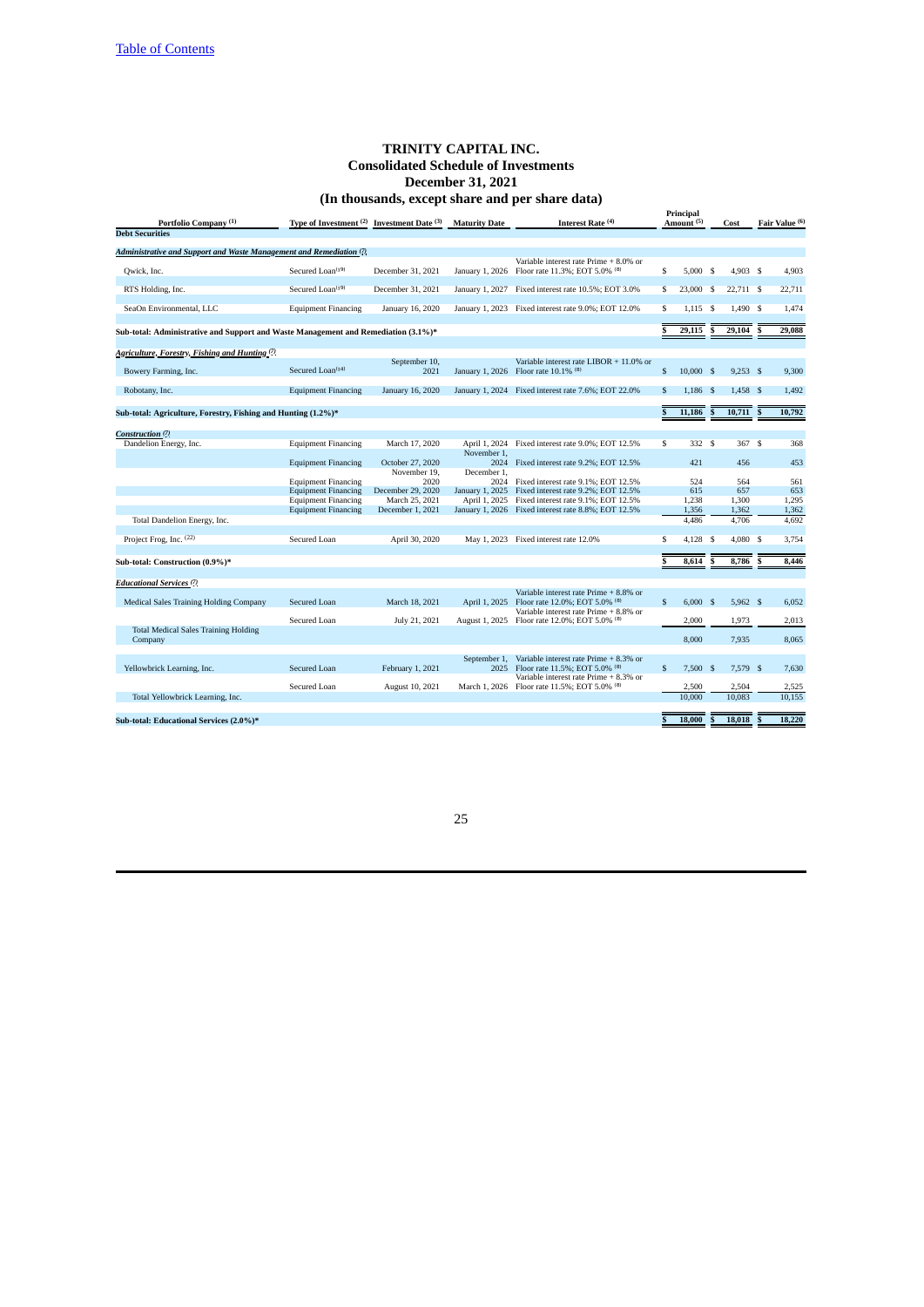[Table of Contents](#)

# TRINITY CAPITAL INC.
## Consolidated Schedule of Investments
## December 31, 2021
## (In thousands, except share and per share data)

| Portfolio Company [1] | Type of Investment [2] | Investment Date [3] | Maturity Date | Interest Rate [4] | Principal Amount [5] | Cost | Fair Value [6] |
|---|---|---|---|---|---|---|---|
| **Debt Securities** | | | | | | | |
| ***Administrative and Support and Waste Management and Remediation [7]*** | | | | | | | |
| Qwick, Inc. | Secured Loan[19] | December 31, 2021 | January 1, 2026 | Variable interest rate Prime + 8.0% or Floor rate 11.3%; EOT 5.0% [8] | $ 5,000 | $ 4,903 | $ 4,903 |
| RTS Holding, Inc. | Secured Loan[19] | December 31, 2021 | January 1, 2027 | Fixed interest rate 10.5%; EOT 3.0% | $ 23,000 | $ 22,711 | $ 22,711 |
| SeaOn Environmental, LLC | Equipment Financing | January 16, 2020 | January 1, 2023 | Fixed interest rate 9.0%; EOT 12.0% | $ 1,115 | $ 1,490 | $ 1,474 |
| **Sub-total: Administrative and Support and Waste Management and Remediation (3.1%)*** | | | | | **$ 29,115** | **$ 29,104** | **$ 29,088** |
| ***Agriculture, Forestry, Fishing and Hunting [7]*** | | | | | | | |
| Bowery Farming, Inc. | Secured Loan[14] | September 10, 2021 | January 1, 2026 | Variable interest rate LIBOR + 11.0% or Floor rate 10.1% [8] | $ 10,000 | $ 9,253 | $ 9,300 |
| Robotany, Inc. | Equipment Financing | January 16, 2020 | January 1, 2024 | Fixed interest rate 7.6%; EOT 22.0% | $ 1,186 | $ 1,458 | $ 1,492 |
| **Sub-total: Agriculture, Forestry, Fishing and Hunting (1.2%)*** | | | | | **$ 11,186** | **$ 10,711** | **$ 10,792** |
| ***Construction [7]*** | | | | | | | |
| Dandelion Energy, Inc. | Equipment Financing | March 17, 2020 | April 1, 2024 | Fixed interest rate 9.0%; EOT 12.5% | $ 332 | $ 367 | $ 368 |
| | Equipment Financing | October 27, 2020 | November 1, 2024 | Fixed interest rate 9.2%; EOT 12.5% | 421 | 456 | 453 |
| | Equipment Financing | November 19, 2020 | December 1, 2024 | Fixed interest rate 9.1%; EOT 12.5% | 524 | 564 | 561 |
| | Equipment Financing | December 29, 2020 | January 1, 2025 | Fixed interest rate 9.2%; EOT 12.5% | 615 | 657 | 653 |
| | Equipment Financing | March 25, 2021 | April 1, 2025 | Fixed interest rate 9.1%; EOT 12.5% | 1,238 | 1,300 | 1,295 |
| | Equipment Financing | December 1, 2021 | January 1, 2026 | Fixed interest rate 8.8%; EOT 12.5% | 1,356 | 1,362 | 1,362 |
| Total Dandelion Energy, Inc. | | | | | 4,486 | 4,706 | 4,692 |
| Project Frog, Inc. [22] | Secured Loan | April 30, 2020 | May 1, 2023 | Fixed interest rate 12.0% | $ 4,128 | $ 4,080 | $ 3,754 |
| **Sub-total: Construction (0.9%)*** | | | | | **$ 8,614** | **$ 8,786** | **$ 8,446** |
| ***Educational Services [7]*** | | | | | | | |
| Medical Sales Training Holding Company | Secured Loan | March 18, 2021 | April 1, 2025 | Variable interest rate Prime + 8.8% or Floor rate 12.0%; EOT 5.0% [8] | $ 6,000 | $ 5,962 | $ 6,052 |
| | Secured Loan | July 21, 2021 | August 1, 2025 | Variable interest rate Prime + 8.8% or Floor rate 12.0%; EOT 5.0% [8] | 2,000 | 1,973 | 2,013 |
| Total Medical Sales Training Holding Company | | | | | 8,000 | 7,935 | 8,065 |
| Yellowbrick Learning, Inc. | Secured Loan | February 1, 2021 | September 1, 2025 | Variable interest rate Prime + 8.3% or Floor rate 11.5%; EOT 5.0% [8] | $ 7,500 | $ 7,579 | $ 7,630 |
| | Secured Loan | August 10, 2021 | March 1, 2026 | Variable interest rate Prime + 8.3% or Floor rate 11.5%; EOT 5.0% [8] | 2,500 | 2,504 | 2,525 |
| Total Yellowbrick Learning, Inc. | | | | | 10,000 | 10,083 | 10,155 |
| **Sub-total: Educational Services (2.0%)*** | | | | | **$ 18,000** | **$ 18,018** | **$ 18,220** |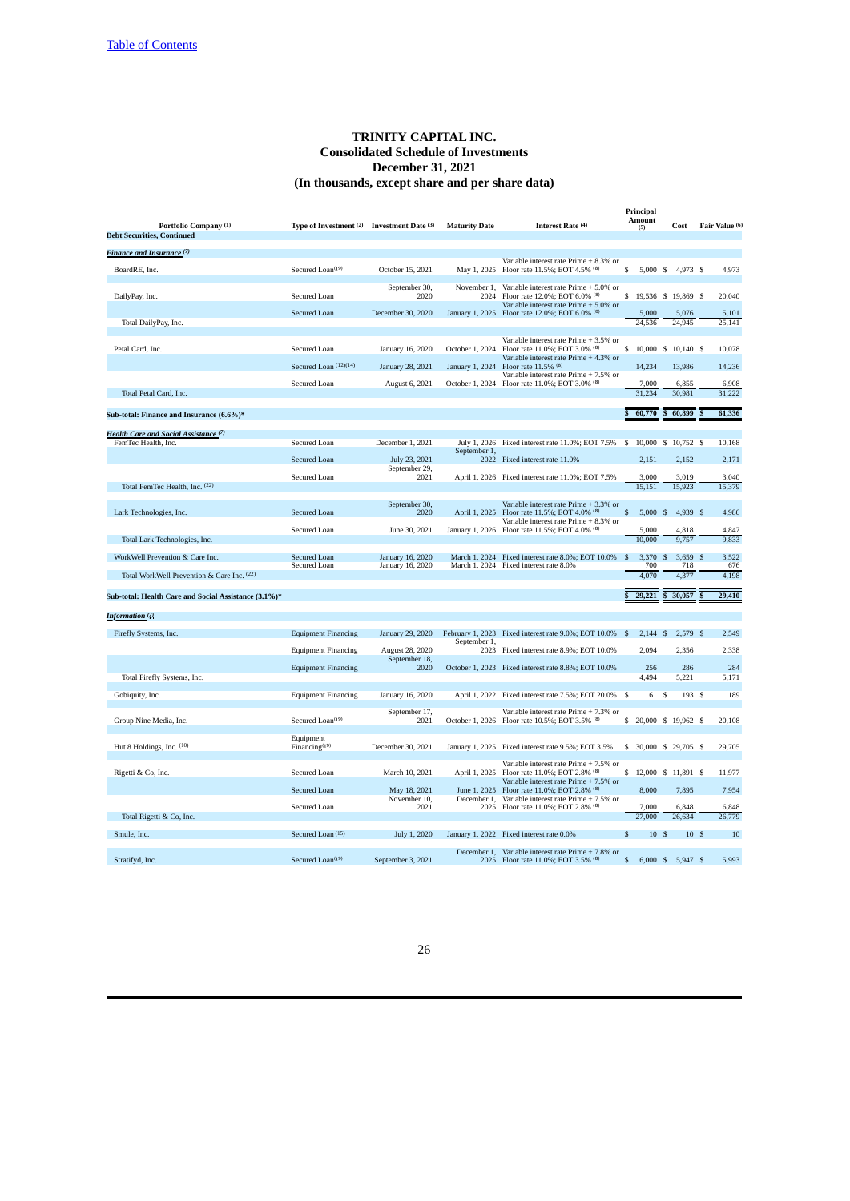[Table of Contents](#)

# TRINITY CAPITAL INC.
## Consolidated Schedule of Investments
## December 31, 2021
## (In thousands, except share and per share data)

| Portfolio Company (1) | Type of Investment (2) | Investment Date (3) | Maturity Date | Interest Rate (4) | Principal Amount (5) | Cost | Fair Value (6) |
|---|---|---|---|---|---|---|---|
| **Debt Securities, Continued** | | | | | | | |
| ***Finance and Insurance (7)*** | | | | | | | |
| BoardRE, Inc. | Secured Loan(19) | October 15, 2021 | May 1, 2025 | Variable interest rate Prime + 8.3% or Floor rate 11.5%; EOT 4.5% (8) | $ 5,000 | $ 4,973 | $ 4,973 |
| DailyPay, Inc. | Secured Loan | September 30, 2020 | November 1, 2024 | Variable interest rate Prime + 5.0% or Floor rate 12.0%; EOT 6.0% (8) | $ 19,536 | $ 19,869 | $ 20,040 |
| | Secured Loan | December 30, 2020 | January 1, 2025 | Variable interest rate Prime + 5.0% or Floor rate 12.0%; EOT 6.0% (8) | 5,000 | 5,076 | 5,101 |
| Total DailyPay, Inc. | | | | | 24,536 | 24,945 | 25,141 |
| Petal Card, Inc. | Secured Loan | January 16, 2020 | October 1, 2024 | Variable interest rate Prime + 3.5% or Floor rate 11.0%; EOT 3.0% (8) | $ 10,000 | $ 10,140 | $ 10,078 |
| | Secured Loan (12)(14) | January 28, 2021 | January 1, 2024 | Variable interest rate Prime + 4.3% or Floor rate 11.5% (8) | 14,234 | 13,986 | 14,236 |
| | Secured Loan | August 6, 2021 | October 1, 2024 | Variable interest rate Prime + 7.5% or Floor rate 11.0%; EOT 3.0% (8) | 7,000 | 6,855 | 6,908 |
| Total Petal Card, Inc. | | | | | 31,234 | 30,981 | 31,222 |
| **Sub-total: Finance and Insurance (6.6%)*** | | | | | $ 60,770 | $ 60,899 | $ 61,336 |
| ***Health Care and Social Assistance (7)*** | | | | | | | |
| FemTec Health, Inc. | Secured Loan | December 1, 2021 | July 1, 2026 | Fixed interest rate 11.0%; EOT 7.5% | $ 10,000 | $ 10,752 | $ 10,168 |
| | Secured Loan | July 23, 2021 | September 1, 2022 | Fixed interest rate 11.0% | 2,151 | 2,152 | 2,171 |
| | Secured Loan | September 29, 2021 | April 1, 2026 | Fixed interest rate 11.0%; EOT 7.5% | 3,000 | 3,019 | 3,040 |
| Total FemTec Health, Inc. (22) | | | | | 15,151 | 15,923 | 15,379 |
| Lark Technologies, Inc. | Secured Loan | September 30, 2020 | April 1, 2025 | Variable interest rate Prime + 3.3% or Floor rate 11.5%; EOT 4.0% (8) | $ 5,000 | $ 4,939 | $ 4,986 |
| | Secured Loan | June 30, 2021 | January 1, 2026 | Variable interest rate Prime + 8.3% or Floor rate 11.5%; EOT 4.0% (8) | 5,000 | 4,818 | 4,847 |
| Total Lark Technologies, Inc. | | | | | 10,000 | 9,757 | 9,833 |
| WorkWell Prevention & Care Inc. | Secured Loan | January 16, 2020 | March 1, 2024 | Fixed interest rate 8.0%; EOT 10.0% | $ 3,370 | $ 3,659 | $ 3,522 |
| | Secured Loan | January 16, 2020 | March 1, 2024 | Fixed interest rate 8.0% | 700 | 718 | 676 |
| Total WorkWell Prevention & Care Inc. (22) | | | | | 4,070 | 4,377 | 4,198 |
| **Sub-total: Health Care and Social Assistance (3.1%)*** | | | | | $ 29,221 | $ 30,057 | $ 29,410 |
| ***Information (7)*** | | | | | | | |
| Firefly Systems, Inc. | Equipment Financing | January 29, 2020 | February 1, 2023 | Fixed interest rate 9.0%; EOT 10.0% | $ 2,144 | $ 2,579 | $ 2,549 |
| | Equipment Financing | August 28, 2020 | September 1, 2023 | Fixed interest rate 8.9%; EOT 10.0% | 2,094 | 2,356 | 2,338 |
| | Equipment Financing | September 18, 2020 | October 1, 2023 | Fixed interest rate 8.8%; EOT 10.0% | 256 | 286 | 284 |
| Total Firefly Systems, Inc. | | | | | 4,494 | 5,221 | 5,171 |
| Gobiquity, Inc. | Equipment Financing | January 16, 2020 | April 1, 2022 | Fixed interest rate 7.5%; EOT 20.0% | $ 61 | $ 193 | $ 189 |
| Group Nine Media, Inc. | Secured Loan(19) | September 17, 2021 | October 1, 2026 | Variable interest rate Prime + 7.3% or Floor rate 10.5%; EOT 3.5% (8) | $ 20,000 | $ 19,962 | $ 20,108 |
| Hut 8 Holdings, Inc. (10) | Equipment Financing(19) | December 30, 2021 | January 1, 2025 | Fixed interest rate 9.5%; EOT 3.5% | $ 30,000 | $ 29,705 | $ 29,705 |
| Rigetti & Co, Inc. | Secured Loan | March 10, 2021 | April 1, 2025 | Variable interest rate Prime + 7.5% or Floor rate 11.0%; EOT 2.8% (8) | $ 12,000 | $ 11,891 | $ 11,977 |
| | Secured Loan | May 18, 2021 | June 1, 2025 | Variable interest rate Prime + 7.5% or Floor rate 11.0%; EOT 2.8% (8) | 8,000 | 7,895 | 7,954 |
| | Secured Loan | November 10, 2021 | December 1, 2025 | Variable interest rate Prime + 7.5% or Floor rate 11.0%; EOT 2.8% (8) | 7,000 | 6,848 | 6,848 |
| Total Rigetti & Co, Inc. | | | | | 27,000 | 26,634 | 26,779 |
| Smule, Inc. | Secured Loan (15) | July 1, 2020 | January 1, 2022 | Fixed interest rate 0.0% | $ 10 | $ 10 | $ 10 |
| Stratifyd, Inc. | Secured Loan(19) | September 3, 2021 | December 1, 2025 | Variable interest rate Prime + 7.8% or Floor rate 11.0%; EOT 3.5% (8) | $ 6,000 | $ 5,947 | $ 5,993 |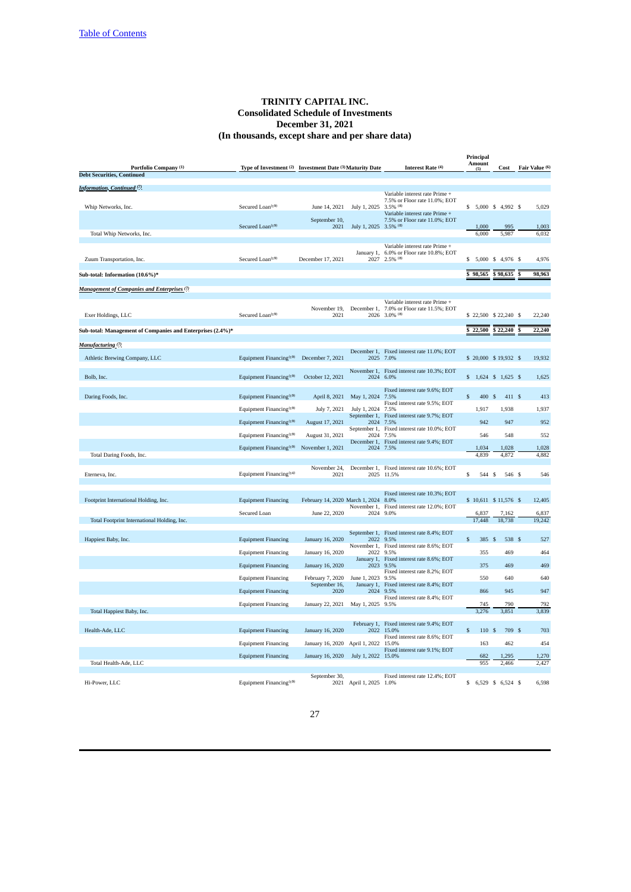[Table of Contents](#)

# TRINITY CAPITAL INC.
## Consolidated Schedule of Investments
## December 31, 2021
## (In thousands, except share and per share data)

| Portfolio Company (1) | Type of Investment (2) | Investment Date (3) | Maturity Date | Interest Rate (4) | Principal Amount (5) | Cost | Fair Value (6) |
|---|---|---|---|---|---|---|---|
| **Debt Securities, Continued** | | | | | | | |
| ***Information, Continued (7)*** | | | | | | | |
| Whip Networks, Inc. | Secured Loan(19) | June 14, 2021 | July 1, 2025 | Variable interest rate Prime + 7.5% or Floor rate 11.0%; EOT 3.5% (8) | $ 5,000 | $ 4,992 | $ 5,029 |
| | Secured Loan(19) | September 10, 2021 | July 1, 2025 | Variable interest rate Prime + 7.5% or Floor rate 11.0%; EOT 3.5% (8) | 1,000 | 995 | 1,003 |
| Total Whip Networks, Inc. | | | | | 6,000 | 5,987 | 6,032 |
| Zuum Transportation, Inc. | Secured Loan(19) | December 17, 2021 | January 1, 2027 | Variable interest rate Prime + 6.0% or Floor rate 10.8%; EOT 2.5% (8) | $ 5,000 | $ 4,976 | $ 4,976 |
| **Sub-total: Information (10.6%)*** | | | | | **$ 98,565** | **$ 98,635** | **$ 98,963** |
| ***Management of Companies and Enterprises (7)*** | | | | | | | |
| Exer Holdings, LLC | Secured Loan(19) | November 19, 2021 | December 1, 2026 | Variable interest rate Prime + 7.0% or Floor rate 11.5%; EOT 3.0% (8) | $ 22,500 | $ 22,240 | $ 22,240 |
| **Sub-total: Management of Companies and Enterprises (2.4%)*** | | | | | **$ 22,500** | **$ 22,240** | **$ 22,240** |
| ***Manufacturing (7)*** | | | | | | | |
| Athletic Brewing Company, LLC | Equipment Financing(19) | December 7, 2021 | December 1, 2025 | Fixed interest rate 11.0%; EOT 7.0% | $ 20,000 | $ 19,932 | $ 19,932 |
| Bolb, Inc. | Equipment Financing(19) | October 12, 2021 | November 1, 2024 | Fixed interest rate 10.3%; EOT 6.0% | $ 1,624 | $ 1,625 | $ 1,625 |
| Daring Foods, Inc. | Equipment Financing(19) | April 8, 2021 | May 1, 2024 | Fixed interest rate 9.6%; EOT 7.5% | $ 400 | $ 411 | $ 413 |
| | Equipment Financing(19) | July 7, 2021 | July 1, 2024 | Fixed interest rate 9.5%; EOT 7.5% | 1,917 | 1,938 | 1,937 |
| | Equipment Financing(19) | August 17, 2021 | September 1, 2024 | Fixed interest rate 9.7%; EOT 7.5% | 942 | 947 | 952 |
| | Equipment Financing(19) | August 31, 2021 | September 1, 2024 | Fixed interest rate 10.0%; EOT 7.5% | 546 | 548 | 552 |
| | Equipment Financing(19) | November 1, 2021 | December 1, 2024 | Fixed interest rate 9.4%; EOT 7.5% | 1,034 | 1,028 | 1,028 |
| Total Daring Foods, Inc. | | | | | 4,839 | 4,872 | 4,882 |
| Eterneva, Inc. | Equipment Financing(14) | November 24, 2021 | December 1, 2025 | Fixed interest rate 10.6%; EOT 11.5% | $ 544 | $ 546 | $ 546 |
| Footprint International Holding, Inc. | Equipment Financing | February 14, 2020 | March 1, 2024 | Fixed interest rate 10.3%; EOT 8.0% | $ 10,611 | $ 11,576 | $ 12,405 |
| | Secured Loan | June 22, 2020 | November 1, 2024 | Fixed interest rate 12.0%; EOT 9.0% | 6,837 | 7,162 | 6,837 |
| Total Footprint International Holding, Inc. | | | | | 17,448 | 18,738 | 19,242 |
| Happiest Baby, Inc. | Equipment Financing | January 16, 2020 | September 1, 2022 | Fixed interest rate 8.4%; EOT 9.5% | $ 385 | $ 538 | $ 527 |
| | Equipment Financing | January 16, 2020 | November 1, 2022 | Fixed interest rate 8.6%; EOT 9.5% | 355 | 469 | 464 |
| | Equipment Financing | January 16, 2020 | January 1, 2023 | Fixed interest rate 8.6%; EOT 9.5% | 375 | 469 | 469 |
| | Equipment Financing | February 7, 2020 | June 1, 2023 | Fixed interest rate 8.2%; EOT 9.5% | 550 | 640 | 640 |
| | Equipment Financing | September 16, 2020 | January 1, 2024 | Fixed interest rate 8.4%; EOT 9.5% | 866 | 945 | 947 |
| | Equipment Financing | January 22, 2021 | May 1, 2025 | Fixed interest rate 8.4%; EOT 9.5% | 745 | 790 | 792 |
| Total Happiest Baby, Inc. | | | | | 3,276 | 3,851 | 3,839 |
| Health-Ade, LLC | Equipment Financing | January 16, 2020 | February 1, 2022 | Fixed interest rate 9.4%; EOT 15.0% | $ 110 | $ 709 | $ 703 |
| | Equipment Financing | January 16, 2020 | April 1, 2022 | Fixed interest rate 8.6%; EOT 15.0% | 163 | 462 | 454 |
| | Equipment Financing | January 16, 2020 | July 1, 2022 | Fixed interest rate 9.1%; EOT 15.0% | 682 | 1,295 | 1,270 |
| Total Health-Ade, LLC | | | | | 955 | 2,466 | 2,427 |
| Hi-Power, LLC | Equipment Financing(19) | September 30, 2021 | April 1, 2025 | Fixed interest rate 12.4%; EOT 1.0% | $ 6,529 | $ 6,524 | $ 6,598 |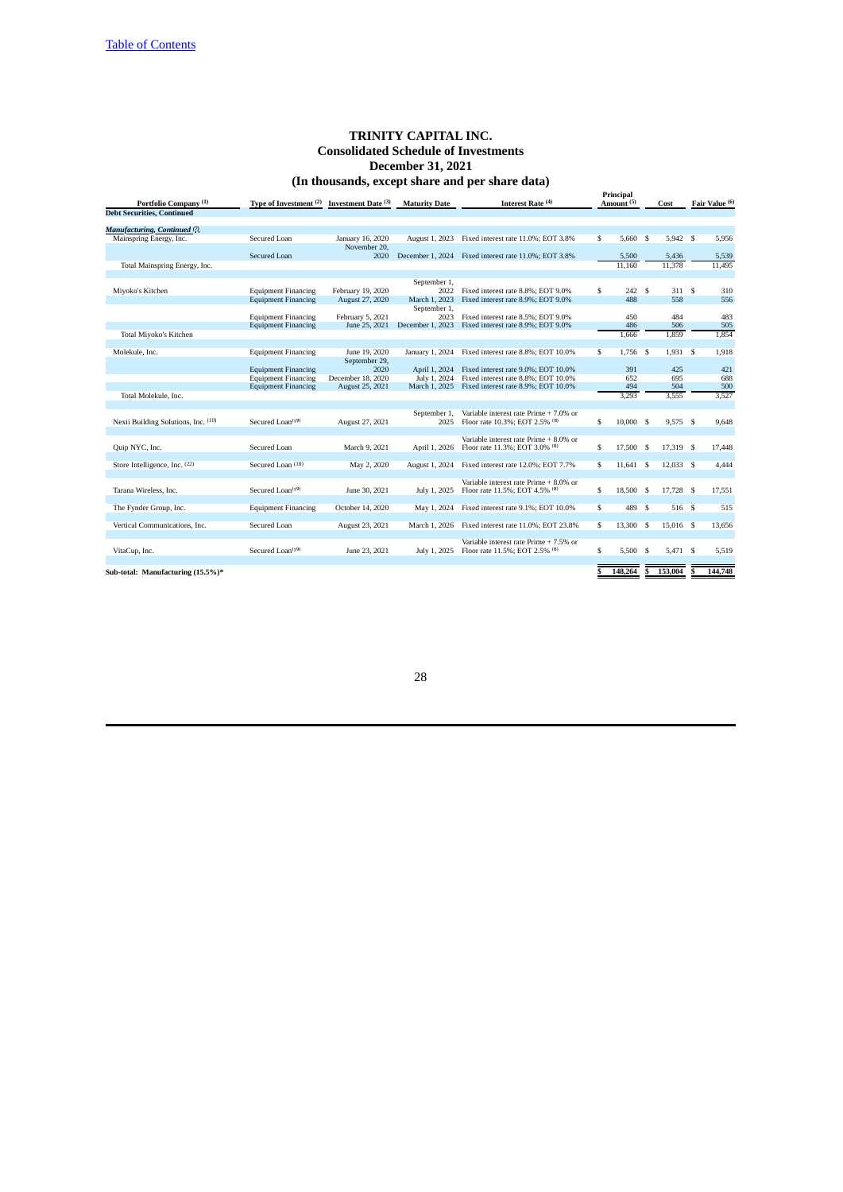[Table of Contents](#)

# TRINITY CAPITAL INC.
## Consolidated Schedule of Investments
## December 31, 2021
## (In thousands, except share and per share data)

| Portfolio Company [(1)] | Type of Investment [(2)] | Investment Date [(3)] | Maturity Date | Interest Rate [(4)] | Principal Amount [(5)] | Cost | Fair Value [(6)] |
|---|---|---|---|---|---|---|---|
| **Debt Securities, Continued** | | | | | | | |
| ***Manufacturing, Continued (7)*** | | | | | | | |
| Mainspring Energy, Inc. | Secured Loan | January 16, 2020 | August 1, 2023 | Fixed interest rate 11.0%; EOT 3.8% | $ 5,660 | $ 5,942 | $ 5,956 |
| | Secured Loan | November 20, 2020 | December 1, 2024 | Fixed interest rate 11.0%; EOT 3.8% | 5,500 | 5,436 | 5,539 |
| Total Mainspring Energy, Inc. | | | | | 11,160 | 11,378 | 11,495 |
| Miyoko's Kitchen | Equipment Financing | February 19, 2020 | September 1, 2022 | Fixed interest rate 8.8%; EOT 9.0% | $ 242 | $ 311 | $ 310 |
| | Equipment Financing | August 27, 2020 | March 1, 2023 | Fixed interest rate 8.9%; EOT 9.0% | 488 | 558 | 556 |
| | Equipment Financing | February 5, 2021 | September 1, 2023 | Fixed interest rate 8.5%; EOT 9.0% | 450 | 484 | 483 |
| | Equipment Financing | June 25, 2021 | December 1, 2023 | Fixed interest rate 8.9%; EOT 9.0% | 486 | 506 | 505 |
| Total Miyoko's Kitchen | | | | | 1,666 | 1,859 | 1,854 |
| Molekule, Inc. | Equipment Financing | June 19, 2020 | January 1, 2024 | Fixed interest rate 8.8%; EOT 10.0% | $ 1,756 | $ 1,931 | $ 1,918 |
| | Equipment Financing | September 29, 2020 | April 1, 2024 | Fixed interest rate 9.0%; EOT 10.0% | 391 | 425 | 421 |
| | Equipment Financing | December 18, 2020 | July 1, 2024 | Fixed interest rate 8.8%; EOT 10.0% | 652 | 695 | 688 |
| | Equipment Financing | August 25, 2021 | March 1, 2025 | Fixed interest rate 8.9%; EOT 10.0% | 494 | 504 | 500 |
| Total Molekule, Inc. | | | | | 3,293 | 3,555 | 3,527 |
| Nexii Building Solutions, Inc. [(10)] | Secured Loan[(19)] | August 27, 2021 | September 1, 2025 | Variable interest rate Prime + 7.0% or Floor rate 10.3%; EOT 2.5% [(8)] | $ 10,000 | $ 9,575 | $ 9,648 |
| Quip NYC, Inc. | Secured Loan | March 9, 2021 | April 1, 2026 | Variable interest rate Prime + 8.0% or Floor rate 11.3%; EOT 3.0% [(8)] | $ 17,500 | $ 17,319 | $ 17,448 |
| Store Intelligence, Inc. [(22)] | Secured Loan [(18)] | May 2, 2020 | August 1, 2024 | Fixed interest rate 12.0%; EOT 7.7% | $ 11,641 | $ 12,033 | $ 4,444 |
| Tarana Wireless, Inc. | Secured Loan[(19)] | June 30, 2021 | July 1, 2025 | Variable interest rate Prime + 8.0% or Floor rate 11.5%; EOT 4.5% [(8)] | $ 18,500 | $ 17,728 | $ 17,551 |
| The Fynder Group, Inc. | Equipment Financing | October 14, 2020 | May 1, 2024 | Fixed interest rate 9.1%; EOT 10.0% | $ 489 | $ 516 | $ 515 |
| Vertical Communications, Inc. | Secured Loan | August 23, 2021 | March 1, 2026 | Fixed interest rate 11.0%; EOT 23.8% | $ 13,300 | $ 15,016 | $ 13,656 |
| VitaCup, Inc. | Secured Loan[(19)] | June 23, 2021 | July 1, 2025 | Variable interest rate Prime + 7.5% or Floor rate 11.5%; EOT 2.5% [(8)] | $ 5,500 | $ 5,471 | $ 5,519 |
| **Sub-total: Manufacturing (15.5%)*** | | | | | $ 148,264 | $ 153,004 | $ 144,748 |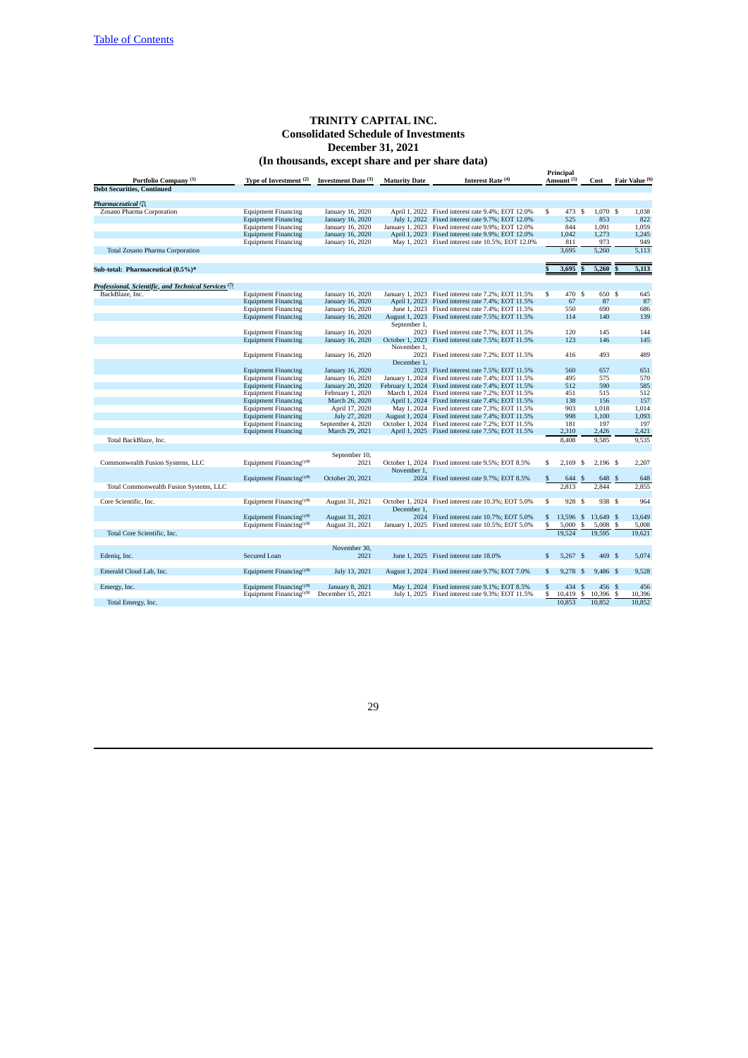[Table of Contents](#)

# TRINITY CAPITAL INC.
## Consolidated Schedule of Investments
## December 31, 2021
## (In thousands, except share and per share data)

| Portfolio Company [1] | Type of Investment [2] | Investment Date [3] | Maturity Date | Interest Rate [4] | Principal Amount [5] | Cost | Fair Value [6] |
|---|---|---|---|---|---|---|---|
| **Debt Securities, Continued** | | | | | | | |
| ***Pharmaceutical [7]*** | | | | | | | |
| Zosano Pharma Corporation | Equipment Financing | January 16, 2020 | April 1, 2022 | Fixed interest rate 9.4%; EOT 12.0% | $ 473 | $ 1,070 | $ 1,038 |
| | Equipment Financing | January 16, 2020 | July 1, 2022 | Fixed interest rate 9.7%; EOT 12.0% | 525 | 853 | 822 |
| | Equipment Financing | January 16, 2020 | January 1, 2023 | Fixed interest rate 9.9%; EOT 12.0% | 844 | 1,091 | 1,059 |
| | Equipment Financing | January 16, 2020 | April 1, 2023 | Fixed interest rate 9.9%; EOT 12.0% | 1,042 | 1,273 | 1,245 |
| | Equipment Financing | January 16, 2020 | May 1, 2023 | Fixed interest rate 10.5%; EOT 12.0% | 811 | 973 | 949 |
| Total Zosano Pharma Corporation | | | | | 3,695 | 5,260 | 5,113 |
| **Sub-total: Pharmaceutical (0.5%)*** | | | | | **$ 3,695** | **$ 5,260** | **$ 5,113** |
| ***Professional, Scientific, and Technical Services [7]*** | | | | | | | |
| BackBlaze, Inc. | Equipment Financing | January 16, 2020 | January 1, 2023 | Fixed interest rate 7.2%; EOT 11.5% | $ 470 | $ 650 | $ 645 |
| | Equipment Financing | January 16, 2020 | April 1, 2023 | Fixed interest rate 7.4%; EOT 11.5% | 67 | 87 | 87 |
| | Equipment Financing | January 16, 2020 | June 1, 2023 | Fixed interest rate 7.4%; EOT 11.5% | 550 | 690 | 686 |
| | Equipment Financing | January 16, 2020 | August 1, 2023 | Fixed interest rate 7.5%; EOT 11.5% | 114 | 140 | 139 |
| | Equipment Financing | January 16, 2020 | September 1, 2023 | Fixed interest rate 7.7%; EOT 11.5% | 120 | 145 | 144 |
| | Equipment Financing | January 16, 2020 | October 1, 2023 | Fixed interest rate 7.5%; EOT 11.5% | 123 | 146 | 145 |
| | Equipment Financing | January 16, 2020 | November 1, 2023 | Fixed interest rate 7.2%; EOT 11.5% | 416 | 493 | 489 |
| | Equipment Financing | January 16, 2020 | December 1, 2023 | Fixed interest rate 7.5%; EOT 11.5% | 560 | 657 | 651 |
| | Equipment Financing | January 16, 2020 | January 1, 2024 | Fixed interest rate 7.4%; EOT 11.5% | 495 | 575 | 570 |
| | Equipment Financing | January 20, 2020 | February 1, 2024 | Fixed interest rate 7.4%; EOT 11.5% | 512 | 590 | 585 |
| | Equipment Financing | February 1, 2020 | March 1, 2024 | Fixed interest rate 7.2%; EOT 11.5% | 451 | 515 | 512 |
| | Equipment Financing | March 26, 2020 | April 1, 2024 | Fixed interest rate 7.4%; EOT 11.5% | 138 | 156 | 157 |
| | Equipment Financing | April 17, 2020 | May 1, 2024 | Fixed interest rate 7.3%; EOT 11.5% | 903 | 1,018 | 1,014 |
| | Equipment Financing | July 27, 2020 | August 1, 2024 | Fixed interest rate 7.4%; EOT 11.5% | 998 | 1,100 | 1,093 |
| | Equipment Financing | September 4, 2020 | October 1, 2024 | Fixed interest rate 7.2%; EOT 11.5% | 181 | 197 | 197 |
| | Equipment Financing | March 29, 2021 | April 1, 2025 | Fixed interest rate 7.5%; EOT 11.5% | 2,310 | 2,426 | 2,421 |
| Total BackBlaze, Inc. | | | | | 8,408 | 9,585 | 9,535 |
| Commonwealth Fusion Systems, LLC | Equipment Financing[19] | September 10, 2021 | October 1, 2024 | Fixed interest rate 9.5%; EOT 8.5% | $ 2,169 | $ 2,196 | $ 2,207 |
| | Equipment Financing[19] | October 20, 2021 | November 1, 2024 | Fixed interest rate 9.7%; EOT 8.5% | $ 644 | $ 648 | $ 648 |
| Total Commonwealth Fusion Systems, LLC | | | | | 2,813 | 2,844 | 2,855 |
| Core Scientific, Inc. | Equipment Financing[19] | August 31, 2021 | October 1, 2024 | Fixed interest rate 10.3%; EOT 5.0% | $ 928 | $ 938 | $ 964 |
| | Equipment Financing[19] | August 31, 2021 | December 1, 2024 | Fixed interest rate 10.7%; EOT 5.0% | $ 13,596 | $ 13,649 | $ 13,649 |
| | Equipment Financing[19] | August 31, 2021 | January 1, 2025 | Fixed interest rate 10.5%; EOT 5.0% | $ 5,000 | $ 5,008 | $ 5,008 |
| Total Core Scientific, Inc. | | | | | 19,524 | 19,595 | 19,621 |
| Edeniq, Inc. | Secured Loan | November 30, 2021 | June 1, 2025 | Fixed interest rate 18.0% | $ 5,267 | $ 469 | $ 5,074 |
| Emerald Cloud Lab, Inc. | Equipment Financing[19] | July 13, 2021 | August 1, 2024 | Fixed interest rate 9.7%; EOT 7.0% | $ 9,278 | $ 9,486 | $ 9,528 |
| Emergy, Inc. | Equipment Financing[19] | January 8, 2021 | May 1, 2024 | Fixed interest rate 9.1%; EOT 8.5% | $ 434 | $ 456 | $ 456 |
| | Equipment Financing[19] | December 15, 2021 | July 1, 2025 | Fixed interest rate 9.3%; EOT 11.5% | $ 10,419 | $ 10,396 | $ 10,396 |
| Total Emergy, Inc. | | | | | 10,853 | 10,852 | 10,852 |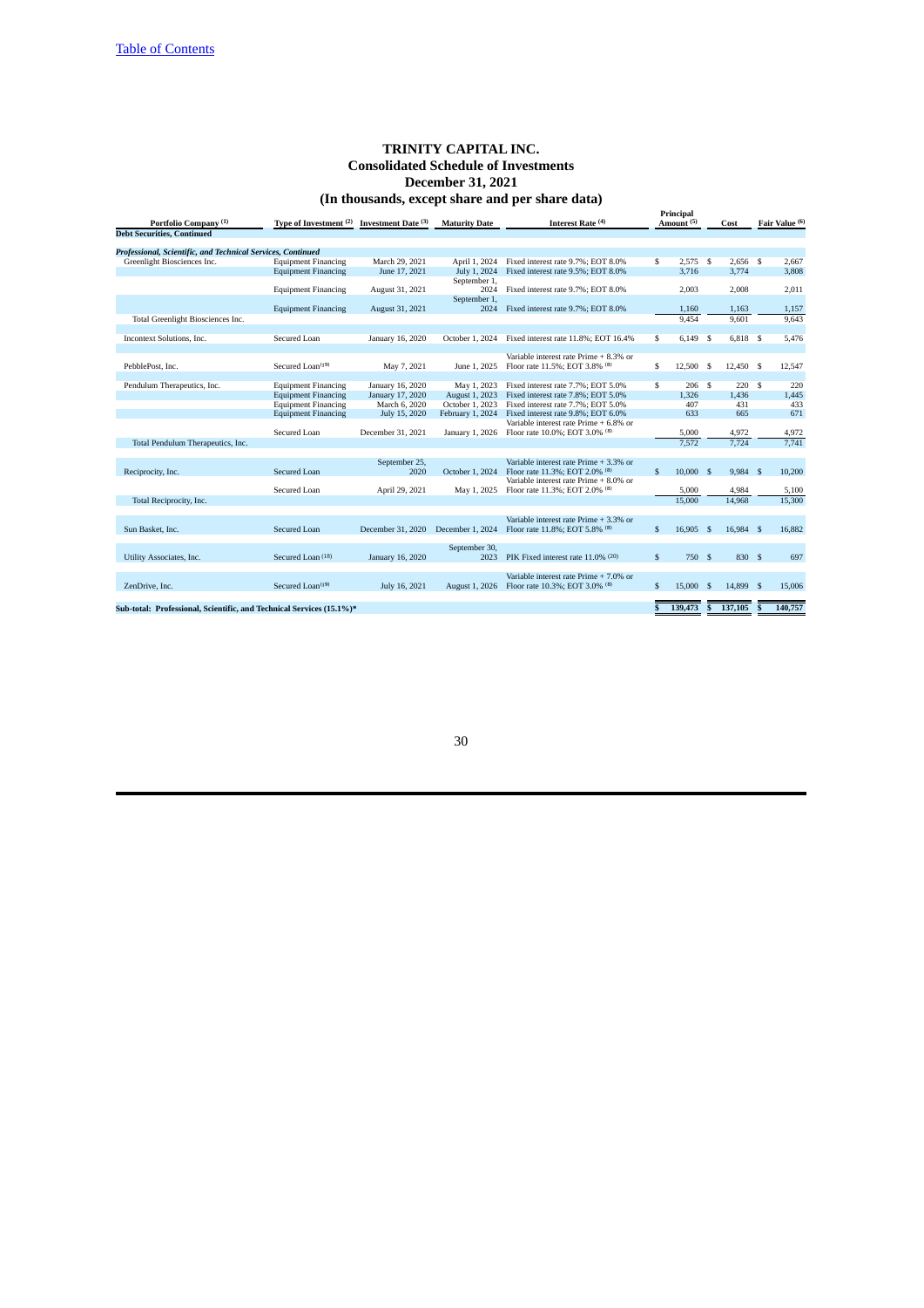[Table of Contents](#)

# TRINITY CAPITAL INC.
## Consolidated Schedule of Investments
## December 31, 2021
## (In thousands, except share and per share data)

| Portfolio Company [(1)] | Type of Investment [(2)] | Investment Date [(3)] | Maturity Date | Interest Rate [(4)] | Principal Amount [(5)] | Cost | Fair Value [(6)] |
|---|---|---|---|---|---|---|---|
| **Debt Securities, Continued** | | | | | | | |
| ***Professional, Scientific, and Technical Services, Continued*** | | | | | | | |
| Greenlight Biosciences Inc. | Equipment Financing | March 29, 2021 | April 1, 2024 | Fixed interest rate 9.7%; EOT 8.0% | $ 2,575 | $ 2,656 | $ 2,667 |
| | Equipment Financing | June 17, 2021 | July 1, 2024 | Fixed interest rate 9.5%; EOT 8.0% | 3,716 | 3,774 | 3,808 |
| | Equipment Financing | August 31, 2021 | September 1, 2024 | Fixed interest rate 9.7%; EOT 8.0% | 2,003 | 2,008 | 2,011 |
| | Equipment Financing | August 31, 2021 | September 1, 2024 | Fixed interest rate 9.7%; EOT 8.0% | 1,160 | 1,163 | 1,157 |
| Total Greenlight Biosciences Inc. | | | | | 9,454 | 9,601 | 9,643 |
| Incontext Solutions, Inc. | Secured Loan | January 16, 2020 | October 1, 2024 | Fixed interest rate 11.8%; EOT 16.4% | $ 6,149 | $ 6,818 | $ 5,476 |
| PebblePost, Inc. | Secured Loan[(19)] | May 7, 2021 | June 1, 2025 | Variable interest rate Prime + 8.3% or Floor rate 11.5%; EOT 3.8% [(8)] | $ 12,500 | $ 12,450 | $ 12,547 |
| Pendulum Therapeutics, Inc. | Equipment Financing | January 16, 2020 | May 1, 2023 | Fixed interest rate 7.7%; EOT 5.0% | $ 206 | $ 220 | $ 220 |
| | Equipment Financing | January 17, 2020 | August 1, 2023 | Fixed interest rate 7.8%; EOT 5.0% | 1,326 | 1,436 | 1,445 |
| | Equipment Financing | March 6, 2020 | October 1, 2023 | Fixed interest rate 7.7%; EOT 5.0% | 407 | 431 | 433 |
| | Equipment Financing | July 15, 2020 | February 1, 2024 | Fixed interest rate 9.8%; EOT 6.0% | 633 | 665 | 671 |
| | Secured Loan | December 31, 2021 | January 1, 2026 | Variable interest rate Prime + 6.8% or Floor rate 10.0%; EOT 3.0% [(8)] | 5,000 | 4,972 | 4,972 |
| Total Pendulum Therapeutics, Inc. | | | | | 7,572 | 7,724 | 7,741 |
| Reciprocity, Inc. | Secured Loan | September 25, 2020 | October 1, 2024 | Variable interest rate Prime + 3.3% or Floor rate 11.3%; EOT 2.0% [(8)] | $ 10,000 | $ 9,984 | $ 10,200 |
| | Secured Loan | April 29, 2021 | May 1, 2025 | Variable interest rate Prime + 8.0% or Floor rate 11.3%; EOT 2.0% [(8)] | 5,000 | 4,984 | 5,100 |
| Total Reciprocity, Inc. | | | | | 15,000 | 14,968 | 15,300 |
| Sun Basket, Inc. | Secured Loan | December 31, 2020 | December 1, 2024 | Variable interest rate Prime + 3.3% or Floor rate 11.8%; EOT 5.8% [(8)] | $ 16,905 | $ 16,984 | $ 16,882 |
| Utility Associates, Inc. | Secured Loan [(18)] | January 16, 2020 | September 30, 2023 | PIK Fixed interest rate 11.0% [(20)] | $ 750 | $ 830 | $ 697 |
| ZenDrive, Inc. | Secured Loan[(19)] | July 16, 2021 | August 1, 2026 | Variable interest rate Prime + 7.0% or Floor rate 10.3%; EOT 3.0% [(8)] | $ 15,000 | $ 14,899 | $ 15,006 |
| **Sub-total: Professional, Scientific, and Technical Services (15.1%)*** | | | | | **$ 139,473** | **$ 137,105** | **$ 140,757** |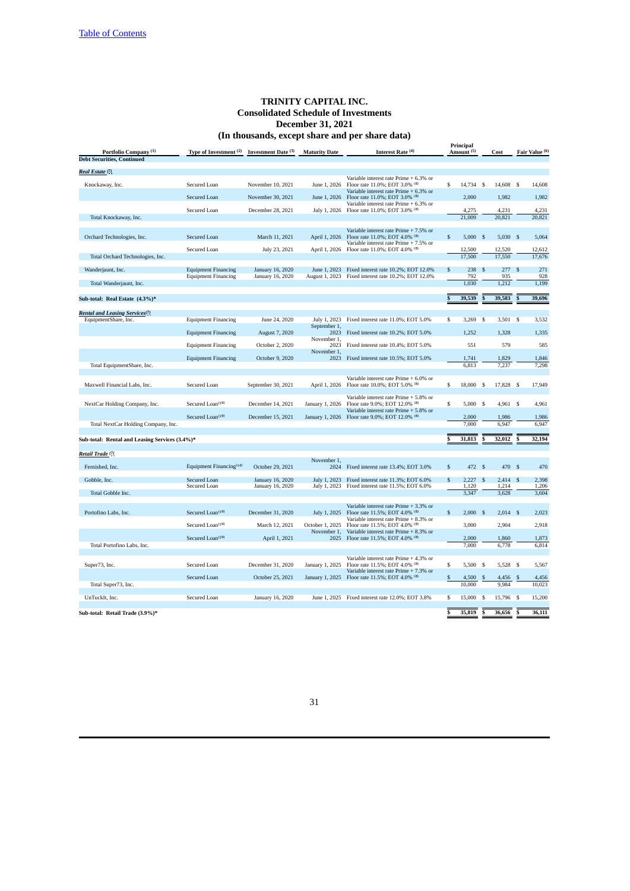[Table of Contents](#)

# TRINITY CAPITAL INC.
## Consolidated Schedule of Investments
## December 31, 2021
## (In thousands, except share and per share data)

| Portfolio Company [(1)] | Type of Investment [(2)] | Investment Date [(3)] | Maturity Date | Interest Rate [(4)] | Principal Amount [(5)] | Cost | Fair Value [(6)] |
|---|---|---|---|---|---|---|---|
| **Debt Securities, Continued** | | | | | | | |
| ***Real Estate*** [(7)] | | | | | | | |
| Knockaway, Inc. | Secured Loan | November 10, 2021 | June 1, 2026 | Variable interest rate Prime + 6.3% or Floor rate 11.0%; EOT 3.0% [(8)] | $ 14,734 | $ 14,608 | $ 14,608 |
| | Secured Loan | November 30, 2021 | June 1, 2026 | Variable interest rate Prime + 6.3% or Floor rate 11.0%; EOT 3.0% [(8)] | 2,000 | 1,982 | 1,982 |
| | Secured Loan | December 28, 2021 | July 1, 2026 | Variable interest rate Prime + 6.3% or Floor rate 11.0%; EOT 3.0% [(8)] | 4,275 | 4,231 | 4,231 |
| Total Knockaway, Inc. | | | | | 21,009 | 20,821 | 20,821 |
| Orchard Technologies, Inc. | Secured Loan | March 11, 2021 | April 1, 2026 | Variable interest rate Prime + 7.5% or Floor rate 11.0%; EOT 4.0% [(8)] | $ 5,000 | $ 5,030 | $ 5,064 |
| | Secured Loan | July 23, 2021 | April 1, 2026 | Variable interest rate Prime + 7.5% or Floor rate 11.0%; EOT 4.0% [(8)] | 12,500 | 12,520 | 12,612 |
| Total Orchard Technologies, Inc. | | | | | 17,500 | 17,550 | 17,676 |
| Wanderjaunt, Inc. | Equipment Financing | January 16, 2020 | June 1, 2023 | Fixed interest rate 10.2%; EOT 12.0% | $ 238 | $ 277 | $ 271 |
| | Equipment Financing | January 16, 2020 | August 1, 2023 | Fixed interest rate 10.2%; EOT 12.0% | 792 | 935 | 928 |
| Total Wanderjaunt, Inc. | | | | | 1,030 | 1,212 | 1,199 |
| **Sub-total: Real Estate (4.3%)*** | | | | | **$ 39,539** | **$ 39,583** | **$ 39,696** |
| ***Rental and Leasing Services*** [(7)] | | | | | | | |
| EquipmentShare, Inc. | Equipment Financing | June 24, 2020 | July 1, 2023 | Fixed interest rate 11.0%; EOT 5.0% | $ 3,269 | $ 3,501 | $ 3,532 |
| | Equipment Financing | August 7, 2020 | September 1, 2023 | Fixed interest rate 10.2%; EOT 5.0% | 1,252 | 1,328 | 1,335 |
| | Equipment Financing | October 2, 2020 | November 1, 2023 | Fixed interest rate 10.4%; EOT 5.0% | 551 | 579 | 585 |
| | Equipment Financing | October 9, 2020 | November 1, 2023 | Fixed interest rate 10.5%; EOT 5.0% | 1,741 | 1,829 | 1,846 |
| Total EquipmentShare, Inc. | | | | | 6,813 | 7,237 | 7,298 |
| Maxwell Financial Labs, Inc. | Secured Loan | September 30, 2021 | April 1, 2026 | Variable interest rate Prime + 6.0% or Floor rate 10.0%; EOT 5.0% [(8)] | $ 18,000 | $ 17,828 | $ 17,949 |
| NextCar Holding Company, Inc. | Secured Loan [(19)] | December 14, 2021 | January 1, 2026 | Variable interest rate Prime + 5.8% or Floor rate 9.0%; EOT 12.0% [(8)] | $ 5,000 | $ 4,961 | $ 4,961 |
| | Secured Loan [(19)] | December 15, 2021 | January 1, 2026 | Variable interest rate Prime + 5.8% or Floor rate 9.0%; EOT 12.0% [(8)] | 2,000 | 1,986 | 1,986 |
| Total NextCar Holding Company, Inc. | | | | | 7,000 | 6,947 | 6,947 |
| **Sub-total: Rental and Leasing Services (3.4%)*** | | | | | **$ 31,813** | **$ 32,012** | **$ 32,194** |
| ***Retail Trade*** [(7)] | | | | | | | |
| Fernished, Inc. | Equipment Financing [(14)] | October 29, 2021 | November 1, 2024 | Fixed interest rate 13.4%; EOT 3.0% | $ 472 | $ 470 | $ 470 |
| Gobble, Inc. | Secured Loan | January 16, 2020 | July 1, 2023 | Fixed interest rate 11.3%; EOT 6.0% | $ 2,227 | $ 2,414 | $ 2,398 |
| | Secured Loan | January 16, 2020 | July 1, 2023 | Fixed interest rate 11.5%; EOT 6.0% | 1,120 | 1,214 | 1,206 |
| Total Gobble Inc. | | | | | 3,347 | 3,628 | 3,604 |
| Portofino Labs, Inc. | Secured Loan [(19)] | December 31, 2020 | July 1, 2025 | Variable interest rate Prime + 3.3% or Floor rate 11.5%; EOT 4.0% [(8)] | $ 2,000 | $ 2,014 | $ 2,023 |
| | Secured Loan [(19)] | March 12, 2021 | October 1, 2025 | Variable interest rate Prime + 8.3% or Floor rate 11.5%; EOT 4.0% [(8)] | 3,000 | 2,904 | 2,918 |
| | Secured Loan [(19)] | April 1, 2021 | November 1, 2025 | Variable interest rate Prime + 8.3% or Floor rate 11.5%; EOT 4.0% [(8)] | 2,000 | 1,860 | 1,873 |
| Total Portofino Labs, Inc. | | | | | 7,000 | 6,778 | 6,814 |
| Super73, Inc. | Secured Loan | December 31, 2020 | January 1, 2025 | Variable interest rate Prime + 4.3% or Floor rate 11.5%; EOT 4.0% [(8)] | $ 5,500 | $ 5,528 | $ 5,567 |
| | Secured Loan | October 25, 2021 | January 1, 2025 | Variable interest rate Prime + 7.3% or Floor rate 11.5%; EOT 4.0% [(8)] | $ 4,500 | $ 4,456 | $ 4,456 |
| Total Super73, Inc. | | | | | 10,000 | 9,984 | 10,023 |
| UnTuckIt, Inc. | Secured Loan | January 16, 2020 | June 1, 2025 | Fixed interest rate 12.0%; EOT 3.8% | $ 15,000 | $ 15,796 | $ 15,200 |
| **Sub-total: Retail Trade (3.9%)*** | | | | | **$ 35,819** | **$ 36,656** | **$ 36,111** |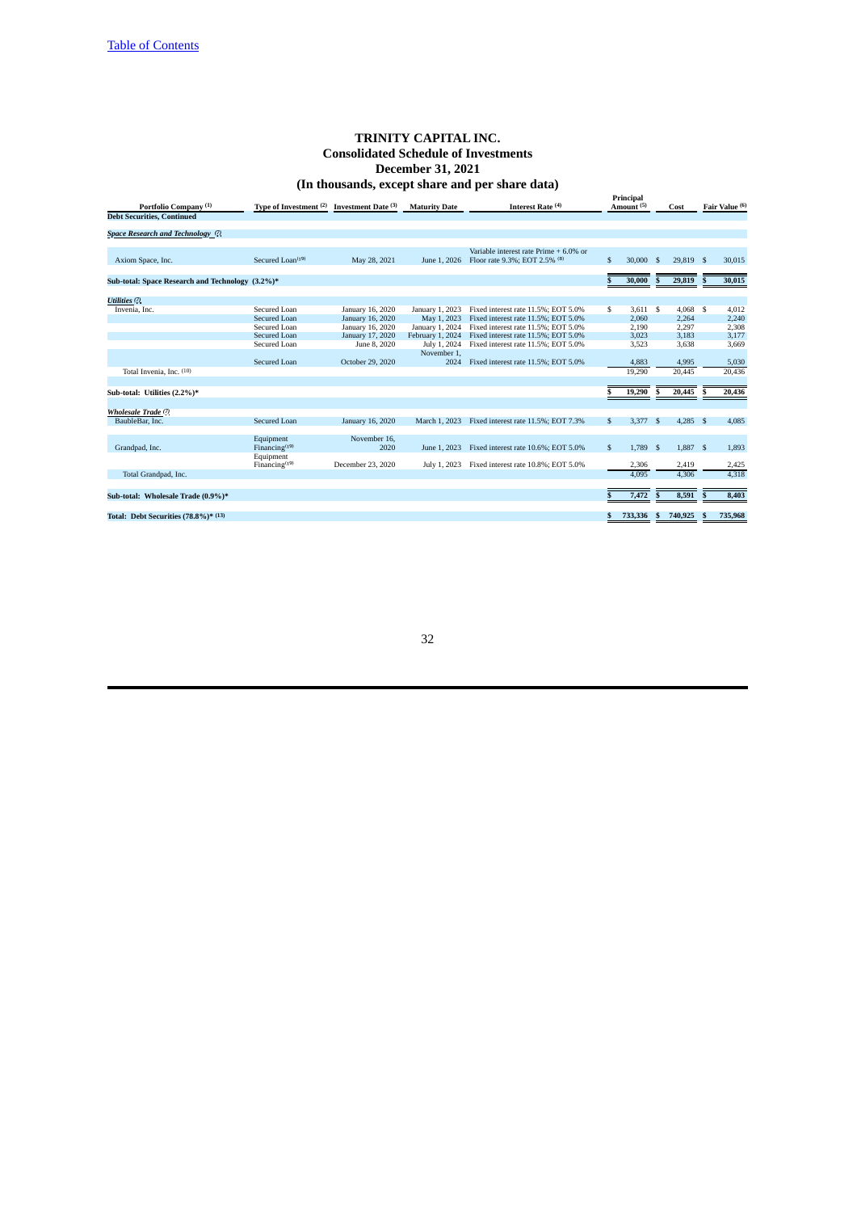# TRINITY CAPITAL INC.
## Consolidated Schedule of Investments
## December 31, 2021
## (In thousands, except share and per share data)

| Portfolio Company [(1)] | Type of Investment [(2)] | Investment Date [(3)] | Maturity Date | Interest Rate [(4)] | Principal Amount [(5)] | Cost | Fair Value [(6)] |
|---|---|---|---|---|---|---|---|
| **Debt Securities, Continued** | | | | | | | |
| ***Space Research and Technology*** [(7)] | | | | | | | |
| Axiom Space, Inc. | Secured Loan[(19)] | May 28, 2021 | June 1, 2026 | Variable interest rate Prime + 6.0% or Floor rate 9.3%; EOT 2.5% [(8)] | $ 30,000 | $ 29,819 | $ 30,015 |
| **Sub-total: Space Research and Technology (3.2%)*** | | | | | **$ 30,000** | **$ 29,819** | **$ 30,015** |
| ***Utilities*** [(7)] | | | | | | | |
| Invenia, Inc. | Secured Loan | January 16, 2020 | January 1, 2023 | Fixed interest rate 11.5%; EOT 5.0% | $ 3,611 | $ 4,068 | $ 4,012 |
| | Secured Loan | January 16, 2020 | May 1, 2023 | Fixed interest rate 11.5%; EOT 5.0% | 2,060 | 2,264 | 2,240 |
| | Secured Loan | January 16, 2020 | January 1, 2024 | Fixed interest rate 11.5%; EOT 5.0% | 2,190 | 2,297 | 2,308 |
| | Secured Loan | January 17, 2020 | February 1, 2024 | Fixed interest rate 11.5%; EOT 5.0% | 3,023 | 3,183 | 3,177 |
| | Secured Loan | June 8, 2020 | July 1, 2024 | Fixed interest rate 11.5%; EOT 5.0% | 3,523 | 3,638 | 3,669 |
| | Secured Loan | October 29, 2020 | November 1, 2024 | Fixed interest rate 11.5%; EOT 5.0% | 4,883 | 4,995 | 5,030 |
| Total Invenia, Inc. [(10)] | | | | | 19,290 | 20,445 | 20,436 |
| **Sub-total: Utilities (2.2%)*** | | | | | **$ 19,290** | **$ 20,445** | **$ 20,436** |
| ***Wholesale Trade*** [(7)] | | | | | | | |
| BaubleBar, Inc. | Secured Loan | January 16, 2020 | March 1, 2023 | Fixed interest rate 11.5%; EOT 7.3% | $ 3,377 | $ 4,285 | $ 4,085 |
| Grandpad, Inc. | Equipment Financing[(19)] | November 16, 2020 | June 1, 2023 | Fixed interest rate 10.6%; EOT 5.0% | $ 1,789 | $ 1,887 | $ 1,893 |
| | Equipment Financing[(19)] | December 23, 2020 | July 1, 2023 | Fixed interest rate 10.8%; EOT 5.0% | 2,306 | 2,419 | 2,425 |
| Total Grandpad, Inc. | | | | | 4,095 | 4,306 | 4,318 |
| **Sub-total: Wholesale Trade (0.9%)*** | | | | | **$ 7,472** | **$ 8,591** | **$ 8,403** |
| **Total: Debt Securities (78.8%)*** [(13)] | | | | | **$ 733,336** | **$ 740,925** | **$ 735,968** |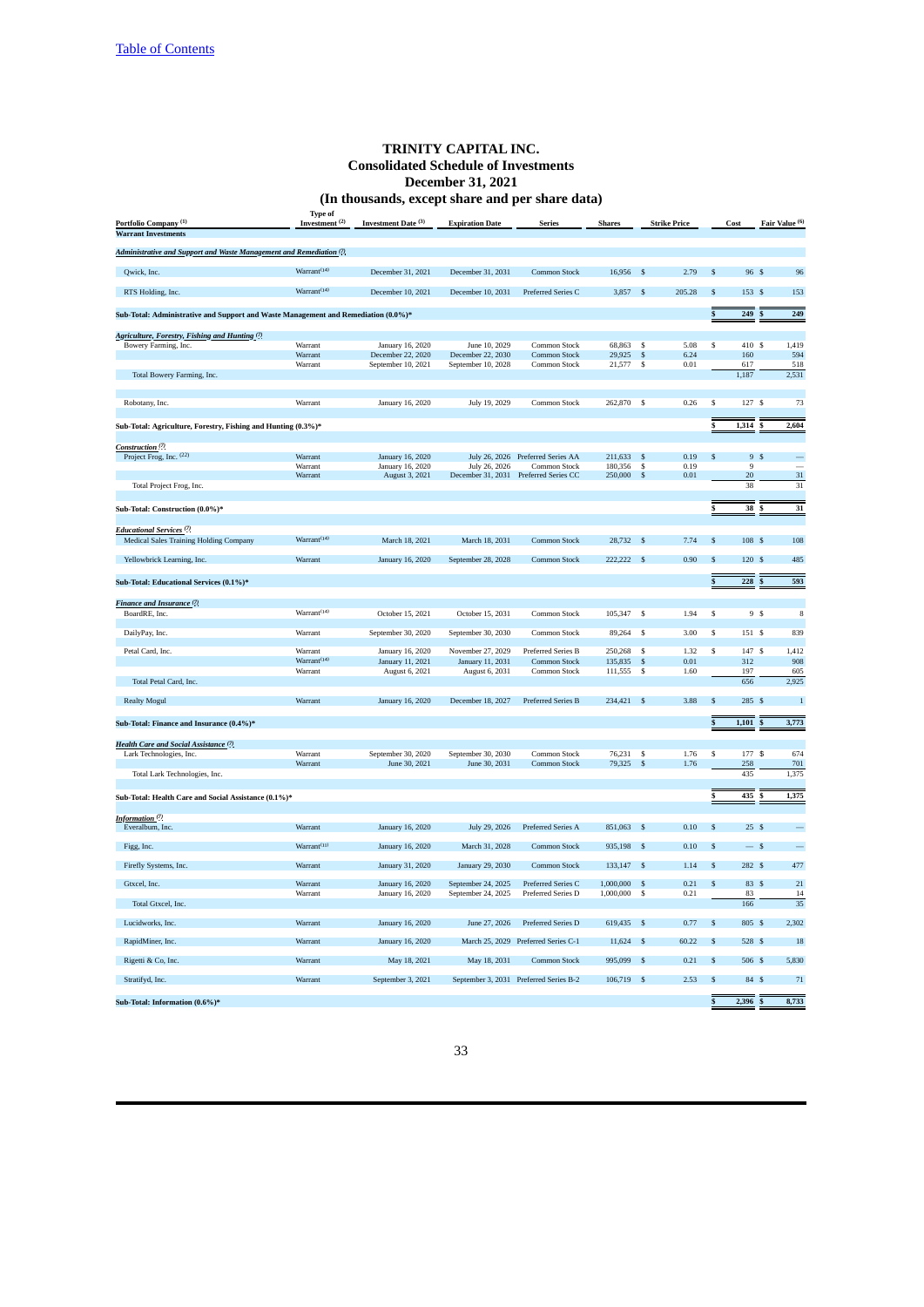# TRINITY CAPITAL INC.
## Consolidated Schedule of Investments
## December 31, 2021
## (In thousands, except share and per share data)

| Portfolio Company [(1)] | Type of Investment [(2)] | Investment Date [(3)] | Expiration Date | Series | Shares | Strike Price | Cost | Fair Value [(6)] |
|---|---|---|---|---|---|---|---|---|
| **Warrant Investments** | | | | | | | | |
| *Administrative and Support and Waste Management and Remediation* [(7)] | | | | | | | | |
| Qwick, Inc. | Warrant[(14)] | December 31, 2021 | December 31, 2031 | Common Stock | 16,956 | $ 2.79 | $ 96 | $ 96 |
| RTS Holding, Inc. | Warrant[(14)] | December 10, 2021 | December 10, 2031 | Preferred Series C | 3,857 | $ 205.28 | $ 153 | $ 153 |
| **Sub-Total: Administrative and Support and Waste Management and Remediation (0.0%)*** | | | | | | | $ 249 | $ 249 |
| *Agriculture, Forestry, Fishing and Hunting* [(7)] | | | | | | | | |
| Bowery Farming, Inc. | Warrant | January 16, 2020 | June 10, 2029 | Common Stock | 68,863 | $ 5.08 | $ 410 | $ 1,419 |
| | Warrant | December 22, 2020 | December 22, 2030 | Common Stock | 29,925 | $ 6.24 | 160 | 594 |
| | Warrant | September 10, 2021 | September 10, 2028 | Common Stock | 21,577 | $ 0.01 | 617 | 518 |
| Total Bowery Farming, Inc. | | | | | | | 1,187 | 2,531 |
| Robotany, Inc. | Warrant | January 16, 2020 | July 19, 2029 | Common Stock | 262,870 | $ 0.26 | $ 127 | $ 73 |
| **Sub-Total: Agriculture, Forestry, Fishing and Hunting (0.3%)*** | | | | | | | $ 1,314 | $ 2,604 |
| *Construction* [(7)] | | | | | | | | |
| Project Frog, Inc. [(22)] | Warrant | January 16, 2020 | July 26, 2026 | Preferred Series AA | 211,633 | $ 0.19 | $ 9 | $ — |
| | Warrant | January 16, 2020 | July 26, 2026 | Common Stock | 180,356 | $ 0.19 | 9 | — |
| | Warrant | August 3, 2021 | December 31, 2031 | Preferred Series CC | 250,000 | $ 0.01 | 20 | 31 |
| Total Project Frog, Inc. | | | | | | | 38 | 31 |
| **Sub-Total: Construction (0.0%)*** | | | | | | | $ 38 | $ 31 |
| *Educational Services* [(7)] | | | | | | | | |
| Medical Sales Training Holding Company | Warrant[(14)] | March 18, 2021 | March 18, 2031 | Common Stock | 28,732 | $ 7.74 | $ 108 | $ 108 |
| Yellowbrick Learning, Inc. | Warrant | January 16, 2020 | September 28, 2028 | Common Stock | 222,222 | $ 0.90 | $ 120 | $ 485 |
| **Sub-Total: Educational Services (0.1%)*** | | | | | | | $ 228 | $ 593 |
| *Finance and Insurance* [(7)] | | | | | | | | |
| BoardRE, Inc. | Warrant[(14)] | October 15, 2021 | October 15, 2031 | Common Stock | 105,347 | $ 1.94 | $ 9 | $ 8 |
| DailyPay, Inc. | Warrant | September 30, 2020 | September 30, 2030 | Common Stock | 89,264 | $ 3.00 | $ 151 | $ 839 |
| Petal Card, Inc. | Warrant | January 16, 2020 | November 27, 2029 | Preferred Series B | 250,268 | $ 1.32 | $ 147 | $ 1,412 |
| | Warrant[(14)] | January 11, 2021 | January 11, 2031 | Common Stock | 135,835 | $ 0.01 | 312 | 908 |
| | Warrant | August 6, 2021 | August 6, 2031 | Common Stock | 111,555 | $ 1.60 | 197 | 605 |
| Total Petal Card, Inc. | | | | | | | 656 | 2,925 |
| Realty Mogul | Warrant | January 16, 2020 | December 18, 2027 | Preferred Series B | 234,421 | $ 3.88 | $ 285 | $ 1 |
| **Sub-Total: Finance and Insurance (0.4%)*** | | | | | | | $ 1,101 | $ 3,773 |
| *Health Care and Social Assistance* [(7)] | | | | | | | | |
| Lark Technologies, Inc. | Warrant | September 30, 2020 | September 30, 2030 | Common Stock | 76,231 | $ 1.76 | $ 177 | $ 674 |
| | Warrant | June 30, 2021 | June 30, 2031 | Common Stock | 79,325 | $ 1.76 | 258 | 701 |
| Total Lark Technologies, Inc. | | | | | | | 435 | 1,375 |
| **Sub-Total: Health Care and Social Assistance (0.1%)*** | | | | | | | $ 435 | $ 1,375 |
| *Information* [(7)] | | | | | | | | |
| Everalbum, Inc. | Warrant | January 16, 2020 | July 29, 2026 | Preferred Series A | 851,063 | $ 0.10 | $ 25 | $ — |
| Figg, Inc. | Warrant[(11)] | January 16, 2020 | March 31, 2028 | Common Stock | 935,198 | $ 0.10 | $ — | $ — |
| Firefly Systems, Inc. | Warrant | January 31, 2020 | January 29, 2030 | Common Stock | 133,147 | $ 1.14 | $ 282 | $ 477 |
| Gtxcel, Inc. | Warrant | January 16, 2020 | September 24, 2025 | Preferred Series C | 1,000,000 | $ 0.21 | $ 83 | $ 21 |
| | Warrant | January 16, 2020 | September 24, 2025 | Preferred Series D | 1,000,000 | $ 0.21 | 83 | 14 |
| Total Gtxcel, Inc. | | | | | | | 166 | 35 |
| Lucidworks, Inc. | Warrant | January 16, 2020 | June 27, 2026 | Preferred Series D | 619,435 | $ 0.77 | $ 805 | $ 2,302 |
| RapidMiner, Inc. | Warrant | January 16, 2020 | March 25, 2029 | Preferred Series C-1 | 11,624 | $ 60.22 | $ 528 | $ 18 |
| Rigetti & Co, Inc. | Warrant | May 18, 2021 | May 18, 2031 | Common Stock | 995,099 | $ 0.21 | $ 506 | $ 5,830 |
| Stratifyd, Inc. | Warrant | September 3, 2021 | September 3, 2031 | Preferred Series B-2 | 106,719 | $ 2.53 | $ 84 | $ 71 |
| **Sub-Total: Information (0.6%)*** | | | | | | | $ 2,396 | $ 8,733 |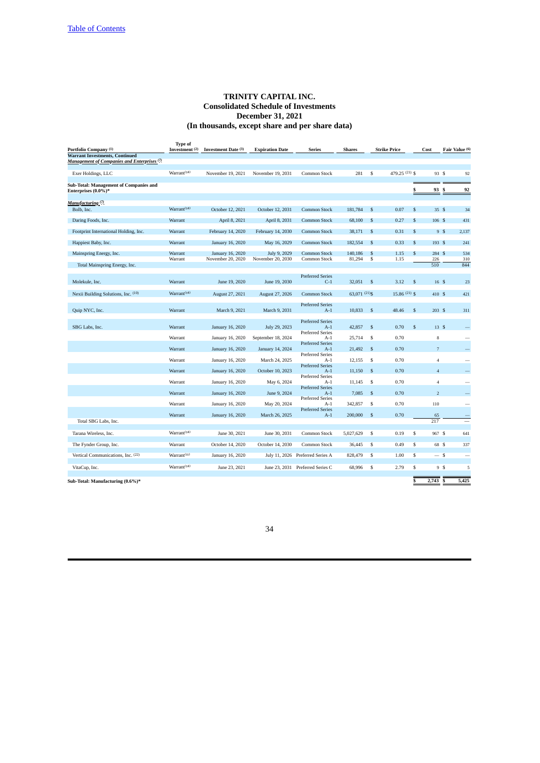Table of Contents

# TRINITY CAPITAL INC.
## Consolidated Schedule of Investments
## December 31, 2021
## (In thousands, except share and per share data)

| Portfolio Company (1) | Type of Investment (2) | Investment Date (3) | Expiration Date | Series | Shares | Strike Price | Cost | Fair Value (6) |
|---|---|---|---|---|---|---|---|---|
| **Warrant Investments, Continued** | | | | | | | | |
| ***Management of Companies and Enterprises (7)*** | | | | | | | | |
| Exer Holdings, LLC | Warrant(14) | November 19, 2021 | November 19, 2031 | Common Stock | 281 | $ 479.25 (21) | $ 93 | $ 92 |
| **Sub-Total: Management of Companies and Enterprises (0.0%)*** | | | | | | | **$ 93** | **$ 92** |
| ***Manufacturing (7)*** | | | | | | | | |
| Bolb, Inc. | Warrant(14) | October 12, 2021 | October 12, 2031 | Common Stock | 181,784 | $ 0.07 | $ 35 | $ 34 |
| Daring Foods, Inc. | Warrant | April 8, 2021 | April 8, 2031 | Common Stock | 68,100 | $ 0.27 | $ 106 | $ 431 |
| Footprint International Holding, Inc. | Warrant | February 14, 2020 | February 14, 2030 | Common Stock | 38,171 | $ 0.31 | $ 9 | $ 2,137 |
| Happiest Baby, Inc. | Warrant | January 16, 2020 | May 16, 2029 | Common Stock | 182,554 | $ 0.33 | $ 193 | $ 241 |
| Mainspring Energy, Inc. | Warrant | January 16, 2020 | July 9, 2029 | Common Stock | 140,186 | $ 1.15 | $ 284 | $ 534 |
| | Warrant | November 20, 2020 | November 20, 2030 | Common Stock | 81,294 | $ 1.15 | 226 | 310 |
| Total Mainspring Energy, Inc. | | | | | | | 510 | 844 |
| Molekule, Inc. | Warrant | June 19, 2020 | June 19, 2030 | Preferred Series C-1 | 32,051 | $ 3.12 | $ 16 | $ 23 |
| Nexii Building Solutions, Inc. (10) | Warrant(14) | August 27, 2021 | August 27, 2026 | Common Stock | 63,071 (21) | $ 15.86 (21) | $ 410 | $ 421 |
| Quip NYC, Inc. | Warrant | March 9, 2021 | March 9, 2031 | Preferred Series A-1 | 10,833 | $ 48.46 | $ 203 | $ 311 |
| SBG Labs, Inc. | Warrant | January 16, 2020 | July 29, 2023 | Preferred Series A-1 | 42,857 | $ 0.70 | $ 13 | $ — |
| | Warrant | January 16, 2020 | September 18, 2024 | Preferred Series A-1 | 25,714 | $ 0.70 | 8 | — |
| | Warrant | January 16, 2020 | January 14, 2024 | Preferred Series A-1 | 21,492 | $ 0.70 | 7 | — |
| | Warrant | January 16, 2020 | March 24, 2025 | Preferred Series A-1 | 12,155 | $ 0.70 | 4 | — |
| | Warrant | January 16, 2020 | October 10, 2023 | Preferred Series A-1 | 11,150 | $ 0.70 | 4 | — |
| | Warrant | January 16, 2020 | May 6, 2024 | Preferred Series A-1 | 11,145 | $ 0.70 | 4 | — |
| | Warrant | January 16, 2020 | June 9, 2024 | Preferred Series A-1 | 7,085 | $ 0.70 | 2 | — |
| | Warrant | January 16, 2020 | May 20, 2024 | Preferred Series A-1 | 342,857 | $ 0.70 | 110 | — |
| | Warrant | January 16, 2020 | March 26, 2025 | Preferred Series A-1 | 200,000 | $ 0.70 | 65 | — |
| Total SBG Labs, Inc. | | | | | | | 217 | — |
| Tarana Wireless, Inc. | Warrant(14) | June 30, 2021 | June 30, 2031 | Common Stock | 5,027,629 | $ 0.19 | $ 967 | $ 641 |
| The Fynder Group, Inc. | Warrant | October 14, 2020 | October 14, 2030 | Common Stock | 36,445 | $ 0.49 | $ 68 | $ 337 |
| Vertical Communications, Inc. (22) | Warrant(11) | January 16, 2020 | July 11, 2026 | Preferred Series A | 828,479 | $ 1.00 | $ — | $ — |
| VitaCup, Inc. | Warrant(14) | June 23, 2021 | June 23, 2031 | Preferred Series C | 68,996 | $ 2.79 | $ 9 | $ 5 |
| **Sub-Total: Manufacturing (0.6%)*** | | | | | | | **$ 2,743** | **$ 5,425** |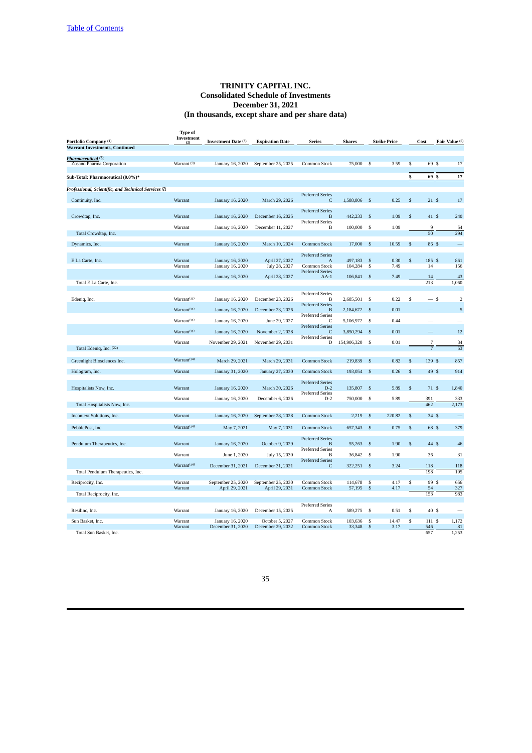# TRINITY CAPITAL INC.
## Consolidated Schedule of Investments
## December 31, 2021
## (In thousands, except share and per share data)

| Portfolio Company (1) | Type of Investment (2) | Investment Date (3) | Expiration Date | Series | Shares | Strike Price | Cost | Fair Value (6) |
|---|---|---|---|---|---|---|---|---|
| **Warrant Investments, Continued** | | | | | | | | |
| ***Pharmaceutical (7)*** | | | | | | | | |
| Zosano Pharma Corporation | Warrant (5) | January 16, 2020 | September 25, 2025 | Common Stock | 75,000 | $ 3.59 | $ 69 | $ 17 |
| **Sub-Total: Pharmaceutical (0.0%)*** | | | | | | | **$ 69** | **$ 17** |
| ***Professional, Scientific, and Technical Services (7)*** | | | | | | | | |
| Continuity, Inc. | Warrant | January 16, 2020 | March 29, 2026 | Preferred Series C | 1,588,806 | $ 0.25 | $ 21 | $ 17 |
| Crowdtap, Inc. | Warrant | January 16, 2020 | December 16, 2025 | Preferred Series B | 442,233 | $ 1.09 | $ 41 | $ 240 |
| | Warrant | January 16, 2020 | December 11, 2027 | Preferred Series B | 100,000 | $ 1.09 | 9 | 54 |
| Total Crowdtap, Inc. | | | | | | | 50 | 294 |
| Dynamics, Inc. | Warrant | January 16, 2020 | March 10, 2024 | Common Stock | 17,000 | $ 10.59 | $ 86 | $ — |
| E La Carte, Inc. | Warrant | January 16, 2020 | April 27, 2027 | Preferred Series A | 497,183 | $ 0.30 | $ 185 | $ 861 |
| | Warrant | January 16, 2020 | July 28, 2027 | Common Stock | 104,284 | $ 7.49 | 14 | 156 |
| | Warrant | January 16, 2020 | April 28, 2027 | Preferred Series AA-1 | 106,841 | $ 7.49 | 14 | 43 |
| Total E La Carte, Inc. | | | | | | | 213 | 1,060 |
| Edeniq, Inc. | Warrant(11) | January 16, 2020 | December 23, 2026 | Preferred Series B | 2,685,501 | $ 0.22 | $ — | $ 2 |
| | Warrant(11) | January 16, 2020 | December 23, 2026 | Preferred Series B | 2,184,672 | $ 0.01 | — | 5 |
| | Warrant(11) | January 16, 2020 | June 29, 2027 | Preferred Series C | 5,106,972 | $ 0.44 | — | — |
| | Warrant(11) | January 16, 2020 | November 2, 2028 | Preferred Series C | 3,850,294 | $ 0.01 | — | 12 |
| | Warrant | November 29, 2021 | November 29, 2031 | Preferred Series D | 154,906,320 | $ 0.01 | 7 | 34 |
| Total Edeniq, Inc. (22) | | | | | | | 7 | 53 |
| Greenlight Biosciences Inc. | Warrant(14) | March 29, 2021 | March 29, 2031 | Common Stock | 219,839 | $ 0.82 | $ 139 | $ 857 |
| Hologram, Inc. | Warrant | January 31, 2020 | January 27, 2030 | Common Stock | 193,054 | $ 0.26 | $ 49 | $ 914 |
| Hospitalists Now, Inc. | Warrant | January 16, 2020 | March 30, 2026 | Preferred Series D-2 | 135,807 | $ 5.89 | $ 71 | $ 1,840 |
| | Warrant | January 16, 2020 | December 6, 2026 | Preferred Series D-2 | 750,000 | $ 5.89 | 391 | 333 |
| Total Hospitalists Now, Inc. | | | | | | | 462 | 2,173 |
| Incontext Solutions, Inc. | Warrant | January 16, 2020 | September 28, 2028 | Common Stock | 2,219 | $ 220.82 | $ 34 | $ — |
| PebblePost, Inc. | Warrant(14) | May 7, 2021 | May 7, 2031 | Common Stock | 657,343 | $ 0.75 | $ 68 | $ 379 |
| Pendulum Therapeutics, Inc. | Warrant | January 16, 2020 | October 9, 2029 | Preferred Series B | 55,263 | $ 1.90 | $ 44 | $ 46 |
| | Warrant | June 1, 2020 | July 15, 2030 | Preferred Series B | 36,842 | $ 1.90 | 36 | 31 |
| | Warrant(14) | December 31, 2021 | December 31, 2021 | Preferred Series C | 322,251 | $ 3.24 | 118 | 118 |
| Total Pendulum Therapeutics, Inc. | | | | | | | 198 | 195 |
| Reciprocity, Inc. | Warrant | September 25, 2020 | September 25, 2030 | Common Stock | 114,678 | $ 4.17 | $ 99 | $ 656 |
| | Warrant | April 29, 2021 | April 29, 2031 | Common Stock | 57,195 | $ 4.17 | 54 | 327 |
| Total Reciprocity, Inc. | | | | | | | 153 | 983 |
| Resilinc, Inc. | Warrant | January 16, 2020 | December 15, 2025 | Preferred Series A | 589,275 | $ 0.51 | $ 40 | $ — |
| Sun Basket, Inc. | Warrant | January 16, 2020 | October 5, 2027 | Common Stock | 103,636 | $ 14.47 | $ 111 | $ 1,172 |
| | Warrant | December 31, 2020 | December 29, 2032 | Common Stock | 33,348 | $ 3.17 | 546 | 81 |
| Total Sun Basket, Inc. | | | | | | | 657 | 1,253 |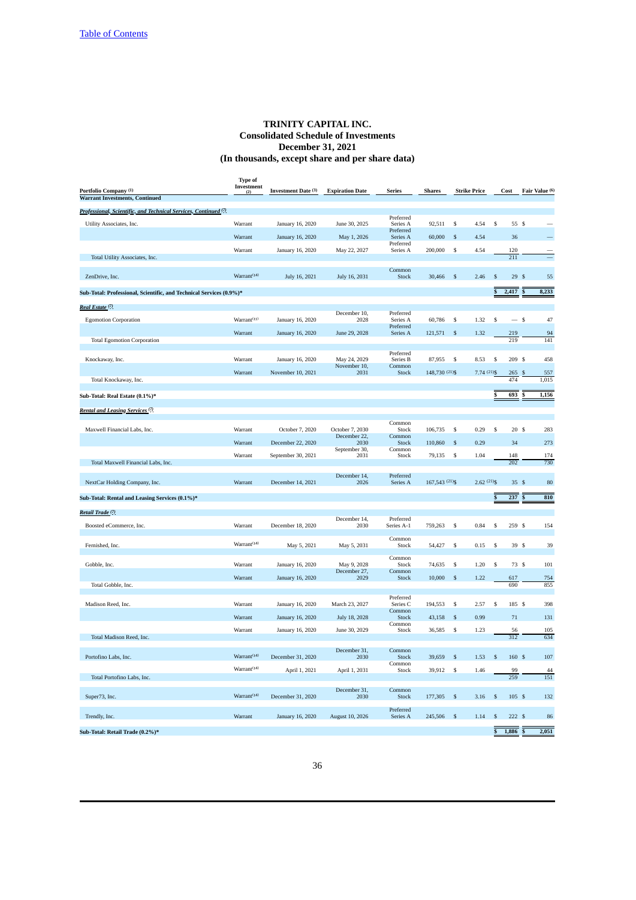# TRINITY CAPITAL INC.
## Consolidated Schedule of Investments
## December 31, 2021
## (In thousands, except share and per share data)

| Portfolio Company (1) | Type of Investment (2) | Investment Date (3) | Expiration Date | Series | Shares | Strike Price | Cost | Fair Value (6) |
|---|---|---|---|---|---|---|---|---|
| **Warrant Investments, Continued** | | | | | | | | |
| ***Professional, Scientific, and Technical Services, Continued (7)*** | | | | | | | | |
| Utility Associates, Inc. | Warrant | January 16, 2020 | June 30, 2025 | Preferred Series A | 92,511 | $ 4.54 | $ 55 | $ — |
| | Warrant | January 16, 2020 | May 1, 2026 | Preferred Series A | 60,000 | $ 4.54 | 36 | — |
| | Warrant | January 16, 2020 | May 22, 2027 | Preferred Series A | 200,000 | $ 4.54 | 120 | — |
| Total Utility Associates, Inc. | | | | | | | 211 | — |
| ZenDrive, Inc. | Warrant(14) | July 16, 2021 | July 16, 2031 | Common Stock | 30,466 | $ 2.46 | $ 29 | $ 55 |
| **Sub-Total: Professional, Scientific, and Technical Services (0.9%)*** | | | | | | | **$ 2,417** | **$ 8,233** |
| ***Real Estate (7)*** | | | | | | | | |
| Egomotion Corporation | Warrant(11) | January 16, 2020 | December 10, 2028 | Preferred Series A | 60,786 | $ 1.32 | $ — | $ 47 |
| | Warrant | January 16, 2020 | June 29, 2028 | Preferred Series A | 121,571 | $ 1.32 | 219 | 94 |
| Total Egomotion Corporation | | | | | | | 219 | 141 |
| Knockaway, Inc. | Warrant | January 16, 2020 | May 24, 2029 | Preferred Series B | 87,955 | $ 8.53 | $ 209 | $ 458 |
| | Warrant | November 10, 2021 | November 10, 2031 | Common Stock | 148,730 (21) | $ 7.74 (21) | 265 | $ 557 |
| Total Knockaway, Inc. | | | | | | | 474 | 1,015 |
| **Sub-Total: Real Estate (0.1%)*** | | | | | | | **$ 693** | **$ 1,156** |
| ***Rental and Leasing Services (7)*** | | | | | | | | |
| Maxwell Financial Labs, Inc. | Warrant | October 7, 2020 | October 7, 2030 | Common Stock | 106,735 | $ 0.29 | $ 20 | $ 283 |
| | Warrant | December 22, 2020 | December 22, 2030 | Common Stock | 110,860 | $ 0.29 | 34 | 273 |
| | Warrant | September 30, 2021 | September 30, 2031 | Common Stock | 79,135 | $ 1.04 | 148 | 174 |
| Total Maxwell Financial Labs, Inc. | | | | | | | 202 | 730 |
| NextCar Holding Company, Inc. | Warrant | December 14, 2021 | December 14, 2026 | Preferred Series A | 167,543 (21) | $ 2.62 (21) | 35 | $ 80 |
| **Sub-Total: Rental and Leasing Services (0.1%)*** | | | | | | | **$ 237** | **$ 810** |
| ***Retail Trade (7)*** | | | | | | | | |
| Boosted eCommerce, Inc. | Warrant | December 18, 2020 | December 14, 2030 | Preferred Series A-1 | 759,263 | $ 0.84 | $ 259 | $ 154 |
| Fernished, Inc. | Warrant(14) | May 5, 2021 | May 5, 2031 | Common Stock | 54,427 | $ 0.15 | $ 39 | $ 39 |
| Gobble, Inc. | Warrant | January 16, 2020 | May 9, 2028 | Common Stock | 74,635 | $ 1.20 | $ 73 | $ 101 |
| | Warrant | January 16, 2020 | December 27, 2029 | Common Stock | 10,000 | $ 1.22 | 617 | 754 |
| Total Gobble, Inc. | | | | | | | 690 | 855 |
| Madison Reed, Inc. | Warrant | January 16, 2020 | March 23, 2027 | Preferred Series C | 194,553 | $ 2.57 | $ 185 | $ 398 |
| | Warrant | January 16, 2020 | July 18, 2028 | Common Stock | 43,158 | $ 0.99 | 71 | 131 |
| | Warrant | January 16, 2020 | June 30, 2029 | Common Stock | 36,585 | $ 1.23 | 56 | 105 |
| Total Madison Reed, Inc. | | | | | | | 312 | 634 |
| Portofino Labs, Inc. | Warrant(14) | December 31, 2020 | December 31, 2030 | Common Stock | 39,659 | $ 1.53 | $ 160 | $ 107 |
| | Warrant(14) | April 1, 2021 | April 1, 2031 | Common Stock | 39,912 | $ 1.46 | 99 | 44 |
| Total Portofino Labs, Inc. | | | | | | | 259 | 151 |
| Super73, Inc. | Warrant(14) | December 31, 2020 | December 31, 2030 | Common Stock | 177,305 | $ 3.16 | $ 105 | $ 132 |
| Trendly, Inc. | Warrant | January 16, 2020 | August 10, 2026 | Preferred Series A | 245,506 | $ 1.14 | $ 222 | $ 86 |
| **Sub-Total: Retail Trade (0.2%)*** | | | | | | | **$ 1,886** | **$ 2,051** |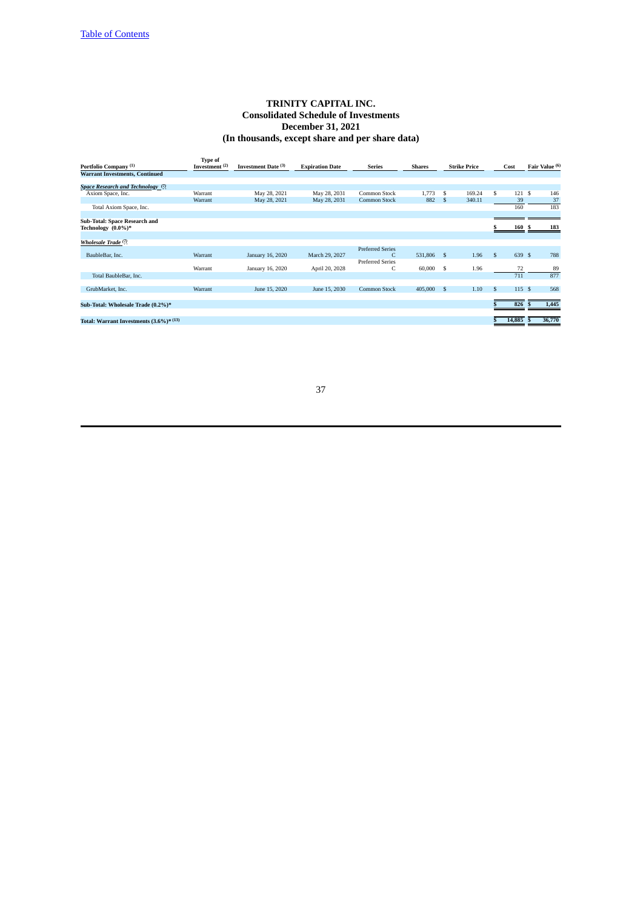# TRINITY CAPITAL INC.
## Consolidated Schedule of Investments
## December 31, 2021
## (In thousands, except share and per share data)

| Portfolio Company [(1)] | Type of Investment [(2)] | Investment Date [(3)] | Expiration Date | Series | Shares | Strike Price | Cost | Fair Value [(6)] |
|---|---|---|---|---|---|---|---|---|
| **Warrant Investments, Continued** | | | | | | | | |
| ***Space Research and Technology*** [(7)] | | | | | | | | |
| Axiom Space, Inc. | Warrant | May 28, 2021 | May 28, 2031 | Common Stock | 1,773 | $ 169.24 | $ 121 | $ 146 |
| | Warrant | May 28, 2021 | May 28, 2031 | Common Stock | 882 | $ 340.11 | 39 | 37 |
| Total Axiom Space, Inc. | | | | | | | 160 | 183 |
| **Sub-Total: Space Research and Technology (0.0%)*** | | | | | | | **$ 160** | **$ 183** |
| ***Wholesale Trade*** [(7)] | | | | | | | | |
| BaubleBar, Inc. | Warrant | January 16, 2020 | March 29, 2027 | Preferred Series C | 531,806 | $ 1.96 | $ 639 | $ 788 |
| | Warrant | January 16, 2020 | April 20, 2028 | Preferred Series C | 60,000 | $ 1.96 | 72 | 89 |
| Total BaubleBar, Inc. | | | | | | | 711 | 877 |
| GrubMarket, Inc. | Warrant | June 15, 2020 | June 15, 2030 | Common Stock | 405,000 | $ 1.10 | $ 115 | $ 568 |
| **Sub-Total: Wholesale Trade (0.2%)*** | | | | | | | **$ 826** | **$ 1,445** |
| **Total: Warrant Investments (3.6%)*** [(13)] | | | | | | | **$ 14,885** | **$ 36,770** |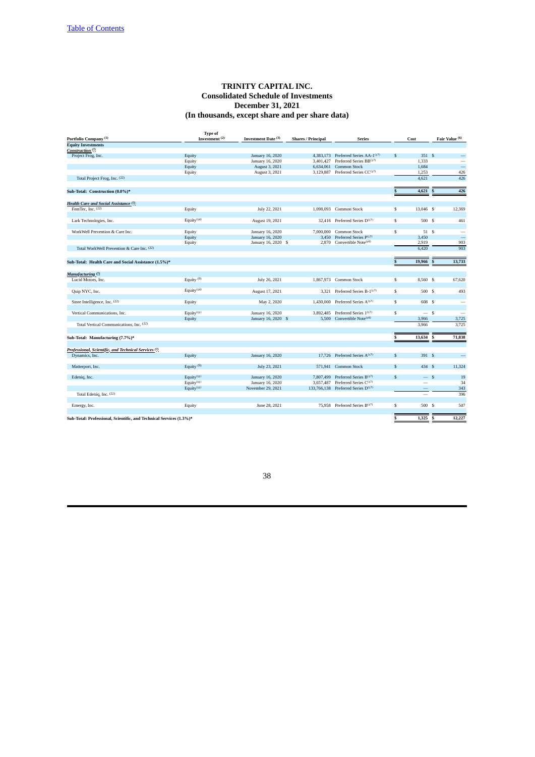Table of Contents

# TRINITY CAPITAL INC.
## Consolidated Schedule of Investments
## December 31, 2021
## (In thousands, except share and per share data)

| Portfolio Company [1] | Type of Investment [2] | Investment Date [3] | Shares / Principal | Series | Cost | Fair Value [6] |
|---|---|---|---|---|---|---|
| **Equity Investments** | | | | | | |
| ***Construction*** [7] | | | | | | |
| Project Frog, Inc. | Equity | January 16, 2020 | 4,383,173 | Preferred Series AA-1[17] | $ 351 | $ — |
| | Equity | January 16, 2020 | 3,401,427 | Preferred Series BB[17] | 1,333 | — |
| | Equity | August 3, 2021 | 6,634,061 | Common Stock | 1,684 | — |
| | Equity | August 3, 2021 | 3,129,887 | Preferred Series CC[17] | 1,253 | 426 |
| Total Project Frog, Inc. [22] | | | | | 4,621 | 426 |
| **Sub-Total: Construction (0.0%)*** | | | | | **$ 4,621** | **$ 426** |
| ***Health Care and Social Assistance*** [7] | | | | | | |
| FemTec, Inc. [22] | Equity | July 22, 2021 | 1,098,093 | Common Stock | $ 13,046 | $ 12,369 |
| Lark Technologies, Inc. | Equity[14] | August 19, 2021 | 32,416 | Preferred Series D[17] | $ 500 | $ 461 |
| WorkWell Prevention & Care Inc. | Equity | January 16, 2020 | 7,000,000 | Common Stock | $ 51 | $ — |
| | Equity | January 16, 2020 | 3,450 | Preferred Series P[17] | 3,450 | — |
| | Equity | January 16, 2020 | $ 2,870 | Convertible Note[16] | 2,919 | 903 |
| Total WorkWell Prevention & Care Inc. [22] | | | | | 6,420 | 903 |
| **Sub-Total: Health Care and Social Assistance (1.5%)*** | | | | | **$ 19,966** | **$ 13,733** |
| ***Manufacturing*** [7] | | | | | | |
| Lucid Motors, Inc. | Equity [9] | July 26, 2021 | 1,867,973 | Common Stock | $ 8,560 | $ 67,620 |
| Quip NYC, Inc. | Equity[14] | August 17, 2021 | 3,321 | Preferred Series B-1[17] | $ 500 | $ 493 |
| Store Intelligence, Inc. [22] | Equity | May 2, 2020 | 1,430,000 | Preferred Series A[17] | $ 608 | $ — |
| Vertical Communications, Inc. | Equity[11] | January 16, 2020 | 3,892,485 | Preferred Series 1[17] | $ — | $ — |
| | Equity | January 16, 2020 | $ 5,500 | Convertible Note[16] | 3,966 | 3,725 |
| Total Vertical Communications, Inc. [22] | | | | | 3,966 | 3,725 |
| **Sub-Total: Manufacturing (7.7%)*** | | | | | **$ 13,634** | **$ 71,838** |
| ***Professional, Scientific, and Technical Services*** [7] | | | | | | |
| Dynamics, Inc. | Equity | January 16, 2020 | 17,726 | Preferred Series A[17] | $ 391 | $ — |
| Matterport, Inc. | Equity [9] | July 23, 2021 | 571,941 | Common Stock | $ 434 | $ 11,324 |
| Edeniq, Inc. | Equity[11] | January 16, 2020 | 7,807,499 | Preferred Series B[17] | $ — | $ 19 |
| | Equity[11] | January 16, 2020 | 3,657,487 | Preferred Series C[17] | — | 34 |
| | Equity[11] | November 29, 2021 | 133,766,138 | Preferred Series D[17] | — | 343 |
| Total Edeniq, Inc. [22] | | | | | — | 396 |
| Emergy, Inc. | Equity | June 28, 2021 | 75,958 | Preferred Series B[17] | $ 500 | $ 507 |
| **Sub-Total: Professional, Scientific, and Technical Services (1.3%)*** | | | | | **$ 1,325** | **$ 12,227** |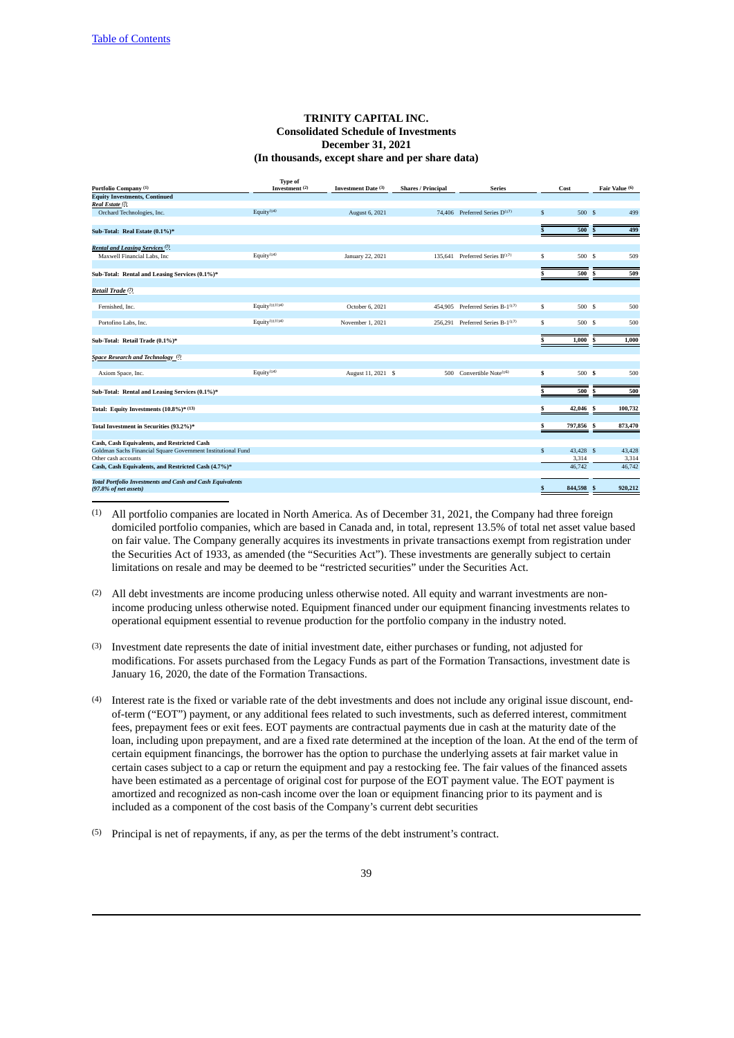**TRINITY CAPITAL INC.**
**Consolidated Schedule of Investments**
**December 31, 2021**
**(In thousands, except share and per share data)**

| Portfolio Company (1) | Type of Investment (2) | Investment Date (3) | Shares / Principal | Series | Cost | Fair Value (6) |
|---|---|---|---|---|---|---|
| **Equity Investments, Continued** | | | | | | |
| ***Real Estate (7)*** | | | | | | |
| Orchard Technologies, Inc. | Equity(14) | August 6, 2021 | 74,406 | Preferred Series D(17) | $ 500 | $ 499 |
| **Sub-Total: Real Estate (0.1%)*** | | | | | **$ 500** | **$ 499** |
| ***Rental and Leasing Services (7)*** | | | | | | |
| Maxwell Financial Labs, Inc | Equity(14) | January 22, 2021 | 135,641 | Preferred Series B(17) | $ 500 | $ 509 |
| **Sub-Total: Rental and Leasing Services (0.1%)*** | | | | | **$ 500** | **$ 509** |
| ***Retail Trade (7)*** | | | | | | |
| Fernished, Inc. | Equity(11)(14) | October 6, 2021 | 454,905 | Preferred Series B-1(17) | $ 500 | $ 500 |
| Portofino Labs, Inc. | Equity(11)(14) | November 1, 2021 | 256,291 | Preferred Series B-1(17) | $ 500 | $ 500 |
| **Sub-Total: Retail Trade (0.1%)*** | | | | | **$ 1,000** | **$ 1,000** |
| ***Space Research and Technology (7)*** | | | | | | |
| Axiom Space, Inc. | Equity(14) | August 11, 2021 | $ 500 | Convertible Note(16) | $ 500 | $ 500 |
| **Sub-Total: Rental and Leasing Services (0.1%)*** | | | | | **$ 500** | **$ 500** |
| **Total: Equity Investments (10.8%)* (13)** | | | | | **$ 42,046** | **$ 100,732** |
| **Total Investment in Securities (93.2%)*** | | | | | **$ 797,856** | **$ 873,470** |
| **Cash, Cash Equivalents, and Restricted Cash** | | | | | | |
| Goldman Sachs Financial Square Government Institutional Fund | | | | | $ 43,428 | $ 43,428 |
| Other cash accounts | | | | | 3,314 | 3,314 |
| **Cash, Cash Equivalents, and Restricted Cash (4.7%)*** | | | | | 46,742 | 46,742 |
| ***Total Portfolio Investments and Cash and Cash Equivalents (97.8% of net assets)*** | | | | | **$ 844,598** | **$ 920,212** |

(1) All portfolio companies are located in North America. As of December 31, 2021, the Company had three foreign domiciled portfolio companies, which are based in Canada and, in total, represent 13.5% of total net asset value based on fair value. The Company generally acquires its investments in private transactions exempt from registration under the Securities Act of 1933, as amended (the "Securities Act"). These investments are generally subject to certain limitations on resale and may be deemed to be "restricted securities" under the Securities Act.

(2) All debt investments are income producing unless otherwise noted. All equity and warrant investments are non-income producing unless otherwise noted. Equipment financed under our equipment financing investments relates to operational equipment essential to revenue production for the portfolio company in the industry noted.

(3) Investment date represents the date of initial investment date, either purchases or funding, not adjusted for modifications. For assets purchased from the Legacy Funds as part of the Formation Transactions, investment date is January 16, 2020, the date of the Formation Transactions.

(4) Interest rate is the fixed or variable rate of the debt investments and does not include any original issue discount, end-of-term ("EOT") payment, or any additional fees related to such investments, such as deferred interest, commitment fees, prepayment fees or exit fees. EOT payments are contractual payments due in cash at the maturity date of the loan, including upon prepayment, and are a fixed rate determined at the inception of the loan. At the end of the term of certain equipment financings, the borrower has the option to purchase the underlying assets at fair market value in certain cases subject to a cap or return the equipment and pay a restocking fee. The fair values of the financed assets have been estimated as a percentage of original cost for purpose of the EOT payment value. The EOT payment is amortized and recognized as non-cash income over the loan or equipment financing prior to its payment and is included as a component of the cost basis of the Company's current debt securities

(5) Principal is net of repayments, if any, as per the terms of the debt instrument's contract.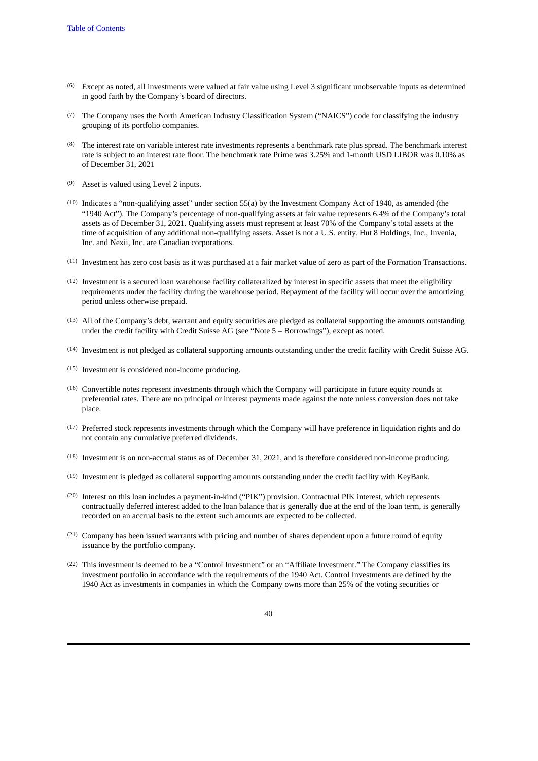(6) Except as noted, all investments were valued at fair value using Level 3 significant unobservable inputs as determined in good faith by the Company's board of directors.

(7) The Company uses the North American Industry Classification System ("NAICS") code for classifying the industry grouping of its portfolio companies.

(8) The interest rate on variable interest rate investments represents a benchmark rate plus spread. The benchmark interest rate is subject to an interest rate floor. The benchmark rate Prime was 3.25% and 1-month USD LIBOR was 0.10% as of December 31, 2021

(9) Asset is valued using Level 2 inputs.

(10) Indicates a "non-qualifying asset" under section 55(a) by the Investment Company Act of 1940, as amended (the "1940 Act"). The Company's percentage of non-qualifying assets at fair value represents 6.4% of the Company's total assets as of December 31, 2021. Qualifying assets must represent at least 70% of the Company's total assets at the time of acquisition of any additional non-qualifying assets. Asset is not a U.S. entity. Hut 8 Holdings, Inc., Invenia, Inc. and Nexii, Inc. are Canadian corporations.

(11) Investment has zero cost basis as it was purchased at a fair market value of zero as part of the Formation Transactions.

(12) Investment is a secured loan warehouse facility collateralized by interest in specific assets that meet the eligibility requirements under the facility during the warehouse period. Repayment of the facility will occur over the amortizing period unless otherwise prepaid.

(13) All of the Company's debt, warrant and equity securities are pledged as collateral supporting the amounts outstanding under the credit facility with Credit Suisse AG (see "Note 5 – Borrowings"), except as noted.

(14) Investment is not pledged as collateral supporting amounts outstanding under the credit facility with Credit Suisse AG.

(15) Investment is considered non-income producing.

(16) Convertible notes represent investments through which the Company will participate in future equity rounds at preferential rates. There are no principal or interest payments made against the note unless conversion does not take place.

(17) Preferred stock represents investments through which the Company will have preference in liquidation rights and do not contain any cumulative preferred dividends.

(18) Investment is on non-accrual status as of December 31, 2021, and is therefore considered non-income producing.

(19) Investment is pledged as collateral supporting amounts outstanding under the credit facility with KeyBank.

(20) Interest on this loan includes a payment-in-kind ("PIK") provision. Contractual PIK interest, which represents contractually deferred interest added to the loan balance that is generally due at the end of the loan term, is generally recorded on an accrual basis to the extent such amounts are expected to be collected.

(21) Company has been issued warrants with pricing and number of shares dependent upon a future round of equity issuance by the portfolio company.

(22) This investment is deemed to be a "Control Investment" or an "Affiliate Investment." The Company classifies its investment portfolio in accordance with the requirements of the 1940 Act. Control Investments are defined by the 1940 Act as investments in companies in which the Company owns more than 25% of the voting securities or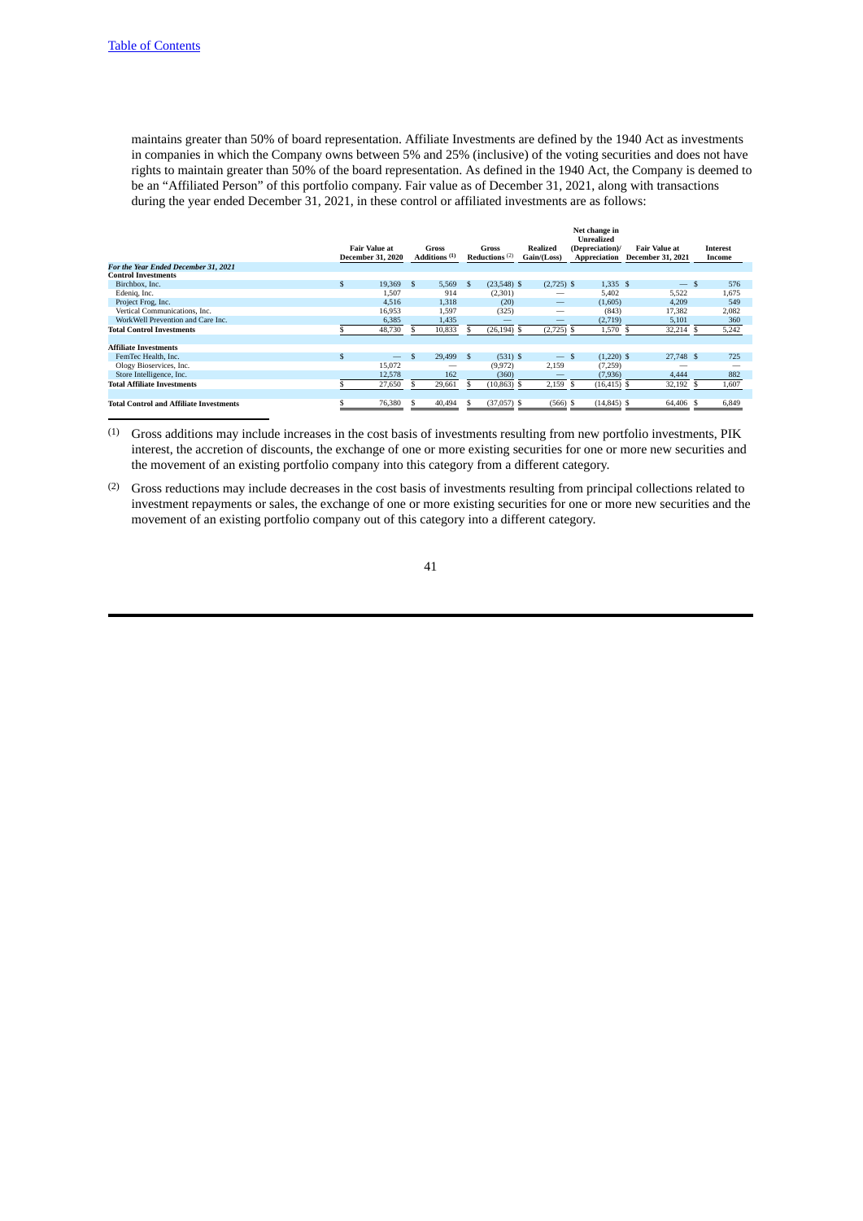maintains greater than 50% of board representation. Affiliate Investments are defined by the 1940 Act as investments in companies in which the Company owns between 5% and 25% (inclusive) of the voting securities and does not have rights to maintain greater than 50% of the board representation. As defined in the 1940 Act, the Company is deemed to be an "Affiliated Person" of this portfolio company. Fair value as of December 31, 2021, along with transactions during the year ended December 31, 2021, in these control or affiliated investments are as follows:

| | Fair Value at December 31, 2020 | Gross Additions (1) | Gross Reductions (2) | Realized Gain/(Loss) | Net change in Unrealized (Depreciation)/ Appreciation | Fair Value at December 31, 2021 | Interest Income |
|---|---|---|---|---|---|---|---|
| ***For the Year Ended December 31, 2021*** | | | | | | | |
| **Control Investments** | | | | | | | |
| Birchbox, Inc. | $ 19,369 | $ 5,569 | $ (23,548) | $ (2,725) | $ 1,335 | $ — | $ 576 |
| Edeniq, Inc. | 1,507 | 914 | (2,301) | — | 5,402 | 5,522 | 1,675 |
| Project Frog, Inc. | 4,516 | 1,318 | (20) | — | (1,605) | 4,209 | 549 |
| Vertical Communications, Inc. | 16,953 | 1,597 | (325) | — | (843) | 17,382 | 2,082 |
| WorkWell Prevention and Care Inc. | 6,385 | 1,435 | — | — | (2,719) | 5,101 | 360 |
| **Total Control Investments** | $ 48,730 | $ 10,833 | $ (26,194) | $ (2,725) | $ 1,570 | $ 32,214 | $ 5,242 |
| **Affiliate Investments** | | | | | | | |
| FemTec Health, Inc. | $ — | $ 29,499 | $ (531) | $ — | $ (1,220) | $ 27,748 | $ 725 |
| Ology Bioservices, Inc. | 15,072 | — | (9,972) | 2,159 | (7,259) | — | — |
| Store Intelligence, Inc. | 12,578 | 162 | (360) | — | (7,936) | 4,444 | 882 |
| **Total Affiliate Investments** | $ 27,650 | $ 29,661 | $ (10,863) | $ 2,159 | $ (16,415) | $ 32,192 | $ 1,607 |
| **Total Control and Affiliate Investments** | $ 76,380 | $ 40,494 | $ (37,057) | $ (566) | $ (14,845) | $ 64,406 | $ 6,849 |

(1) Gross additions may include increases in the cost basis of investments resulting from new portfolio investments, PIK interest, the accretion of discounts, the exchange of one or more existing securities for one or more new securities and the movement of an existing portfolio company into this category from a different category.

(2) Gross reductions may include decreases in the cost basis of investments resulting from principal collections related to investment repayments or sales, the exchange of one or more existing securities for one or more new securities and the movement of an existing portfolio company out of this category into a different category.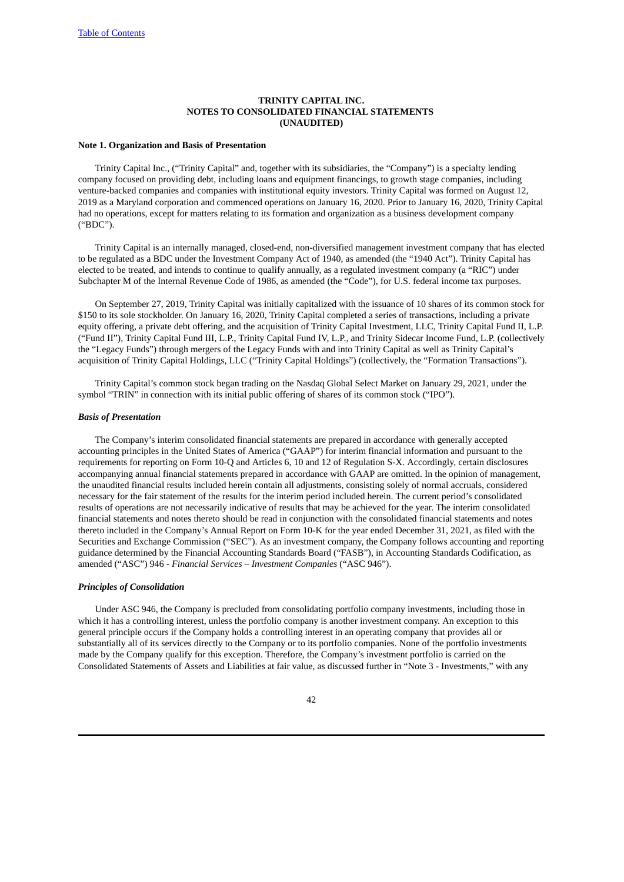**TRINITY CAPITAL INC.**
**NOTES TO CONSOLIDATED FINANCIAL STATEMENTS**
**(UNAUDITED)**

**Note 1. Organization and Basis of Presentation**

Trinity Capital Inc., ("Trinity Capital" and, together with its subsidiaries, the "Company") is a specialty lending company focused on providing debt, including loans and equipment financings, to growth stage companies, including venture-backed companies and companies with institutional equity investors. Trinity Capital was formed on August 12, 2019 as a Maryland corporation and commenced operations on January 16, 2020. Prior to January 16, 2020, Trinity Capital had no operations, except for matters relating to its formation and organization as a business development company ("BDC").

Trinity Capital is an internally managed, closed-end, non-diversified management investment company that has elected to be regulated as a BDC under the Investment Company Act of 1940, as amended (the "1940 Act"). Trinity Capital has elected to be treated, and intends to continue to qualify annually, as a regulated investment company (a "RIC") under Subchapter M of the Internal Revenue Code of 1986, as amended (the "Code"), for U.S. federal income tax purposes.

On September 27, 2019, Trinity Capital was initially capitalized with the issuance of 10 shares of its common stock for $150 to its sole stockholder. On January 16, 2020, Trinity Capital completed a series of transactions, including a private equity offering, a private debt offering, and the acquisition of Trinity Capital Investment, LLC, Trinity Capital Fund II, L.P. ("Fund II"), Trinity Capital Fund III, L.P., Trinity Capital Fund IV, L.P., and Trinity Sidecar Income Fund, L.P. (collectively the "Legacy Funds") through mergers of the Legacy Funds with and into Trinity Capital as well as Trinity Capital's acquisition of Trinity Capital Holdings, LLC ("Trinity Capital Holdings") (collectively, the "Formation Transactions").

Trinity Capital's common stock began trading on the Nasdaq Global Select Market on January 29, 2021, under the symbol "TRIN" in connection with its initial public offering of shares of its common stock ("IPO").

***Basis of Presentation***

The Company's interim consolidated financial statements are prepared in accordance with generally accepted accounting principles in the United States of America ("GAAP") for interim financial information and pursuant to the requirements for reporting on Form 10-Q and Articles 6, 10 and 12 of Regulation S-X. Accordingly, certain disclosures accompanying annual financial statements prepared in accordance with GAAP are omitted. In the opinion of management, the unaudited financial results included herein contain all adjustments, consisting solely of normal accruals, considered necessary for the fair statement of the results for the interim period included herein. The current period's consolidated results of operations are not necessarily indicative of results that may be achieved for the year. The interim consolidated financial statements and notes thereto should be read in conjunction with the consolidated financial statements and notes thereto included in the Company's Annual Report on Form 10-K for the year ended December 31, 2021, as filed with the Securities and Exchange Commission ("SEC"). As an investment company, the Company follows accounting and reporting guidance determined by the Financial Accounting Standards Board ("FASB"), in Accounting Standards Codification, as amended ("ASC") 946 - *Financial Services – Investment Companies* ("ASC 946").

***Principles of Consolidation***

Under ASC 946, the Company is precluded from consolidating portfolio company investments, including those in which it has a controlling interest, unless the portfolio company is another investment company. An exception to this general principle occurs if the Company holds a controlling interest in an operating company that provides all or substantially all of its services directly to the Company or to its portfolio companies. None of the portfolio investments made by the Company qualify for this exception. Therefore, the Company's investment portfolio is carried on the Consolidated Statements of Assets and Liabilities at fair value, as discussed further in "Note 3 - Investments," with any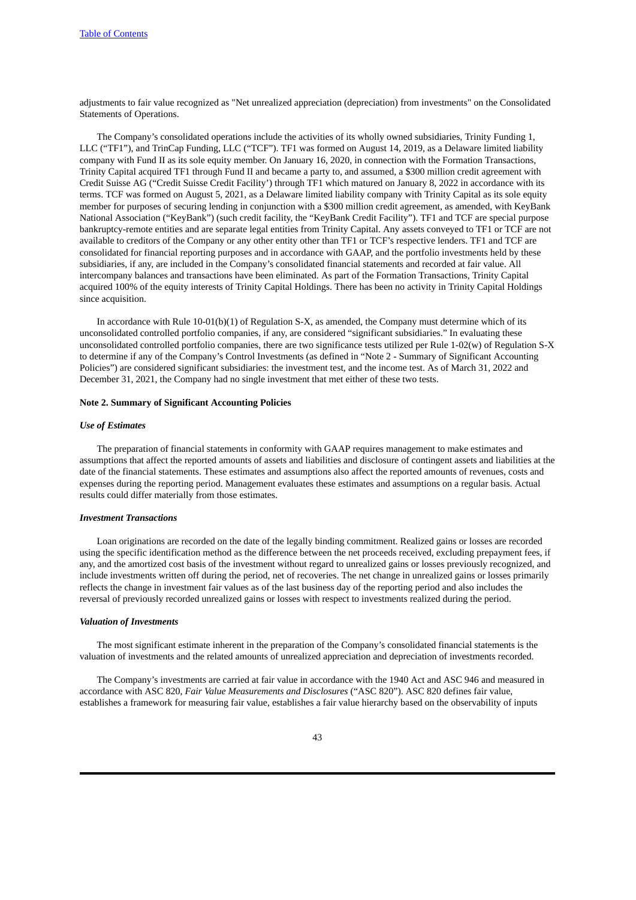adjustments to fair value recognized as "Net unrealized appreciation (depreciation) from investments" on the Consolidated Statements of Operations.

The Company's consolidated operations include the activities of its wholly owned subsidiaries, Trinity Funding 1, LLC ("TF1"), and TrinCap Funding, LLC ("TCF"). TF1 was formed on August 14, 2019, as a Delaware limited liability company with Fund II as its sole equity member. On January 16, 2020, in connection with the Formation Transactions, Trinity Capital acquired TF1 through Fund II and became a party to, and assumed, a $300 million credit agreement with Credit Suisse AG ("Credit Suisse Credit Facility') through TF1 which matured on January 8, 2022 in accordance with its terms. TCF was formed on August 5, 2021, as a Delaware limited liability company with Trinity Capital as its sole equity member for purposes of securing lending in conjunction with a $300 million credit agreement, as amended, with KeyBank National Association ("KeyBank") (such credit facility, the "KeyBank Credit Facility"). TF1 and TCF are special purpose bankruptcy-remote entities and are separate legal entities from Trinity Capital. Any assets conveyed to TF1 or TCF are not available to creditors of the Company or any other entity other than TF1 or TCF's respective lenders. TF1 and TCF are consolidated for financial reporting purposes and in accordance with GAAP, and the portfolio investments held by these subsidiaries, if any, are included in the Company's consolidated financial statements and recorded at fair value. All intercompany balances and transactions have been eliminated. As part of the Formation Transactions, Trinity Capital acquired 100% of the equity interests of Trinity Capital Holdings. There has been no activity in Trinity Capital Holdings since acquisition.

In accordance with Rule 10-01(b)(1) of Regulation S-X, as amended, the Company must determine which of its unconsolidated controlled portfolio companies, if any, are considered "significant subsidiaries." In evaluating these unconsolidated controlled portfolio companies, there are two significance tests utilized per Rule 1-02(w) of Regulation S-X to determine if any of the Company's Control Investments (as defined in "Note 2 - Summary of Significant Accounting Policies") are considered significant subsidiaries: the investment test, and the income test. As of March 31, 2022 and December 31, 2021, the Company had no single investment that met either of these two tests.

## Note 2. Summary of Significant Accounting Policies

### *Use of Estimates*

The preparation of financial statements in conformity with GAAP requires management to make estimates and assumptions that affect the reported amounts of assets and liabilities and disclosure of contingent assets and liabilities at the date of the financial statements. These estimates and assumptions also affect the reported amounts of revenues, costs and expenses during the reporting period. Management evaluates these estimates and assumptions on a regular basis. Actual results could differ materially from those estimates.

### *Investment Transactions*

Loan originations are recorded on the date of the legally binding commitment. Realized gains or losses are recorded using the specific identification method as the difference between the net proceeds received, excluding prepayment fees, if any, and the amortized cost basis of the investment without regard to unrealized gains or losses previously recognized, and include investments written off during the period, net of recoveries. The net change in unrealized gains or losses primarily reflects the change in investment fair values as of the last business day of the reporting period and also includes the reversal of previously recorded unrealized gains or losses with respect to investments realized during the period.

### *Valuation of Investments*

The most significant estimate inherent in the preparation of the Company's consolidated financial statements is the valuation of investments and the related amounts of unrealized appreciation and depreciation of investments recorded.

The Company's investments are carried at fair value in accordance with the 1940 Act and ASC 946 and measured in accordance with ASC 820, *Fair Value Measurements and Disclosures* ("ASC 820"). ASC 820 defines fair value, establishes a framework for measuring fair value, establishes a fair value hierarchy based on the observability of inputs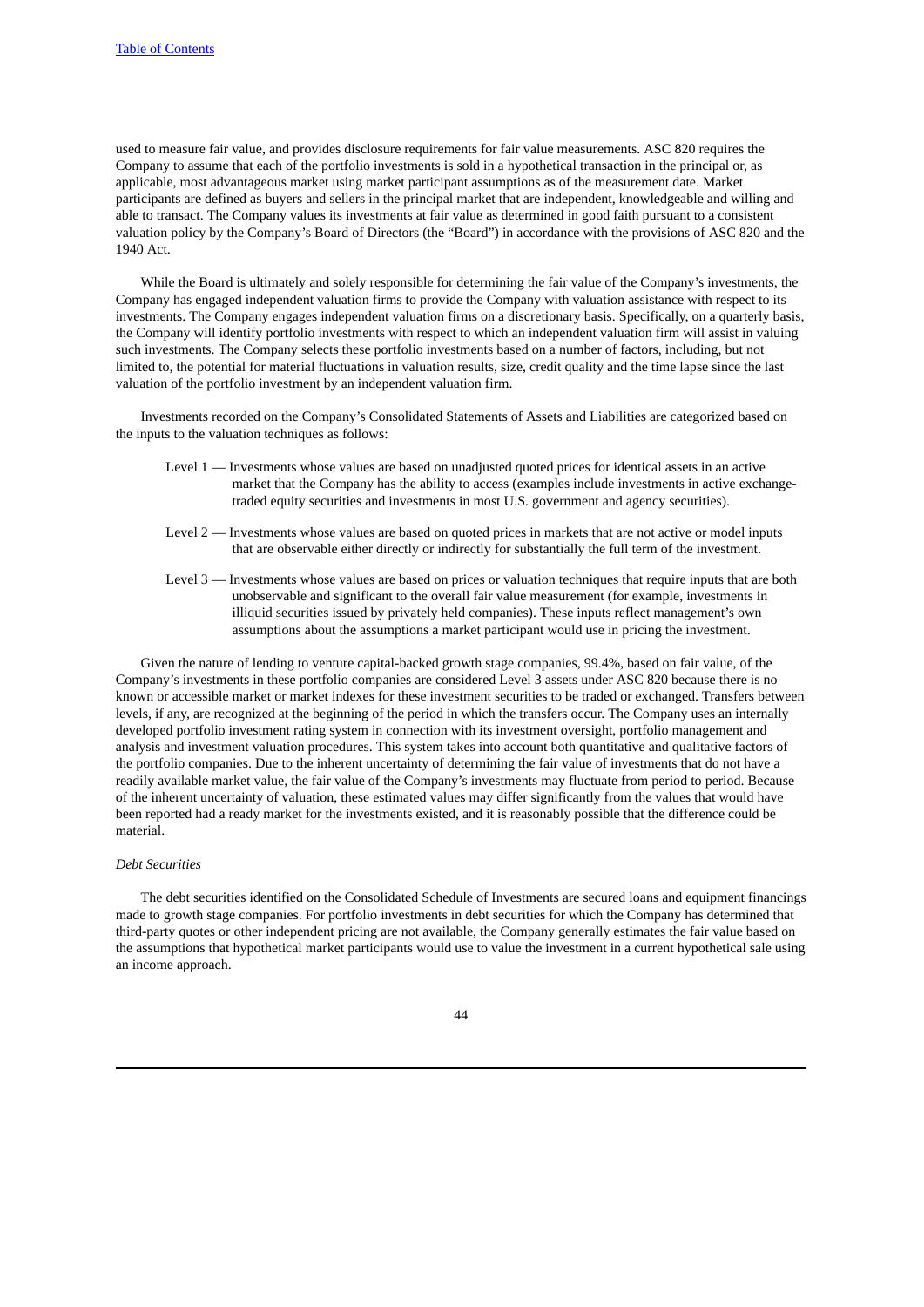used to measure fair value, and provides disclosure requirements for fair value measurements. ASC 820 requires the Company to assume that each of the portfolio investments is sold in a hypothetical transaction in the principal or, as applicable, most advantageous market using market participant assumptions as of the measurement date. Market participants are defined as buyers and sellers in the principal market that are independent, knowledgeable and willing and able to transact. The Company values its investments at fair value as determined in good faith pursuant to a consistent valuation policy by the Company's Board of Directors (the "Board") in accordance with the provisions of ASC 820 and the 1940 Act.

While the Board is ultimately and solely responsible for determining the fair value of the Company's investments, the Company has engaged independent valuation firms to provide the Company with valuation assistance with respect to its investments. The Company engages independent valuation firms on a discretionary basis. Specifically, on a quarterly basis, the Company will identify portfolio investments with respect to which an independent valuation firm will assist in valuing such investments. The Company selects these portfolio investments based on a number of factors, including, but not limited to, the potential for material fluctuations in valuation results, size, credit quality and the time lapse since the last valuation of the portfolio investment by an independent valuation firm.

Investments recorded on the Company's Consolidated Statements of Assets and Liabilities are categorized based on the inputs to the valuation techniques as follows:

- Level 1 — Investments whose values are based on unadjusted quoted prices for identical assets in an active market that the Company has the ability to access (examples include investments in active exchange-traded equity securities and investments in most U.S. government and agency securities).
- Level 2 — Investments whose values are based on quoted prices in markets that are not active or model inputs that are observable either directly or indirectly for substantially the full term of the investment.
- Level 3 — Investments whose values are based on prices or valuation techniques that require inputs that are both unobservable and significant to the overall fair value measurement (for example, investments in illiquid securities issued by privately held companies). These inputs reflect management's own assumptions about the assumptions a market participant would use in pricing the investment.

Given the nature of lending to venture capital-backed growth stage companies, 99.4%, based on fair value, of the Company's investments in these portfolio companies are considered Level 3 assets under ASC 820 because there is no known or accessible market or market indexes for these investment securities to be traded or exchanged. Transfers between levels, if any, are recognized at the beginning of the period in which the transfers occur. The Company uses an internally developed portfolio investment rating system in connection with its investment oversight, portfolio management and analysis and investment valuation procedures. This system takes into account both quantitative and qualitative factors of the portfolio companies. Due to the inherent uncertainty of determining the fair value of investments that do not have a readily available market value, the fair value of the Company's investments may fluctuate from period to period. Because of the inherent uncertainty of valuation, these estimated values may differ significantly from the values that would have been reported had a ready market for the investments existed, and it is reasonably possible that the difference could be material.

*Debt Securities*

The debt securities identified on the Consolidated Schedule of Investments are secured loans and equipment financings made to growth stage companies. For portfolio investments in debt securities for which the Company has determined that third-party quotes or other independent pricing are not available, the Company generally estimates the fair value based on the assumptions that hypothetical market participants would use to value the investment in a current hypothetical sale using an income approach.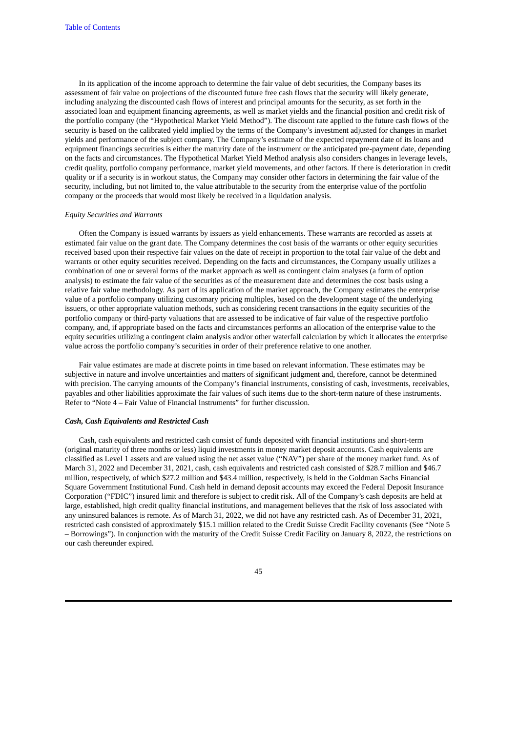In its application of the income approach to determine the fair value of debt securities, the Company bases its assessment of fair value on projections of the discounted future free cash flows that the security will likely generate, including analyzing the discounted cash flows of interest and principal amounts for the security, as set forth in the associated loan and equipment financing agreements, as well as market yields and the financial position and credit risk of the portfolio company (the "Hypothetical Market Yield Method"). The discount rate applied to the future cash flows of the security is based on the calibrated yield implied by the terms of the Company's investment adjusted for changes in market yields and performance of the subject company. The Company's estimate of the expected repayment date of its loans and equipment financings securities is either the maturity date of the instrument or the anticipated pre-payment date, depending on the facts and circumstances. The Hypothetical Market Yield Method analysis also considers changes in leverage levels, credit quality, portfolio company performance, market yield movements, and other factors. If there is deterioration in credit quality or if a security is in workout status, the Company may consider other factors in determining the fair value of the security, including, but not limited to, the value attributable to the security from the enterprise value of the portfolio company or the proceeds that would most likely be received in a liquidation analysis.

*Equity Securities and Warrants*

Often the Company is issued warrants by issuers as yield enhancements. These warrants are recorded as assets at estimated fair value on the grant date. The Company determines the cost basis of the warrants or other equity securities received based upon their respective fair values on the date of receipt in proportion to the total fair value of the debt and warrants or other equity securities received. Depending on the facts and circumstances, the Company usually utilizes a combination of one or several forms of the market approach as well as contingent claim analyses (a form of option analysis) to estimate the fair value of the securities as of the measurement date and determines the cost basis using a relative fair value methodology. As part of its application of the market approach, the Company estimates the enterprise value of a portfolio company utilizing customary pricing multiples, based on the development stage of the underlying issuers, or other appropriate valuation methods, such as considering recent transactions in the equity securities of the portfolio company or third-party valuations that are assessed to be indicative of fair value of the respective portfolio company, and, if appropriate based on the facts and circumstances performs an allocation of the enterprise value to the equity securities utilizing a contingent claim analysis and/or other waterfall calculation by which it allocates the enterprise value across the portfolio company's securities in order of their preference relative to one another.

Fair value estimates are made at discrete points in time based on relevant information. These estimates may be subjective in nature and involve uncertainties and matters of significant judgment and, therefore, cannot be determined with precision. The carrying amounts of the Company's financial instruments, consisting of cash, investments, receivables, payables and other liabilities approximate the fair values of such items due to the short-term nature of these instruments. Refer to "Note 4 – Fair Value of Financial Instruments" for further discussion.

***Cash, Cash Equivalents and Restricted Cash***

Cash, cash equivalents and restricted cash consist of funds deposited with financial institutions and short-term (original maturity of three months or less) liquid investments in money market deposit accounts. Cash equivalents are classified as Level 1 assets and are valued using the net asset value ("NAV") per share of the money market fund. As of March 31, 2022 and December 31, 2021, cash, cash equivalents and restricted cash consisted of $28.7 million and $46.7 million, respectively, of which $27.2 million and $43.4 million, respectively, is held in the Goldman Sachs Financial Square Government Institutional Fund. Cash held in demand deposit accounts may exceed the Federal Deposit Insurance Corporation ("FDIC") insured limit and therefore is subject to credit risk. All of the Company's cash deposits are held at large, established, high credit quality financial institutions, and management believes that the risk of loss associated with any uninsured balances is remote. As of March 31, 2022, we did not have any restricted cash. As of December 31, 2021, restricted cash consisted of approximately $15.1 million related to the Credit Suisse Credit Facility covenants (See "Note 5 – Borrowings"). In conjunction with the maturity of the Credit Suisse Credit Facility on January 8, 2022, the restrictions on our cash thereunder expired.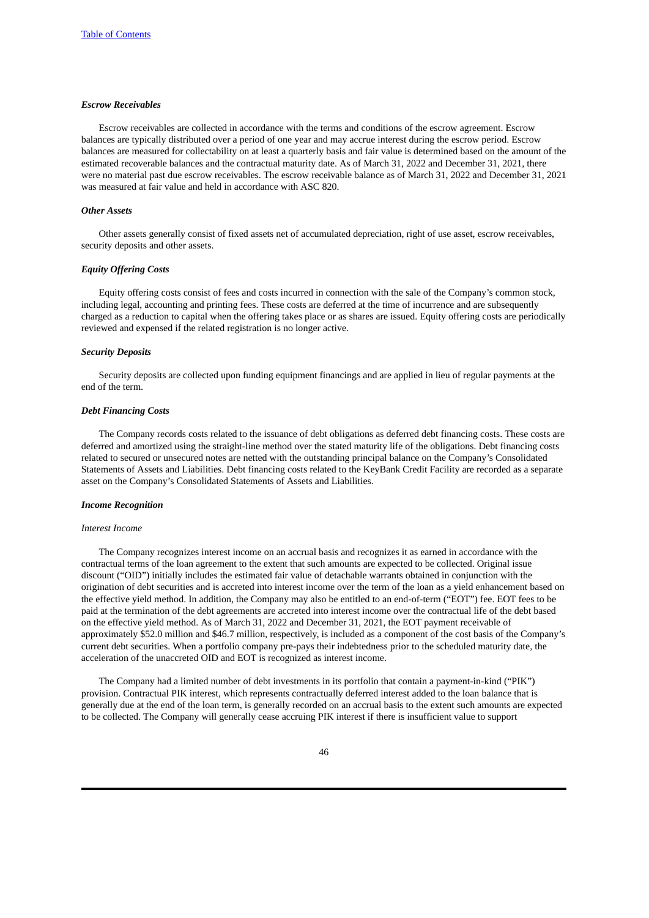### *Escrow Receivables*

Escrow receivables are collected in accordance with the terms and conditions of the escrow agreement. Escrow balances are typically distributed over a period of one year and may accrue interest during the escrow period. Escrow balances are measured for collectability on at least a quarterly basis and fair value is determined based on the amount of the estimated recoverable balances and the contractual maturity date. As of March 31, 2022 and December 31, 2021, there were no material past due escrow receivables. The escrow receivable balance as of March 31, 2022 and December 31, 2021 was measured at fair value and held in accordance with ASC 820.

### *Other Assets*

Other assets generally consist of fixed assets net of accumulated depreciation, right of use asset, escrow receivables, security deposits and other assets.

### *Equity Offering Costs*

Equity offering costs consist of fees and costs incurred in connection with the sale of the Company's common stock, including legal, accounting and printing fees. These costs are deferred at the time of incurrence and are subsequently charged as a reduction to capital when the offering takes place or as shares are issued. Equity offering costs are periodically reviewed and expensed if the related registration is no longer active.

### *Security Deposits*

Security deposits are collected upon funding equipment financings and are applied in lieu of regular payments at the end of the term.

### *Debt Financing Costs*

The Company records costs related to the issuance of debt obligations as deferred debt financing costs. These costs are deferred and amortized using the straight-line method over the stated maturity life of the obligations. Debt financing costs related to secured or unsecured notes are netted with the outstanding principal balance on the Company's Consolidated Statements of Assets and Liabilities. Debt financing costs related to the KeyBank Credit Facility are recorded as a separate asset on the Company's Consolidated Statements of Assets and Liabilities.

### *Income Recognition*

*Interest Income*

The Company recognizes interest income on an accrual basis and recognizes it as earned in accordance with the contractual terms of the loan agreement to the extent that such amounts are expected to be collected. Original issue discount ("OID") initially includes the estimated fair value of detachable warrants obtained in conjunction with the origination of debt securities and is accreted into interest income over the term of the loan as a yield enhancement based on the effective yield method. In addition, the Company may also be entitled to an end-of-term ("EOT") fee. EOT fees to be paid at the termination of the debt agreements are accreted into interest income over the contractual life of the debt based on the effective yield method. As of March 31, 2022 and December 31, 2021, the EOT payment receivable of approximately $52.0 million and $46.7 million, respectively, is included as a component of the cost basis of the Company's current debt securities. When a portfolio company pre-pays their indebtedness prior to the scheduled maturity date, the acceleration of the unaccreted OID and EOT is recognized as interest income.

The Company had a limited number of debt investments in its portfolio that contain a payment-in-kind ("PIK") provision. Contractual PIK interest, which represents contractually deferred interest added to the loan balance that is generally due at the end of the loan term, is generally recorded on an accrual basis to the extent such amounts are expected to be collected. The Company will generally cease accruing PIK interest if there is insufficient value to support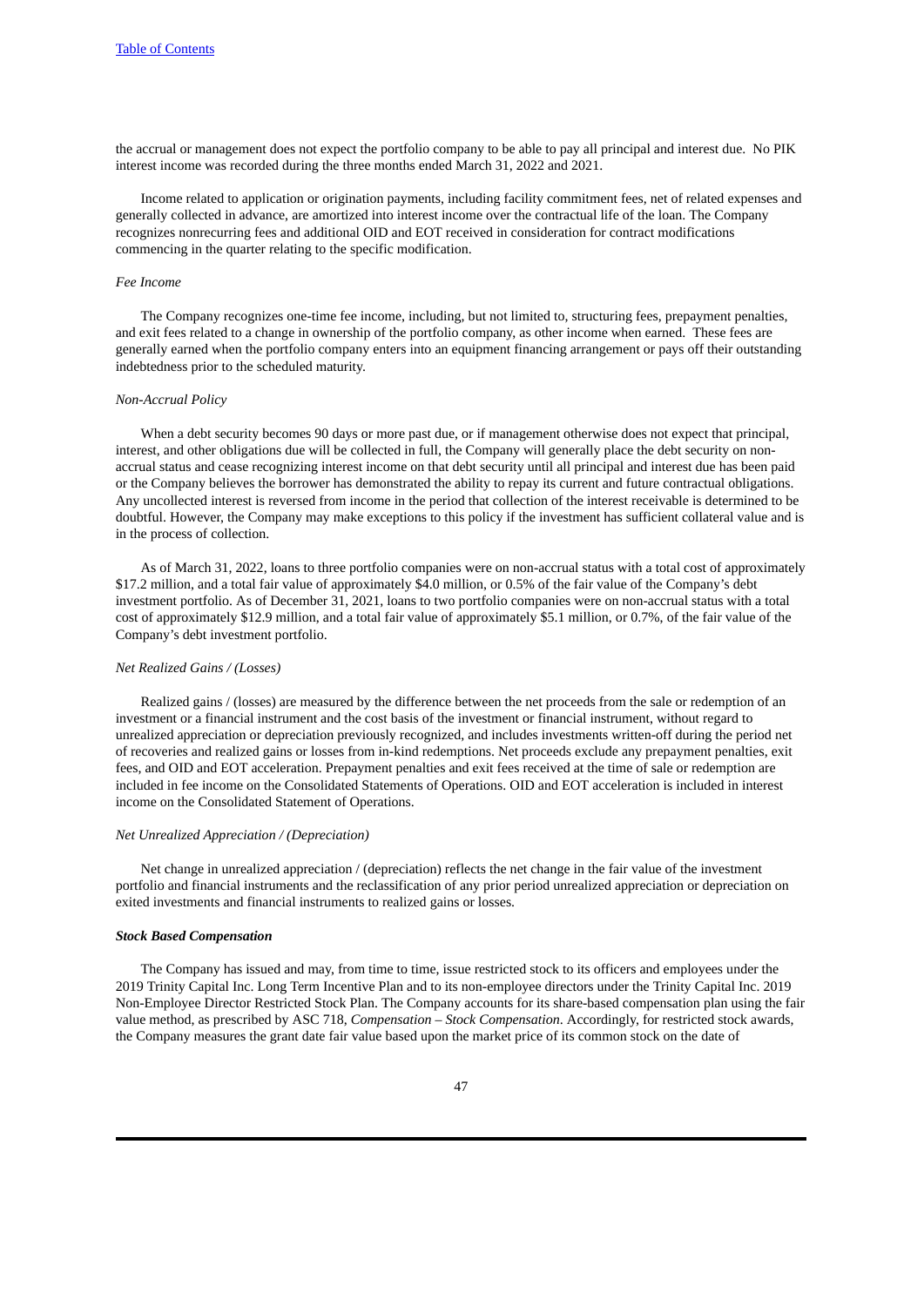the accrual or management does not expect the portfolio company to be able to pay all principal and interest due. No PIK interest income was recorded during the three months ended March 31, 2022 and 2021.

Income related to application or origination payments, including facility commitment fees, net of related expenses and generally collected in advance, are amortized into interest income over the contractual life of the loan. The Company recognizes nonrecurring fees and additional OID and EOT received in consideration for contract modifications commencing in the quarter relating to the specific modification.

*Fee Income*

The Company recognizes one-time fee income, including, but not limited to, structuring fees, prepayment penalties, and exit fees related to a change in ownership of the portfolio company, as other income when earned. These fees are generally earned when the portfolio company enters into an equipment financing arrangement or pays off their outstanding indebtedness prior to the scheduled maturity.

*Non-Accrual Policy*

When a debt security becomes 90 days or more past due, or if management otherwise does not expect that principal, interest, and other obligations due will be collected in full, the Company will generally place the debt security on non-accrual status and cease recognizing interest income on that debt security until all principal and interest due has been paid or the Company believes the borrower has demonstrated the ability to repay its current and future contractual obligations. Any uncollected interest is reversed from income in the period that collection of the interest receivable is determined to be doubtful. However, the Company may make exceptions to this policy if the investment has sufficient collateral value and is in the process of collection.

As of March 31, 2022, loans to three portfolio companies were on non-accrual status with a total cost of approximately $17.2 million, and a total fair value of approximately $4.0 million, or 0.5% of the fair value of the Company's debt investment portfolio. As of December 31, 2021, loans to two portfolio companies were on non-accrual status with a total cost of approximately $12.9 million, and a total fair value of approximately $5.1 million, or 0.7%, of the fair value of the Company's debt investment portfolio.

*Net Realized Gains / (Losses)*

Realized gains / (losses) are measured by the difference between the net proceeds from the sale or redemption of an investment or a financial instrument and the cost basis of the investment or financial instrument, without regard to unrealized appreciation or depreciation previously recognized, and includes investments written-off during the period net of recoveries and realized gains or losses from in-kind redemptions. Net proceeds exclude any prepayment penalties, exit fees, and OID and EOT acceleration. Prepayment penalties and exit fees received at the time of sale or redemption are included in fee income on the Consolidated Statements of Operations. OID and EOT acceleration is included in interest income on the Consolidated Statement of Operations.

*Net Unrealized Appreciation / (Depreciation)*

Net change in unrealized appreciation / (depreciation) reflects the net change in the fair value of the investment portfolio and financial instruments and the reclassification of any prior period unrealized appreciation or depreciation on exited investments and financial instruments to realized gains or losses.

***Stock Based Compensation***

The Company has issued and may, from time to time, issue restricted stock to its officers and employees under the 2019 Trinity Capital Inc. Long Term Incentive Plan and to its non-employee directors under the Trinity Capital Inc. 2019 Non-Employee Director Restricted Stock Plan. The Company accounts for its share-based compensation plan using the fair value method, as prescribed by ASC 718, *Compensation – Stock Compensation*. Accordingly, for restricted stock awards, the Company measures the grant date fair value based upon the market price of its common stock on the date of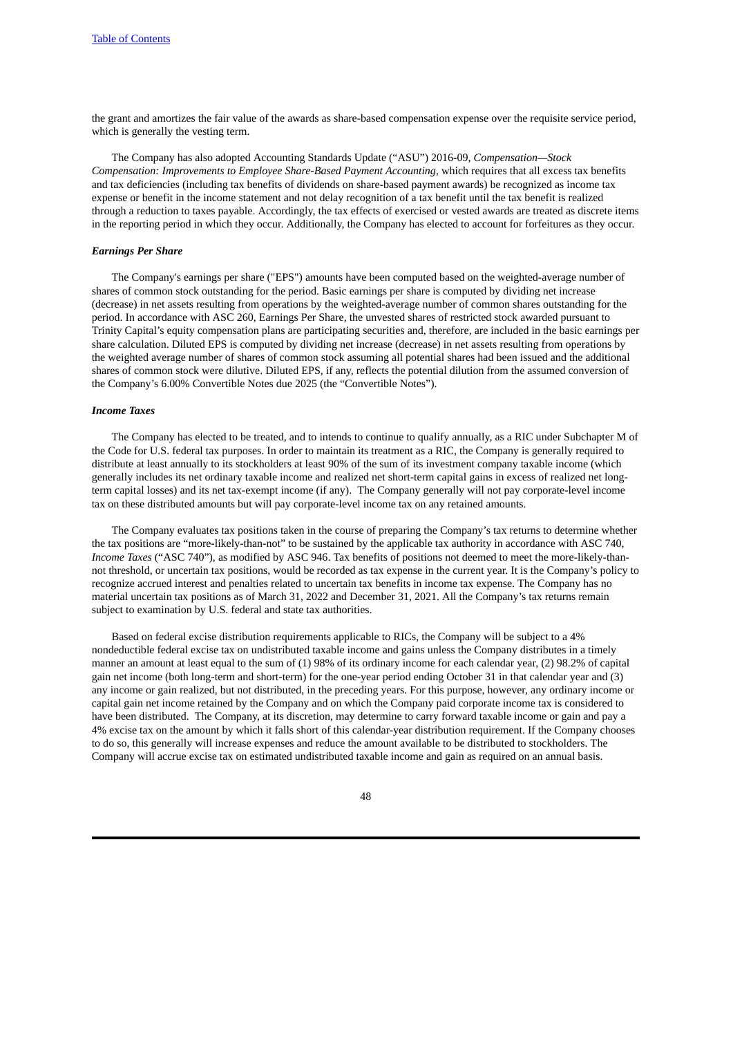the grant and amortizes the fair value of the awards as share-based compensation expense over the requisite service period, which is generally the vesting term.

The Company has also adopted Accounting Standards Update ("ASU") 2016-09, *Compensation—Stock Compensation: Improvements to Employee Share-Based Payment Accounting*, which requires that all excess tax benefits and tax deficiencies (including tax benefits of dividends on share-based payment awards) be recognized as income tax expense or benefit in the income statement and not delay recognition of a tax benefit until the tax benefit is realized through a reduction to taxes payable. Accordingly, the tax effects of exercised or vested awards are treated as discrete items in the reporting period in which they occur. Additionally, the Company has elected to account for forfeitures as they occur.

***Earnings Per Share***

The Company's earnings per share ("EPS") amounts have been computed based on the weighted-average number of shares of common stock outstanding for the period. Basic earnings per share is computed by dividing net increase (decrease) in net assets resulting from operations by the weighted-average number of common shares outstanding for the period. In accordance with ASC 260, Earnings Per Share, the unvested shares of restricted stock awarded pursuant to Trinity Capital's equity compensation plans are participating securities and, therefore, are included in the basic earnings per share calculation. Diluted EPS is computed by dividing net increase (decrease) in net assets resulting from operations by the weighted average number of shares of common stock assuming all potential shares had been issued and the additional shares of common stock were dilutive. Diluted EPS, if any, reflects the potential dilution from the assumed conversion of the Company's 6.00% Convertible Notes due 2025 (the "Convertible Notes").

***Income Taxes***

The Company has elected to be treated, and to intends to continue to qualify annually, as a RIC under Subchapter M of the Code for U.S. federal tax purposes. In order to maintain its treatment as a RIC, the Company is generally required to distribute at least annually to its stockholders at least 90% of the sum of its investment company taxable income (which generally includes its net ordinary taxable income and realized net short-term capital gains in excess of realized net long-term capital losses) and its net tax-exempt income (if any). The Company generally will not pay corporate-level income tax on these distributed amounts but will pay corporate-level income tax on any retained amounts.

The Company evaluates tax positions taken in the course of preparing the Company's tax returns to determine whether the tax positions are "more-likely-than-not" to be sustained by the applicable tax authority in accordance with ASC 740, *Income Taxes* ("ASC 740"), as modified by ASC 946. Tax benefits of positions not deemed to meet the more-likely-than-not threshold, or uncertain tax positions, would be recorded as tax expense in the current year. It is the Company's policy to recognize accrued interest and penalties related to uncertain tax benefits in income tax expense. The Company has no material uncertain tax positions as of March 31, 2022 and December 31, 2021. All the Company's tax returns remain subject to examination by U.S. federal and state tax authorities.

Based on federal excise distribution requirements applicable to RICs, the Company will be subject to a 4% nondeductible federal excise tax on undistributed taxable income and gains unless the Company distributes in a timely manner an amount at least equal to the sum of (1) 98% of its ordinary income for each calendar year, (2) 98.2% of capital gain net income (both long-term and short-term) for the one-year period ending October 31 in that calendar year and (3) any income or gain realized, but not distributed, in the preceding years. For this purpose, however, any ordinary income or capital gain net income retained by the Company and on which the Company paid corporate income tax is considered to have been distributed. The Company, at its discretion, may determine to carry forward taxable income or gain and pay a 4% excise tax on the amount by which it falls short of this calendar-year distribution requirement. If the Company chooses to do so, this generally will increase expenses and reduce the amount available to be distributed to stockholders. The Company will accrue excise tax on estimated undistributed taxable income and gain as required on an annual basis.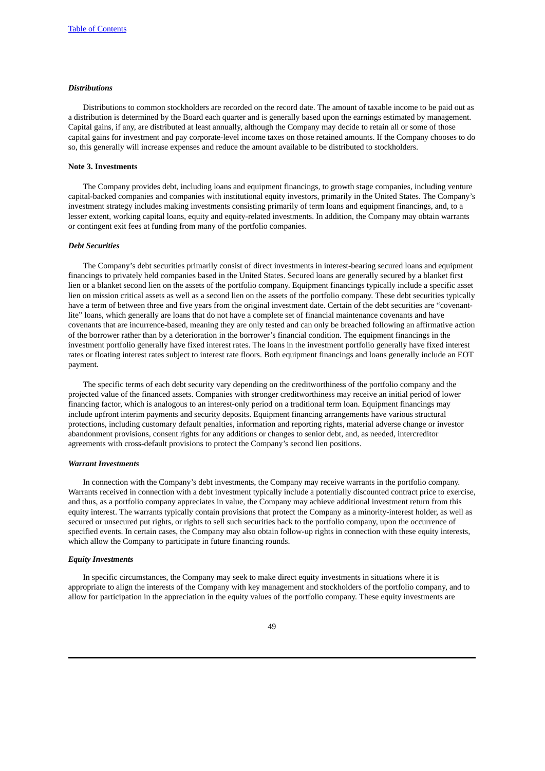### *Distributions*

Distributions to common stockholders are recorded on the record date. The amount of taxable income to be paid out as a distribution is determined by the Board each quarter and is generally based upon the earnings estimated by management. Capital gains, if any, are distributed at least annually, although the Company may decide to retain all or some of those capital gains for investment and pay corporate-level income taxes on those retained amounts. If the Company chooses to do so, this generally will increase expenses and reduce the amount available to be distributed to stockholders.

## Note 3. Investments

The Company provides debt, including loans and equipment financings, to growth stage companies, including venture capital-backed companies and companies with institutional equity investors, primarily in the United States. The Company's investment strategy includes making investments consisting primarily of term loans and equipment financings, and, to a lesser extent, working capital loans, equity and equity-related investments. In addition, the Company may obtain warrants or contingent exit fees at funding from many of the portfolio companies.

### *Debt Securities*

The Company's debt securities primarily consist of direct investments in interest-bearing secured loans and equipment financings to privately held companies based in the United States. Secured loans are generally secured by a blanket first lien or a blanket second lien on the assets of the portfolio company. Equipment financings typically include a specific asset lien on mission critical assets as well as a second lien on the assets of the portfolio company. These debt securities typically have a term of between three and five years from the original investment date. Certain of the debt securities are "covenant-lite" loans, which generally are loans that do not have a complete set of financial maintenance covenants and have covenants that are incurrence-based, meaning they are only tested and can only be breached following an affirmative action of the borrower rather than by a deterioration in the borrower's financial condition. The equipment financings in the investment portfolio generally have fixed interest rates. The loans in the investment portfolio generally have fixed interest rates or floating interest rates subject to interest rate floors. Both equipment financings and loans generally include an EOT payment.

The specific terms of each debt security vary depending on the creditworthiness of the portfolio company and the projected value of the financed assets. Companies with stronger creditworthiness may receive an initial period of lower financing factor, which is analogous to an interest-only period on a traditional term loan. Equipment financings may include upfront interim payments and security deposits. Equipment financing arrangements have various structural protections, including customary default penalties, information and reporting rights, material adverse change or investor abandonment provisions, consent rights for any additions or changes to senior debt, and, as needed, intercreditor agreements with cross-default provisions to protect the Company's second lien positions.

### *Warrant Investments*

In connection with the Company's debt investments, the Company may receive warrants in the portfolio company. Warrants received in connection with a debt investment typically include a potentially discounted contract price to exercise, and thus, as a portfolio company appreciates in value, the Company may achieve additional investment return from this equity interest. The warrants typically contain provisions that protect the Company as a minority-interest holder, as well as secured or unsecured put rights, or rights to sell such securities back to the portfolio company, upon the occurrence of specified events. In certain cases, the Company may also obtain follow-up rights in connection with these equity interests, which allow the Company to participate in future financing rounds.

### *Equity Investments*

In specific circumstances, the Company may seek to make direct equity investments in situations where it is appropriate to align the interests of the Company with key management and stockholders of the portfolio company, and to allow for participation in the appreciation in the equity values of the portfolio company. These equity investments are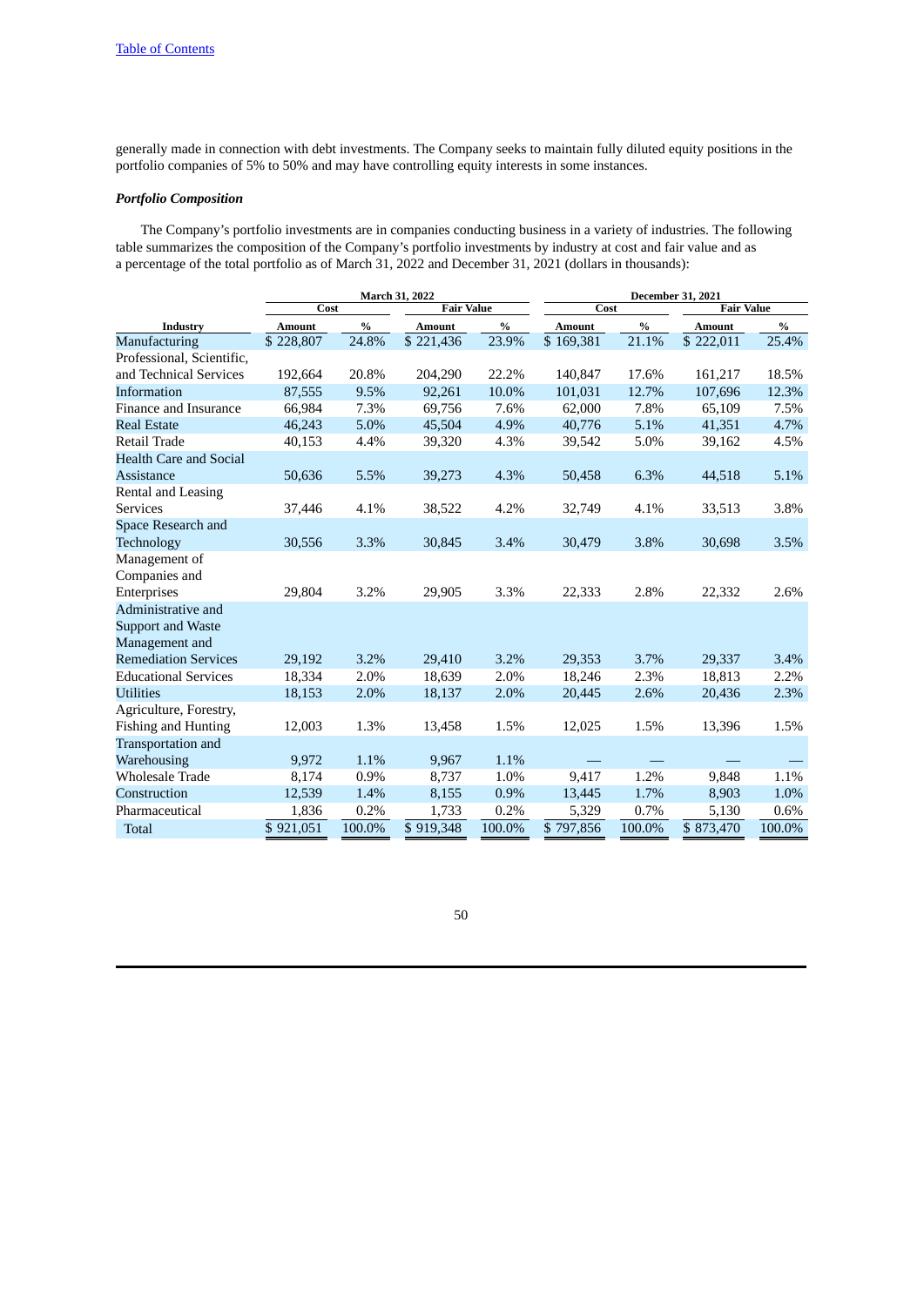generally made in connection with debt investments. The Company seeks to maintain fully diluted equity positions in the portfolio companies of 5% to 50% and may have controlling equity interests in some instances.

***Portfolio Composition***

The Company's portfolio investments are in companies conducting business in a variety of industries. The following table summarizes the composition of the Company's portfolio investments by industry at cost and fair value and as a percentage of the total portfolio as of March 31, 2022 and December 31, 2021 (dollars in thousands):

| | March 31, 2022 | | | | December 31, 2021 | | | |
|---|---|---|---|---|---|---|---|---|
| | Cost | | Fair Value | | Cost | | Fair Value | |
| Industry | Amount | % | Amount | % | Amount | % | Amount | % |
| Manufacturing | $ 228,807 | 24.8% | $ 221,436 | 23.9% | $ 169,381 | 21.1% | $ 222,011 | 25.4% |
| Professional, Scientific, and Technical Services | 192,664 | 20.8% | 204,290 | 22.2% | 140,847 | 17.6% | 161,217 | 18.5% |
| Information | 87,555 | 9.5% | 92,261 | 10.0% | 101,031 | 12.7% | 107,696 | 12.3% |
| Finance and Insurance | 66,984 | 7.3% | 69,756 | 7.6% | 62,000 | 7.8% | 65,109 | 7.5% |
| Real Estate | 46,243 | 5.0% | 45,504 | 4.9% | 40,776 | 5.1% | 41,351 | 4.7% |
| Retail Trade | 40,153 | 4.4% | 39,320 | 4.3% | 39,542 | 5.0% | 39,162 | 4.5% |
| Health Care and Social Assistance | 50,636 | 5.5% | 39,273 | 4.3% | 50,458 | 6.3% | 44,518 | 5.1% |
| Rental and Leasing Services | 37,446 | 4.1% | 38,522 | 4.2% | 32,749 | 4.1% | 33,513 | 3.8% |
| Space Research and Technology | 30,556 | 3.3% | 30,845 | 3.4% | 30,479 | 3.8% | 30,698 | 3.5% |
| Management of Companies and Enterprises | 29,804 | 3.2% | 29,905 | 3.3% | 22,333 | 2.8% | 22,332 | 2.6% |
| Administrative and Support and Waste Management and Remediation Services | 29,192 | 3.2% | 29,410 | 3.2% | 29,353 | 3.7% | 29,337 | 3.4% |
| Educational Services | 18,334 | 2.0% | 18,639 | 2.0% | 18,246 | 2.3% | 18,813 | 2.2% |
| Utilities | 18,153 | 2.0% | 18,137 | 2.0% | 20,445 | 2.6% | 20,436 | 2.3% |
| Agriculture, Forestry, Fishing and Hunting | 12,003 | 1.3% | 13,458 | 1.5% | 12,025 | 1.5% | 13,396 | 1.5% |
| Transportation and Warehousing | 9,972 | 1.1% | 9,967 | 1.1% | — | — | — | — |
| Wholesale Trade | 8,174 | 0.9% | 8,737 | 1.0% | 9,417 | 1.2% | 9,848 | 1.1% |
| Construction | 12,539 | 1.4% | 8,155 | 0.9% | 13,445 | 1.7% | 8,903 | 1.0% |
| Pharmaceutical | 1,836 | 0.2% | 1,733 | 0.2% | 5,329 | 0.7% | 5,130 | 0.6% |
| Total | $ 921,051 | 100.0% | $ 919,348 | 100.0% | $ 797,856 | 100.0% | $ 873,470 | 100.0% |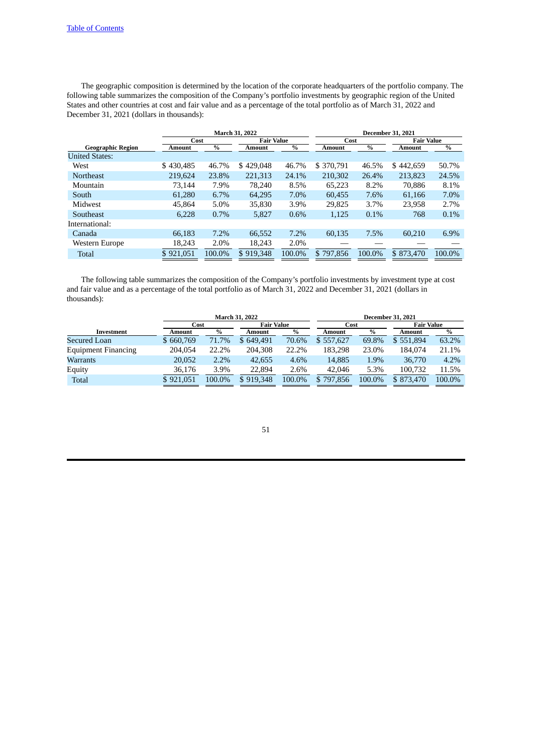The geographic composition is determined by the location of the corporate headquarters of the portfolio company. The following table summarizes the composition of the Company's portfolio investments by geographic region of the United States and other countries at cost and fair value and as a percentage of the total portfolio as of March 31, 2022 and December 31, 2021 (dollars in thousands):

| | March 31, 2022 | | | | December 31, 2021 | | | |
|---|---|---|---|---|---|---|---|---|
| | Cost | | Fair Value | | Cost | | Fair Value | |
| Geographic Region | Amount | % | Amount | % | Amount | % | Amount | % |
| United States: | | | | | | | | |
| West | $ 430,485 | 46.7% | $ 429,048 | 46.7% | $ 370,791 | 46.5% | $ 442,659 | 50.7% |
| Northeast | 219,624 | 23.8% | 221,313 | 24.1% | 210,302 | 26.4% | 213,823 | 24.5% |
| Mountain | 73,144 | 7.9% | 78,240 | 8.5% | 65,223 | 8.2% | 70,886 | 8.1% |
| South | 61,280 | 6.7% | 64,295 | 7.0% | 60,455 | 7.6% | 61,166 | 7.0% |
| Midwest | 45,864 | 5.0% | 35,830 | 3.9% | 29,825 | 3.7% | 23,958 | 2.7% |
| Southeast | 6,228 | 0.7% | 5,827 | 0.6% | 1,125 | 0.1% | 768 | 0.1% |
| International: | | | | | | | | |
| Canada | 66,183 | 7.2% | 66,552 | 7.2% | 60,135 | 7.5% | 60,210 | 6.9% |
| Western Europe | 18,243 | 2.0% | 18,243 | 2.0% | — | — | — | — |
| Total | $ 921,051 | 100.0% | $ 919,348 | 100.0% | $ 797,856 | 100.0% | $ 873,470 | 100.0% |

The following table summarizes the composition of the Company's portfolio investments by investment type at cost and fair value and as a percentage of the total portfolio as of March 31, 2022 and December 31, 2021 (dollars in thousands):

| | March 31, 2022 | | | | December 31, 2021 | | | |
|---|---|---|---|---|---|---|---|---|
| | Cost | | Fair Value | | Cost | | Fair Value | |
| Investment | Amount | % | Amount | % | Amount | % | Amount | % |
| Secured Loan | $ 660,769 | 71.7% | $ 649,491 | 70.6% | $ 557,627 | 69.8% | $ 551,894 | 63.2% |
| Equipment Financing | 204,054 | 22.2% | 204,308 | 22.2% | 183,298 | 23.0% | 184,074 | 21.1% |
| Warrants | 20,052 | 2.2% | 42,655 | 4.6% | 14,885 | 1.9% | 36,770 | 4.2% |
| Equity | 36,176 | 3.9% | 22,894 | 2.6% | 42,046 | 5.3% | 100,732 | 11.5% |
| Total | $ 921,051 | 100.0% | $ 919,348 | 100.0% | $ 797,856 | 100.0% | $ 873,470 | 100.0% |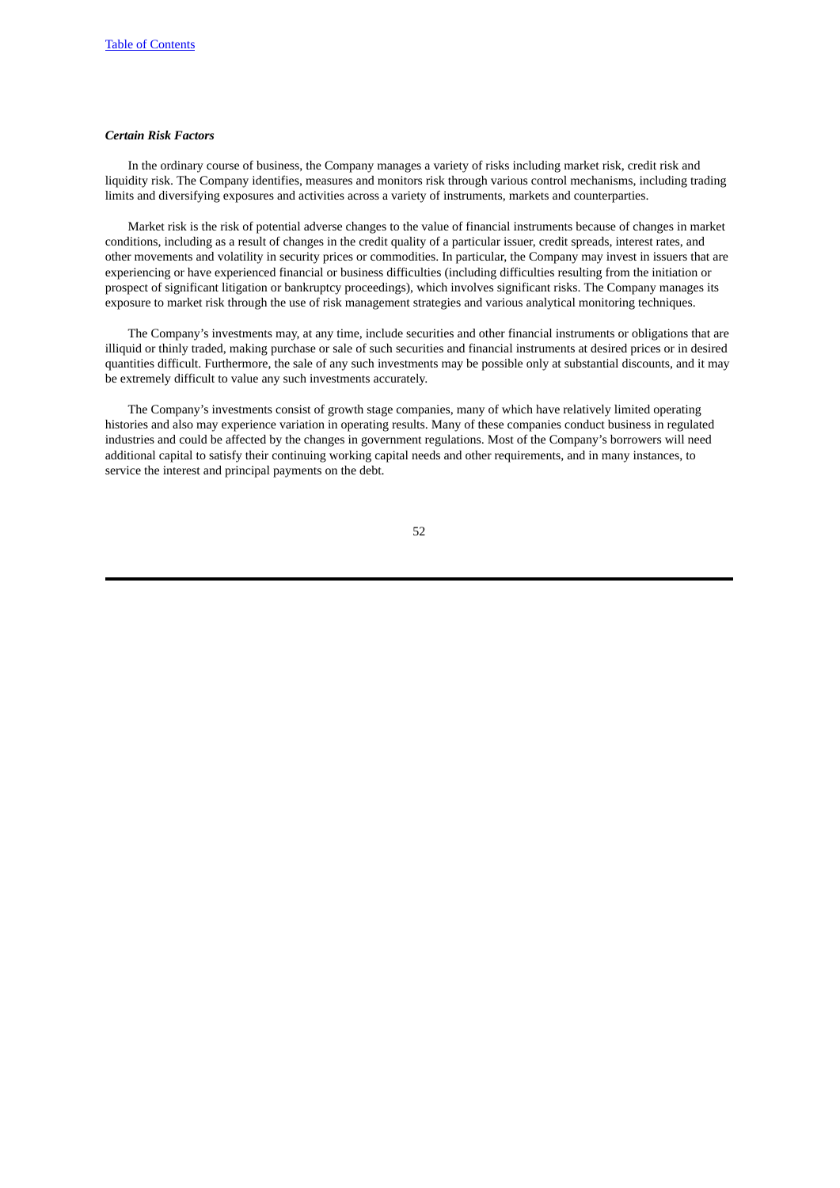***Certain Risk Factors***

In the ordinary course of business, the Company manages a variety of risks including market risk, credit risk and liquidity risk. The Company identifies, measures and monitors risk through various control mechanisms, including trading limits and diversifying exposures and activities across a variety of instruments, markets and counterparties.

Market risk is the risk of potential adverse changes to the value of financial instruments because of changes in market conditions, including as a result of changes in the credit quality of a particular issuer, credit spreads, interest rates, and other movements and volatility in security prices or commodities. In particular, the Company may invest in issuers that are experiencing or have experienced financial or business difficulties (including difficulties resulting from the initiation or prospect of significant litigation or bankruptcy proceedings), which involves significant risks. The Company manages its exposure to market risk through the use of risk management strategies and various analytical monitoring techniques.

The Company's investments may, at any time, include securities and other financial instruments or obligations that are illiquid or thinly traded, making purchase or sale of such securities and financial instruments at desired prices or in desired quantities difficult. Furthermore, the sale of any such investments may be possible only at substantial discounts, and it may be extremely difficult to value any such investments accurately.

The Company's investments consist of growth stage companies, many of which have relatively limited operating histories and also may experience variation in operating results. Many of these companies conduct business in regulated industries and could be affected by the changes in government regulations. Most of the Company's borrowers will need additional capital to satisfy their continuing working capital needs and other requirements, and in many instances, to service the interest and principal payments on the debt.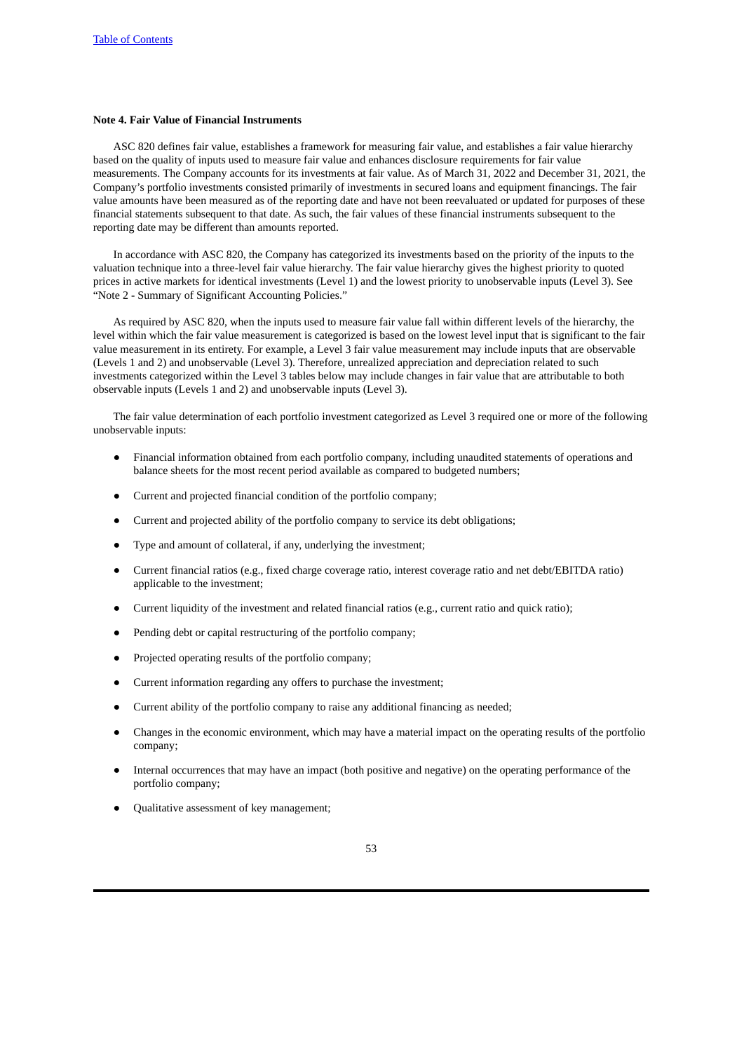**Note 4. Fair Value of Financial Instruments**

ASC 820 defines fair value, establishes a framework for measuring fair value, and establishes a fair value hierarchy based on the quality of inputs used to measure fair value and enhances disclosure requirements for fair value measurements. The Company accounts for its investments at fair value. As of March 31, 2022 and December 31, 2021, the Company's portfolio investments consisted primarily of investments in secured loans and equipment financings. The fair value amounts have been measured as of the reporting date and have not been reevaluated or updated for purposes of these financial statements subsequent to that date. As such, the fair values of these financial instruments subsequent to the reporting date may be different than amounts reported.

In accordance with ASC 820, the Company has categorized its investments based on the priority of the inputs to the valuation technique into a three-level fair value hierarchy. The fair value hierarchy gives the highest priority to quoted prices in active markets for identical investments (Level 1) and the lowest priority to unobservable inputs (Level 3). See "Note 2 - Summary of Significant Accounting Policies."

As required by ASC 820, when the inputs used to measure fair value fall within different levels of the hierarchy, the level within which the fair value measurement is categorized is based on the lowest level input that is significant to the fair value measurement in its entirety. For example, a Level 3 fair value measurement may include inputs that are observable (Levels 1 and 2) and unobservable (Level 3). Therefore, unrealized appreciation and depreciation related to such investments categorized within the Level 3 tables below may include changes in fair value that are attributable to both observable inputs (Levels 1 and 2) and unobservable inputs (Level 3).

The fair value determination of each portfolio investment categorized as Level 3 required one or more of the following unobservable inputs:

- Financial information obtained from each portfolio company, including unaudited statements of operations and balance sheets for the most recent period available as compared to budgeted numbers;
- Current and projected financial condition of the portfolio company;
- Current and projected ability of the portfolio company to service its debt obligations;
- Type and amount of collateral, if any, underlying the investment;
- Current financial ratios (e.g., fixed charge coverage ratio, interest coverage ratio and net debt/EBITDA ratio) applicable to the investment;
- Current liquidity of the investment and related financial ratios (e.g., current ratio and quick ratio);
- Pending debt or capital restructuring of the portfolio company;
- Projected operating results of the portfolio company;
- Current information regarding any offers to purchase the investment;
- Current ability of the portfolio company to raise any additional financing as needed;
- Changes in the economic environment, which may have a material impact on the operating results of the portfolio company;
- Internal occurrences that may have an impact (both positive and negative) on the operating performance of the portfolio company;
- Qualitative assessment of key management;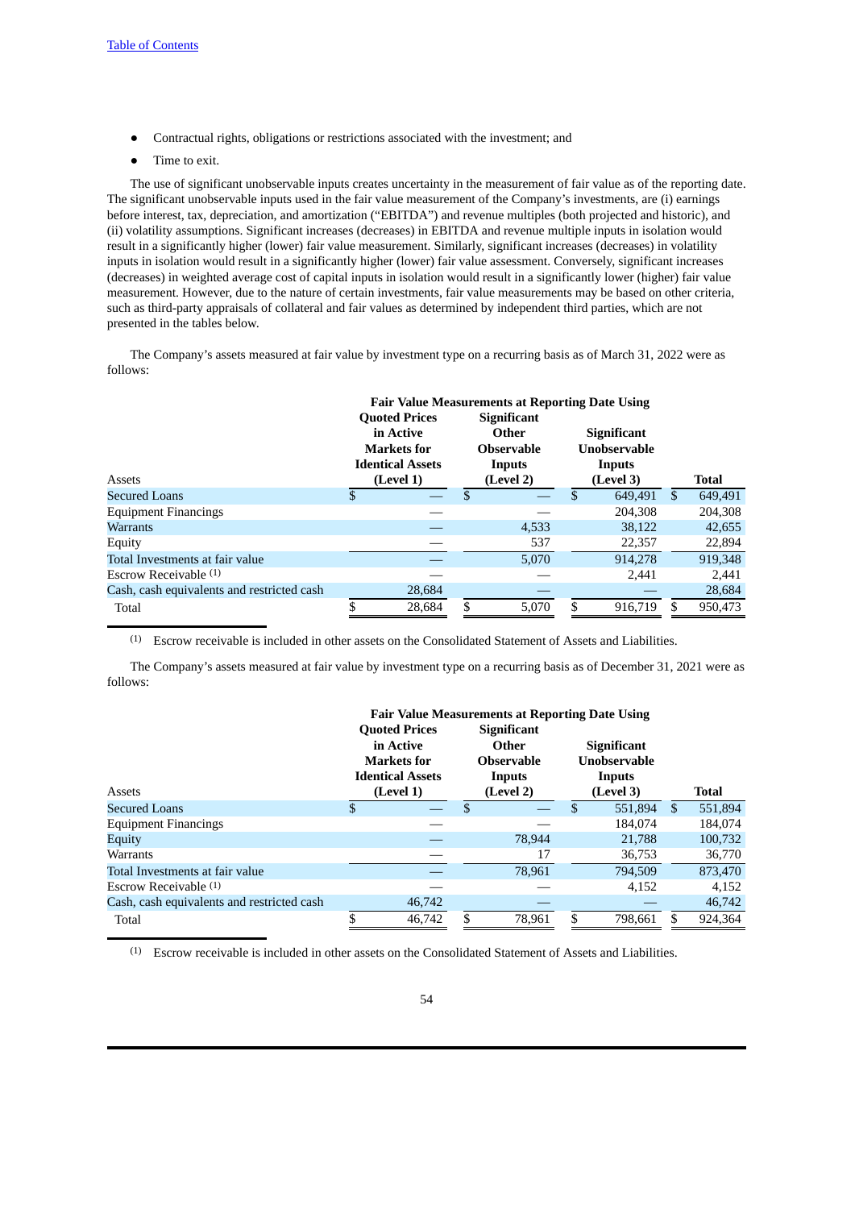- Contractual rights, obligations or restrictions associated with the investment; and
- Time to exit.

The use of significant unobservable inputs creates uncertainty in the measurement of fair value as of the reporting date. The significant unobservable inputs used in the fair value measurement of the Company's investments, are (i) earnings before interest, tax, depreciation, and amortization ("EBITDA") and revenue multiples (both projected and historic), and (ii) volatility assumptions. Significant increases (decreases) in EBITDA and revenue multiple inputs in isolation would result in a significantly higher (lower) fair value measurement. Similarly, significant increases (decreases) in volatility inputs in isolation would result in a significantly higher (lower) fair value assessment. Conversely, significant increases (decreases) in weighted average cost of capital inputs in isolation would result in a significantly lower (higher) fair value measurement. However, due to the nature of certain investments, fair value measurements may be based on other criteria, such as third-party appraisals of collateral and fair values as determined by independent third parties, which are not presented in the tables below.

The Company's assets measured at fair value by investment type on a recurring basis as of March 31, 2022 were as follows:

| | Fair Value Measurements at Reporting Date Using | | | |
|---|---|---|---|---|
| Assets | Quoted Prices in Active Markets for Identical Assets (Level 1) | Significant Other Observable Inputs (Level 2) | Significant Unobservable Inputs (Level 3) | Total |
| Secured Loans | $ — | $ — | $ 649,491 | $ 649,491 |
| Equipment Financings | — | — | 204,308 | 204,308 |
| Warrants | — | 4,533 | 38,122 | 42,655 |
| Equity | — | 537 | 22,357 | 22,894 |
| Total Investments at fair value | — | 5,070 | 914,278 | 919,348 |
| Escrow Receivable [(1)] | — | — | 2,441 | 2,441 |
| Cash, cash equivalents and restricted cash | 28,684 | — | — | 28,684 |
| Total | $ 28,684 | $ 5,070 | $ 916,719 | $ 950,473 |

(1) Escrow receivable is included in other assets on the Consolidated Statement of Assets and Liabilities.

The Company's assets measured at fair value by investment type on a recurring basis as of December 31, 2021 were as follows:

| | Fair Value Measurements at Reporting Date Using | | | |
|---|---|---|---|---|
| Assets | Quoted Prices in Active Markets for Identical Assets (Level 1) | Significant Other Observable Inputs (Level 2) | Significant Unobservable Inputs (Level 3) | Total |
| Secured Loans | $ — | $ — | $ 551,894 | $ 551,894 |
| Equipment Financings | — | — | 184,074 | 184,074 |
| Equity | — | 78,944 | 21,788 | 100,732 |
| Warrants | — | 17 | 36,753 | 36,770 |
| Total Investments at fair value | — | 78,961 | 794,509 | 873,470 |
| Escrow Receivable [(1)] | — | — | 4,152 | 4,152 |
| Cash, cash equivalents and restricted cash | 46,742 | — | — | 46,742 |
| Total | $ 46,742 | $ 78,961 | $ 798,661 | $ 924,364 |

(1) Escrow receivable is included in other assets on the Consolidated Statement of Assets and Liabilities.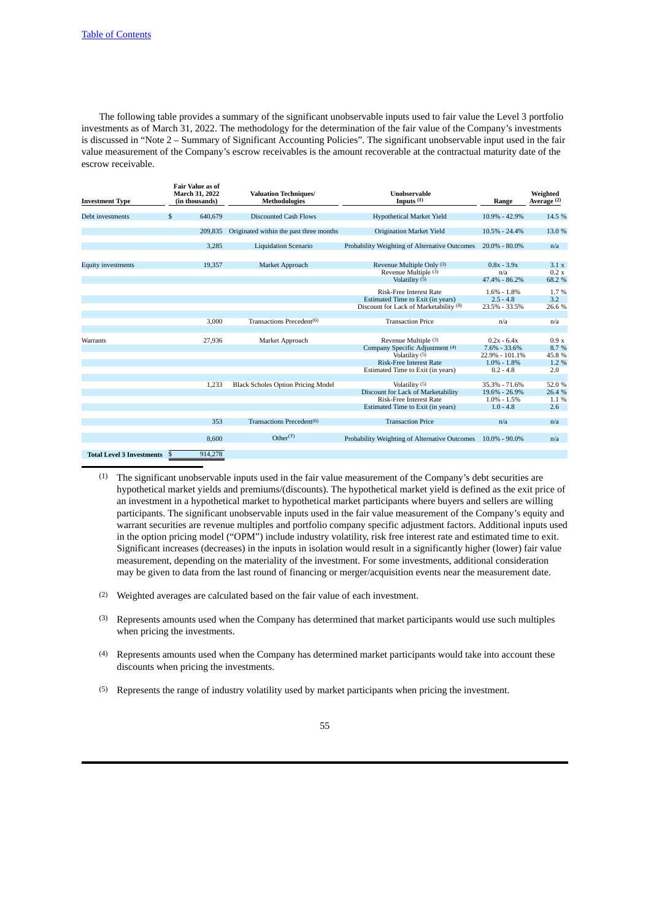The following table provides a summary of the significant unobservable inputs used to fair value the Level 3 portfolio investments as of March 31, 2022. The methodology for the determination of the fair value of the Company's investments is discussed in "Note 2 – Summary of Significant Accounting Policies". The significant unobservable input used in the fair value measurement of the Company's escrow receivables is the amount recoverable at the contractual maturity date of the escrow receivable.

| Investment Type | Fair Value as of March 31, 2022 (in thousands) | Valuation Techniques/ Methodologies | Unobservable Inputs [(1)] | Range | Weighted Average [(2)] |
|---|---|---|---|---|---|
| Debt investments | $ 640,679 | Discounted Cash Flows | Hypothetical Market Yield | 10.9% - 42.9% | 14.5 % |
| | 209,835 | Originated within the past three months | Origination Market Yield | 10.5% - 24.4% | 13.0 % |
| | 3,285 | Liquidation Scenario | Probability Weighting of Alternative Outcomes | 20.0% - 80.0% | n/a |
| Equity investments | 19,357 | Market Approach | Revenue Multiple Only [(3)] | 0.8x - 3.9x | 3.1 x |
| | | | Revenue Multiple [(3)] | n/a | 0.2 x |
| | | | Volatility [(5)] | 47.4% - 86.2% | 68.2 % |
| | | | Risk-Free Interest Rate | 1.6% - 1.8% | 1.7 % |
| | | | Estimated Time to Exit (in years) | 2.5 - 4.8 | 3.2 |
| | | | Discount for Lack of Marketability [(8)] | 23.5% - 33.5% | 26.6 % |
| | 3,000 | Transactions Precedent[(6)] | Transaction Price | n/a | n/a |
| Warrants | 27,936 | Market Approach | Revenue Multiple [(3)] | 0.2x - 6.4x | 0.9 x |
| | | | Company Specific Adjustment [(4)] | 7.6% - 33.6% | 8.7 % |
| | | | Volatility [(5)] | 22.9% - 101.1% | 45.8 % |
| | | | Risk-Free Interest Rate | 1.0% - 1.8% | 1.2 % |
| | | | Estimated Time to Exit (in years) | 0.2 - 4.8 | 2.0 |
| | 1,233 | Black Scholes Option Pricing Model | Volatility [(5)] | 35.3% - 71.6% | 52.0 % |
| | | | Discount for Lack of Marketability | 19.6% - 26.9% | 26.4 % |
| | | | Risk-Free Interest Rate | 1.0% - 1.5% | 1.1 % |
| | | | Estimated Time to Exit (in years) | 1.0 - 4.8 | 2.6 |
| | 353 | Transactions Precedent[(6)] | Transaction Price | n/a | n/a |
| | 8,600 | Other[(7)] | Probability Weighting of Alternative Outcomes | 10.0% - 90.0% | n/a |
| **Total Level 3 Investments** | $ 914,278 | | | | |

(1) The significant unobservable inputs used in the fair value measurement of the Company's debt securities are hypothetical market yields and premiums/(discounts). The hypothetical market yield is defined as the exit price of an investment in a hypothetical market to hypothetical market participants where buyers and sellers are willing participants. The significant unobservable inputs used in the fair value measurement of the Company's equity and warrant securities are revenue multiples and portfolio company specific adjustment factors. Additional inputs used in the option pricing model ("OPM") include industry volatility, risk free interest rate and estimated time to exit. Significant increases (decreases) in the inputs in isolation would result in a significantly higher (lower) fair value measurement, depending on the materiality of the investment. For some investments, additional consideration may be given to data from the last round of financing or merger/acquisition events near the measurement date.

(2) Weighted averages are calculated based on the fair value of each investment.

(3) Represents amounts used when the Company has determined that market participants would use such multiples when pricing the investments.

(4) Represents amounts used when the Company has determined market participants would take into account these discounts when pricing the investments.

(5) Represents the range of industry volatility used by market participants when pricing the investment.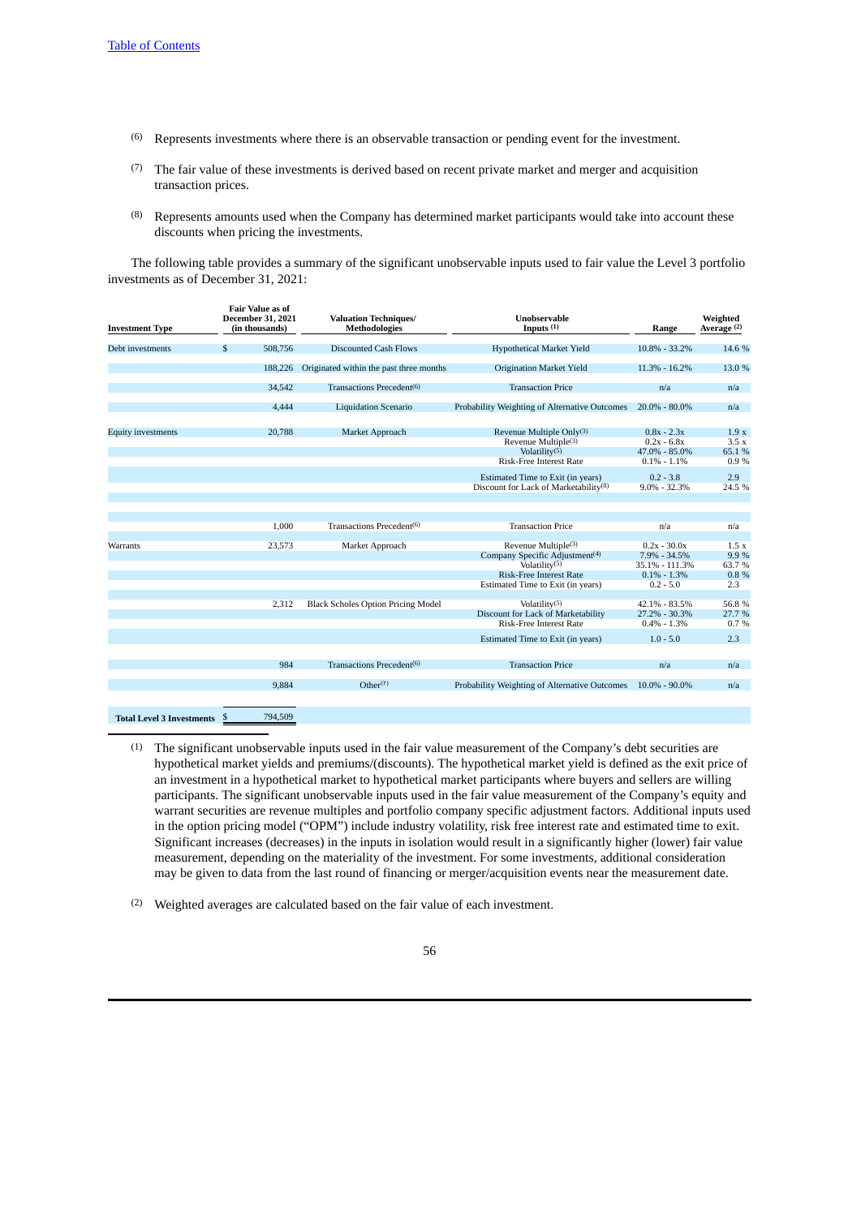(6) Represents investments where there is an observable transaction or pending event for the investment.

(7) The fair value of these investments is derived based on recent private market and merger and acquisition transaction prices.

(8) Represents amounts used when the Company has determined market participants would take into account these discounts when pricing the investments.

The following table provides a summary of the significant unobservable inputs used to fair value the Level 3 portfolio investments as of December 31, 2021:

| Investment Type | Fair Value as of December 31, 2021 (in thousands) | Valuation Techniques/ Methodologies | Unobservable Inputs (1) | Range | Weighted Average (2) |
|---|---|---|---|---|---|
| Debt investments | $ 508,756 | Discounted Cash Flows | Hypothetical Market Yield | 10.8% - 33.2% | 14.6 % |
| | 188,226 | Originated within the past three months | Origination Market Yield | 11.3% - 16.2% | 13.0 % |
| | 34,542 | Transactions Precedent(6) | Transaction Price | n/a | n/a |
| | 4,444 | Liquidation Scenario | Probability Weighting of Alternative Outcomes | 20.0% - 80.0% | n/a |
| Equity investments | 20,788 | Market Approach | Revenue Multiple Only(3) | 0.8x - 2.3x | 1.9 x |
| | | | Revenue Multiple(3) | 0.2x - 6.8x | 3.5 x |
| | | | Volatility(5) | 47.0% - 85.0% | 65.1 % |
| | | | Risk-Free Interest Rate | 0.1% - 1.1% | 0.9 % |
| | | | Estimated Time to Exit (in years) | 0.2 - 3.8 | 2.9 |
| | | | Discount for Lack of Marketability(8) | 9.0% - 32.3% | 24.5 % |
| | 1,000 | Transactions Precedent(6) | Transaction Price | n/a | n/a |
| Warrants | 23,573 | Market Approach | Revenue Multiple(3) | 0.2x - 30.0x | 1.5 x |
| | | | Company Specific Adjustment(4) | 7.9% - 34.5% | 9.9 % |
| | | | Volatility(5) | 35.1% - 111.3% | 63.7 % |
| | | | Risk-Free Interest Rate | 0.1% - 1.3% | 0.8 % |
| | | | Estimated Time to Exit (in years) | 0.2 - 5.0 | 2.3 |
| | 2,312 | Black Scholes Option Pricing Model | Volatility(5) | 42.1% - 83.5% | 56.8 % |
| | | | Discount for Lack of Marketability | 27.2% - 30.3% | 27.7 % |
| | | | Risk-Free Interest Rate | 0.4% - 1.3% | 0.7 % |
| | | | Estimated Time to Exit (in years) | 1.0 - 5.0 | 2.3 |
| | 984 | Transactions Precedent(6) | Transaction Price | n/a | n/a |
| | 9,884 | Other(7) | Probability Weighting of Alternative Outcomes | 10.0% - 90.0% | n/a |
| **Total Level 3 Investments** | $ 794,509 | | | | |

(1) The significant unobservable inputs used in the fair value measurement of the Company's debt securities are hypothetical market yields and premiums/(discounts). The hypothetical market yield is defined as the exit price of an investment in a hypothetical market to hypothetical market participants where buyers and sellers are willing participants. The significant unobservable inputs used in the fair value measurement of the Company's equity and warrant securities are revenue multiples and portfolio company specific adjustment factors. Additional inputs used in the option pricing model ("OPM") include industry volatility, risk free interest rate and estimated time to exit. Significant increases (decreases) in the inputs in isolation would result in a significantly higher (lower) fair value measurement, depending on the materiality of the investment. For some investments, additional consideration may be given to data from the last round of financing or merger/acquisition events near the measurement date.

(2) Weighted averages are calculated based on the fair value of each investment.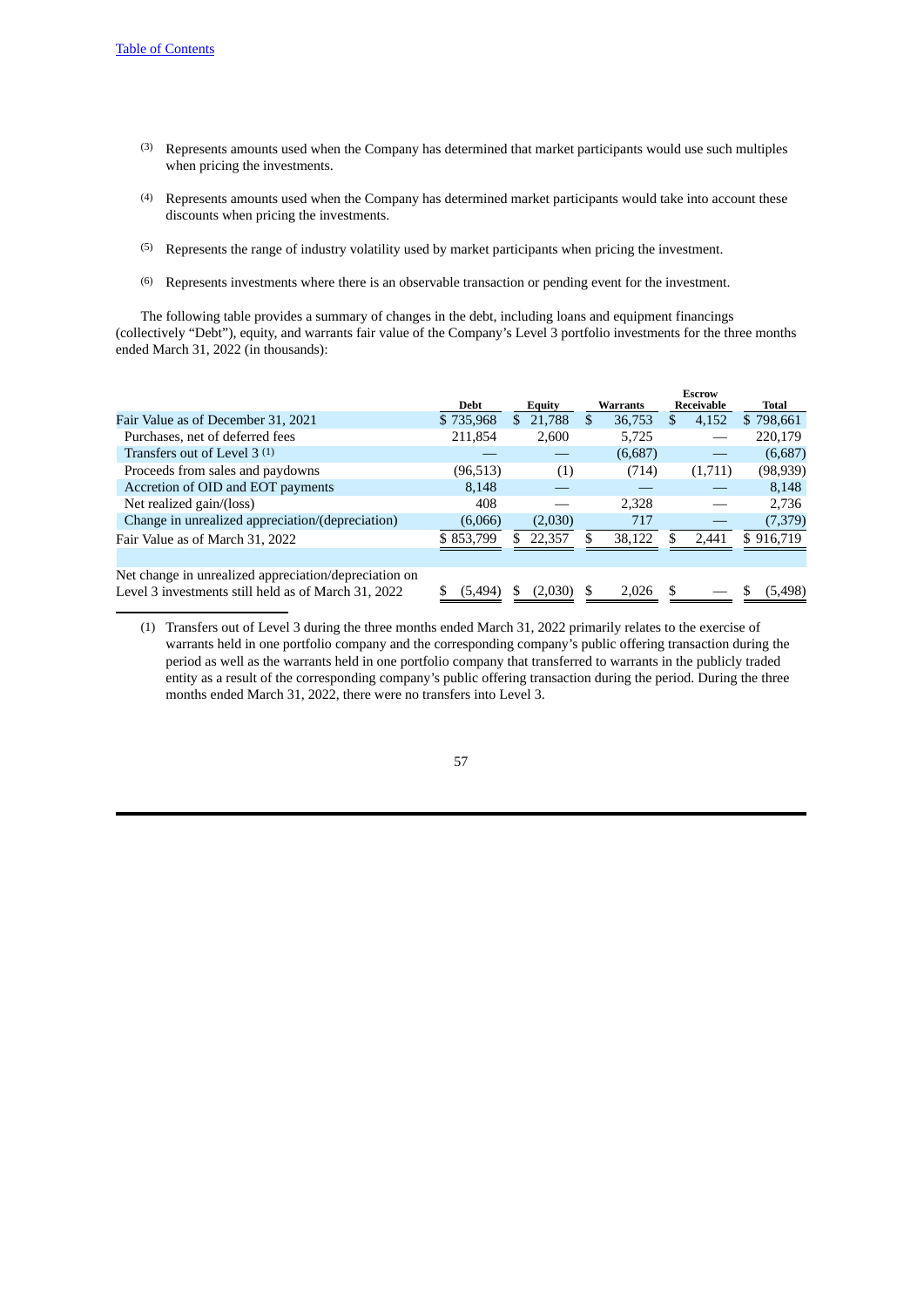(3) Represents amounts used when the Company has determined that market participants would use such multiples when pricing the investments.

(4) Represents amounts used when the Company has determined market participants would take into account these discounts when pricing the investments.

(5) Represents the range of industry volatility used by market participants when pricing the investment.

(6) Represents investments where there is an observable transaction or pending event for the investment.

The following table provides a summary of changes in the debt, including loans and equipment financings (collectively "Debt"), equity, and warrants fair value of the Company's Level 3 portfolio investments for the three months ended March 31, 2022 (in thousands):

| | Debt | Equity | Warrants | Escrow Receivable | Total |
|---|---|---|---|---|---|
| Fair Value as of December 31, 2021 | $ 735,968 | $ 21,788 | $ 36,753 | $ 4,152 | $ 798,661 |
| Purchases, net of deferred fees | 211,854 | 2,600 | 5,725 | — | 220,179 |
| Transfers out of Level 3 (1) | — | — | (6,687) | — | (6,687) |
| Proceeds from sales and paydowns | (96,513) | (1) | (714) | (1,711) | (98,939) |
| Accretion of OID and EOT payments | 8,148 | — | — | — | 8,148 |
| Net realized gain/(loss) | 408 | — | 2,328 | — | 2,736 |
| Change in unrealized appreciation/(depreciation) | (6,066) | (2,030) | 717 | — | (7,379) |
| Fair Value as of March 31, 2022 | $ 853,799 | $ 22,357 | $ 38,122 | $ 2,441 | $ 916,719 |
| | | | | | |
| Net change in unrealized appreciation/depreciation on Level 3 investments still held as of March 31, 2022 | $ (5,494) | $ (2,030) | $ 2,026 | $ — | $ (5,498) |

(1) Transfers out of Level 3 during the three months ended March 31, 2022 primarily relates to the exercise of warrants held in one portfolio company and the corresponding company's public offering transaction during the period as well as the warrants held in one portfolio company that transferred to warrants in the publicly traded entity as a result of the corresponding company's public offering transaction during the period. During the three months ended March 31, 2022, there were no transfers into Level 3.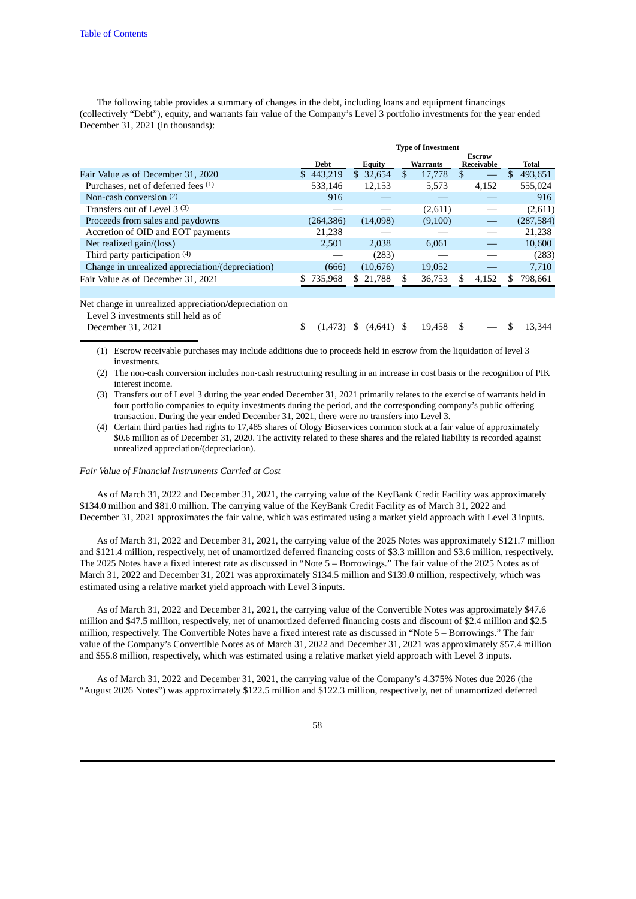The following table provides a summary of changes in the debt, including loans and equipment financings (collectively "Debt"), equity, and warrants fair value of the Company's Level 3 portfolio investments for the year ended December 31, 2021 (in thousands):

| | Type of Investment | | | | |
|---|---|---|---|---|---|
| | **Debt** | **Equity** | **Warrants** | **Escrow Receivable** | **Total** |
| Fair Value as of December 31, 2020 | $ 443,219 | $ 32,654 | $ 17,778 | $ — | $ 493,651 |
| Purchases, net of deferred fees (1) | 533,146 | 12,153 | 5,573 | 4,152 | 555,024 |
| Non-cash conversion (2) | 916 | — | — | — | 916 |
| Transfers out of Level 3 (3) | — | — | (2,611) | — | (2,611) |
| Proceeds from sales and paydowns | (264,386) | (14,098) | (9,100) | — | (287,584) |
| Accretion of OID and EOT payments | 21,238 | — | — | — | 21,238 |
| Net realized gain/(loss) | 2,501 | 2,038 | 6,061 | — | 10,600 |
| Third party participation (4) | — | (283) | — | — | (283) |
| Change in unrealized appreciation/(depreciation) | (666) | (10,676) | 19,052 | — | 7,710 |
| Fair Value as of December 31, 2021 | $ 735,968 | $ 21,788 | $ 36,753 | $ 4,152 | $ 798,661 |
| | | | | | |
| Net change in unrealized appreciation/depreciation on Level 3 investments still held as of December 31, 2021 | $ (1,473) | $ (4,641) | $ 19,458 | $ — | $ 13,344 |

(1) Escrow receivable purchases may include additions due to proceeds held in escrow from the liquidation of level 3 investments.

(2) The non-cash conversion includes non-cash restructuring resulting in an increase in cost basis or the recognition of PIK interest income.

(3) Transfers out of Level 3 during the year ended December 31, 2021 primarily relates to the exercise of warrants held in four portfolio companies to equity investments during the period, and the corresponding company's public offering transaction. During the year ended December 31, 2021, there were no transfers into Level 3.

(4) Certain third parties had rights to 17,485 shares of Ology Bioservices common stock at a fair value of approximately $0.6 million as of December 31, 2020. The activity related to these shares and the related liability is recorded against unrealized appreciation/(depreciation).

*Fair Value of Financial Instruments Carried at Cost*

As of March 31, 2022 and December 31, 2021, the carrying value of the KeyBank Credit Facility was approximately $134.0 million and $81.0 million. The carrying value of the KeyBank Credit Facility as of March 31, 2022 and December 31, 2021 approximates the fair value, which was estimated using a market yield approach with Level 3 inputs.

As of March 31, 2022 and December 31, 2021, the carrying value of the 2025 Notes was approximately $121.7 million and $121.4 million, respectively, net of unamortized deferred financing costs of $3.3 million and $3.6 million, respectively. The 2025 Notes have a fixed interest rate as discussed in "Note 5 – Borrowings." The fair value of the 2025 Notes as of March 31, 2022 and December 31, 2021 was approximately $134.5 million and $139.0 million, respectively, which was estimated using a relative market yield approach with Level 3 inputs.

As of March 31, 2022 and December 31, 2021, the carrying value of the Convertible Notes was approximately $47.6 million and $47.5 million, respectively, net of unamortized deferred financing costs and discount of $2.4 million and $2.5 million, respectively. The Convertible Notes have a fixed interest rate as discussed in "Note 5 – Borrowings." The fair value of the Company's Convertible Notes as of March 31, 2022 and December 31, 2021 was approximately $57.4 million and $55.8 million, respectively, which was estimated using a relative market yield approach with Level 3 inputs.

As of March 31, 2022 and December 31, 2021, the carrying value of the Company's 4.375% Notes due 2026 (the "August 2026 Notes") was approximately $122.5 million and $122.3 million, respectively, net of unamortized deferred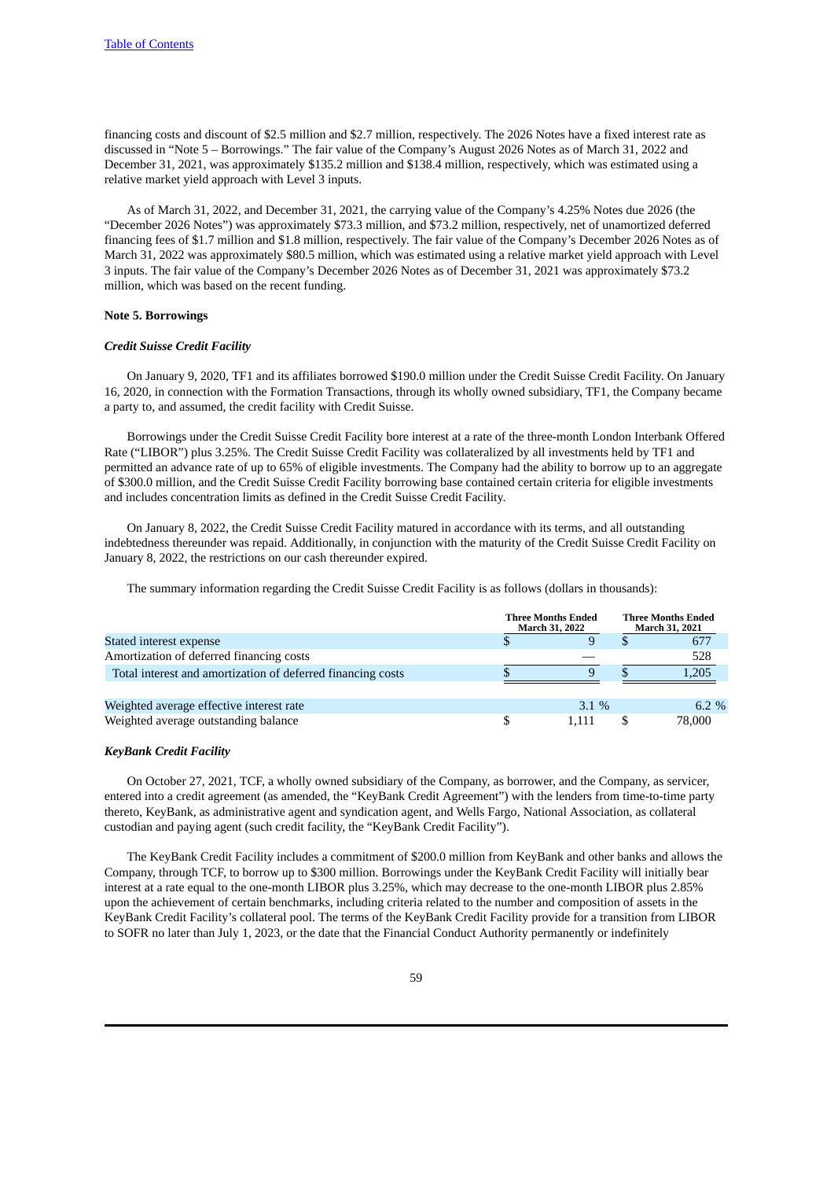financing costs and discount of $2.5 million and $2.7 million, respectively. The 2026 Notes have a fixed interest rate as discussed in "Note 5 – Borrowings." The fair value of the Company's August 2026 Notes as of March 31, 2022 and December 31, 2021, was approximately $135.2 million and $138.4 million, respectively, which was estimated using a relative market yield approach with Level 3 inputs.

As of March 31, 2022, and December 31, 2021, the carrying value of the Company's 4.25% Notes due 2026 (the "December 2026 Notes") was approximately $73.3 million, and $73.2 million, respectively, net of unamortized deferred financing fees of $1.7 million and $1.8 million, respectively. The fair value of the Company's December 2026 Notes as of March 31, 2022 was approximately $80.5 million, which was estimated using a relative market yield approach with Level 3 inputs. The fair value of the Company's December 2026 Notes as of December 31, 2021 was approximately $73.2 million, which was based on the recent funding.

**Note 5. Borrowings**

***Credit Suisse Credit Facility***

On January 9, 2020, TF1 and its affiliates borrowed $190.0 million under the Credit Suisse Credit Facility. On January 16, 2020, in connection with the Formation Transactions, through its wholly owned subsidiary, TF1, the Company became a party to, and assumed, the credit facility with Credit Suisse.

Borrowings under the Credit Suisse Credit Facility bore interest at a rate of the three-month London Interbank Offered Rate ("LIBOR") plus 3.25%. The Credit Suisse Credit Facility was collateralized by all investments held by TF1 and permitted an advance rate of up to 65% of eligible investments. The Company had the ability to borrow up to an aggregate of $300.0 million, and the Credit Suisse Credit Facility borrowing base contained certain criteria for eligible investments and includes concentration limits as defined in the Credit Suisse Credit Facility.

On January 8, 2022, the Credit Suisse Credit Facility matured in accordance with its terms, and all outstanding indebtedness thereunder was repaid. Additionally, in conjunction with the maturity of the Credit Suisse Credit Facility on January 8, 2022, the restrictions on our cash thereunder expired.

The summary information regarding the Credit Suisse Credit Facility is as follows (dollars in thousands):

| | Three Months Ended March 31, 2022 | Three Months Ended March 31, 2021 |
|---|---|---|
| Stated interest expense | $ 9 | $ 677 |
| Amortization of deferred financing costs | — | 528 |
| Total interest and amortization of deferred financing costs | $ 9 | $ 1,205 |
| | | |
| Weighted average effective interest rate | 3.1 % | 6.2 % |
| Weighted average outstanding balance | $ 1,111 | $ 78,000 |

***KeyBank Credit Facility***

On October 27, 2021, TCF, a wholly owned subsidiary of the Company, as borrower, and the Company, as servicer, entered into a credit agreement (as amended, the "KeyBank Credit Agreement") with the lenders from time-to-time party thereto, KeyBank, as administrative agent and syndication agent, and Wells Fargo, National Association, as collateral custodian and paying agent (such credit facility, the "KeyBank Credit Facility").

The KeyBank Credit Facility includes a commitment of $200.0 million from KeyBank and other banks and allows the Company, through TCF, to borrow up to $300 million. Borrowings under the KeyBank Credit Facility will initially bear interest at a rate equal to the one-month LIBOR plus 3.25%, which may decrease to the one-month LIBOR plus 2.85% upon the achievement of certain benchmarks, including criteria related to the number and composition of assets in the KeyBank Credit Facility's collateral pool. The terms of the KeyBank Credit Facility provide for a transition from LIBOR to SOFR no later than July 1, 2023, or the date that the Financial Conduct Authority permanently or indefinitely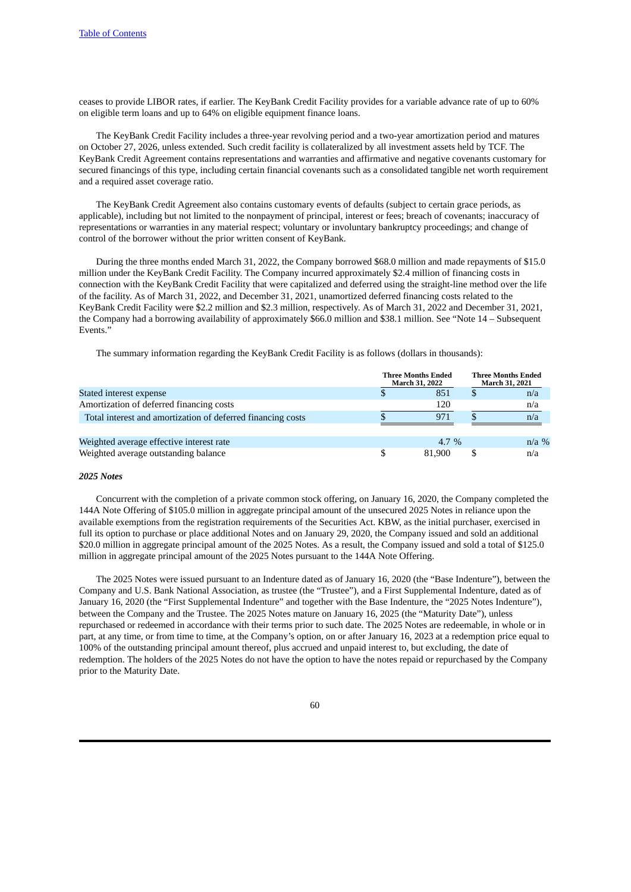ceases to provide LIBOR rates, if earlier. The KeyBank Credit Facility provides for a variable advance rate of up to 60% on eligible term loans and up to 64% on eligible equipment finance loans.

The KeyBank Credit Facility includes a three-year revolving period and a two-year amortization period and matures on October 27, 2026, unless extended. Such credit facility is collateralized by all investment assets held by TCF. The KeyBank Credit Agreement contains representations and warranties and affirmative and negative covenants customary for secured financings of this type, including certain financial covenants such as a consolidated tangible net worth requirement and a required asset coverage ratio.

The KeyBank Credit Agreement also contains customary events of defaults (subject to certain grace periods, as applicable), including but not limited to the nonpayment of principal, interest or fees; breach of covenants; inaccuracy of representations or warranties in any material respect; voluntary or involuntary bankruptcy proceedings; and change of control of the borrower without the prior written consent of KeyBank.

During the three months ended March 31, 2022, the Company borrowed $68.0 million and made repayments of $15.0 million under the KeyBank Credit Facility. The Company incurred approximately $2.4 million of financing costs in connection with the KeyBank Credit Facility that were capitalized and deferred using the straight-line method over the life of the facility. As of March 31, 2022, and December 31, 2021, unamortized deferred financing costs related to the KeyBank Credit Facility were $2.2 million and $2.3 million, respectively. As of March 31, 2022 and December 31, 2021, the Company had a borrowing availability of approximately $66.0 million and $38.1 million. See "Note 14 – Subsequent Events."

The summary information regarding the KeyBank Credit Facility is as follows (dollars in thousands):

| | Three Months Ended March 31, 2022 | Three Months Ended March 31, 2021 |
|---|---|---|
| Stated interest expense | $ 851 | $ n/a |
| Amortization of deferred financing costs | 120 | n/a |
| Total interest and amortization of deferred financing costs | $ 971 | $ n/a |
| | | |
| Weighted average effective interest rate | 4.7 % | n/a % |
| Weighted average outstanding balance | $ 81,900 | $ n/a |

### *2025 Notes*

Concurrent with the completion of a private common stock offering, on January 16, 2020, the Company completed the 144A Note Offering of $105.0 million in aggregate principal amount of the unsecured 2025 Notes in reliance upon the available exemptions from the registration requirements of the Securities Act. KBW, as the initial purchaser, exercised in full its option to purchase or place additional Notes and on January 29, 2020, the Company issued and sold an additional $20.0 million in aggregate principal amount of the 2025 Notes. As a result, the Company issued and sold a total of $125.0 million in aggregate principal amount of the 2025 Notes pursuant to the 144A Note Offering.

The 2025 Notes were issued pursuant to an Indenture dated as of January 16, 2020 (the "Base Indenture"), between the Company and U.S. Bank National Association, as trustee (the "Trustee"), and a First Supplemental Indenture, dated as of January 16, 2020 (the "First Supplemental Indenture" and together with the Base Indenture, the "2025 Notes Indenture"), between the Company and the Trustee. The 2025 Notes mature on January 16, 2025 (the "Maturity Date"), unless repurchased or redeemed in accordance with their terms prior to such date. The 2025 Notes are redeemable, in whole or in part, at any time, or from time to time, at the Company's option, on or after January 16, 2023 at a redemption price equal to 100% of the outstanding principal amount thereof, plus accrued and unpaid interest to, but excluding, the date of redemption. The holders of the 2025 Notes do not have the option to have the notes repaid or repurchased by the Company prior to the Maturity Date.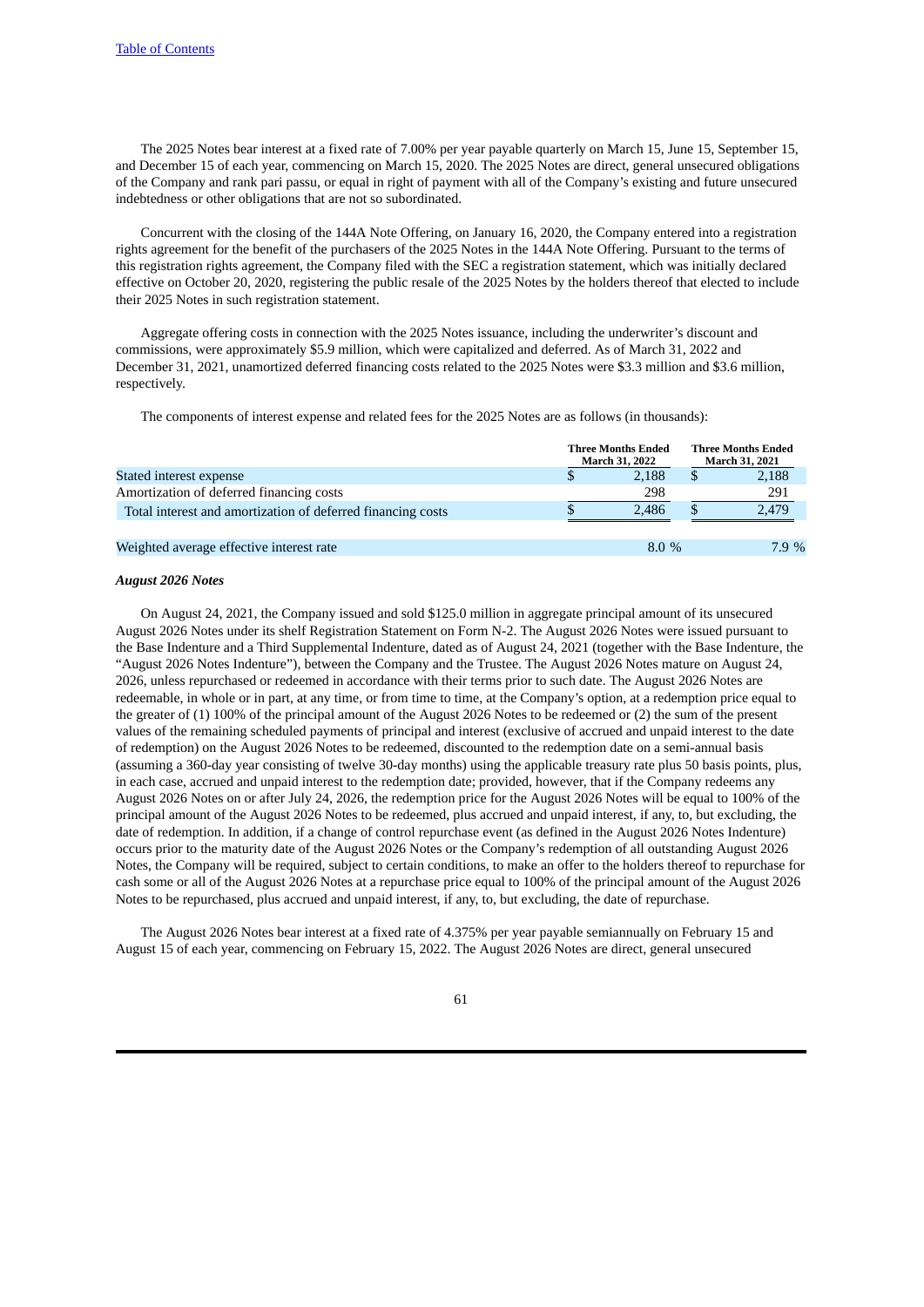The 2025 Notes bear interest at a fixed rate of 7.00% per year payable quarterly on March 15, June 15, September 15, and December 15 of each year, commencing on March 15, 2020. The 2025 Notes are direct, general unsecured obligations of the Company and rank pari passu, or equal in right of payment with all of the Company's existing and future unsecured indebtedness or other obligations that are not so subordinated.

Concurrent with the closing of the 144A Note Offering, on January 16, 2020, the Company entered into a registration rights agreement for the benefit of the purchasers of the 2025 Notes in the 144A Note Offering. Pursuant to the terms of this registration rights agreement, the Company filed with the SEC a registration statement, which was initially declared effective on October 20, 2020, registering the public resale of the 2025 Notes by the holders thereof that elected to include their 2025 Notes in such registration statement.

Aggregate offering costs in connection with the 2025 Notes issuance, including the underwriter's discount and commissions, were approximately $5.9 million, which were capitalized and deferred. As of March 31, 2022 and December 31, 2021, unamortized deferred financing costs related to the 2025 Notes were $3.3 million and $3.6 million, respectively.

The components of interest expense and related fees for the 2025 Notes are as follows (in thousands):

| | Three Months Ended March 31, 2022 | Three Months Ended March 31, 2021 |
|---|---|---|
| Stated interest expense | $ 2,188 | $ 2,188 |
| Amortization of deferred financing costs | 298 | 291 |
| Total interest and amortization of deferred financing costs | $ 2,486 | $ 2,479 |
| | | |
| Weighted average effective interest rate | 8.0 % | 7.9 % |

***August 2026 Notes***

On August 24, 2021, the Company issued and sold $125.0 million in aggregate principal amount of its unsecured August 2026 Notes under its shelf Registration Statement on Form N-2. The August 2026 Notes were issued pursuant to the Base Indenture and a Third Supplemental Indenture, dated as of August 24, 2021 (together with the Base Indenture, the "August 2026 Notes Indenture"), between the Company and the Trustee. The August 2026 Notes mature on August 24, 2026, unless repurchased or redeemed in accordance with their terms prior to such date. The August 2026 Notes are redeemable, in whole or in part, at any time, or from time to time, at the Company's option, at a redemption price equal to the greater of (1) 100% of the principal amount of the August 2026 Notes to be redeemed or (2) the sum of the present values of the remaining scheduled payments of principal and interest (exclusive of accrued and unpaid interest to the date of redemption) on the August 2026 Notes to be redeemed, discounted to the redemption date on a semi-annual basis (assuming a 360-day year consisting of twelve 30-day months) using the applicable treasury rate plus 50 basis points, plus, in each case, accrued and unpaid interest to the redemption date; provided, however, that if the Company redeems any August 2026 Notes on or after July 24, 2026, the redemption price for the August 2026 Notes will be equal to 100% of the principal amount of the August 2026 Notes to be redeemed, plus accrued and unpaid interest, if any, to, but excluding, the date of redemption. In addition, if a change of control repurchase event (as defined in the August 2026 Notes Indenture) occurs prior to the maturity date of the August 2026 Notes or the Company's redemption of all outstanding August 2026 Notes, the Company will be required, subject to certain conditions, to make an offer to the holders thereof to repurchase for cash some or all of the August 2026 Notes at a repurchase price equal to 100% of the principal amount of the August 2026 Notes to be repurchased, plus accrued and unpaid interest, if any, to, but excluding, the date of repurchase.

The August 2026 Notes bear interest at a fixed rate of 4.375% per year payable semiannually on February 15 and August 15 of each year, commencing on February 15, 2022. The August 2026 Notes are direct, general unsecured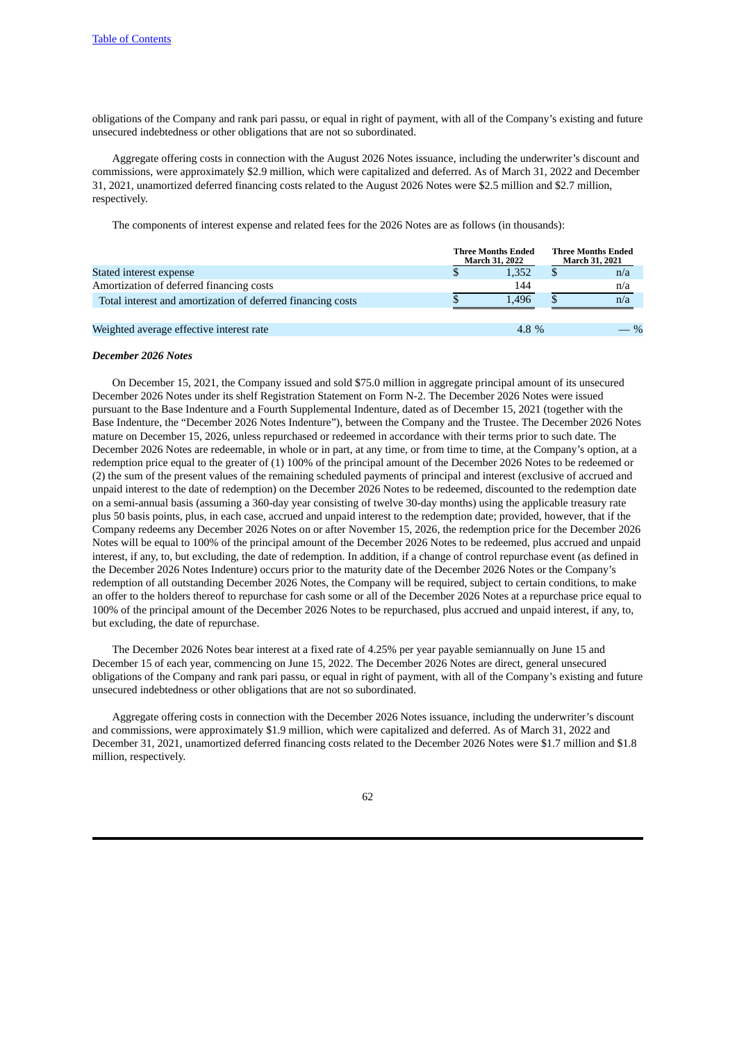obligations of the Company and rank pari passu, or equal in right of payment, with all of the Company's existing and future unsecured indebtedness or other obligations that are not so subordinated.

Aggregate offering costs in connection with the August 2026 Notes issuance, including the underwriter's discount and commissions, were approximately $2.9 million, which were capitalized and deferred. As of March 31, 2022 and December 31, 2021, unamortized deferred financing costs related to the August 2026 Notes were $2.5 million and $2.7 million, respectively.

The components of interest expense and related fees for the 2026 Notes are as follows (in thousands):

| | Three Months Ended March 31, 2022 | Three Months Ended March 31, 2021 |
|---|---|---|
| Stated interest expense | $ 1,352 | $ n/a |
| Amortization of deferred financing costs | 144 | n/a |
| Total interest and amortization of deferred financing costs | $ 1,496 | $ n/a |
| | | |
| Weighted average effective interest rate | 4.8 % | — % |

***December 2026 Notes***

On December 15, 2021, the Company issued and sold $75.0 million in aggregate principal amount of its unsecured December 2026 Notes under its shelf Registration Statement on Form N-2. The December 2026 Notes were issued pursuant to the Base Indenture and a Fourth Supplemental Indenture, dated as of December 15, 2021 (together with the Base Indenture, the "December 2026 Notes Indenture"), between the Company and the Trustee. The December 2026 Notes mature on December 15, 2026, unless repurchased or redeemed in accordance with their terms prior to such date. The December 2026 Notes are redeemable, in whole or in part, at any time, or from time to time, at the Company's option, at a redemption price equal to the greater of (1) 100% of the principal amount of the December 2026 Notes to be redeemed or (2) the sum of the present values of the remaining scheduled payments of principal and interest (exclusive of accrued and unpaid interest to the date of redemption) on the December 2026 Notes to be redeemed, discounted to the redemption date on a semi-annual basis (assuming a 360-day year consisting of twelve 30-day months) using the applicable treasury rate plus 50 basis points, plus, in each case, accrued and unpaid interest to the redemption date; provided, however, that if the Company redeems any December 2026 Notes on or after November 15, 2026, the redemption price for the December 2026 Notes will be equal to 100% of the principal amount of the December 2026 Notes to be redeemed, plus accrued and unpaid interest, if any, to, but excluding, the date of redemption. In addition, if a change of control repurchase event (as defined in the December 2026 Notes Indenture) occurs prior to the maturity date of the December 2026 Notes or the Company's redemption of all outstanding December 2026 Notes, the Company will be required, subject to certain conditions, to make an offer to the holders thereof to repurchase for cash some or all of the December 2026 Notes at a repurchase price equal to 100% of the principal amount of the December 2026 Notes to be repurchased, plus accrued and unpaid interest, if any, to, but excluding, the date of repurchase.

The December 2026 Notes bear interest at a fixed rate of 4.25% per year payable semiannually on June 15 and December 15 of each year, commencing on June 15, 2022. The December 2026 Notes are direct, general unsecured obligations of the Company and rank pari passu, or equal in right of payment, with all of the Company's existing and future unsecured indebtedness or other obligations that are not so subordinated.

Aggregate offering costs in connection with the December 2026 Notes issuance, including the underwriter's discount and commissions, were approximately $1.9 million, which were capitalized and deferred. As of March 31, 2022 and December 31, 2021, unamortized deferred financing costs related to the December 2026 Notes were $1.7 million and $1.8 million, respectively.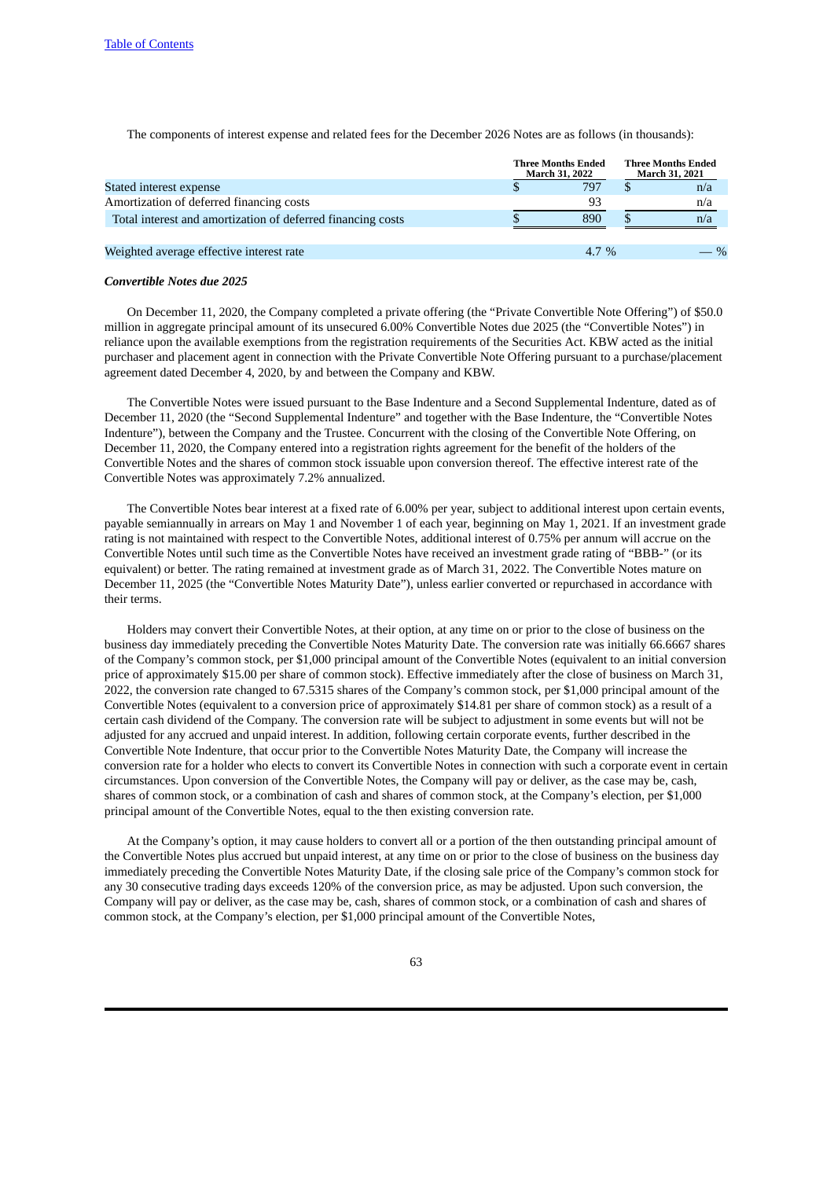The components of interest expense and related fees for the December 2026 Notes are as follows (in thousands):

| | Three Months Ended March 31, 2022 | Three Months Ended March 31, 2021 |
|---|---|---|
| Stated interest expense | $ 797 | $ n/a |
| Amortization of deferred financing costs | 93 | n/a |
| Total interest and amortization of deferred financing costs | $ 890 | $ n/a |
| | | |
| Weighted average effective interest rate | 4.7 % | — % |

***Convertible Notes due 2025***

On December 11, 2020, the Company completed a private offering (the "Private Convertible Note Offering") of $50.0 million in aggregate principal amount of its unsecured 6.00% Convertible Notes due 2025 (the "Convertible Notes") in reliance upon the available exemptions from the registration requirements of the Securities Act. KBW acted as the initial purchaser and placement agent in connection with the Private Convertible Note Offering pursuant to a purchase/placement agreement dated December 4, 2020, by and between the Company and KBW.

The Convertible Notes were issued pursuant to the Base Indenture and a Second Supplemental Indenture, dated as of December 11, 2020 (the "Second Supplemental Indenture" and together with the Base Indenture, the "Convertible Notes Indenture"), between the Company and the Trustee. Concurrent with the closing of the Convertible Note Offering, on December 11, 2020, the Company entered into a registration rights agreement for the benefit of the holders of the Convertible Notes and the shares of common stock issuable upon conversion thereof. The effective interest rate of the Convertible Notes was approximately 7.2% annualized.

The Convertible Notes bear interest at a fixed rate of 6.00% per year, subject to additional interest upon certain events, payable semiannually in arrears on May 1 and November 1 of each year, beginning on May 1, 2021. If an investment grade rating is not maintained with respect to the Convertible Notes, additional interest of 0.75% per annum will accrue on the Convertible Notes until such time as the Convertible Notes have received an investment grade rating of "BBB-" (or its equivalent) or better. The rating remained at investment grade as of March 31, 2022. The Convertible Notes mature on December 11, 2025 (the "Convertible Notes Maturity Date"), unless earlier converted or repurchased in accordance with their terms.

Holders may convert their Convertible Notes, at their option, at any time on or prior to the close of business on the business day immediately preceding the Convertible Notes Maturity Date. The conversion rate was initially 66.6667 shares of the Company's common stock, per $1,000 principal amount of the Convertible Notes (equivalent to an initial conversion price of approximately $15.00 per share of common stock). Effective immediately after the close of business on March 31, 2022, the conversion rate changed to 67.5315 shares of the Company's common stock, per $1,000 principal amount of the Convertible Notes (equivalent to a conversion price of approximately $14.81 per share of common stock) as a result of a certain cash dividend of the Company. The conversion rate will be subject to adjustment in some events but will not be adjusted for any accrued and unpaid interest. In addition, following certain corporate events, further described in the Convertible Note Indenture, that occur prior to the Convertible Notes Maturity Date, the Company will increase the conversion rate for a holder who elects to convert its Convertible Notes in connection with such a corporate event in certain circumstances. Upon conversion of the Convertible Notes, the Company will pay or deliver, as the case may be, cash, shares of common stock, or a combination of cash and shares of common stock, at the Company's election, per $1,000 principal amount of the Convertible Notes, equal to the then existing conversion rate.

At the Company's option, it may cause holders to convert all or a portion of the then outstanding principal amount of the Convertible Notes plus accrued but unpaid interest, at any time on or prior to the close of business on the business day immediately preceding the Convertible Notes Maturity Date, if the closing sale price of the Company's common stock for any 30 consecutive trading days exceeds 120% of the conversion price, as may be adjusted. Upon such conversion, the Company will pay or deliver, as the case may be, cash, shares of common stock, or a combination of cash and shares of common stock, at the Company's election, per $1,000 principal amount of the Convertible Notes,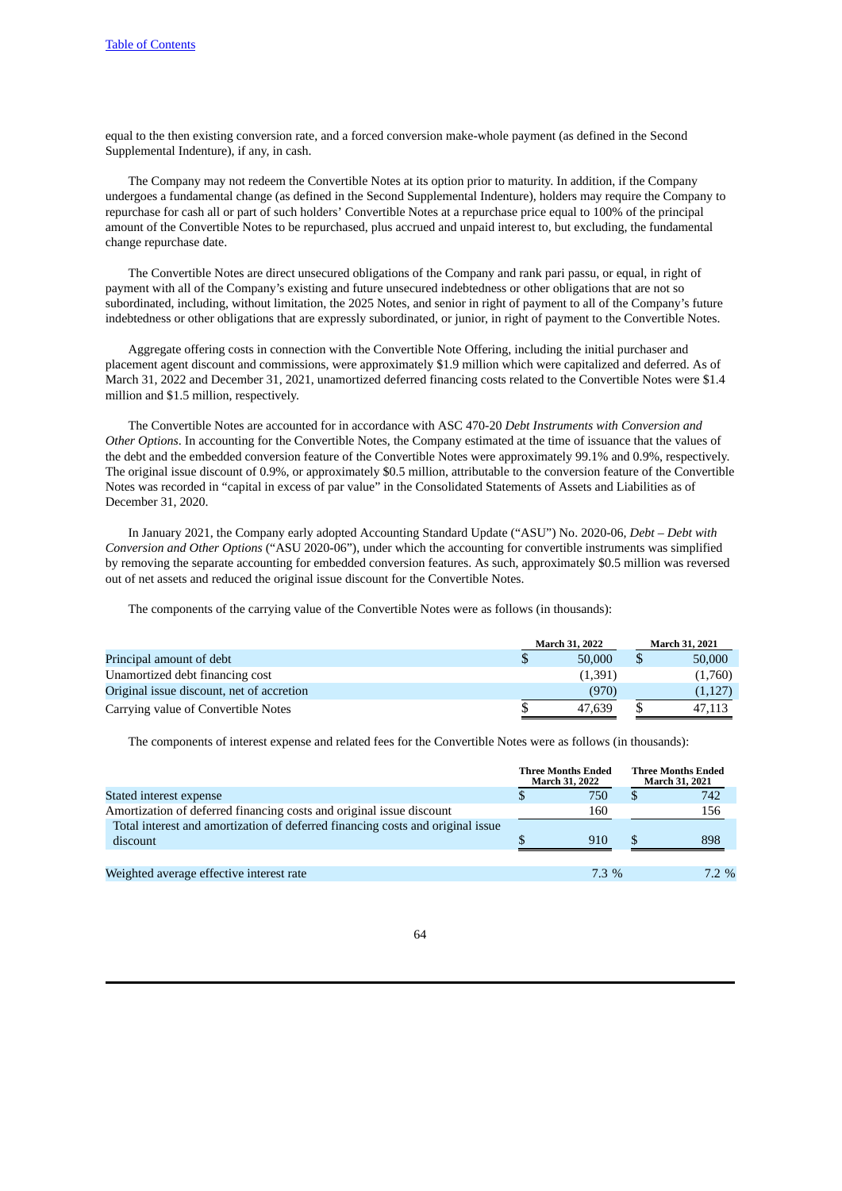equal to the then existing conversion rate, and a forced conversion make-whole payment (as defined in the Second Supplemental Indenture), if any, in cash.

The Company may not redeem the Convertible Notes at its option prior to maturity. In addition, if the Company undergoes a fundamental change (as defined in the Second Supplemental Indenture), holders may require the Company to repurchase for cash all or part of such holders' Convertible Notes at a repurchase price equal to 100% of the principal amount of the Convertible Notes to be repurchased, plus accrued and unpaid interest to, but excluding, the fundamental change repurchase date.

The Convertible Notes are direct unsecured obligations of the Company and rank pari passu, or equal, in right of payment with all of the Company's existing and future unsecured indebtedness or other obligations that are not so subordinated, including, without limitation, the 2025 Notes, and senior in right of payment to all of the Company's future indebtedness or other obligations that are expressly subordinated, or junior, in right of payment to the Convertible Notes.

Aggregate offering costs in connection with the Convertible Note Offering, including the initial purchaser and placement agent discount and commissions, were approximately $1.9 million which were capitalized and deferred. As of March 31, 2022 and December 31, 2021, unamortized deferred financing costs related to the Convertible Notes were $1.4 million and $1.5 million, respectively.

The Convertible Notes are accounted for in accordance with ASC 470-20 *Debt Instruments with Conversion and Other Options*. In accounting for the Convertible Notes, the Company estimated at the time of issuance that the values of the debt and the embedded conversion feature of the Convertible Notes were approximately 99.1% and 0.9%, respectively. The original issue discount of 0.9%, or approximately $0.5 million, attributable to the conversion feature of the Convertible Notes was recorded in "capital in excess of par value" in the Consolidated Statements of Assets and Liabilities as of December 31, 2020.

In January 2021, the Company early adopted Accounting Standard Update ("ASU") No. 2020-06, *Debt – Debt with Conversion and Other Options* ("ASU 2020-06"), under which the accounting for convertible instruments was simplified by removing the separate accounting for embedded conversion features. As such, approximately $0.5 million was reversed out of net assets and reduced the original issue discount for the Convertible Notes.

The components of the carrying value of the Convertible Notes were as follows (in thousands):

| | March 31, 2022 | March 31, 2021 |
|---|---|---|
| Principal amount of debt | $ 50,000 | $ 50,000 |
| Unamortized debt financing cost | (1,391) | (1,760) |
| Original issue discount, net of accretion | (970) | (1,127) |
| Carrying value of Convertible Notes | $ 47,639 | $ 47,113 |

The components of interest expense and related fees for the Convertible Notes were as follows (in thousands):

| | Three Months Ended March 31, 2022 | Three Months Ended March 31, 2021 |
|---|---|---|
| Stated interest expense | $ 750 | $ 742 |
| Amortization of deferred financing costs and original issue discount | 160 | 156 |
| Total interest and amortization of deferred financing costs and original issue discount | $ 910 | $ 898 |
| | | |
| Weighted average effective interest rate | 7.3 % | 7.2 % |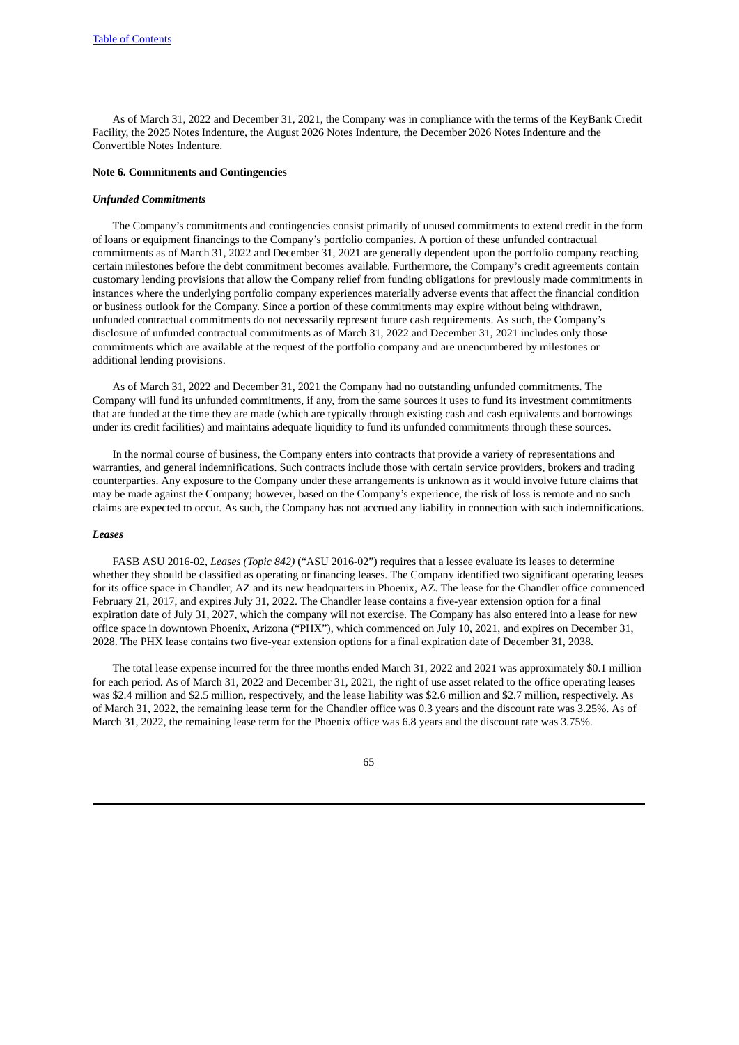As of March 31, 2022 and December 31, 2021, the Company was in compliance with the terms of the KeyBank Credit Facility, the 2025 Notes Indenture, the August 2026 Notes Indenture, the December 2026 Notes Indenture and the Convertible Notes Indenture.

**Note 6. Commitments and Contingencies**

***Unfunded Commitments***

The Company's commitments and contingencies consist primarily of unused commitments to extend credit in the form of loans or equipment financings to the Company's portfolio companies. A portion of these unfunded contractual commitments as of March 31, 2022 and December 31, 2021 are generally dependent upon the portfolio company reaching certain milestones before the debt commitment becomes available. Furthermore, the Company's credit agreements contain customary lending provisions that allow the Company relief from funding obligations for previously made commitments in instances where the underlying portfolio company experiences materially adverse events that affect the financial condition or business outlook for the Company. Since a portion of these commitments may expire without being withdrawn, unfunded contractual commitments do not necessarily represent future cash requirements. As such, the Company's disclosure of unfunded contractual commitments as of March 31, 2022 and December 31, 2021 includes only those commitments which are available at the request of the portfolio company and are unencumbered by milestones or additional lending provisions.

As of March 31, 2022 and December 31, 2021 the Company had no outstanding unfunded commitments. The Company will fund its unfunded commitments, if any, from the same sources it uses to fund its investment commitments that are funded at the time they are made (which are typically through existing cash and cash equivalents and borrowings under its credit facilities) and maintains adequate liquidity to fund its unfunded commitments through these sources.

In the normal course of business, the Company enters into contracts that provide a variety of representations and warranties, and general indemnifications. Such contracts include those with certain service providers, brokers and trading counterparties. Any exposure to the Company under these arrangements is unknown as it would involve future claims that may be made against the Company; however, based on the Company's experience, the risk of loss is remote and no such claims are expected to occur. As such, the Company has not accrued any liability in connection with such indemnifications.

***Leases***

FASB ASU 2016-02, *Leases (Topic 842)* ("ASU 2016-02") requires that a lessee evaluate its leases to determine whether they should be classified as operating or financing leases. The Company identified two significant operating leases for its office space in Chandler, AZ and its new headquarters in Phoenix, AZ. The lease for the Chandler office commenced February 21, 2017, and expires July 31, 2022. The Chandler lease contains a five-year extension option for a final expiration date of July 31, 2027, which the company will not exercise. The Company has also entered into a lease for new office space in downtown Phoenix, Arizona ("PHX"), which commenced on July 10, 2021, and expires on December 31, 2028. The PHX lease contains two five-year extension options for a final expiration date of December 31, 2038.

The total lease expense incurred for the three months ended March 31, 2022 and 2021 was approximately $0.1 million for each period. As of March 31, 2022 and December 31, 2021, the right of use asset related to the office operating leases was $2.4 million and $2.5 million, respectively, and the lease liability was $2.6 million and $2.7 million, respectively. As of March 31, 2022, the remaining lease term for the Chandler office was 0.3 years and the discount rate was 3.25%. As of March 31, 2022, the remaining lease term for the Phoenix office was 6.8 years and the discount rate was 3.75%.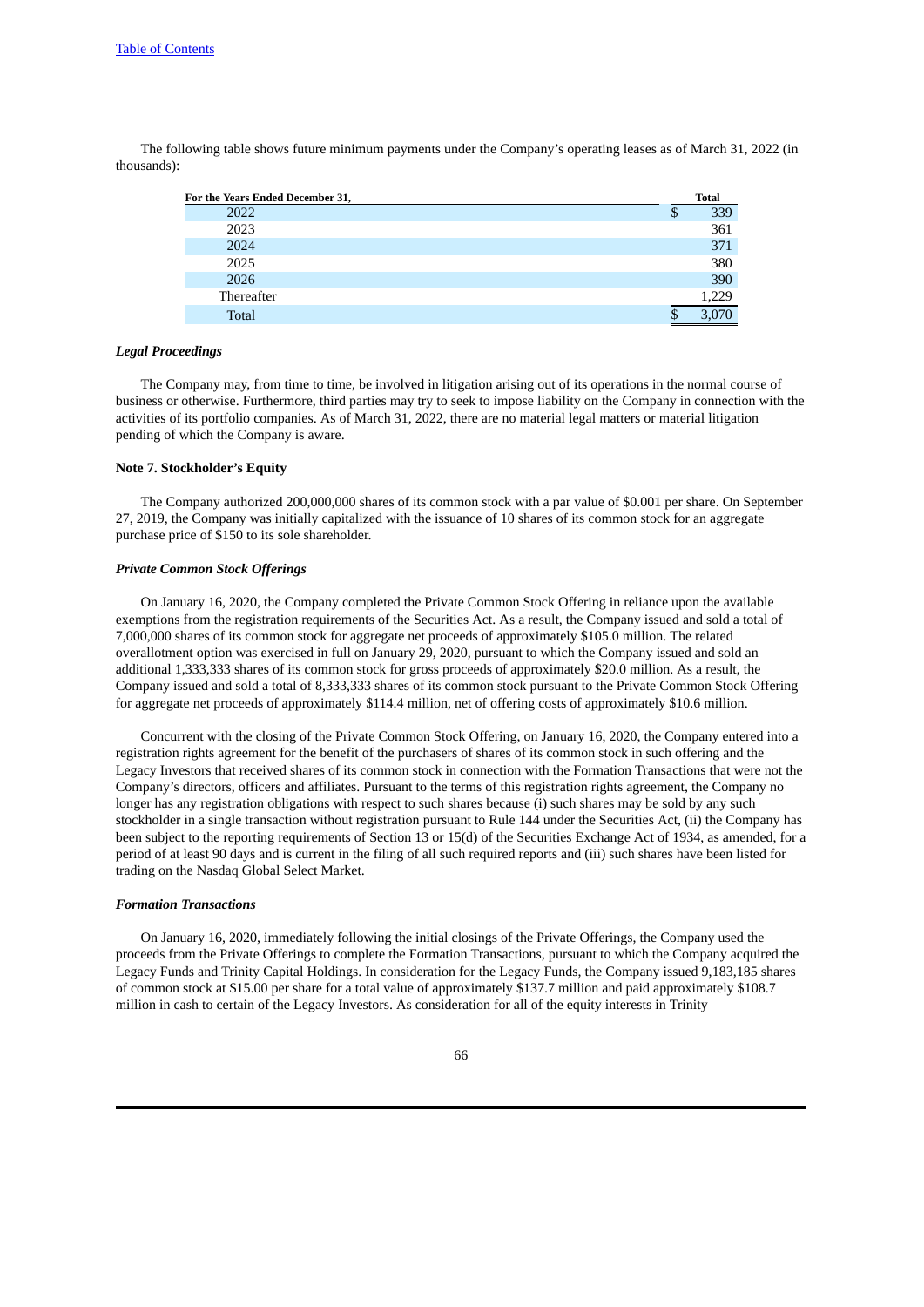The following table shows future minimum payments under the Company's operating leases as of March 31, 2022 (in thousands):

| For the Years Ended December 31, | Total |
|---|---|
| 2022 | $ 339 |
| 2023 | 361 |
| 2024 | 371 |
| 2025 | 380 |
| 2026 | 390 |
| Thereafter | 1,229 |
| Total | $ 3,070 |

***Legal Proceedings***

The Company may, from time to time, be involved in litigation arising out of its operations in the normal course of business or otherwise. Furthermore, third parties may try to seek to impose liability on the Company in connection with the activities of its portfolio companies. As of March 31, 2022, there are no material legal matters or material litigation pending of which the Company is aware.

**Note 7. Stockholder's Equity**

The Company authorized 200,000,000 shares of its common stock with a par value of $0.001 per share. On September 27, 2019, the Company was initially capitalized with the issuance of 10 shares of its common stock for an aggregate purchase price of $150 to its sole shareholder.

***Private Common Stock Offerings***

On January 16, 2020, the Company completed the Private Common Stock Offering in reliance upon the available exemptions from the registration requirements of the Securities Act. As a result, the Company issued and sold a total of 7,000,000 shares of its common stock for aggregate net proceeds of approximately $105.0 million. The related overallotment option was exercised in full on January 29, 2020, pursuant to which the Company issued and sold an additional 1,333,333 shares of its common stock for gross proceeds of approximately $20.0 million. As a result, the Company issued and sold a total of 8,333,333 shares of its common stock pursuant to the Private Common Stock Offering for aggregate net proceeds of approximately $114.4 million, net of offering costs of approximately $10.6 million.

Concurrent with the closing of the Private Common Stock Offering, on January 16, 2020, the Company entered into a registration rights agreement for the benefit of the purchasers of shares of its common stock in such offering and the Legacy Investors that received shares of its common stock in connection with the Formation Transactions that were not the Company's directors, officers and affiliates. Pursuant to the terms of this registration rights agreement, the Company no longer has any registration obligations with respect to such shares because (i) such shares may be sold by any such stockholder in a single transaction without registration pursuant to Rule 144 under the Securities Act, (ii) the Company has been subject to the reporting requirements of Section 13 or 15(d) of the Securities Exchange Act of 1934, as amended, for a period of at least 90 days and is current in the filing of all such required reports and (iii) such shares have been listed for trading on the Nasdaq Global Select Market.

***Formation Transactions***

On January 16, 2020, immediately following the initial closings of the Private Offerings, the Company used the proceeds from the Private Offerings to complete the Formation Transactions, pursuant to which the Company acquired the Legacy Funds and Trinity Capital Holdings. In consideration for the Legacy Funds, the Company issued 9,183,185 shares of common stock at $15.00 per share for a total value of approximately $137.7 million and paid approximately $108.7 million in cash to certain of the Legacy Investors. As consideration for all of the equity interests in Trinity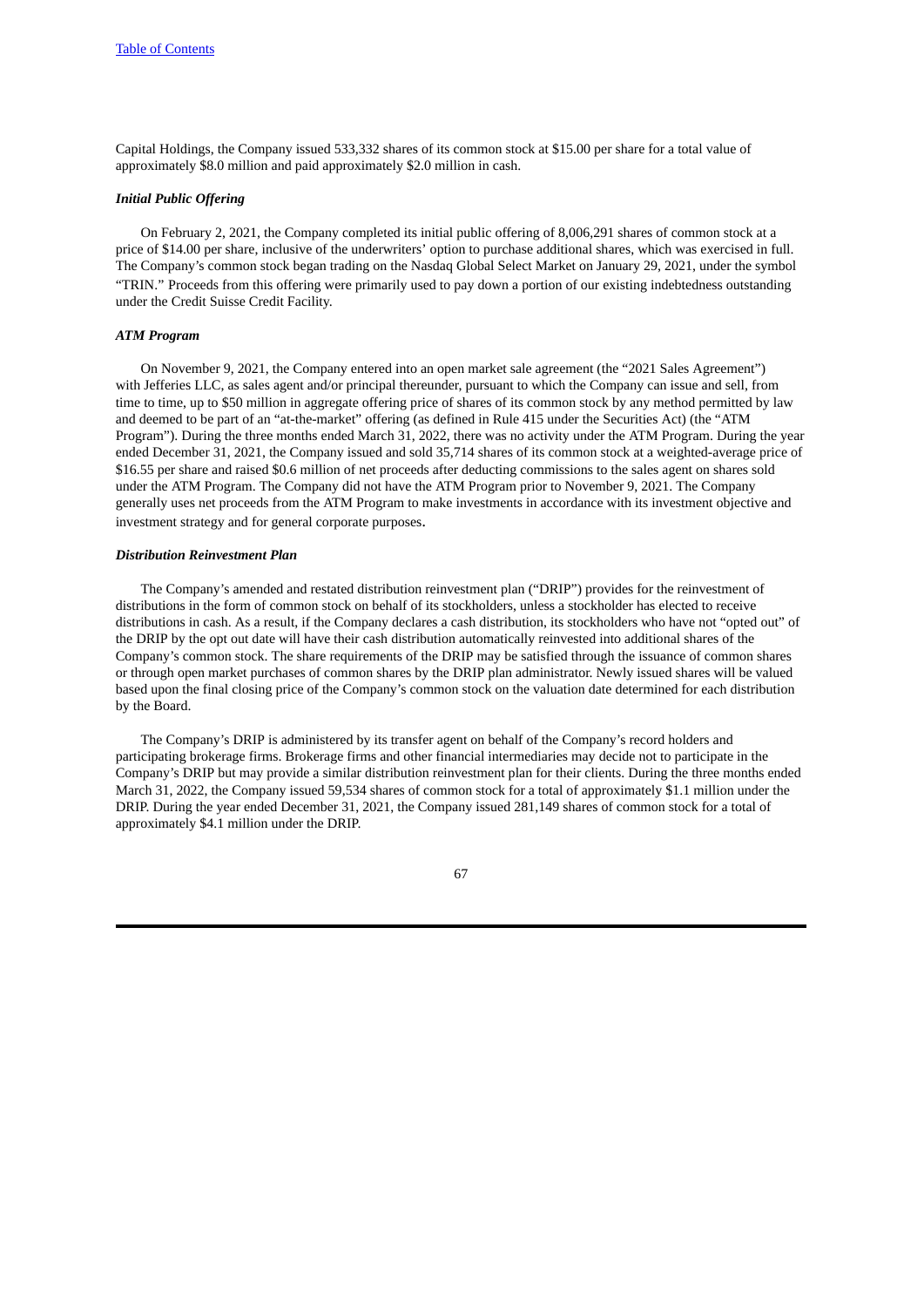Capital Holdings, the Company issued 533,332 shares of its common stock at $15.00 per share for a total value of approximately $8.0 million and paid approximately $2.0 million in cash.

***Initial Public Offering***

On February 2, 2021, the Company completed its initial public offering of 8,006,291 shares of common stock at a price of $14.00 per share, inclusive of the underwriters' option to purchase additional shares, which was exercised in full. The Company's common stock began trading on the Nasdaq Global Select Market on January 29, 2021, under the symbol "TRIN." Proceeds from this offering were primarily used to pay down a portion of our existing indebtedness outstanding under the Credit Suisse Credit Facility.

***ATM Program***

On November 9, 2021, the Company entered into an open market sale agreement (the "2021 Sales Agreement") with Jefferies LLC, as sales agent and/or principal thereunder, pursuant to which the Company can issue and sell, from time to time, up to $50 million in aggregate offering price of shares of its common stock by any method permitted by law and deemed to be part of an "at-the-market" offering (as defined in Rule 415 under the Securities Act) (the "ATM Program"). During the three months ended March 31, 2022, there was no activity under the ATM Program. During the year ended December 31, 2021, the Company issued and sold 35,714 shares of its common stock at a weighted-average price of $16.55 per share and raised $0.6 million of net proceeds after deducting commissions to the sales agent on shares sold under the ATM Program. The Company did not have the ATM Program prior to November 9, 2021. The Company generally uses net proceeds from the ATM Program to make investments in accordance with its investment objective and investment strategy and for general corporate purposes.

***Distribution Reinvestment Plan***

The Company's amended and restated distribution reinvestment plan ("DRIP") provides for the reinvestment of distributions in the form of common stock on behalf of its stockholders, unless a stockholder has elected to receive distributions in cash. As a result, if the Company declares a cash distribution, its stockholders who have not "opted out" of the DRIP by the opt out date will have their cash distribution automatically reinvested into additional shares of the Company's common stock. The share requirements of the DRIP may be satisfied through the issuance of common shares or through open market purchases of common shares by the DRIP plan administrator. Newly issued shares will be valued based upon the final closing price of the Company's common stock on the valuation date determined for each distribution by the Board.

The Company's DRIP is administered by its transfer agent on behalf of the Company's record holders and participating brokerage firms. Brokerage firms and other financial intermediaries may decide not to participate in the Company's DRIP but may provide a similar distribution reinvestment plan for their clients. During the three months ended March 31, 2022, the Company issued 59,534 shares of common stock for a total of approximately $1.1 million under the DRIP. During the year ended December 31, 2021, the Company issued 281,149 shares of common stock for a total of approximately $4.1 million under the DRIP.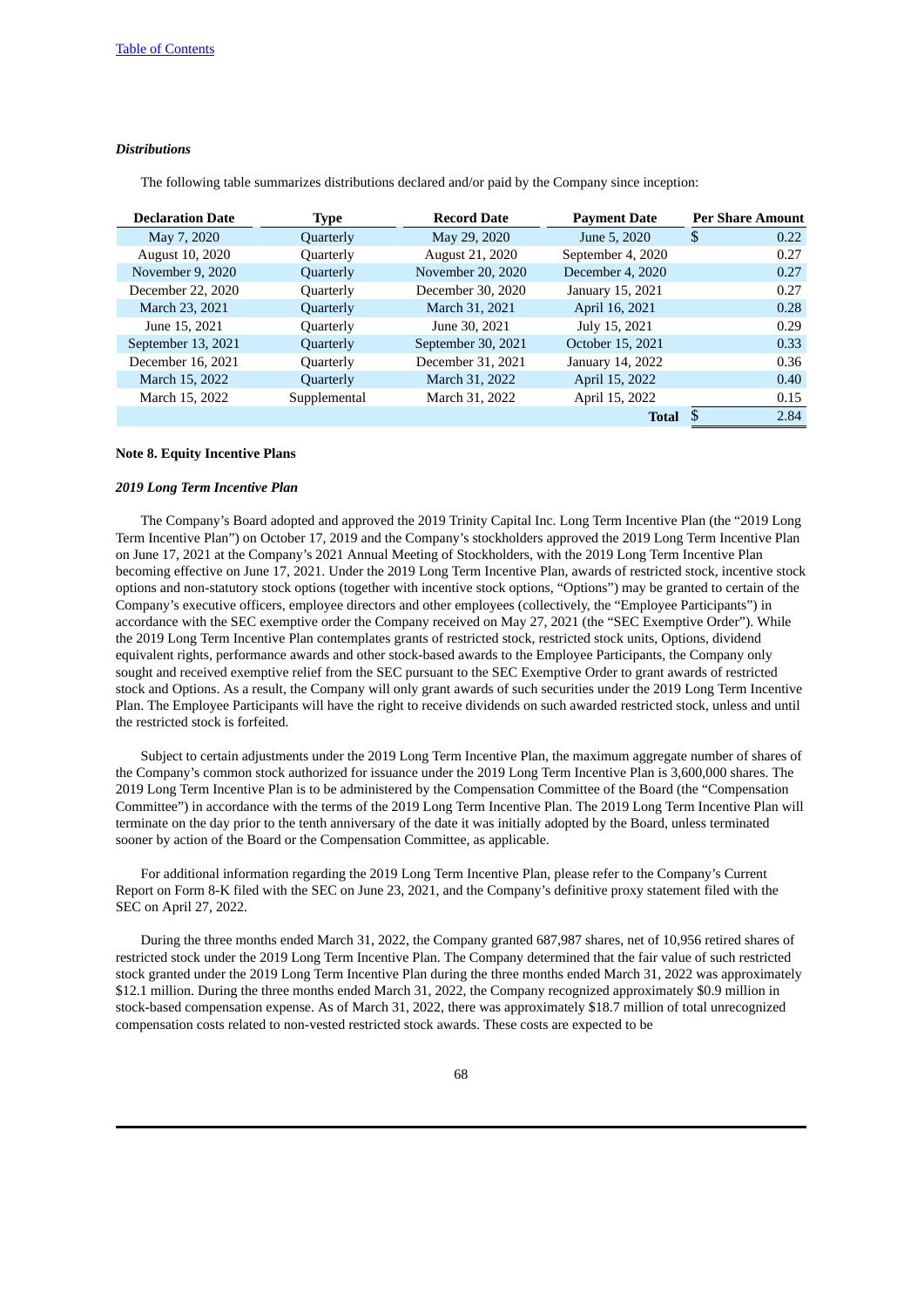*Distributions*

The following table summarizes distributions declared and/or paid by the Company since inception:

| Declaration Date | Type | Record Date | Payment Date | Per Share Amount |
|---|---|---|---|---|
| May 7, 2020 | Quarterly | May 29, 2020 | June 5, 2020 | $ 0.22 |
| August 10, 2020 | Quarterly | August 21, 2020 | September 4, 2020 | 0.27 |
| November 9, 2020 | Quarterly | November 20, 2020 | December 4, 2020 | 0.27 |
| December 22, 2020 | Quarterly | December 30, 2020 | January 15, 2021 | 0.27 |
| March 23, 2021 | Quarterly | March 31, 2021 | April 16, 2021 | 0.28 |
| June 15, 2021 | Quarterly | June 30, 2021 | July 15, 2021 | 0.29 |
| September 13, 2021 | Quarterly | September 30, 2021 | October 15, 2021 | 0.33 |
| December 16, 2021 | Quarterly | December 31, 2021 | January 14, 2022 | 0.36 |
| March 15, 2022 | Quarterly | March 31, 2022 | April 15, 2022 | 0.40 |
| March 15, 2022 | Supplemental | March 31, 2022 | April 15, 2022 | 0.15 |
| | | | **Total** | $ 2.84 |

**Note 8. Equity Incentive Plans**

***2019 Long Term Incentive Plan***

The Company's Board adopted and approved the 2019 Trinity Capital Inc. Long Term Incentive Plan (the "2019 Long Term Incentive Plan") on October 17, 2019 and the Company's stockholders approved the 2019 Long Term Incentive Plan on June 17, 2021 at the Company's 2021 Annual Meeting of Stockholders, with the 2019 Long Term Incentive Plan becoming effective on June 17, 2021. Under the 2019 Long Term Incentive Plan, awards of restricted stock, incentive stock options and non-statutory stock options (together with incentive stock options, "Options") may be granted to certain of the Company's executive officers, employee directors and other employees (collectively, the "Employee Participants") in accordance with the SEC exemptive order the Company received on May 27, 2021 (the "SEC Exemptive Order"). While the 2019 Long Term Incentive Plan contemplates grants of restricted stock, restricted stock units, Options, dividend equivalent rights, performance awards and other stock-based awards to the Employee Participants, the Company only sought and received exemptive relief from the SEC pursuant to the SEC Exemptive Order to grant awards of restricted stock and Options. As a result, the Company will only grant awards of such securities under the 2019 Long Term Incentive Plan. The Employee Participants will have the right to receive dividends on such awarded restricted stock, unless and until the restricted stock is forfeited.

Subject to certain adjustments under the 2019 Long Term Incentive Plan, the maximum aggregate number of shares of the Company's common stock authorized for issuance under the 2019 Long Term Incentive Plan is 3,600,000 shares. The 2019 Long Term Incentive Plan is to be administered by the Compensation Committee of the Board (the "Compensation Committee") in accordance with the terms of the 2019 Long Term Incentive Plan. The 2019 Long Term Incentive Plan will terminate on the day prior to the tenth anniversary of the date it was initially adopted by the Board, unless terminated sooner by action of the Board or the Compensation Committee, as applicable.

For additional information regarding the 2019 Long Term Incentive Plan, please refer to the Company's Current Report on Form 8-K filed with the SEC on June 23, 2021, and the Company's definitive proxy statement filed with the SEC on April 27, 2022.

During the three months ended March 31, 2022, the Company granted 687,987 shares, net of 10,956 retired shares of restricted stock under the 2019 Long Term Incentive Plan. The Company determined that the fair value of such restricted stock granted under the 2019 Long Term Incentive Plan during the three months ended March 31, 2022 was approximately $12.1 million. During the three months ended March 31, 2022, the Company recognized approximately $0.9 million in stock-based compensation expense. As of March 31, 2022, there was approximately $18.7 million of total unrecognized compensation costs related to non-vested restricted stock awards. These costs are expected to be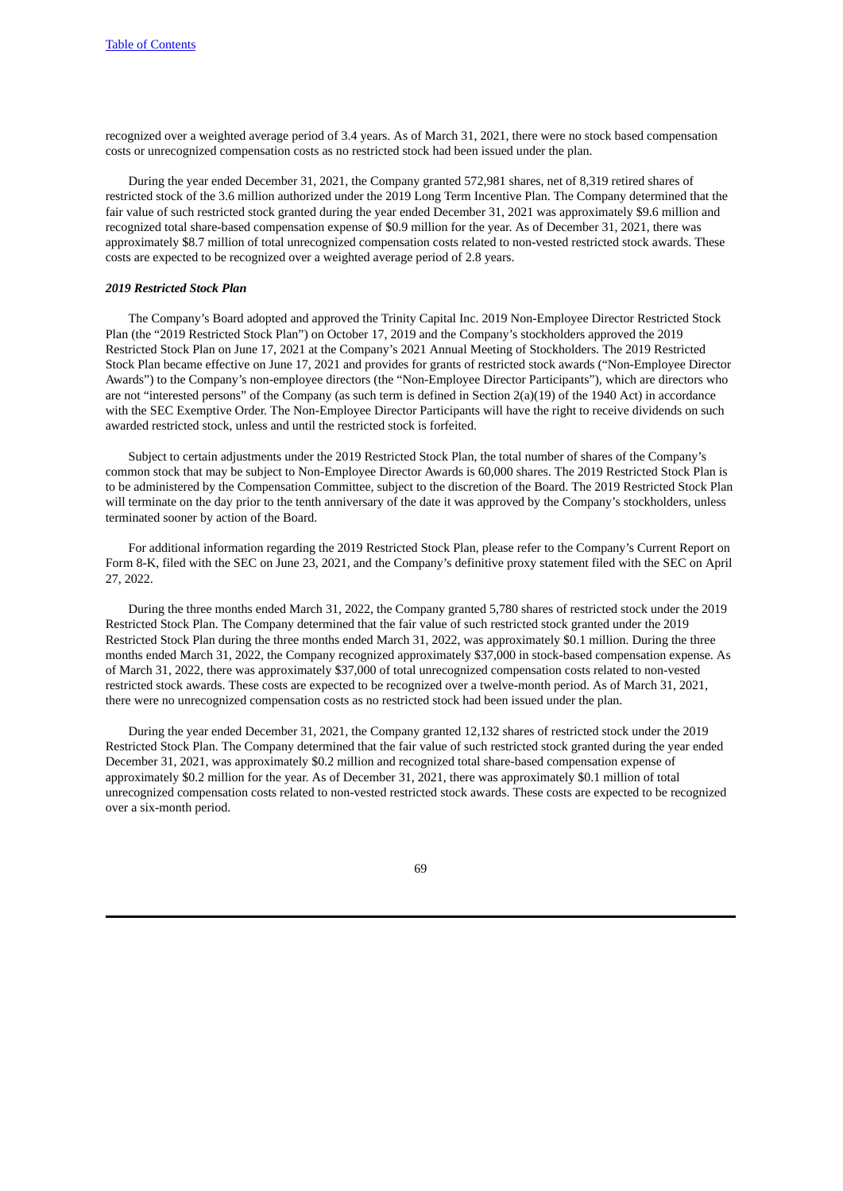recognized over a weighted average period of 3.4 years. As of March 31, 2021, there were no stock based compensation costs or unrecognized compensation costs as no restricted stock had been issued under the plan.

During the year ended December 31, 2021, the Company granted 572,981 shares, net of 8,319 retired shares of restricted stock of the 3.6 million authorized under the 2019 Long Term Incentive Plan. The Company determined that the fair value of such restricted stock granted during the year ended December 31, 2021 was approximately $9.6 million and recognized total share-based compensation expense of $0.9 million for the year. As of December 31, 2021, there was approximately $8.7 million of total unrecognized compensation costs related to non-vested restricted stock awards. These costs are expected to be recognized over a weighted average period of 2.8 years.

***2019 Restricted Stock Plan***

The Company's Board adopted and approved the Trinity Capital Inc. 2019 Non-Employee Director Restricted Stock Plan (the "2019 Restricted Stock Plan") on October 17, 2019 and the Company's stockholders approved the 2019 Restricted Stock Plan on June 17, 2021 at the Company's 2021 Annual Meeting of Stockholders. The 2019 Restricted Stock Plan became effective on June 17, 2021 and provides for grants of restricted stock awards ("Non-Employee Director Awards") to the Company's non-employee directors (the "Non-Employee Director Participants"), which are directors who are not "interested persons" of the Company (as such term is defined in Section 2(a)(19) of the 1940 Act) in accordance with the SEC Exemptive Order. The Non-Employee Director Participants will have the right to receive dividends on such awarded restricted stock, unless and until the restricted stock is forfeited.

Subject to certain adjustments under the 2019 Restricted Stock Plan, the total number of shares of the Company's common stock that may be subject to Non-Employee Director Awards is 60,000 shares. The 2019 Restricted Stock Plan is to be administered by the Compensation Committee, subject to the discretion of the Board. The 2019 Restricted Stock Plan will terminate on the day prior to the tenth anniversary of the date it was approved by the Company's stockholders, unless terminated sooner by action of the Board.

For additional information regarding the 2019 Restricted Stock Plan, please refer to the Company's Current Report on Form 8-K, filed with the SEC on June 23, 2021, and the Company's definitive proxy statement filed with the SEC on April 27, 2022.

During the three months ended March 31, 2022, the Company granted 5,780 shares of restricted stock under the 2019 Restricted Stock Plan. The Company determined that the fair value of such restricted stock granted under the 2019 Restricted Stock Plan during the three months ended March 31, 2022, was approximately $0.1 million. During the three months ended March 31, 2022, the Company recognized approximately $37,000 in stock-based compensation expense. As of March 31, 2022, there was approximately $37,000 of total unrecognized compensation costs related to non-vested restricted stock awards. These costs are expected to be recognized over a twelve-month period. As of March 31, 2021, there were no unrecognized compensation costs as no restricted stock had been issued under the plan.

During the year ended December 31, 2021, the Company granted 12,132 shares of restricted stock under the 2019 Restricted Stock Plan. The Company determined that the fair value of such restricted stock granted during the year ended December 31, 2021, was approximately $0.2 million and recognized total share-based compensation expense of approximately $0.2 million for the year. As of December 31, 2021, there was approximately $0.1 million of total unrecognized compensation costs related to non-vested restricted stock awards. These costs are expected to be recognized over a six-month period.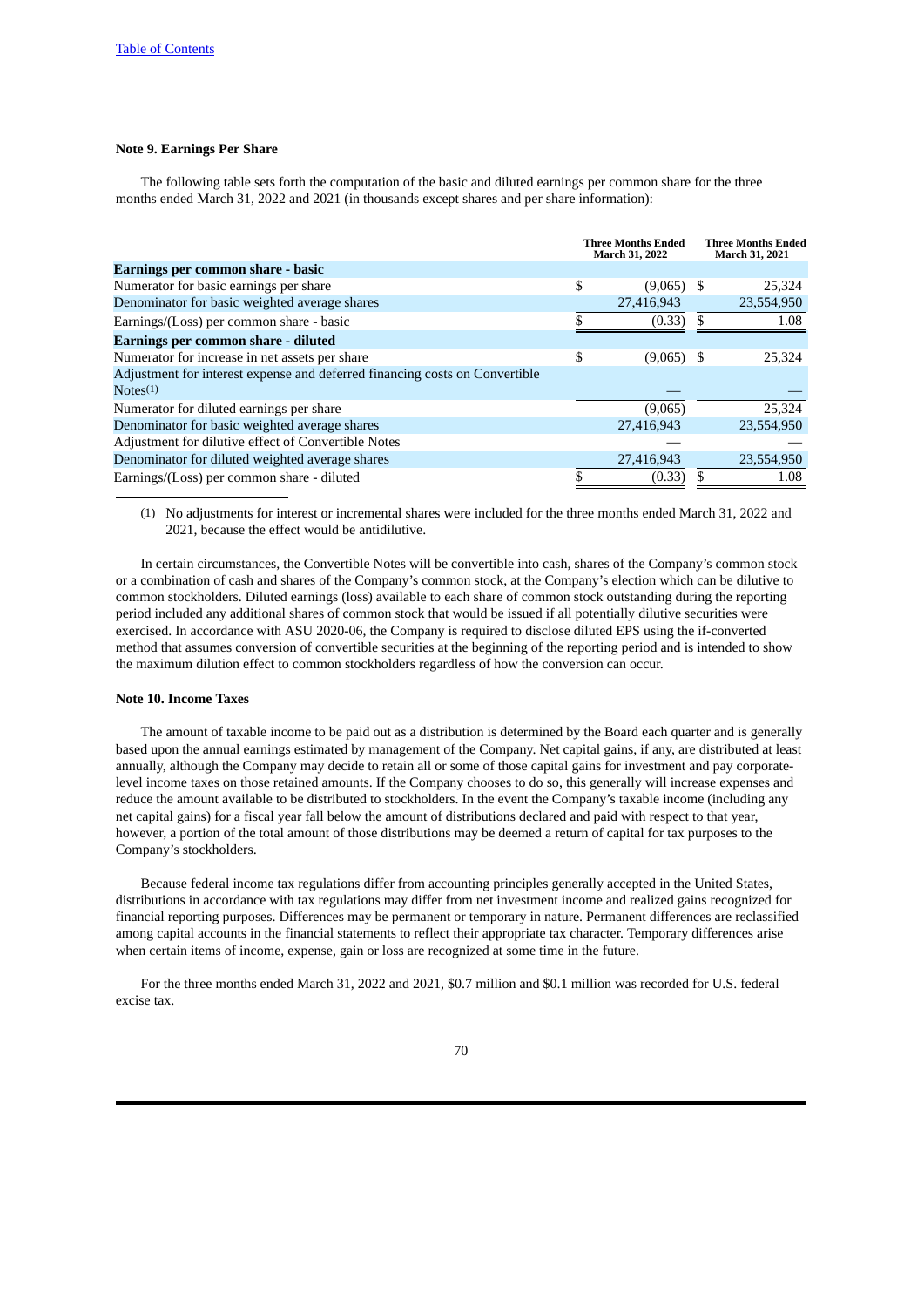[Table of Contents](#)

**Note 9. Earnings Per Share**

The following table sets forth the computation of the basic and diluted earnings per common share for the three months ended March 31, 2022 and 2021 (in thousands except shares and per share information):

| | Three Months Ended March 31, 2022 | Three Months Ended March 31, 2021 |
|---|---|---|
| **Earnings per common share - basic** | | |
| Numerator for basic earnings per share | $ (9,065) | $ 25,324 |
| Denominator for basic weighted average shares | 27,416,943 | 23,554,950 |
| Earnings/(Loss) per common share - basic | $ (0.33) | $ 1.08 |
| **Earnings per common share - diluted** | | |
| Numerator for increase in net assets per share | $ (9,065) | $ 25,324 |
| Adjustment for interest expense and deferred financing costs on Convertible Notes(1) | — | — |
| Numerator for diluted earnings per share | (9,065) | 25,324 |
| Denominator for basic weighted average shares | 27,416,943 | 23,554,950 |
| Adjustment for dilutive effect of Convertible Notes | — | — |
| Denominator for diluted weighted average shares | 27,416,943 | 23,554,950 |
| Earnings/(Loss) per common share - diluted | $ (0.33) | $ 1.08 |

(1) No adjustments for interest or incremental shares were included for the three months ended March 31, 2022 and 2021, because the effect would be antidilutive.

In certain circumstances, the Convertible Notes will be convertible into cash, shares of the Company's common stock or a combination of cash and shares of the Company's common stock, at the Company's election which can be dilutive to common stockholders. Diluted earnings (loss) available to each share of common stock outstanding during the reporting period included any additional shares of common stock that would be issued if all potentially dilutive securities were exercised. In accordance with ASU 2020-06, the Company is required to disclose diluted EPS using the if-converted method that assumes conversion of convertible securities at the beginning of the reporting period and is intended to show the maximum dilution effect to common stockholders regardless of how the conversion can occur.

**Note 10. Income Taxes**

The amount of taxable income to be paid out as a distribution is determined by the Board each quarter and is generally based upon the annual earnings estimated by management of the Company. Net capital gains, if any, are distributed at least annually, although the Company may decide to retain all or some of those capital gains for investment and pay corporate-level income taxes on those retained amounts. If the Company chooses to do so, this generally will increase expenses and reduce the amount available to be distributed to stockholders. In the event the Company's taxable income (including any net capital gains) for a fiscal year fall below the amount of distributions declared and paid with respect to that year, however, a portion of the total amount of those distributions may be deemed a return of capital for tax purposes to the Company's stockholders.

Because federal income tax regulations differ from accounting principles generally accepted in the United States, distributions in accordance with tax regulations may differ from net investment income and realized gains recognized for financial reporting purposes. Differences may be permanent or temporary in nature. Permanent differences are reclassified among capital accounts in the financial statements to reflect their appropriate tax character. Temporary differences arise when certain items of income, expense, gain or loss are recognized at some time in the future.

For the three months ended March 31, 2022 and 2021, $0.7 million and $0.1 million was recorded for U.S. federal excise tax.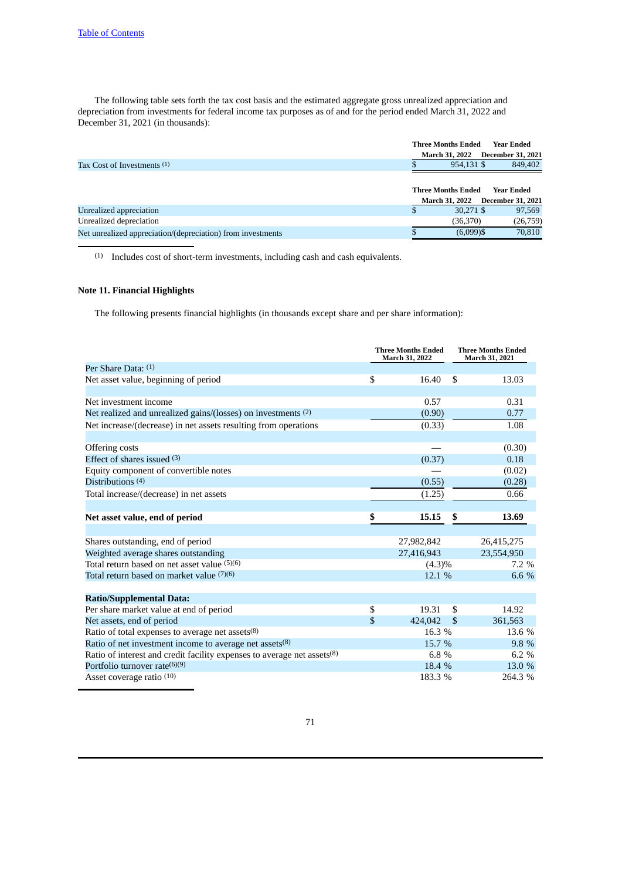The following table sets forth the tax cost basis and the estimated aggregate gross unrealized appreciation and depreciation from investments for federal income tax purposes as of and for the period ended March 31, 2022 and December 31, 2021 (in thousands):

| | Three Months Ended March 31, 2022 | Year Ended December 31, 2021 |
|---|---|---|
| Tax Cost of Investments [(1)] | $ 954,131 | $ 849,402 |

| | Three Months Ended March 31, 2022 | Year Ended December 31, 2021 |
|---|---|---|
| Unrealized appreciation | $ 30,271 | $ 97,569 |
| Unrealized depreciation | (36,370) | (26,759) |
| Net unrealized appreciation/(depreciation) from investments | $ (6,099) | $ 70,810 |

(1) Includes cost of short-term investments, including cash and cash equivalents.

## Note 11. Financial Highlights

The following presents financial highlights (in thousands except share and per share information):

| | Three Months Ended March 31, 2022 | Three Months Ended March 31, 2021 |
|---|---|---|
| Per Share Data: [(1)] | | |
| Net asset value, beginning of period | $ 16.40 | $ 13.03 |
| | | |
| Net investment income | 0.57 | 0.31 |
| Net realized and unrealized gains/(losses) on investments [(2)] | (0.90) | 0.77 |
| Net increase/(decrease) in net assets resulting from operations | (0.33) | 1.08 |
| | | |
| Offering costs | — | (0.30) |
| Effect of shares issued [(3)] | (0.37) | 0.18 |
| Equity component of convertible notes | — | (0.02) |
| Distributions [(4)] | (0.55) | (0.28) |
| Total increase/(decrease) in net assets | (1.25) | 0.66 |
| | | |
| **Net asset value, end of period** | **$ 15.15** | **$ 13.69** |
| | | |
| Shares outstanding, end of period | 27,982,842 | 26,415,275 |
| Weighted average shares outstanding | 27,416,943 | 23,554,950 |
| Total return based on net asset value [(5)(6)] | (4.3)% | 7.2 % |
| Total return based on market value [(7)(6)] | 12.1 % | 6.6 % |
| | | |
| **Ratio/Supplemental Data:** | | |
| Per share market value at end of period | $ 19.31 | $ 14.92 |
| Net assets, end of period | $ 424,042 | $ 361,563 |
| Ratio of total expenses to average net assets[(8)] | 16.3 % | 13.6 % |
| Ratio of net investment income to average net assets[(8)] | 15.7 % | 9.8 % |
| Ratio of interest and credit facility expenses to average net assets[(8)] | 6.8 % | 6.2 % |
| Portfolio turnover rate[(6)(9)] | 18.4 % | 13.0 % |
| Asset coverage ratio [(10)] | 183.3 % | 264.3 % |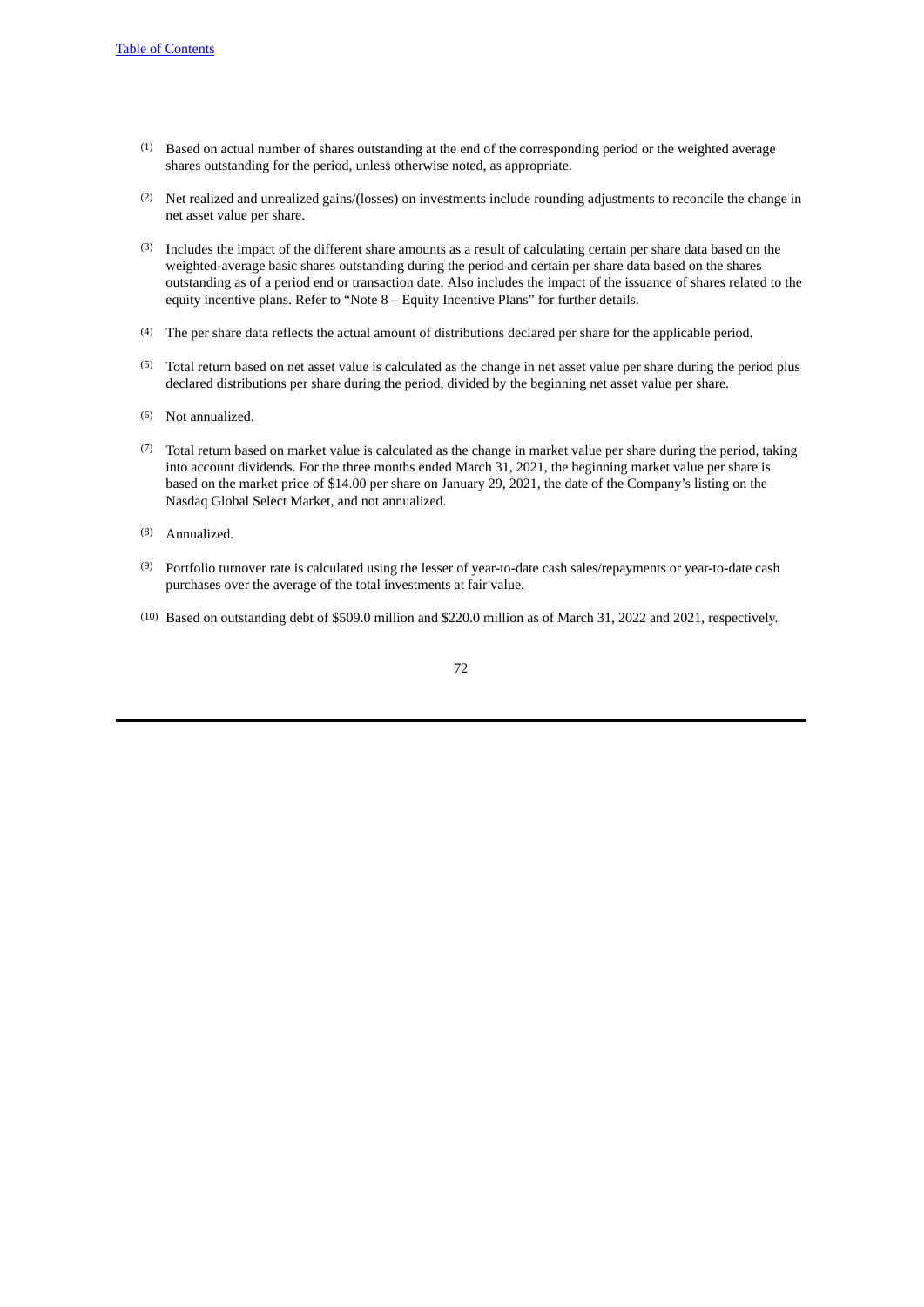(1) Based on actual number of shares outstanding at the end of the corresponding period or the weighted average shares outstanding for the period, unless otherwise noted, as appropriate.

(2) Net realized and unrealized gains/(losses) on investments include rounding adjustments to reconcile the change in net asset value per share.

(3) Includes the impact of the different share amounts as a result of calculating certain per share data based on the weighted-average basic shares outstanding during the period and certain per share data based on the shares outstanding as of a period end or transaction date. Also includes the impact of the issuance of shares related to the equity incentive plans. Refer to "Note 8 – Equity Incentive Plans" for further details.

(4) The per share data reflects the actual amount of distributions declared per share for the applicable period.

(5) Total return based on net asset value is calculated as the change in net asset value per share during the period plus declared distributions per share during the period, divided by the beginning net asset value per share.

(6) Not annualized.

(7) Total return based on market value is calculated as the change in market value per share during the period, taking into account dividends. For the three months ended March 31, 2021, the beginning market value per share is based on the market price of $14.00 per share on January 29, 2021, the date of the Company's listing on the Nasdaq Global Select Market, and not annualized.

(8) Annualized.

(9) Portfolio turnover rate is calculated using the lesser of year-to-date cash sales/repayments or year-to-date cash purchases over the average of the total investments at fair value.

(10) Based on outstanding debt of $509.0 million and $220.0 million as of March 31, 2022 and 2021, respectively.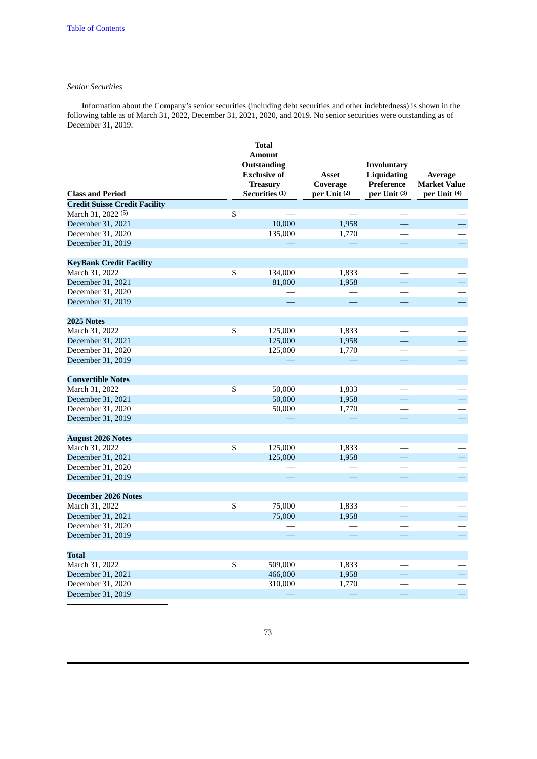*Senior Securities*

Information about the Company's senior securities (including debt securities and other indebtedness) is shown in the following table as of March 31, 2022, December 31, 2021, 2020, and 2019. No senior securities were outstanding as of December 31, 2019.

| Class and Period | Total Amount Outstanding Exclusive of Treasury Securities (1) | Asset Coverage per Unit (2) | Involuntary Liquidating Preference per Unit (3) | Average Market Value per Unit (4) |
|---|---|---|---|---|
| **Credit Suisse Credit Facility** | | | | |
| March 31, 2022 (5) | $ — | — | — | — |
| December 31, 2021 | 10,000 | 1,958 | — | — |
| December 31, 2020 | 135,000 | 1,770 | — | — |
| December 31, 2019 | — | — | — | — |
| **KeyBank Credit Facility** | | | | |
| March 31, 2022 | $ 134,000 | 1,833 | — | — |
| December 31, 2021 | 81,000 | 1,958 | — | — |
| December 31, 2020 | — | — | — | — |
| December 31, 2019 | — | — | — | — |
| **2025 Notes** | | | | |
| March 31, 2022 | $ 125,000 | 1,833 | — | — |
| December 31, 2021 | 125,000 | 1,958 | — | — |
| December 31, 2020 | 125,000 | 1,770 | — | — |
| December 31, 2019 | — | — | — | — |
| **Convertible Notes** | | | | |
| March 31, 2022 | $ 50,000 | 1,833 | — | — |
| December 31, 2021 | 50,000 | 1,958 | — | — |
| December 31, 2020 | 50,000 | 1,770 | — | — |
| December 31, 2019 | — | — | — | — |
| **August 2026 Notes** | | | | |
| March 31, 2022 | $ 125,000 | 1,833 | — | — |
| December 31, 2021 | 125,000 | 1,958 | — | — |
| December 31, 2020 | — | — | — | — |
| December 31, 2019 | — | — | — | — |
| **December 2026 Notes** | | | | |
| March 31, 2022 | $ 75,000 | 1,833 | — | — |
| December 31, 2021 | 75,000 | 1,958 | — | — |
| December 31, 2020 | — | — | — | — |
| December 31, 2019 | — | — | — | — |
| **Total** | | | | |
| March 31, 2022 | $ 509,000 | 1,833 | — | — |
| December 31, 2021 | 466,000 | 1,958 | — | — |
| December 31, 2020 | 310,000 | 1,770 | — | — |
| December 31, 2019 | — | — | — | — |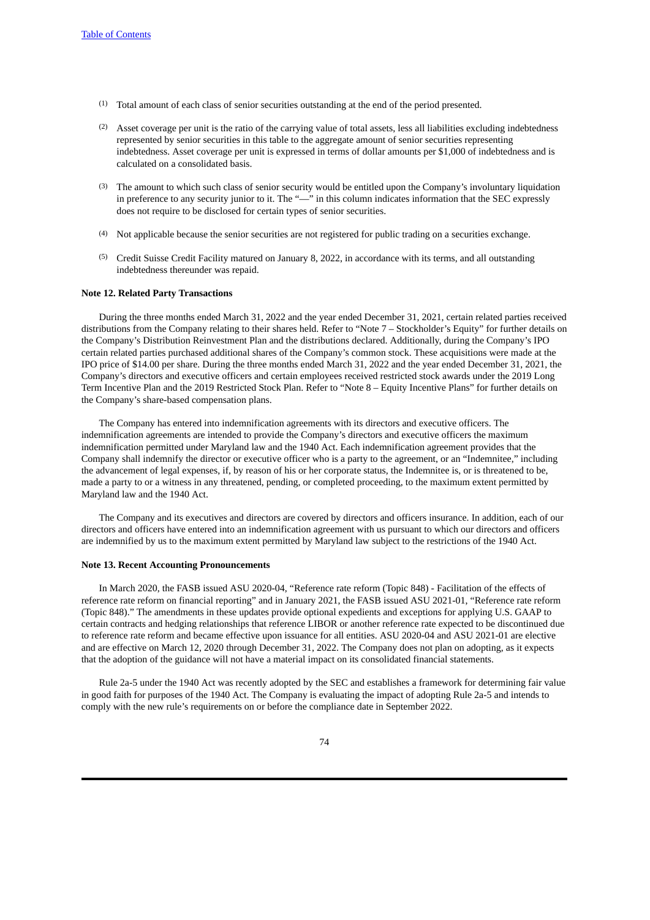(1) Total amount of each class of senior securities outstanding at the end of the period presented.

(2) Asset coverage per unit is the ratio of the carrying value of total assets, less all liabilities excluding indebtedness represented by senior securities in this table to the aggregate amount of senior securities representing indebtedness. Asset coverage per unit is expressed in terms of dollar amounts per $1,000 of indebtedness and is calculated on a consolidated basis.

(3) The amount to which such class of senior security would be entitled upon the Company's involuntary liquidation in preference to any security junior to it. The "—" in this column indicates information that the SEC expressly does not require to be disclosed for certain types of senior securities.

(4) Not applicable because the senior securities are not registered for public trading on a securities exchange.

(5) Credit Suisse Credit Facility matured on January 8, 2022, in accordance with its terms, and all outstanding indebtedness thereunder was repaid.

**Note 12. Related Party Transactions**

During the three months ended March 31, 2022 and the year ended December 31, 2021, certain related parties received distributions from the Company relating to their shares held. Refer to "Note 7 – Stockholder's Equity" for further details on the Company's Distribution Reinvestment Plan and the distributions declared. Additionally, during the Company's IPO certain related parties purchased additional shares of the Company's common stock. These acquisitions were made at the IPO price of $14.00 per share. During the three months ended March 31, 2022 and the year ended December 31, 2021, the Company's directors and executive officers and certain employees received restricted stock awards under the 2019 Long Term Incentive Plan and the 2019 Restricted Stock Plan. Refer to "Note 8 – Equity Incentive Plans" for further details on the Company's share-based compensation plans.

The Company has entered into indemnification agreements with its directors and executive officers. The indemnification agreements are intended to provide the Company's directors and executive officers the maximum indemnification permitted under Maryland law and the 1940 Act. Each indemnification agreement provides that the Company shall indemnify the director or executive officer who is a party to the agreement, or an "Indemnitee," including the advancement of legal expenses, if, by reason of his or her corporate status, the Indemnitee is, or is threatened to be, made a party to or a witness in any threatened, pending, or completed proceeding, to the maximum extent permitted by Maryland law and the 1940 Act.

The Company and its executives and directors are covered by directors and officers insurance. In addition, each of our directors and officers have entered into an indemnification agreement with us pursuant to which our directors and officers are indemnified by us to the maximum extent permitted by Maryland law subject to the restrictions of the 1940 Act.

**Note 13. Recent Accounting Pronouncements**

In March 2020, the FASB issued ASU 2020-04, "Reference rate reform (Topic 848) - Facilitation of the effects of reference rate reform on financial reporting" and in January 2021, the FASB issued ASU 2021-01, "Reference rate reform (Topic 848)." The amendments in these updates provide optional expedients and exceptions for applying U.S. GAAP to certain contracts and hedging relationships that reference LIBOR or another reference rate expected to be discontinued due to reference rate reform and became effective upon issuance for all entities. ASU 2020-04 and ASU 2021-01 are elective and are effective on March 12, 2020 through December 31, 2022. The Company does not plan on adopting, as it expects that the adoption of the guidance will not have a material impact on its consolidated financial statements.

Rule 2a-5 under the 1940 Act was recently adopted by the SEC and establishes a framework for determining fair value in good faith for purposes of the 1940 Act. The Company is evaluating the impact of adopting Rule 2a-5 and intends to comply with the new rule's requirements on or before the compliance date in September 2022.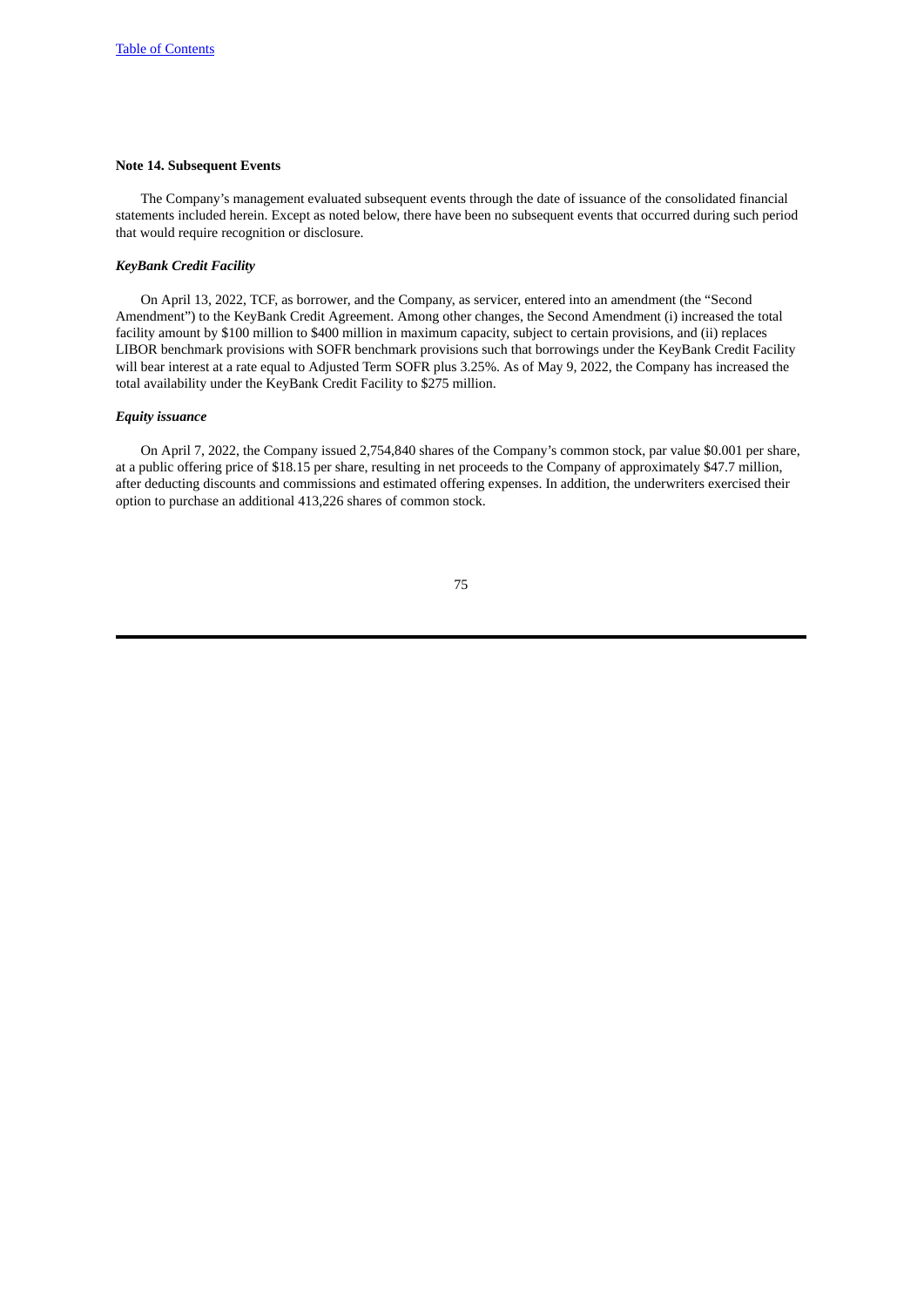### Note 14. Subsequent Events

The Company's management evaluated subsequent events through the date of issuance of the consolidated financial statements included herein. Except as noted below, there have been no subsequent events that occurred during such period that would require recognition or disclosure.

***KeyBank Credit Facility***

On April 13, 2022, TCF, as borrower, and the Company, as servicer, entered into an amendment (the "Second Amendment") to the KeyBank Credit Agreement. Among other changes, the Second Amendment (i) increased the total facility amount by $100 million to $400 million in maximum capacity, subject to certain provisions, and (ii) replaces LIBOR benchmark provisions with SOFR benchmark provisions such that borrowings under the KeyBank Credit Facility will bear interest at a rate equal to Adjusted Term SOFR plus 3.25%. As of May 9, 2022, the Company has increased the total availability under the KeyBank Credit Facility to $275 million.

***Equity issuance***

On April 7, 2022, the Company issued 2,754,840 shares of the Company's common stock, par value $0.001 per share, at a public offering price of $18.15 per share, resulting in net proceeds to the Company of approximately $47.7 million, after deducting discounts and commissions and estimated offering expenses. In addition, the underwriters exercised their option to purchase an additional 413,226 shares of common stock.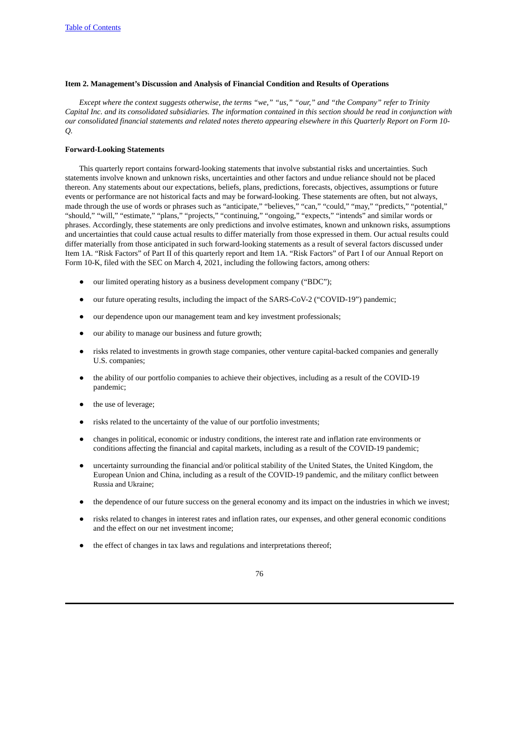### Item 2. Management's Discussion and Analysis of Financial Condition and Results of Operations

*Except where the context suggests otherwise, the terms "we," "us," "our," and "the Company" refer to Trinity Capital Inc. and its consolidated subsidiaries. The information contained in this section should be read in conjunction with our consolidated financial statements and related notes thereto appearing elsewhere in this Quarterly Report on Form 10-Q.*

#### Forward-Looking Statements

This quarterly report contains forward-looking statements that involve substantial risks and uncertainties. Such statements involve known and unknown risks, uncertainties and other factors and undue reliance should not be placed thereon. Any statements about our expectations, beliefs, plans, predictions, forecasts, objectives, assumptions or future events or performance are not historical facts and may be forward-looking. These statements are often, but not always, made through the use of words or phrases such as "anticipate," "believes," "can," "could," "may," "predicts," "potential," "should," "will," "estimate," "plans," "projects," "continuing," "ongoing," "expects," "intends" and similar words or phrases. Accordingly, these statements are only predictions and involve estimates, known and unknown risks, assumptions and uncertainties that could cause actual results to differ materially from those expressed in them. Our actual results could differ materially from those anticipated in such forward-looking statements as a result of several factors discussed under Item 1A. "Risk Factors" of Part II of this quarterly report and Item 1A. "Risk Factors" of Part I of our Annual Report on Form 10-K, filed with the SEC on March 4, 2021, including the following factors, among others:

- our limited operating history as a business development company ("BDC");
- our future operating results, including the impact of the SARS-CoV-2 ("COVID-19") pandemic;
- our dependence upon our management team and key investment professionals;
- our ability to manage our business and future growth;
- risks related to investments in growth stage companies, other venture capital-backed companies and generally U.S. companies;
- the ability of our portfolio companies to achieve their objectives, including as a result of the COVID-19 pandemic;
- the use of leverage;
- risks related to the uncertainty of the value of our portfolio investments;
- changes in political, economic or industry conditions, the interest rate and inflation rate environments or conditions affecting the financial and capital markets, including as a result of the COVID-19 pandemic;
- uncertainty surrounding the financial and/or political stability of the United States, the United Kingdom, the European Union and China, including as a result of the COVID-19 pandemic, and the military conflict between Russia and Ukraine;
- the dependence of our future success on the general economy and its impact on the industries in which we invest;
- risks related to changes in interest rates and inflation rates, our expenses, and other general economic conditions and the effect on our net investment income;
- the effect of changes in tax laws and regulations and interpretations thereof;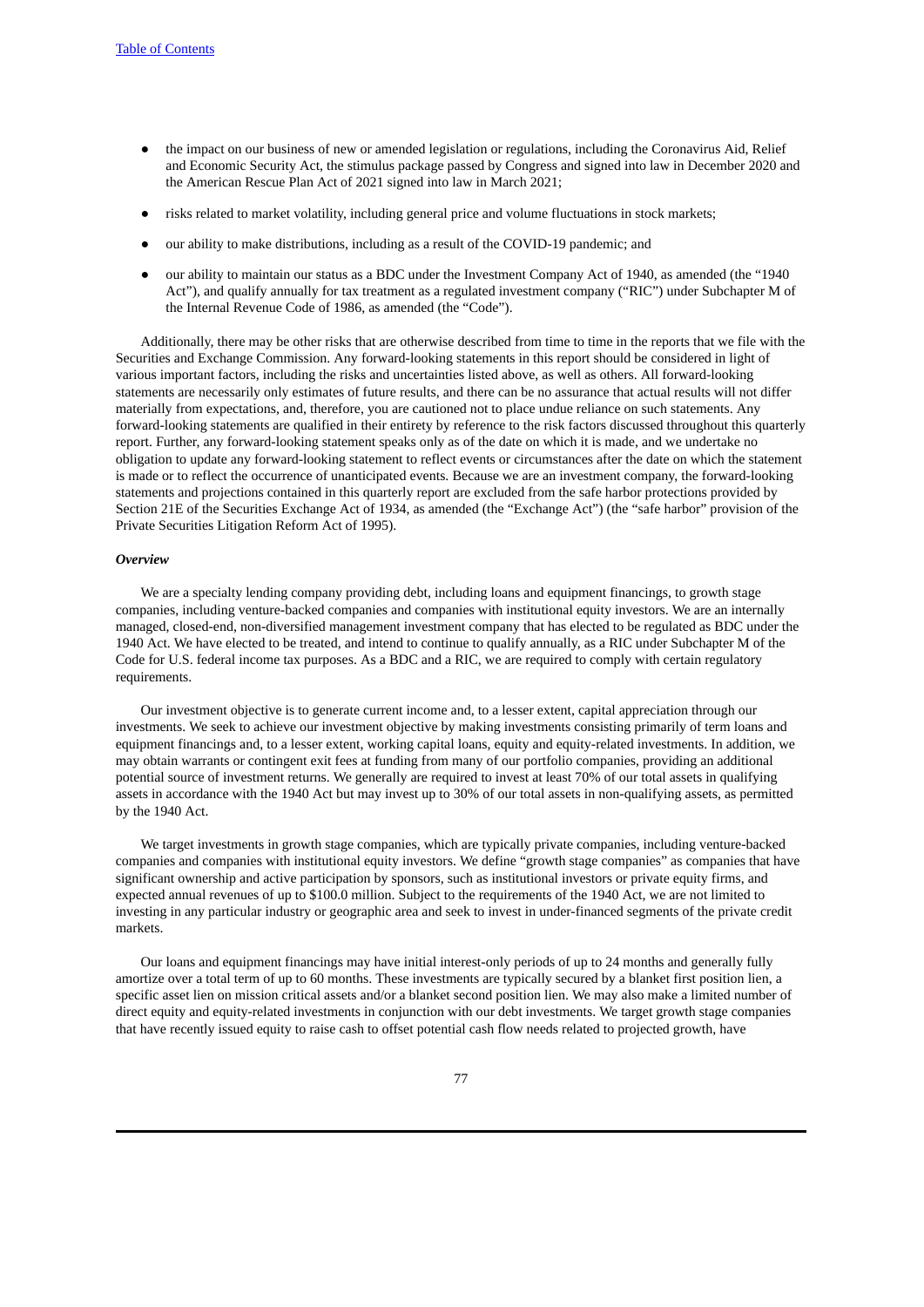- the impact on our business of new or amended legislation or regulations, including the Coronavirus Aid, Relief and Economic Security Act, the stimulus package passed by Congress and signed into law in December 2020 and the American Rescue Plan Act of 2021 signed into law in March 2021;
- risks related to market volatility, including general price and volume fluctuations in stock markets;
- our ability to make distributions, including as a result of the COVID-19 pandemic; and
- our ability to maintain our status as a BDC under the Investment Company Act of 1940, as amended (the "1940 Act"), and qualify annually for tax treatment as a regulated investment company ("RIC") under Subchapter M of the Internal Revenue Code of 1986, as amended (the "Code").

Additionally, there may be other risks that are otherwise described from time to time in the reports that we file with the Securities and Exchange Commission. Any forward-looking statements in this report should be considered in light of various important factors, including the risks and uncertainties listed above, as well as others. All forward-looking statements are necessarily only estimates of future results, and there can be no assurance that actual results will not differ materially from expectations, and, therefore, you are cautioned not to place undue reliance on such statements. Any forward-looking statements are qualified in their entirety by reference to the risk factors discussed throughout this quarterly report. Further, any forward-looking statement speaks only as of the date on which it is made, and we undertake no obligation to update any forward-looking statement to reflect events or circumstances after the date on which the statement is made or to reflect the occurrence of unanticipated events. Because we are an investment company, the forward-looking statements and projections contained in this quarterly report are excluded from the safe harbor protections provided by Section 21E of the Securities Exchange Act of 1934, as amended (the "Exchange Act") (the "safe harbor" provision of the Private Securities Litigation Reform Act of 1995).

***Overview***

We are a specialty lending company providing debt, including loans and equipment financings, to growth stage companies, including venture-backed companies and companies with institutional equity investors. We are an internally managed, closed-end, non-diversified management investment company that has elected to be regulated as BDC under the 1940 Act. We have elected to be treated, and intend to continue to qualify annually, as a RIC under Subchapter M of the Code for U.S. federal income tax purposes. As a BDC and a RIC, we are required to comply with certain regulatory requirements.

Our investment objective is to generate current income and, to a lesser extent, capital appreciation through our investments. We seek to achieve our investment objective by making investments consisting primarily of term loans and equipment financings and, to a lesser extent, working capital loans, equity and equity-related investments. In addition, we may obtain warrants or contingent exit fees at funding from many of our portfolio companies, providing an additional potential source of investment returns. We generally are required to invest at least 70% of our total assets in qualifying assets in accordance with the 1940 Act but may invest up to 30% of our total assets in non-qualifying assets, as permitted by the 1940 Act.

We target investments in growth stage companies, which are typically private companies, including venture-backed companies and companies with institutional equity investors. We define "growth stage companies" as companies that have significant ownership and active participation by sponsors, such as institutional investors or private equity firms, and expected annual revenues of up to $100.0 million. Subject to the requirements of the 1940 Act, we are not limited to investing in any particular industry or geographic area and seek to invest in under-financed segments of the private credit markets.

Our loans and equipment financings may have initial interest-only periods of up to 24 months and generally fully amortize over a total term of up to 60 months. These investments are typically secured by a blanket first position lien, a specific asset lien on mission critical assets and/or a blanket second position lien. We may also make a limited number of direct equity and equity-related investments in conjunction with our debt investments. We target growth stage companies that have recently issued equity to raise cash to offset potential cash flow needs related to projected growth, have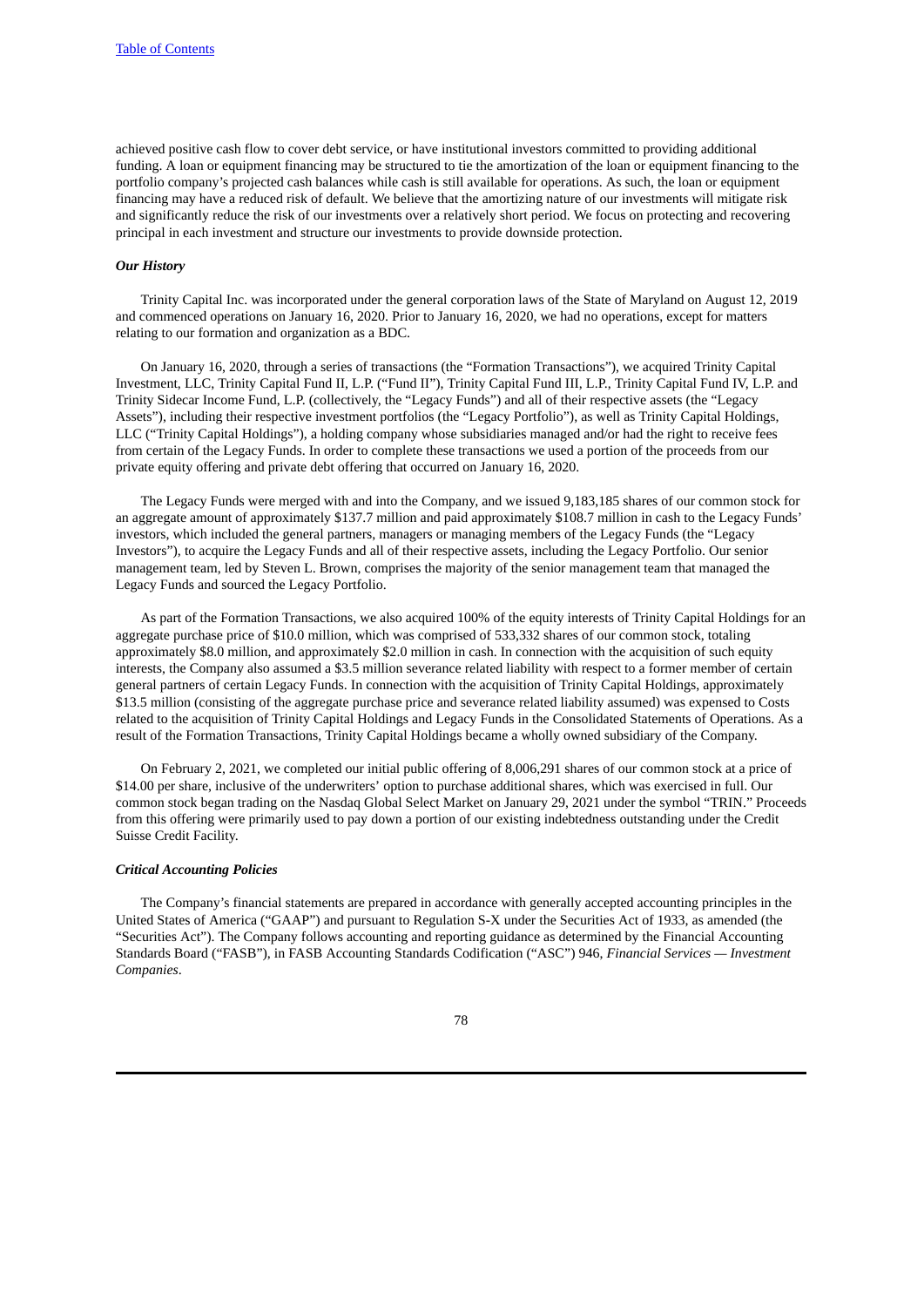achieved positive cash flow to cover debt service, or have institutional investors committed to providing additional funding. A loan or equipment financing may be structured to tie the amortization of the loan or equipment financing to the portfolio company's projected cash balances while cash is still available for operations. As such, the loan or equipment financing may have a reduced risk of default. We believe that the amortizing nature of our investments will mitigate risk and significantly reduce the risk of our investments over a relatively short period. We focus on protecting and recovering principal in each investment and structure our investments to provide downside protection.

***Our History***

Trinity Capital Inc. was incorporated under the general corporation laws of the State of Maryland on August 12, 2019 and commenced operations on January 16, 2020. Prior to January 16, 2020, we had no operations, except for matters relating to our formation and organization as a BDC.

On January 16, 2020, through a series of transactions (the "Formation Transactions"), we acquired Trinity Capital Investment, LLC, Trinity Capital Fund II, L.P. ("Fund II"), Trinity Capital Fund III, L.P., Trinity Capital Fund IV, L.P. and Trinity Sidecar Income Fund, L.P. (collectively, the "Legacy Funds") and all of their respective assets (the "Legacy Assets"), including their respective investment portfolios (the "Legacy Portfolio"), as well as Trinity Capital Holdings, LLC ("Trinity Capital Holdings"), a holding company whose subsidiaries managed and/or had the right to receive fees from certain of the Legacy Funds. In order to complete these transactions we used a portion of the proceeds from our private equity offering and private debt offering that occurred on January 16, 2020.

The Legacy Funds were merged with and into the Company, and we issued 9,183,185 shares of our common stock for an aggregate amount of approximately $137.7 million and paid approximately $108.7 million in cash to the Legacy Funds' investors, which included the general partners, managers or managing members of the Legacy Funds (the "Legacy Investors"), to acquire the Legacy Funds and all of their respective assets, including the Legacy Portfolio. Our senior management team, led by Steven L. Brown, comprises the majority of the senior management team that managed the Legacy Funds and sourced the Legacy Portfolio.

As part of the Formation Transactions, we also acquired 100% of the equity interests of Trinity Capital Holdings for an aggregate purchase price of $10.0 million, which was comprised of 533,332 shares of our common stock, totaling approximately $8.0 million, and approximately $2.0 million in cash. In connection with the acquisition of such equity interests, the Company also assumed a $3.5 million severance related liability with respect to a former member of certain general partners of certain Legacy Funds. In connection with the acquisition of Trinity Capital Holdings, approximately $13.5 million (consisting of the aggregate purchase price and severance related liability assumed) was expensed to Costs related to the acquisition of Trinity Capital Holdings and Legacy Funds in the Consolidated Statements of Operations. As a result of the Formation Transactions, Trinity Capital Holdings became a wholly owned subsidiary of the Company.

On February 2, 2021, we completed our initial public offering of 8,006,291 shares of our common stock at a price of $14.00 per share, inclusive of the underwriters' option to purchase additional shares, which was exercised in full. Our common stock began trading on the Nasdaq Global Select Market on January 29, 2021 under the symbol "TRIN." Proceeds from this offering were primarily used to pay down a portion of our existing indebtedness outstanding under the Credit Suisse Credit Facility.

***Critical Accounting Policies***

The Company's financial statements are prepared in accordance with generally accepted accounting principles in the United States of America ("GAAP") and pursuant to Regulation S-X under the Securities Act of 1933, as amended (the "Securities Act"). The Company follows accounting and reporting guidance as determined by the Financial Accounting Standards Board ("FASB"), in FASB Accounting Standards Codification ("ASC") 946, *Financial Services — Investment Companies*.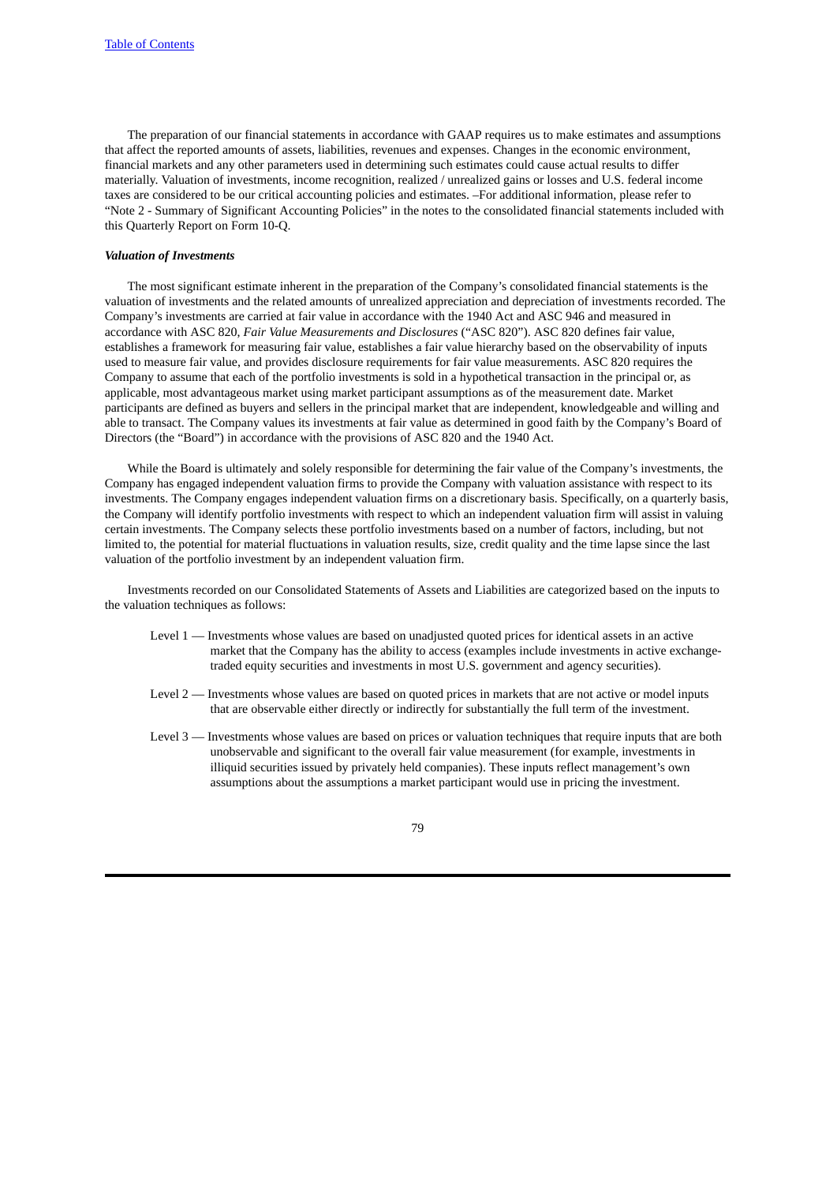The preparation of our financial statements in accordance with GAAP requires us to make estimates and assumptions that affect the reported amounts of assets, liabilities, revenues and expenses. Changes in the economic environment, financial markets and any other parameters used in determining such estimates could cause actual results to differ materially. Valuation of investments, income recognition, realized / unrealized gains or losses and U.S. federal income taxes are considered to be our critical accounting policies and estimates. –For additional information, please refer to "Note 2 - Summary of Significant Accounting Policies" in the notes to the consolidated financial statements included with this Quarterly Report on Form 10-Q.

***Valuation of Investments***

The most significant estimate inherent in the preparation of the Company's consolidated financial statements is the valuation of investments and the related amounts of unrealized appreciation and depreciation of investments recorded. The Company's investments are carried at fair value in accordance with the 1940 Act and ASC 946 and measured in accordance with ASC 820, *Fair Value Measurements and Disclosures* ("ASC 820"). ASC 820 defines fair value, establishes a framework for measuring fair value, establishes a fair value hierarchy based on the observability of inputs used to measure fair value, and provides disclosure requirements for fair value measurements. ASC 820 requires the Company to assume that each of the portfolio investments is sold in a hypothetical transaction in the principal or, as applicable, most advantageous market using market participant assumptions as of the measurement date. Market participants are defined as buyers and sellers in the principal market that are independent, knowledgeable and willing and able to transact. The Company values its investments at fair value as determined in good faith by the Company's Board of Directors (the "Board") in accordance with the provisions of ASC 820 and the 1940 Act.

While the Board is ultimately and solely responsible for determining the fair value of the Company's investments, the Company has engaged independent valuation firms to provide the Company with valuation assistance with respect to its investments. The Company engages independent valuation firms on a discretionary basis. Specifically, on a quarterly basis, the Company will identify portfolio investments with respect to which an independent valuation firm will assist in valuing certain investments. The Company selects these portfolio investments based on a number of factors, including, but not limited to, the potential for material fluctuations in valuation results, size, credit quality and the time lapse since the last valuation of the portfolio investment by an independent valuation firm.

Investments recorded on our Consolidated Statements of Assets and Liabilities are categorized based on the inputs to the valuation techniques as follows:

- Level 1 — Investments whose values are based on unadjusted quoted prices for identical assets in an active market that the Company has the ability to access (examples include investments in active exchange-traded equity securities and investments in most U.S. government and agency securities).
- Level 2 — Investments whose values are based on quoted prices in markets that are not active or model inputs that are observable either directly or indirectly for substantially the full term of the investment.
- Level 3 — Investments whose values are based on prices or valuation techniques that require inputs that are both unobservable and significant to the overall fair value measurement (for example, investments in illiquid securities issued by privately held companies). These inputs reflect management's own assumptions about the assumptions a market participant would use in pricing the investment.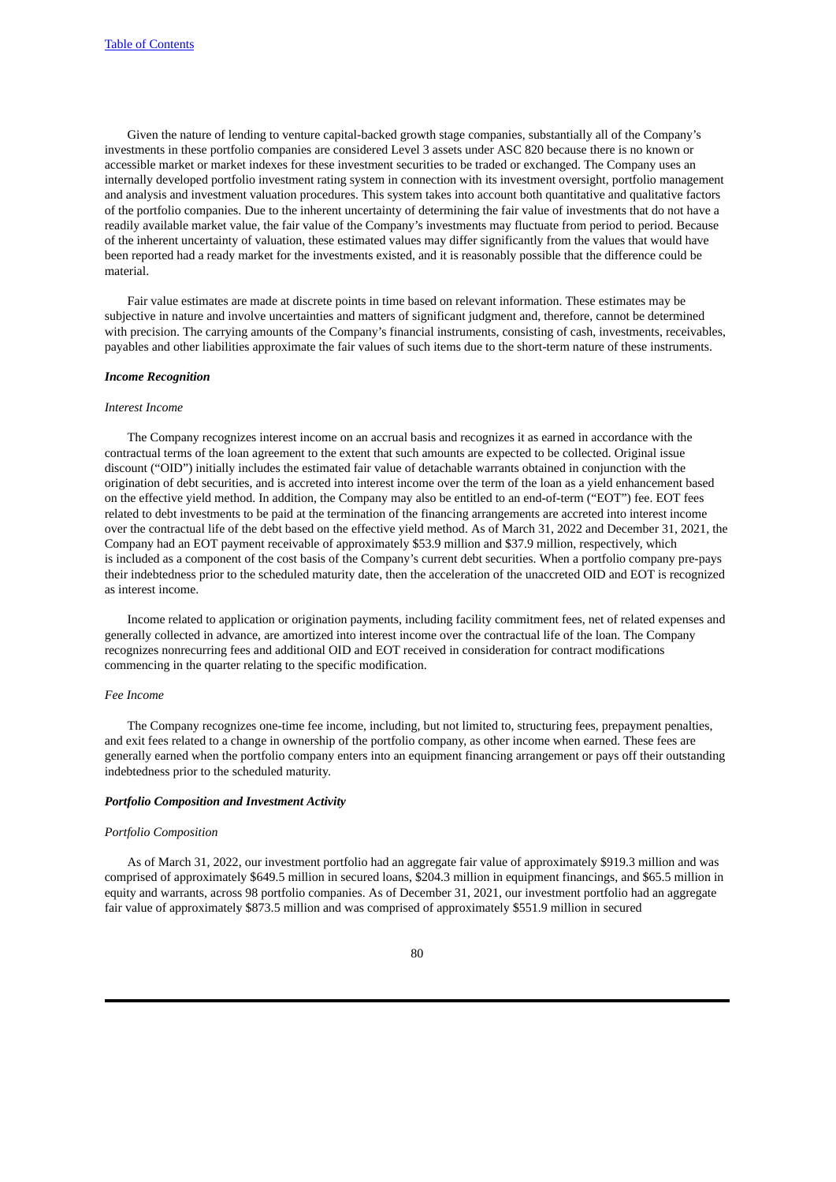Given the nature of lending to venture capital-backed growth stage companies, substantially all of the Company's investments in these portfolio companies are considered Level 3 assets under ASC 820 because there is no known or accessible market or market indexes for these investment securities to be traded or exchanged. The Company uses an internally developed portfolio investment rating system in connection with its investment oversight, portfolio management and analysis and investment valuation procedures. This system takes into account both quantitative and qualitative factors of the portfolio companies. Due to the inherent uncertainty of determining the fair value of investments that do not have a readily available market value, the fair value of the Company's investments may fluctuate from period to period. Because of the inherent uncertainty of valuation, these estimated values may differ significantly from the values that would have been reported had a ready market for the investments existed, and it is reasonably possible that the difference could be material.

Fair value estimates are made at discrete points in time based on relevant information. These estimates may be subjective in nature and involve uncertainties and matters of significant judgment and, therefore, cannot be determined with precision. The carrying amounts of the Company's financial instruments, consisting of cash, investments, receivables, payables and other liabilities approximate the fair values of such items due to the short-term nature of these instruments.

***Income Recognition***

*Interest Income*

The Company recognizes interest income on an accrual basis and recognizes it as earned in accordance with the contractual terms of the loan agreement to the extent that such amounts are expected to be collected. Original issue discount ("OID") initially includes the estimated fair value of detachable warrants obtained in conjunction with the origination of debt securities, and is accreted into interest income over the term of the loan as a yield enhancement based on the effective yield method. In addition, the Company may also be entitled to an end-of-term ("EOT") fee. EOT fees related to debt investments to be paid at the termination of the financing arrangements are accreted into interest income over the contractual life of the debt based on the effective yield method. As of March 31, 2022 and December 31, 2021, the Company had an EOT payment receivable of approximately $53.9 million and $37.9 million, respectively, which is included as a component of the cost basis of the Company's current debt securities. When a portfolio company pre-pays their indebtedness prior to the scheduled maturity date, then the acceleration of the unaccreted OID and EOT is recognized as interest income.

Income related to application or origination payments, including facility commitment fees, net of related expenses and generally collected in advance, are amortized into interest income over the contractual life of the loan. The Company recognizes nonrecurring fees and additional OID and EOT received in consideration for contract modifications commencing in the quarter relating to the specific modification.

*Fee Income*

The Company recognizes one-time fee income, including, but not limited to, structuring fees, prepayment penalties, and exit fees related to a change in ownership of the portfolio company, as other income when earned. These fees are generally earned when the portfolio company enters into an equipment financing arrangement or pays off their outstanding indebtedness prior to the scheduled maturity.

***Portfolio Composition and Investment Activity***

*Portfolio Composition*

As of March 31, 2022, our investment portfolio had an aggregate fair value of approximately $919.3 million and was comprised of approximately $649.5 million in secured loans, $204.3 million in equipment financings, and $65.5 million in equity and warrants, across 98 portfolio companies. As of December 31, 2021, our investment portfolio had an aggregate fair value of approximately $873.5 million and was comprised of approximately $551.9 million in secured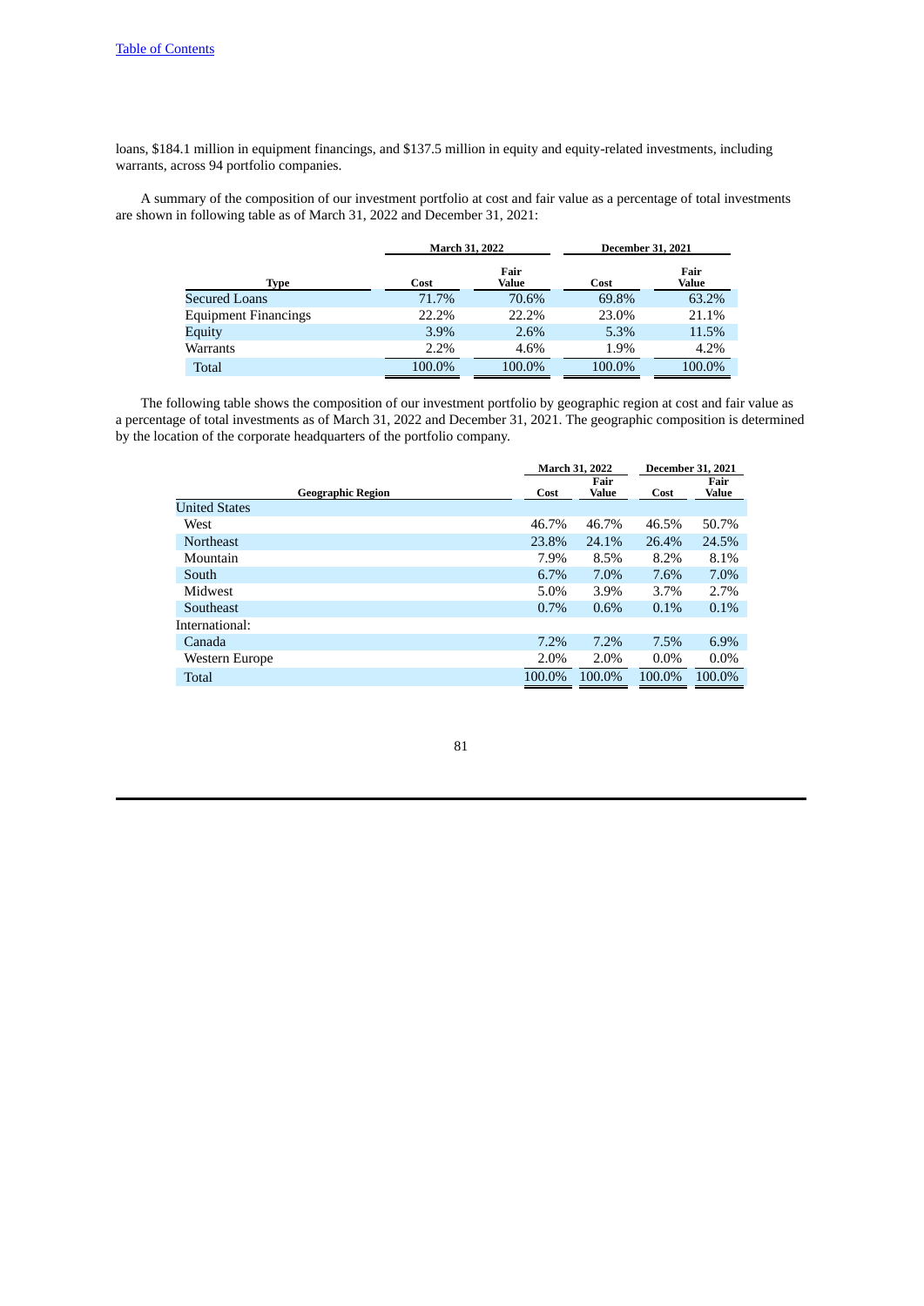loans, $184.1 million in equipment financings, and $137.5 million in equity and equity-related investments, including warrants, across 94 portfolio companies.

A summary of the composition of our investment portfolio at cost and fair value as a percentage of total investments are shown in following table as of March 31, 2022 and December 31, 2021:

| | March 31, 2022 | | December 31, 2021 | |
|---|---|---|---|---|
| **Type** | **Cost** | **Fair Value** | **Cost** | **Fair Value** |
| Secured Loans | 71.7% | 70.6% | 69.8% | 63.2% |
| Equipment Financings | 22.2% | 22.2% | 23.0% | 21.1% |
| Equity | 3.9% | 2.6% | 5.3% | 11.5% |
| Warrants | 2.2% | 4.6% | 1.9% | 4.2% |
| Total | 100.0% | 100.0% | 100.0% | 100.0% |

The following table shows the composition of our investment portfolio by geographic region at cost and fair value as a percentage of total investments as of March 31, 2022 and December 31, 2021. The geographic composition is determined by the location of the corporate headquarters of the portfolio company.

| | March 31, 2022 | | December 31, 2021 | |
|---|---|---|---|---|
| **Geographic Region** | **Cost** | **Fair Value** | **Cost** | **Fair Value** |
| United States | | | | |
| West | 46.7% | 46.7% | 46.5% | 50.7% |
| Northeast | 23.8% | 24.1% | 26.4% | 24.5% |
| Mountain | 7.9% | 8.5% | 8.2% | 8.1% |
| South | 6.7% | 7.0% | 7.6% | 7.0% |
| Midwest | 5.0% | 3.9% | 3.7% | 2.7% |
| Southeast | 0.7% | 0.6% | 0.1% | 0.1% |
| International: | | | | |
| Canada | 7.2% | 7.2% | 7.5% | 6.9% |
| Western Europe | 2.0% | 2.0% | 0.0% | 0.0% |
| Total | 100.0% | 100.0% | 100.0% | 100.0% |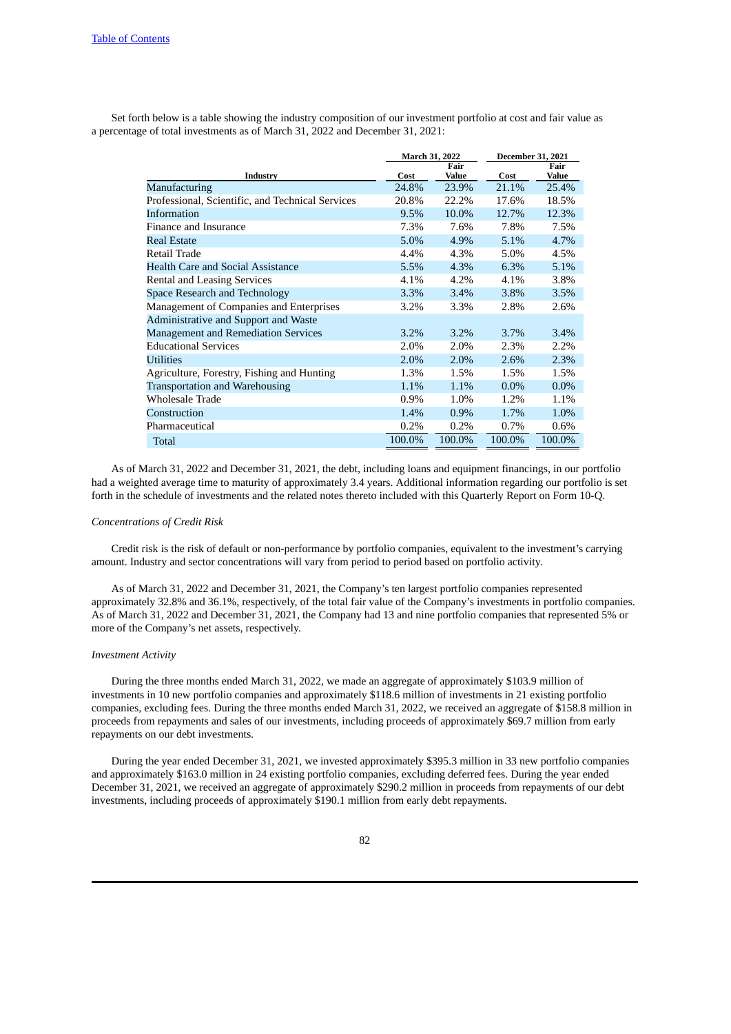Set forth below is a table showing the industry composition of our investment portfolio at cost and fair value as a percentage of total investments as of March 31, 2022 and December 31, 2021:

| Industry | March 31, 2022 | | December 31, 2021 | |
|---|---|---|---|---|
| | Cost | Fair Value | Cost | Fair Value |
| Manufacturing | 24.8% | 23.9% | 21.1% | 25.4% |
| Professional, Scientific, and Technical Services | 20.8% | 22.2% | 17.6% | 18.5% |
| Information | 9.5% | 10.0% | 12.7% | 12.3% |
| Finance and Insurance | 7.3% | 7.6% | 7.8% | 7.5% |
| Real Estate | 5.0% | 4.9% | 5.1% | 4.7% |
| Retail Trade | 4.4% | 4.3% | 5.0% | 4.5% |
| Health Care and Social Assistance | 5.5% | 4.3% | 6.3% | 5.1% |
| Rental and Leasing Services | 4.1% | 4.2% | 4.1% | 3.8% |
| Space Research and Technology | 3.3% | 3.4% | 3.8% | 3.5% |
| Management of Companies and Enterprises | 3.2% | 3.3% | 2.8% | 2.6% |
| Administrative and Support and Waste Management and Remediation Services | 3.2% | 3.2% | 3.7% | 3.4% |
| Educational Services | 2.0% | 2.0% | 2.3% | 2.2% |
| Utilities | 2.0% | 2.0% | 2.6% | 2.3% |
| Agriculture, Forestry, Fishing and Hunting | 1.3% | 1.5% | 1.5% | 1.5% |
| Transportation and Warehousing | 1.1% | 1.1% | 0.0% | 0.0% |
| Wholesale Trade | 0.9% | 1.0% | 1.2% | 1.1% |
| Construction | 1.4% | 0.9% | 1.7% | 1.0% |
| Pharmaceutical | 0.2% | 0.2% | 0.7% | 0.6% |
| Total | 100.0% | 100.0% | 100.0% | 100.0% |

As of March 31, 2022 and December 31, 2021, the debt, including loans and equipment financings, in our portfolio had a weighted average time to maturity of approximately 3.4 years. Additional information regarding our portfolio is set forth in the schedule of investments and the related notes thereto included with this Quarterly Report on Form 10-Q.

*Concentrations of Credit Risk*

Credit risk is the risk of default or non-performance by portfolio companies, equivalent to the investment's carrying amount. Industry and sector concentrations will vary from period to period based on portfolio activity.

As of March 31, 2022 and December 31, 2021, the Company's ten largest portfolio companies represented approximately 32.8% and 36.1%, respectively, of the total fair value of the Company's investments in portfolio companies. As of March 31, 2022 and December 31, 2021, the Company had 13 and nine portfolio companies that represented 5% or more of the Company's net assets, respectively.

*Investment Activity*

During the three months ended March 31, 2022, we made an aggregate of approximately $103.9 million of investments in 10 new portfolio companies and approximately $118.6 million of investments in 21 existing portfolio companies, excluding fees. During the three months ended March 31, 2022, we received an aggregate of $158.8 million in proceeds from repayments and sales of our investments, including proceeds of approximately $69.7 million from early repayments on our debt investments.

During the year ended December 31, 2021, we invested approximately $395.3 million in 33 new portfolio companies and approximately $163.0 million in 24 existing portfolio companies, excluding deferred fees. During the year ended December 31, 2021, we received an aggregate of approximately $290.2 million in proceeds from repayments of our debt investments, including proceeds of approximately $190.1 million from early debt repayments.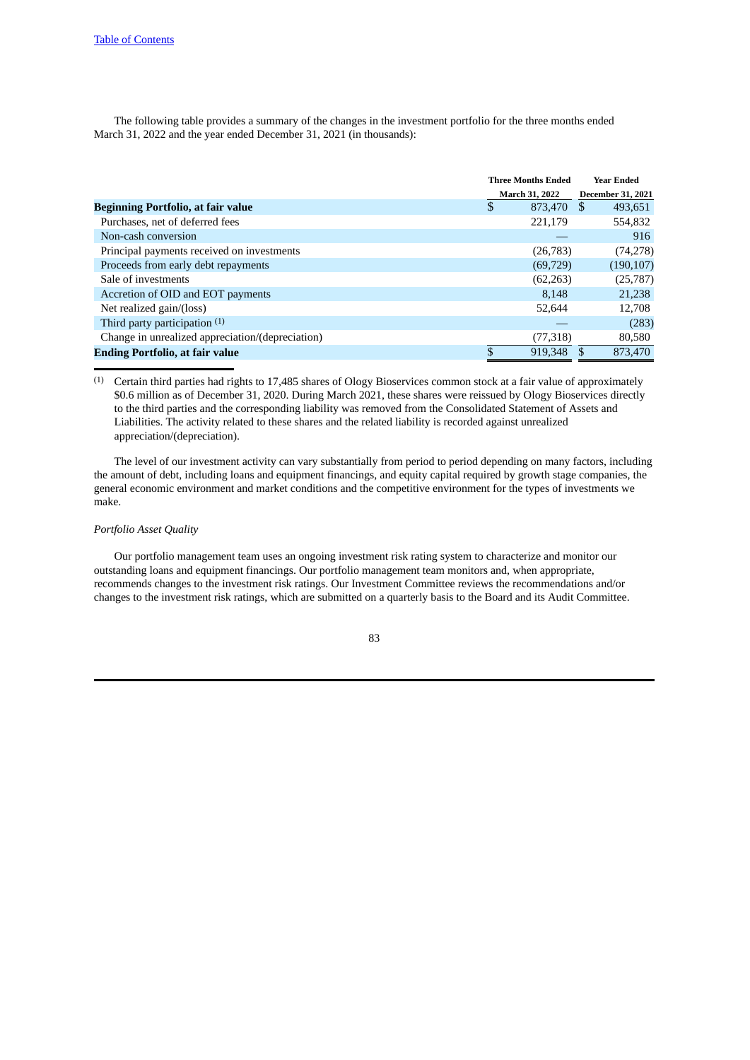The following table provides a summary of the changes in the investment portfolio for the three months ended March 31, 2022 and the year ended December 31, 2021 (in thousands):

| | Three Months Ended March 31, 2022 | Year Ended December 31, 2021 |
|---|---|---|
| **Beginning Portfolio, at fair value** | $ 873,470 | $ 493,651 |
| Purchases, net of deferred fees | 221,179 | 554,832 |
| Non-cash conversion | — | 916 |
| Principal payments received on investments | (26,783) | (74,278) |
| Proceeds from early debt repayments | (69,729) | (190,107) |
| Sale of investments | (62,263) | (25,787) |
| Accretion of OID and EOT payments | 8,148 | 21,238 |
| Net realized gain/(loss) | 52,644 | 12,708 |
| Third party participation [(1)] | — | (283) |
| Change in unrealized appreciation/(depreciation) | (77,318) | 80,580 |
| **Ending Portfolio, at fair value** | $ 919,348 | $ 873,470 |

(1) Certain third parties had rights to 17,485 shares of Ology Bioservices common stock at a fair value of approximately $0.6 million as of December 31, 2020. During March 2021, these shares were reissued by Ology Bioservices directly to the third parties and the corresponding liability was removed from the Consolidated Statement of Assets and Liabilities. The activity related to these shares and the related liability is recorded against unrealized appreciation/(depreciation).

The level of our investment activity can vary substantially from period to period depending on many factors, including the amount of debt, including loans and equipment financings, and equity capital required by growth stage companies, the general economic environment and market conditions and the competitive environment for the types of investments we make.

*Portfolio Asset Quality*

Our portfolio management team uses an ongoing investment risk rating system to characterize and monitor our outstanding loans and equipment financings. Our portfolio management team monitors and, when appropriate, recommends changes to the investment risk ratings. Our Investment Committee reviews the recommendations and/or changes to the investment risk ratings, which are submitted on a quarterly basis to the Board and its Audit Committee.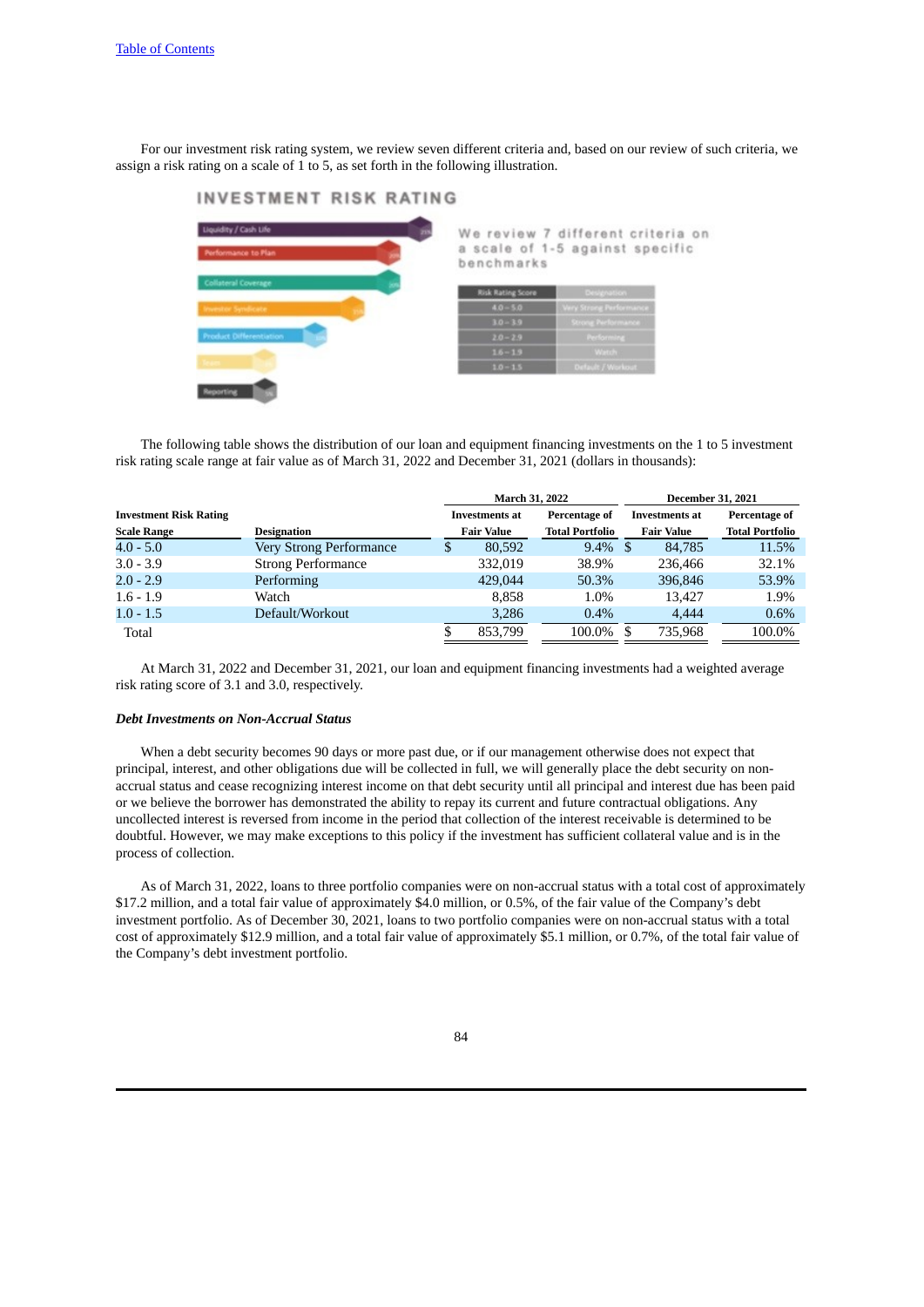For our investment risk rating system, we review seven different criteria and, based on our review of such criteria, we assign a risk rating on a scale of 1 to 5, as set forth in the following illustration.

**INVESTMENT RISK RATING**

- Liquidity / Cash Life
- Performance to Plan
- Collateral Coverage
- Investor Syndicate
- Product Differentiation
- Team
- Reporting

We review 7 different criteria on a scale of 1-5 against specific benchmarks

| Risk Rating Score | Designation |
|---|---|
| 4.0 – 5.0 | Very Strong Performance |
| 3.0 – 3.9 | Strong Performance |
| 2.0 – 2.9 | Performing |
| 1.6 – 1.9 | Watch |
| 1.0 – 1.5 | Default / Workout |

The following table shows the distribution of our loan and equipment financing investments on the 1 to 5 investment risk rating scale range at fair value as of March 31, 2022 and December 31, 2021 (dollars in thousands):

| | | March 31, 2022 | | December 31, 2021 | |
|---|---|---|---|---|---|
| **Investment Risk Rating Scale Range** | **Designation** | **Investments at Fair Value** | **Percentage of Total Portfolio** | **Investments at Fair Value** | **Percentage of Total Portfolio** |
| 4.0 - 5.0 | Very Strong Performance | $ 80,592 | 9.4% | $ 84,785 | 11.5% |
| 3.0 - 3.9 | Strong Performance | 332,019 | 38.9% | 236,466 | 32.1% |
| 2.0 - 2.9 | Performing | 429,044 | 50.3% | 396,846 | 53.9% |
| 1.6 - 1.9 | Watch | 8,858 | 1.0% | 13,427 | 1.9% |
| 1.0 - 1.5 | Default/Workout | 3,286 | 0.4% | 4,444 | 0.6% |
| Total | | $ 853,799 | 100.0% | $ 735,968 | 100.0% |

At March 31, 2022 and December 31, 2021, our loan and equipment financing investments had a weighted average risk rating score of 3.1 and 3.0, respectively.

***Debt Investments on Non-Accrual Status***

When a debt security becomes 90 days or more past due, or if our management otherwise does not expect that principal, interest, and other obligations due will be collected in full, we will generally place the debt security on non-accrual status and cease recognizing interest income on that debt security until all principal and interest due has been paid or we believe the borrower has demonstrated the ability to repay its current and future contractual obligations. Any uncollected interest is reversed from income in the period that collection of the interest receivable is determined to be doubtful. However, we may make exceptions to this policy if the investment has sufficient collateral value and is in the process of collection.

As of March 31, 2022, loans to three portfolio companies were on non-accrual status with a total cost of approximately $17.2 million, and a total fair value of approximately $4.0 million, or 0.5%, of the fair value of the Company's debt investment portfolio. As of December 30, 2021, loans to two portfolio companies were on non-accrual status with a total cost of approximately $12.9 million, and a total fair value of approximately $5.1 million, or 0.7%, of the total fair value of the Company's debt investment portfolio.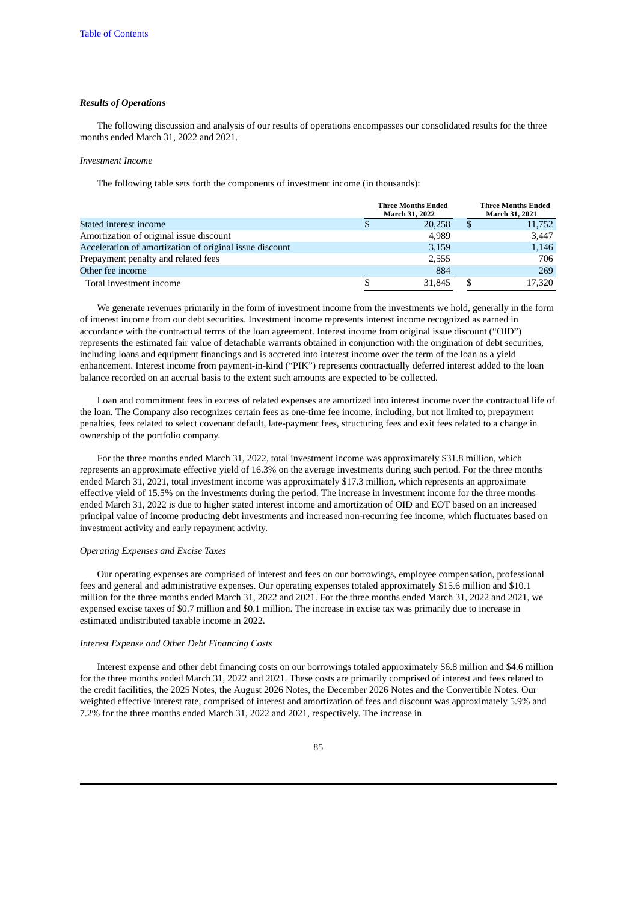### *Results of Operations*

The following discussion and analysis of our results of operations encompasses our consolidated results for the three months ended March 31, 2022 and 2021.

*Investment Income*

The following table sets forth the components of investment income (in thousands):

| | Three Months Ended March 31, 2022 | Three Months Ended March 31, 2021 |
|---|---|---|
| Stated interest income | $ 20,258 | $ 11,752 |
| Amortization of original issue discount | 4,989 | 3,447 |
| Acceleration of amortization of original issue discount | 3,159 | 1,146 |
| Prepayment penalty and related fees | 2,555 | 706 |
| Other fee income | 884 | 269 |
| Total investment income | $ 31,845 | $ 17,320 |

We generate revenues primarily in the form of investment income from the investments we hold, generally in the form of interest income from our debt securities. Investment income represents interest income recognized as earned in accordance with the contractual terms of the loan agreement. Interest income from original issue discount ("OID") represents the estimated fair value of detachable warrants obtained in conjunction with the origination of debt securities, including loans and equipment financings and is accreted into interest income over the term of the loan as a yield enhancement. Interest income from payment-in-kind ("PIK") represents contractually deferred interest added to the loan balance recorded on an accrual basis to the extent such amounts are expected to be collected.

Loan and commitment fees in excess of related expenses are amortized into interest income over the contractual life of the loan. The Company also recognizes certain fees as one-time fee income, including, but not limited to, prepayment penalties, fees related to select covenant default, late-payment fees, structuring fees and exit fees related to a change in ownership of the portfolio company.

For the three months ended March 31, 2022, total investment income was approximately $31.8 million, which represents an approximate effective yield of 16.3% on the average investments during such period. For the three months ended March 31, 2021, total investment income was approximately $17.3 million, which represents an approximate effective yield of 15.5% on the investments during the period. The increase in investment income for the three months ended March 31, 2022 is due to higher stated interest income and amortization of OID and EOT based on an increased principal value of income producing debt investments and increased non-recurring fee income, which fluctuates based on investment activity and early repayment activity.

*Operating Expenses and Excise Taxes*

Our operating expenses are comprised of interest and fees on our borrowings, employee compensation, professional fees and general and administrative expenses. Our operating expenses totaled approximately $15.6 million and $10.1 million for the three months ended March 31, 2022 and 2021. For the three months ended March 31, 2022 and 2021, we expensed excise taxes of $0.7 million and $0.1 million. The increase in excise tax was primarily due to increase in estimated undistributed taxable income in 2022.

*Interest Expense and Other Debt Financing Costs*

Interest expense and other debt financing costs on our borrowings totaled approximately $6.8 million and $4.6 million for the three months ended March 31, 2022 and 2021. These costs are primarily comprised of interest and fees related to the credit facilities, the 2025 Notes, the August 2026 Notes, the December 2026 Notes and the Convertible Notes. Our weighted effective interest rate, comprised of interest and amortization of fees and discount was approximately 5.9% and 7.2% for the three months ended March 31, 2022 and 2021, respectively. The increase in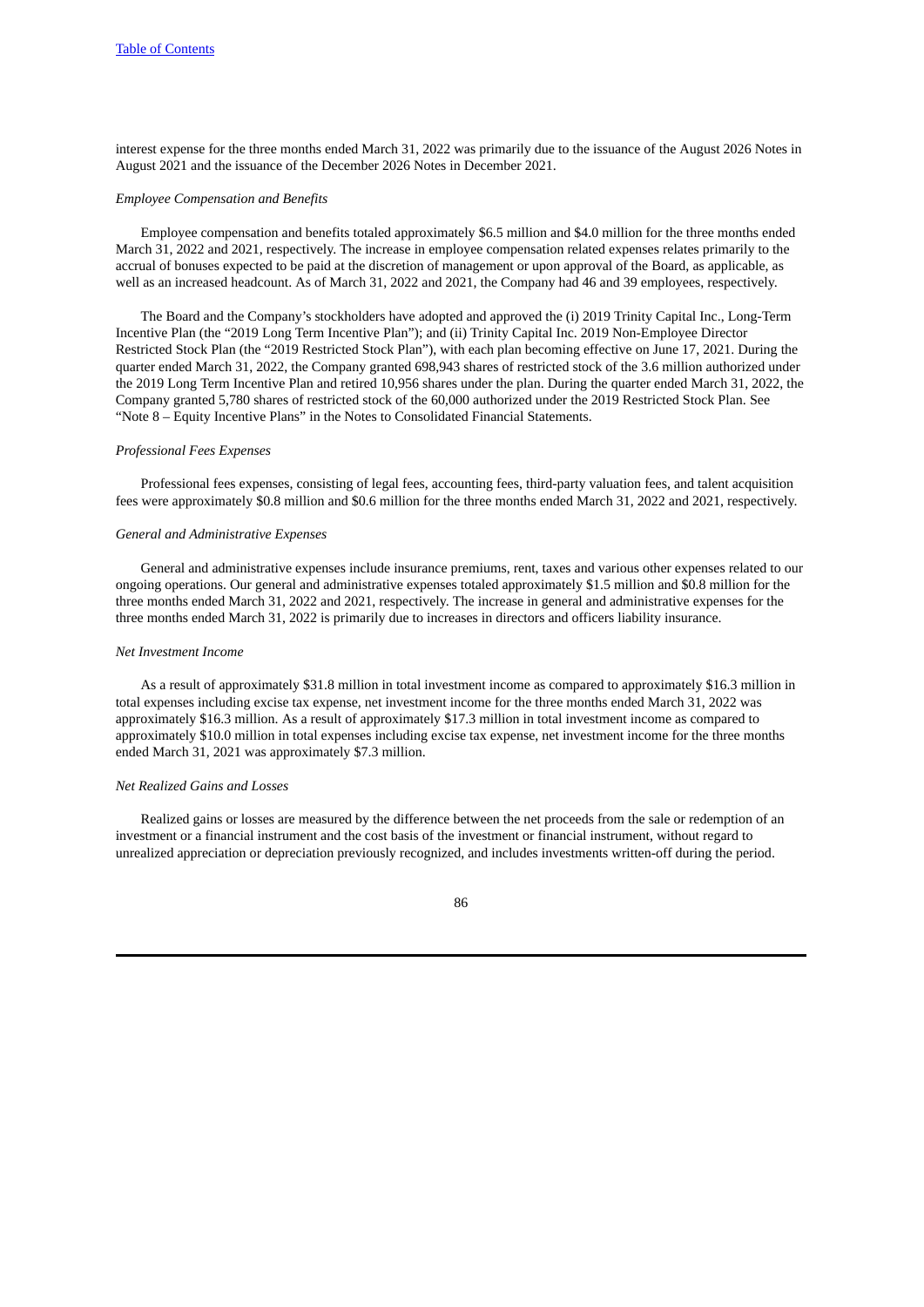interest expense for the three months ended March 31, 2022 was primarily due to the issuance of the August 2026 Notes in August 2021 and the issuance of the December 2026 Notes in December 2021.

*Employee Compensation and Benefits*

Employee compensation and benefits totaled approximately $6.5 million and $4.0 million for the three months ended March 31, 2022 and 2021, respectively. The increase in employee compensation related expenses relates primarily to the accrual of bonuses expected to be paid at the discretion of management or upon approval of the Board, as applicable, as well as an increased headcount. As of March 31, 2022 and 2021, the Company had 46 and 39 employees, respectively.

The Board and the Company's stockholders have adopted and approved the (i) 2019 Trinity Capital Inc., Long-Term Incentive Plan (the "2019 Long Term Incentive Plan"); and (ii) Trinity Capital Inc. 2019 Non-Employee Director Restricted Stock Plan (the "2019 Restricted Stock Plan"), with each plan becoming effective on June 17, 2021. During the quarter ended March 31, 2022, the Company granted 698,943 shares of restricted stock of the 3.6 million authorized under the 2019 Long Term Incentive Plan and retired 10,956 shares under the plan. During the quarter ended March 31, 2022, the Company granted 5,780 shares of restricted stock of the 60,000 authorized under the 2019 Restricted Stock Plan. See "Note 8 – Equity Incentive Plans" in the Notes to Consolidated Financial Statements.

*Professional Fees Expenses*

Professional fees expenses, consisting of legal fees, accounting fees, third-party valuation fees, and talent acquisition fees were approximately $0.8 million and $0.6 million for the three months ended March 31, 2022 and 2021, respectively.

*General and Administrative Expenses*

General and administrative expenses include insurance premiums, rent, taxes and various other expenses related to our ongoing operations. Our general and administrative expenses totaled approximately $1.5 million and $0.8 million for the three months ended March 31, 2022 and 2021, respectively. The increase in general and administrative expenses for the three months ended March 31, 2022 is primarily due to increases in directors and officers liability insurance.

*Net Investment Income*

As a result of approximately $31.8 million in total investment income as compared to approximately $16.3 million in total expenses including excise tax expense, net investment income for the three months ended March 31, 2022 was approximately $16.3 million. As a result of approximately $17.3 million in total investment income as compared to approximately $10.0 million in total expenses including excise tax expense, net investment income for the three months ended March 31, 2021 was approximately $7.3 million.

*Net Realized Gains and Losses*

Realized gains or losses are measured by the difference between the net proceeds from the sale or redemption of an investment or a financial instrument and the cost basis of the investment or financial instrument, without regard to unrealized appreciation or depreciation previously recognized, and includes investments written-off during the period.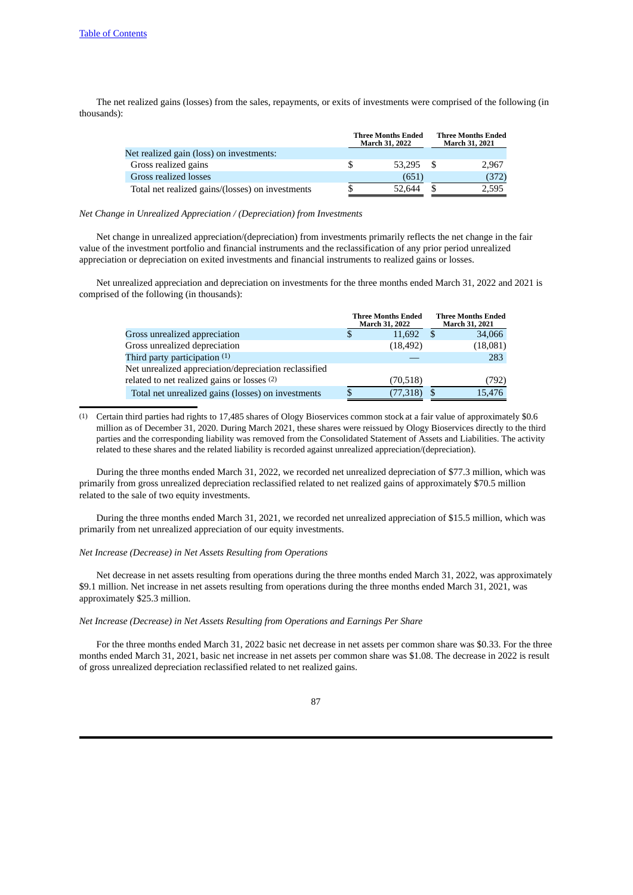The net realized gains (losses) from the sales, repayments, or exits of investments were comprised of the following (in thousands):

| | Three Months Ended March 31, 2022 | Three Months Ended March 31, 2021 |
|---|---|---|
| Net realized gain (loss) on investments: | | |
| Gross realized gains | $ 53,295 | $ 2,967 |
| Gross realized losses | (651) | (372) |
| Total net realized gains/(losses) on investments | $ 52,644 | $ 2,595 |

*Net Change in Unrealized Appreciation / (Depreciation) from Investments*

Net change in unrealized appreciation/(depreciation) from investments primarily reflects the net change in the fair value of the investment portfolio and financial instruments and the reclassification of any prior period unrealized appreciation or depreciation on exited investments and financial instruments to realized gains or losses.

Net unrealized appreciation and depreciation on investments for the three months ended March 31, 2022 and 2021 is comprised of the following (in thousands):

| | Three Months Ended March 31, 2022 | Three Months Ended March 31, 2021 |
|---|---|---|
| Gross unrealized appreciation | $ 11,692 | $ 34,066 |
| Gross unrealized depreciation | (18,492) | (18,081) |
| Third party participation [(1)] | — | 283 |
| Net unrealized appreciation/depreciation reclassified related to net realized gains or losses [(2)] | (70,518) | (792) |
| Total net unrealized gains (losses) on investments | $ (77,318) | $ 15,476 |

(1) Certain third parties had rights to 17,485 shares of Ology Bioservices common stock at a fair value of approximately $0.6 million as of December 31, 2020. During March 2021, these shares were reissued by Ology Bioservices directly to the third parties and the corresponding liability was removed from the Consolidated Statement of Assets and Liabilities. The activity related to these shares and the related liability is recorded against unrealized appreciation/(depreciation).

During the three months ended March 31, 2022, we recorded net unrealized depreciation of $77.3 million, which was primarily from gross unrealized depreciation reclassified related to net realized gains of approximately $70.5 million related to the sale of two equity investments.

During the three months ended March 31, 2021, we recorded net unrealized appreciation of $15.5 million, which was primarily from net unrealized appreciation of our equity investments.

*Net Increase (Decrease) in Net Assets Resulting from Operations*

Net decrease in net assets resulting from operations during the three months ended March 31, 2022, was approximately $9.1 million. Net increase in net assets resulting from operations during the three months ended March 31, 2021, was approximately $25.3 million.

*Net Increase (Decrease) in Net Assets Resulting from Operations and Earnings Per Share*

For the three months ended March 31, 2022 basic net decrease in net assets per common share was $0.33. For the three months ended March 31, 2021, basic net increase in net assets per common share was $1.08. The decrease in 2022 is result of gross unrealized depreciation reclassified related to net realized gains.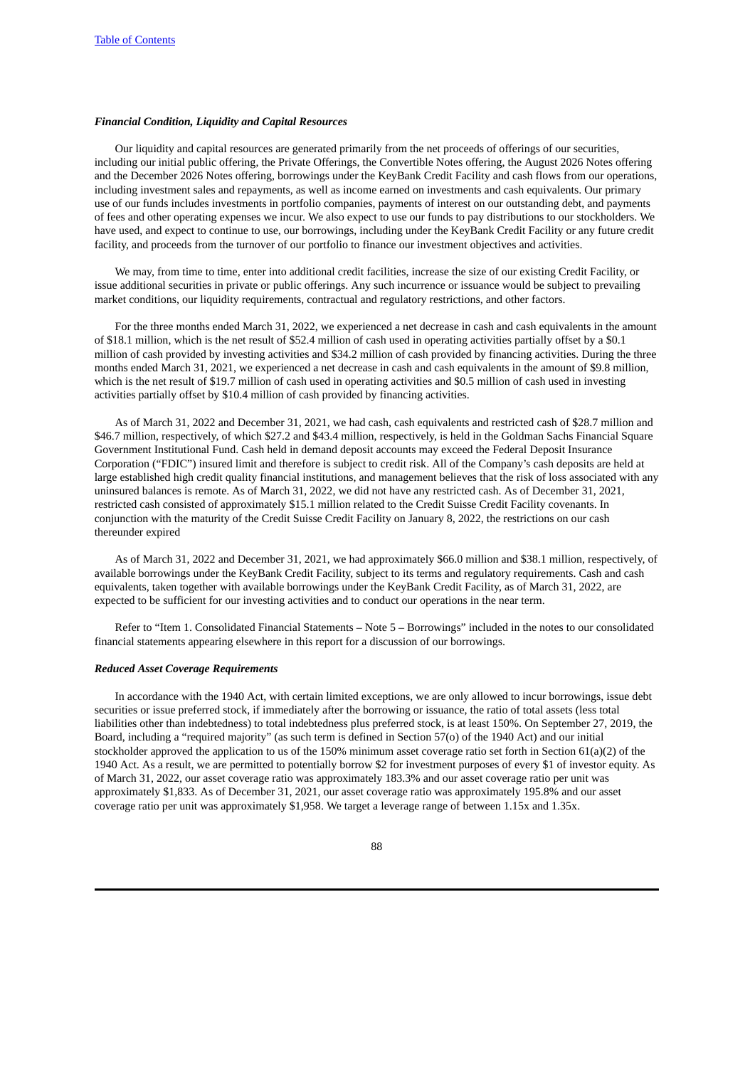### *Financial Condition, Liquidity and Capital Resources*

Our liquidity and capital resources are generated primarily from the net proceeds of offerings of our securities, including our initial public offering, the Private Offerings, the Convertible Notes offering, the August 2026 Notes offering and the December 2026 Notes offering, borrowings under the KeyBank Credit Facility and cash flows from our operations, including investment sales and repayments, as well as income earned on investments and cash equivalents. Our primary use of our funds includes investments in portfolio companies, payments of interest on our outstanding debt, and payments of fees and other operating expenses we incur. We also expect to use our funds to pay distributions to our stockholders. We have used, and expect to continue to use, our borrowings, including under the KeyBank Credit Facility or any future credit facility, and proceeds from the turnover of our portfolio to finance our investment objectives and activities.

We may, from time to time, enter into additional credit facilities, increase the size of our existing Credit Facility, or issue additional securities in private or public offerings. Any such incurrence or issuance would be subject to prevailing market conditions, our liquidity requirements, contractual and regulatory restrictions, and other factors.

For the three months ended March 31, 2022, we experienced a net decrease in cash and cash equivalents in the amount of $18.1 million, which is the net result of $52.4 million of cash used in operating activities partially offset by a $0.1 million of cash provided by investing activities and $34.2 million of cash provided by financing activities. During the three months ended March 31, 2021, we experienced a net decrease in cash and cash equivalents in the amount of $9.8 million, which is the net result of $19.7 million of cash used in operating activities and $0.5 million of cash used in investing activities partially offset by $10.4 million of cash provided by financing activities.

As of March 31, 2022 and December 31, 2021, we had cash, cash equivalents and restricted cash of $28.7 million and $46.7 million, respectively, of which $27.2 and $43.4 million, respectively, is held in the Goldman Sachs Financial Square Government Institutional Fund. Cash held in demand deposit accounts may exceed the Federal Deposit Insurance Corporation ("FDIC") insured limit and therefore is subject to credit risk. All of the Company's cash deposits are held at large established high credit quality financial institutions, and management believes that the risk of loss associated with any uninsured balances is remote. As of March 31, 2022, we did not have any restricted cash. As of December 31, 2021, restricted cash consisted of approximately $15.1 million related to the Credit Suisse Credit Facility covenants. In conjunction with the maturity of the Credit Suisse Credit Facility on January 8, 2022, the restrictions on our cash thereunder expired

As of March 31, 2022 and December 31, 2021, we had approximately $66.0 million and $38.1 million, respectively, of available borrowings under the KeyBank Credit Facility, subject to its terms and regulatory requirements. Cash and cash equivalents, taken together with available borrowings under the KeyBank Credit Facility, as of March 31, 2022, are expected to be sufficient for our investing activities and to conduct our operations in the near term.

Refer to "Item 1. Consolidated Financial Statements – Note 5 – Borrowings" included in the notes to our consolidated financial statements appearing elsewhere in this report for a discussion of our borrowings.

### *Reduced Asset Coverage Requirements*

In accordance with the 1940 Act, with certain limited exceptions, we are only allowed to incur borrowings, issue debt securities or issue preferred stock, if immediately after the borrowing or issuance, the ratio of total assets (less total liabilities other than indebtedness) to total indebtedness plus preferred stock, is at least 150%. On September 27, 2019, the Board, including a "required majority" (as such term is defined in Section 57(o) of the 1940 Act) and our initial stockholder approved the application to us of the 150% minimum asset coverage ratio set forth in Section 61(a)(2) of the 1940 Act. As a result, we are permitted to potentially borrow $2 for investment purposes of every $1 of investor equity. As of March 31, 2022, our asset coverage ratio was approximately 183.3% and our asset coverage ratio per unit was approximately $1,833. As of December 31, 2021, our asset coverage ratio was approximately 195.8% and our asset coverage ratio per unit was approximately $1,958. We target a leverage range of between 1.15x and 1.35x.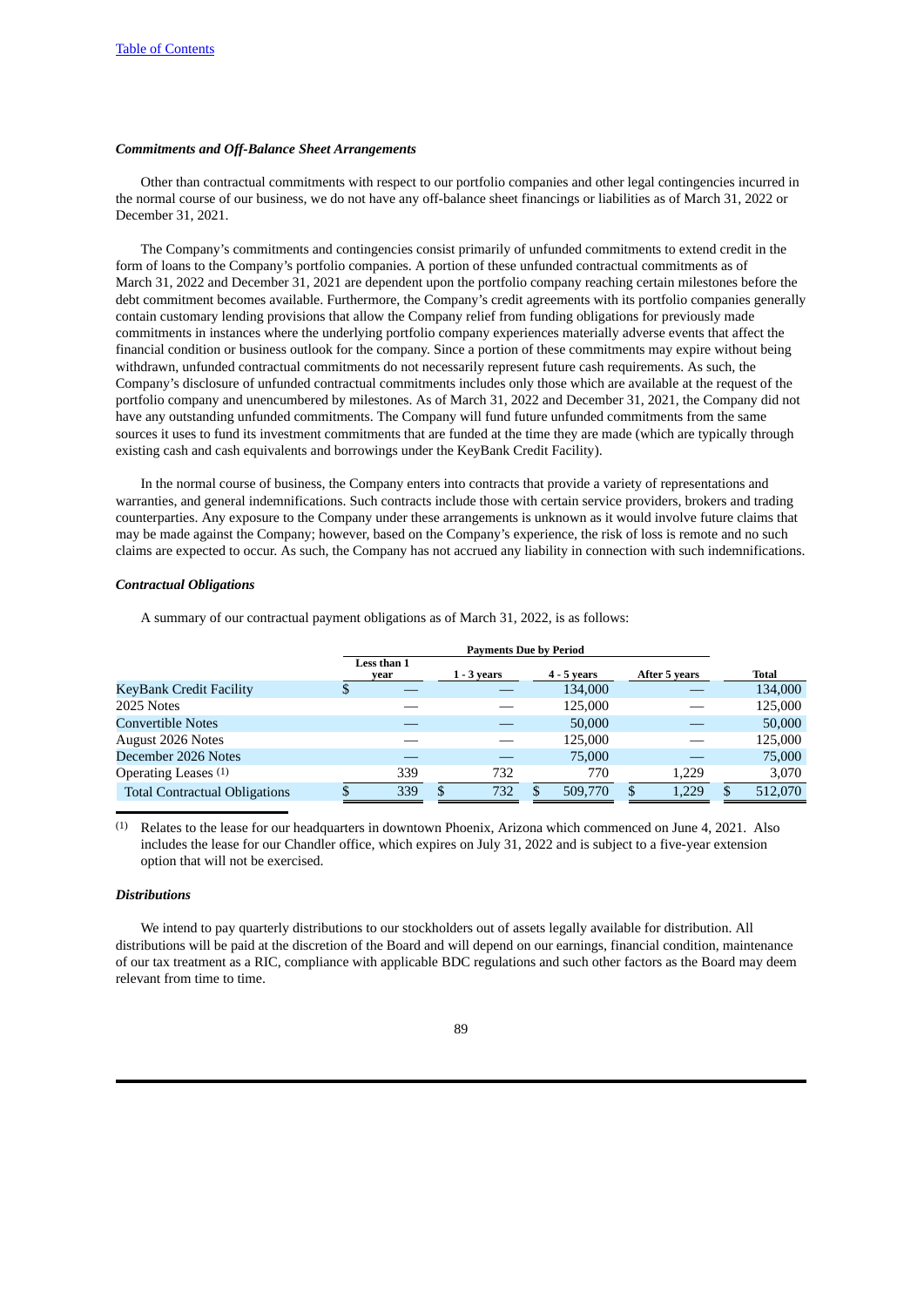### *Commitments and Off-Balance Sheet Arrangements*

Other than contractual commitments with respect to our portfolio companies and other legal contingencies incurred in the normal course of our business, we do not have any off-balance sheet financings or liabilities as of March 31, 2022 or December 31, 2021.

The Company's commitments and contingencies consist primarily of unfunded commitments to extend credit in the form of loans to the Company's portfolio companies. A portion of these unfunded contractual commitments as of March 31, 2022 and December 31, 2021 are dependent upon the portfolio company reaching certain milestones before the debt commitment becomes available. Furthermore, the Company's credit agreements with its portfolio companies generally contain customary lending provisions that allow the Company relief from funding obligations for previously made commitments in instances where the underlying portfolio company experiences materially adverse events that affect the financial condition or business outlook for the company. Since a portion of these commitments may expire without being withdrawn, unfunded contractual commitments do not necessarily represent future cash requirements. As such, the Company's disclosure of unfunded contractual commitments includes only those which are available at the request of the portfolio company and unencumbered by milestones. As of March 31, 2022 and December 31, 2021, the Company did not have any outstanding unfunded commitments. The Company will fund future unfunded commitments from the same sources it uses to fund its investment commitments that are funded at the time they are made (which are typically through existing cash and cash equivalents and borrowings under the KeyBank Credit Facility).

In the normal course of business, the Company enters into contracts that provide a variety of representations and warranties, and general indemnifications. Such contracts include those with certain service providers, brokers and trading counterparties. Any exposure to the Company under these arrangements is unknown as it would involve future claims that may be made against the Company; however, based on the Company's experience, the risk of loss is remote and no such claims are expected to occur. As such, the Company has not accrued any liability in connection with such indemnifications.

### *Contractual Obligations*

A summary of our contractual payment obligations as of March 31, 2022, is as follows:

| | Payments Due by Period | | | | |
|---|---|---|---|---|---|
| | Less than 1 year | 1 - 3 years | 4 - 5 years | After 5 years | Total |
| KeyBank Credit Facility | $ — | — | 134,000 | — | 134,000 |
| 2025 Notes | — | — | 125,000 | — | 125,000 |
| Convertible Notes | — | — | 50,000 | — | 50,000 |
| August 2026 Notes | — | — | 125,000 | — | 125,000 |
| December 2026 Notes | — | — | 75,000 | — | 75,000 |
| Operating Leases [1] | 339 | 732 | 770 | 1,229 | 3,070 |
| Total Contractual Obligations | $ 339 | $ 732 | $ 509,770 | $ 1,229 | $ 512,070 |

[1] Relates to the lease for our headquarters in downtown Phoenix, Arizona which commenced on June 4, 2021. Also includes the lease for our Chandler office, which expires on July 31, 2022 and is subject to a five-year extension option that will not be exercised.

### *Distributions*

We intend to pay quarterly distributions to our stockholders out of assets legally available for distribution. All distributions will be paid at the discretion of the Board and will depend on our earnings, financial condition, maintenance of our tax treatment as a RIC, compliance with applicable BDC regulations and such other factors as the Board may deem relevant from time to time.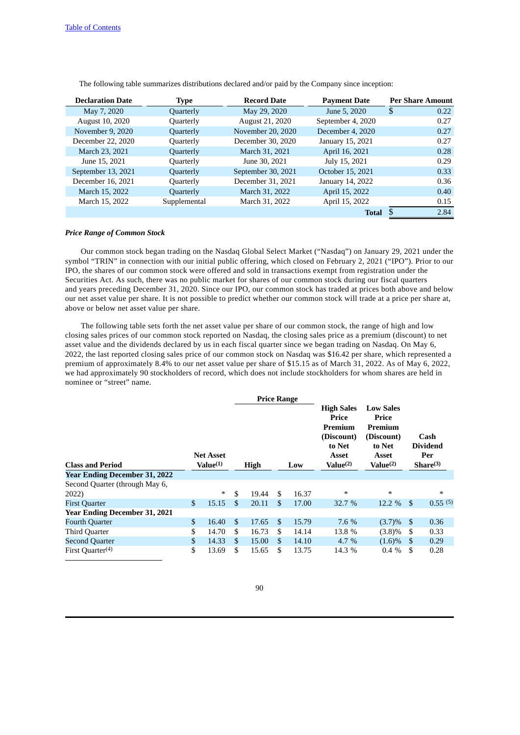[Table of Contents](#)

The following table summarizes distributions declared and/or paid by the Company since inception:

| Declaration Date | Type | Record Date | Payment Date | Per Share Amount |
|---|---|---|---|---|
| May 7, 2020 | Quarterly | May 29, 2020 | June 5, 2020 | $ 0.22 |
| August 10, 2020 | Quarterly | August 21, 2020 | September 4, 2020 | 0.27 |
| November 9, 2020 | Quarterly | November 20, 2020 | December 4, 2020 | 0.27 |
| December 22, 2020 | Quarterly | December 30, 2020 | January 15, 2021 | 0.27 |
| March 23, 2021 | Quarterly | March 31, 2021 | April 16, 2021 | 0.28 |
| June 15, 2021 | Quarterly | June 30, 2021 | July 15, 2021 | 0.29 |
| September 13, 2021 | Quarterly | September 30, 2021 | October 15, 2021 | 0.33 |
| December 16, 2021 | Quarterly | December 31, 2021 | January 14, 2022 | 0.36 |
| March 15, 2022 | Quarterly | March 31, 2022 | April 15, 2022 | 0.40 |
| March 15, 2022 | Supplemental | March 31, 2022 | April 15, 2022 | 0.15 |
| | | | **Total** | $ 2.84 |

***Price Range of Common Stock***

Our common stock began trading on the Nasdaq Global Select Market ("Nasdaq") on January 29, 2021 under the symbol "TRIN" in connection with our initial public offering, which closed on February 2, 2021 ("IPO"). Prior to our IPO, the shares of our common stock were offered and sold in transactions exempt from registration under the Securities Act. As such, there was no public market for shares of our common stock during our fiscal quarters and years preceding December 31, 2020. Since our IPO, our common stock has traded at prices both above and below our net asset value per share. It is not possible to predict whether our common stock will trade at a price per share at, above or below net asset value per share.

The following table sets forth the net asset value per share of our common stock, the range of high and low closing sales prices of our common stock reported on Nasdaq, the closing sales price as a premium (discount) to net asset value and the dividends declared by us in each fiscal quarter since we began trading on Nasdaq. On May 6, 2022, the last reported closing sales price of our common stock on Nasdaq was $16.42 per share, which represented a premium of approximately 8.4% to our net asset value per share of $15.15 as of March 31, 2022. As of May 6, 2022, we had approximately 90 stockholders of record, which does not include stockholders for whom shares are held in nominee or "street" name.

| | | Price Range | | | | |
|---|---|---|---|---|---|---|
| **Class and Period** | **Net Asset Value(1)** | **High** | **Low** | **High Sales Price Premium (Discount) to Net Asset Value(2)** | **Low Sales Price Premium (Discount) to Net Asset Value(2)** | **Cash Dividend Per Share(3)** |
| **Year Ending December 31, 2022** | | | | | | |
| Second Quarter (through May 6, 2022) | * | $ 19.44 | $ 16.37 | * | * | * |
| First Quarter | $ 15.15 | $ 20.11 | $ 17.00 | 32.7 % | 12.2 % | $ 0.55 (5) |
| **Year Ending December 31, 2021** | | | | | | |
| Fourth Quarter | $ 16.40 | $ 17.65 | $ 15.79 | 7.6 % | (3.7)% | $ 0.36 |
| Third Quarter | $ 14.70 | $ 16.73 | $ 14.14 | 13.8 % | (3.8)% | $ 0.33 |
| Second Quarter | $ 14.33 | $ 15.00 | $ 14.10 | 4.7 % | (1.6)% | $ 0.29 |
| First Quarter(4) | $ 13.69 | $ 15.65 | $ 13.75 | 14.3 % | 0.4 % | $ 0.28 |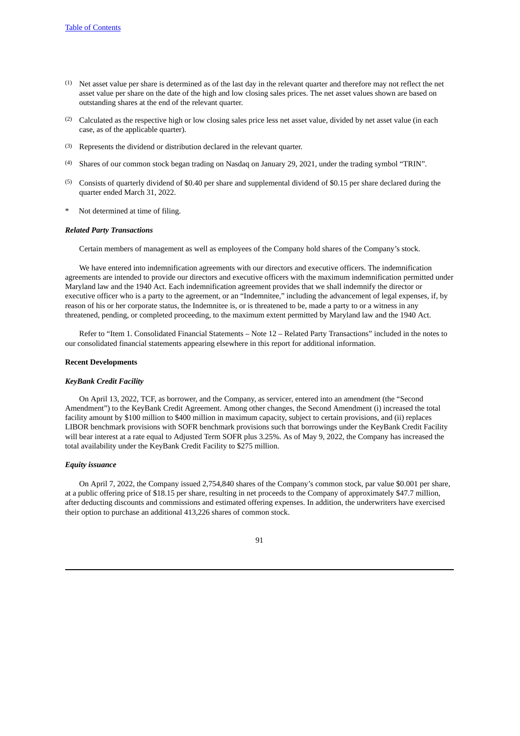(1) Net asset value per share is determined as of the last day in the relevant quarter and therefore may not reflect the net asset value per share on the date of the high and low closing sales prices. The net asset values shown are based on outstanding shares at the end of the relevant quarter.

(2) Calculated as the respective high or low closing sales price less net asset value, divided by net asset value (in each case, as of the applicable quarter).

(3) Represents the dividend or distribution declared in the relevant quarter.

(4) Shares of our common stock began trading on Nasdaq on January 29, 2021, under the trading symbol "TRIN".

(5) Consists of quarterly dividend of $0.40 per share and supplemental dividend of $0.15 per share declared during the quarter ended March 31, 2022.

\* Not determined at time of filing.

***Related Party Transactions***

Certain members of management as well as employees of the Company hold shares of the Company's stock.

We have entered into indemnification agreements with our directors and executive officers. The indemnification agreements are intended to provide our directors and executive officers with the maximum indemnification permitted under Maryland law and the 1940 Act. Each indemnification agreement provides that we shall indemnify the director or executive officer who is a party to the agreement, or an "Indemnitee," including the advancement of legal expenses, if, by reason of his or her corporate status, the Indemnitee is, or is threatened to be, made a party to or a witness in any threatened, pending, or completed proceeding, to the maximum extent permitted by Maryland law and the 1940 Act.

Refer to "Item 1. Consolidated Financial Statements – Note 12 – Related Party Transactions" included in the notes to our consolidated financial statements appearing elsewhere in this report for additional information.

**Recent Developments**

***KeyBank Credit Facility***

On April 13, 2022, TCF, as borrower, and the Company, as servicer, entered into an amendment (the "Second Amendment") to the KeyBank Credit Agreement. Among other changes, the Second Amendment (i) increased the total facility amount by $100 million to $400 million in maximum capacity, subject to certain provisions, and (ii) replaces LIBOR benchmark provisions with SOFR benchmark provisions such that borrowings under the KeyBank Credit Facility will bear interest at a rate equal to Adjusted Term SOFR plus 3.25%. As of May 9, 2022, the Company has increased the total availability under the KeyBank Credit Facility to $275 million.

***Equity issuance***

On April 7, 2022, the Company issued 2,754,840 shares of the Company's common stock, par value $0.001 per share, at a public offering price of $18.15 per share, resulting in net proceeds to the Company of approximately $47.7 million, after deducting discounts and commissions and estimated offering expenses. In addition, the underwriters have exercised their option to purchase an additional 413,226 shares of common stock.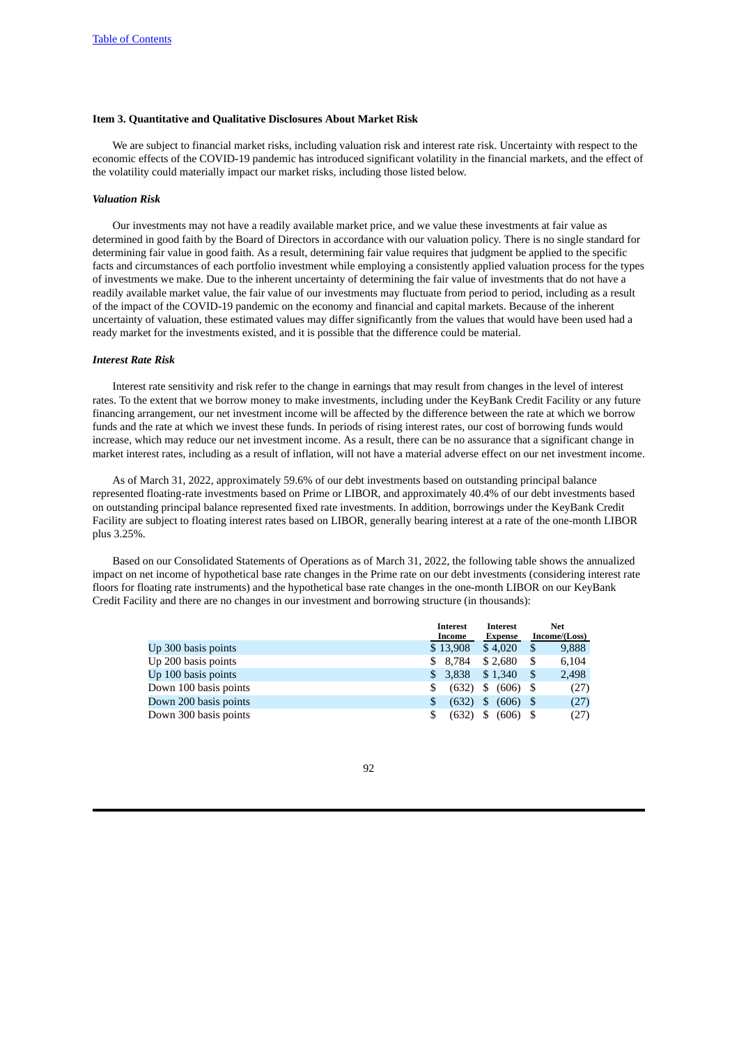[Table of Contents](#)

**Item 3. Quantitative and Qualitative Disclosures About Market Risk**

We are subject to financial market risks, including valuation risk and interest rate risk. Uncertainty with respect to the economic effects of the COVID-19 pandemic has introduced significant volatility in the financial markets, and the effect of the volatility could materially impact our market risks, including those listed below.

***Valuation Risk***

Our investments may not have a readily available market price, and we value these investments at fair value as determined in good faith by the Board of Directors in accordance with our valuation policy. There is no single standard for determining fair value in good faith. As a result, determining fair value requires that judgment be applied to the specific facts and circumstances of each portfolio investment while employing a consistently applied valuation process for the types of investments we make. Due to the inherent uncertainty of determining the fair value of investments that do not have a readily available market value, the fair value of our investments may fluctuate from period to period, including as a result of the impact of the COVID-19 pandemic on the economy and financial and capital markets. Because of the inherent uncertainty of valuation, these estimated values may differ significantly from the values that would have been used had a ready market for the investments existed, and it is possible that the difference could be material.

***Interest Rate Risk***

Interest rate sensitivity and risk refer to the change in earnings that may result from changes in the level of interest rates. To the extent that we borrow money to make investments, including under the KeyBank Credit Facility or any future financing arrangement, our net investment income will be affected by the difference between the rate at which we borrow funds and the rate at which we invest these funds. In periods of rising interest rates, our cost of borrowing funds would increase, which may reduce our net investment income. As a result, there can be no assurance that a significant change in market interest rates, including as a result of inflation, will not have a material adverse effect on our net investment income.

As of March 31, 2022, approximately 59.6% of our debt investments based on outstanding principal balance represented floating-rate investments based on Prime or LIBOR, and approximately 40.4% of our debt investments based on outstanding principal balance represented fixed rate investments. In addition, borrowings under the KeyBank Credit Facility are subject to floating interest rates based on LIBOR, generally bearing interest at a rate of the one-month LIBOR plus 3.25%.

Based on our Consolidated Statements of Operations as of March 31, 2022, the following table shows the annualized impact on net income of hypothetical base rate changes in the Prime rate on our debt investments (considering interest rate floors for floating rate instruments) and the hypothetical base rate changes in the one-month LIBOR on our KeyBank Credit Facility and there are no changes in our investment and borrowing structure (in thousands):

| | Interest Income | Interest Expense | Net Income/(Loss) |
|---|---|---|---|
| Up 300 basis points | $ 13,908 | $ 4,020 | $ 9,888 |
| Up 200 basis points | $ 8,784 | $ 2,680 | $ 6,104 |
| Up 100 basis points | $ 3,838 | $ 1,340 | $ 2,498 |
| Down 100 basis points | $ (632) | $ (606) | $ (27) |
| Down 200 basis points | $ (632) | $ (606) | $ (27) |
| Down 300 basis points | $ (632) | $ (606) | $ (27) |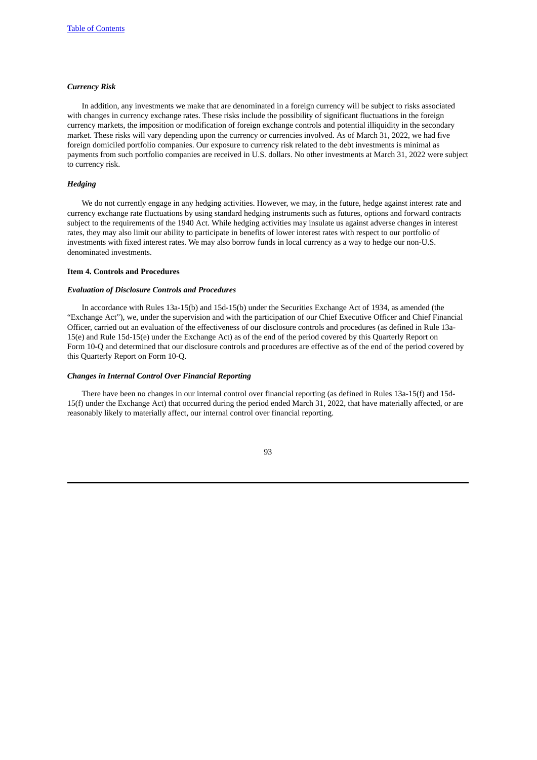### *Currency Risk*

In addition, any investments we make that are denominated in a foreign currency will be subject to risks associated with changes in currency exchange rates. These risks include the possibility of significant fluctuations in the foreign currency markets, the imposition or modification of foreign exchange controls and potential illiquidity in the secondary market. These risks will vary depending upon the currency or currencies involved. As of March 31, 2022, we had five foreign domiciled portfolio companies. Our exposure to currency risk related to the debt investments is minimal as payments from such portfolio companies are received in U.S. dollars. No other investments at March 31, 2022 were subject to currency risk.

### *Hedging*

We do not currently engage in any hedging activities. However, we may, in the future, hedge against interest rate and currency exchange rate fluctuations by using standard hedging instruments such as futures, options and forward contracts subject to the requirements of the 1940 Act. While hedging activities may insulate us against adverse changes in interest rates, they may also limit our ability to participate in benefits of lower interest rates with respect to our portfolio of investments with fixed interest rates. We may also borrow funds in local currency as a way to hedge our non-U.S. denominated investments.

## Item 4. Controls and Procedures

### *Evaluation of Disclosure Controls and Procedures*

In accordance with Rules 13a-15(b) and 15d-15(b) under the Securities Exchange Act of 1934, as amended (the "Exchange Act"), we, under the supervision and with the participation of our Chief Executive Officer and Chief Financial Officer, carried out an evaluation of the effectiveness of our disclosure controls and procedures (as defined in Rule 13a-15(e) and Rule 15d-15(e) under the Exchange Act) as of the end of the period covered by this Quarterly Report on Form 10-Q and determined that our disclosure controls and procedures are effective as of the end of the period covered by this Quarterly Report on Form 10-Q.

### *Changes in Internal Control Over Financial Reporting*

There have been no changes in our internal control over financial reporting (as defined in Rules 13a-15(f) and 15d-15(f) under the Exchange Act) that occurred during the period ended March 31, 2022, that have materially affected, or are reasonably likely to materially affect, our internal control over financial reporting.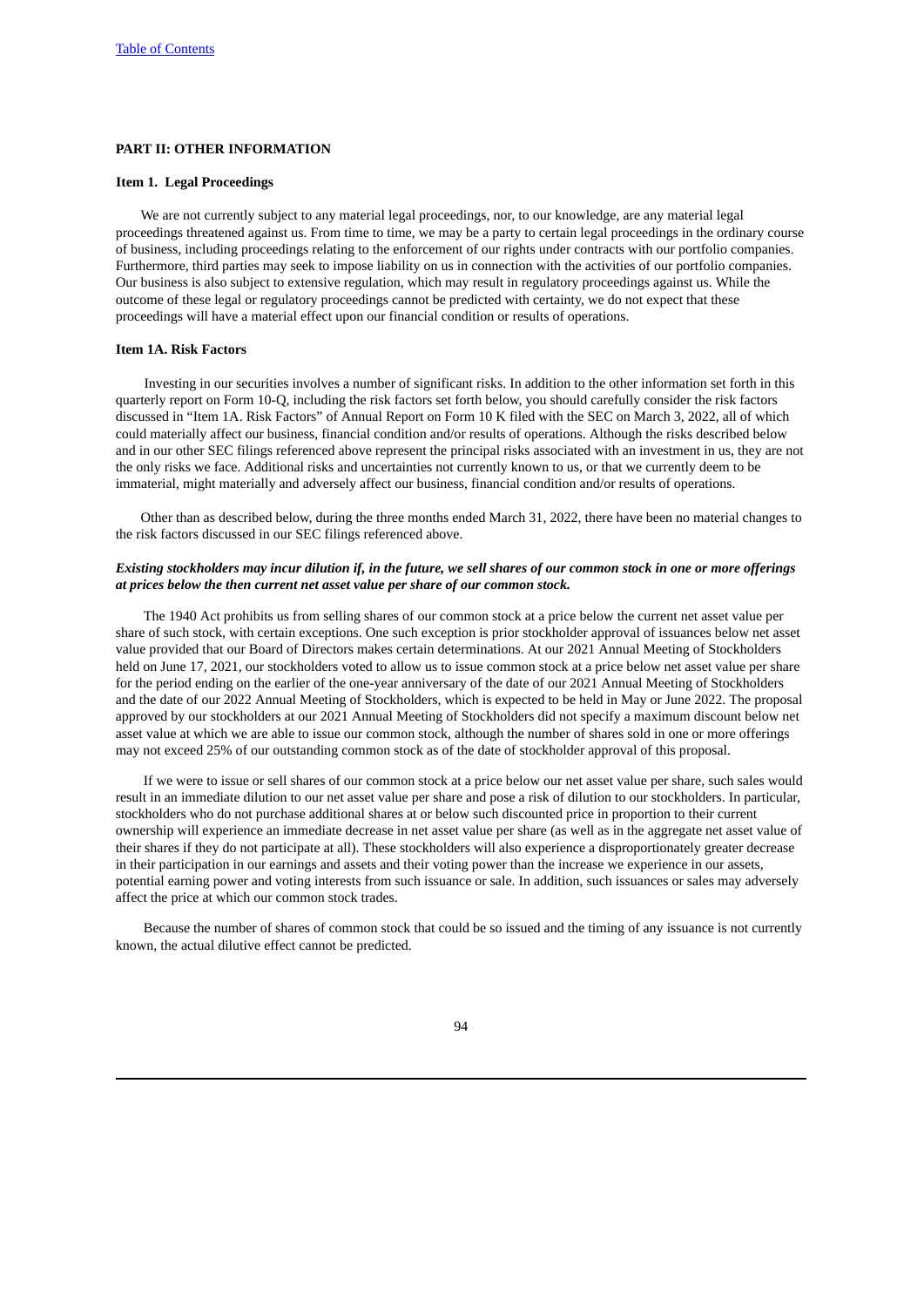## PART II: OTHER INFORMATION

### Item 1. Legal Proceedings

We are not currently subject to any material legal proceedings, nor, to our knowledge, are any material legal proceedings threatened against us. From time to time, we may be a party to certain legal proceedings in the ordinary course of business, including proceedings relating to the enforcement of our rights under contracts with our portfolio companies. Furthermore, third parties may seek to impose liability on us in connection with the activities of our portfolio companies. Our business is also subject to extensive regulation, which may result in regulatory proceedings against us. While the outcome of these legal or regulatory proceedings cannot be predicted with certainty, we do not expect that these proceedings will have a material effect upon our financial condition or results of operations.

### Item 1A. Risk Factors

Investing in our securities involves a number of significant risks. In addition to the other information set forth in this quarterly report on Form 10-Q, including the risk factors set forth below, you should carefully consider the risk factors discussed in "Item 1A. Risk Factors" of Annual Report on Form 10 K filed with the SEC on March 3, 2022, all of which could materially affect our business, financial condition and/or results of operations. Although the risks described below and in our other SEC filings referenced above represent the principal risks associated with an investment in us, they are not the only risks we face. Additional risks and uncertainties not currently known to us, or that we currently deem to be immaterial, might materially and adversely affect our business, financial condition and/or results of operations.

Other than as described below, during the three months ended March 31, 2022, there have been no material changes to the risk factors discussed in our SEC filings referenced above.

***Existing stockholders may incur dilution if, in the future, we sell shares of our common stock in one or more offerings at prices below the then current net asset value per share of our common stock.***

The 1940 Act prohibits us from selling shares of our common stock at a price below the current net asset value per share of such stock, with certain exceptions. One such exception is prior stockholder approval of issuances below net asset value provided that our Board of Directors makes certain determinations. At our 2021 Annual Meeting of Stockholders held on June 17, 2021, our stockholders voted to allow us to issue common stock at a price below net asset value per share for the period ending on the earlier of the one-year anniversary of the date of our 2021 Annual Meeting of Stockholders and the date of our 2022 Annual Meeting of Stockholders, which is expected to be held in May or June 2022. The proposal approved by our stockholders at our 2021 Annual Meeting of Stockholders did not specify a maximum discount below net asset value at which we are able to issue our common stock, although the number of shares sold in one or more offerings may not exceed 25% of our outstanding common stock as of the date of stockholder approval of this proposal.

If we were to issue or sell shares of our common stock at a price below our net asset value per share, such sales would result in an immediate dilution to our net asset value per share and pose a risk of dilution to our stockholders. In particular, stockholders who do not purchase additional shares at or below such discounted price in proportion to their current ownership will experience an immediate decrease in net asset value per share (as well as in the aggregate net asset value of their shares if they do not participate at all). These stockholders will also experience a disproportionately greater decrease in their participation in our earnings and assets and their voting power than the increase we experience in our assets, potential earning power and voting interests from such issuance or sale. In addition, such issuances or sales may adversely affect the price at which our common stock trades.

Because the number of shares of common stock that could be so issued and the timing of any issuance is not currently known, the actual dilutive effect cannot be predicted.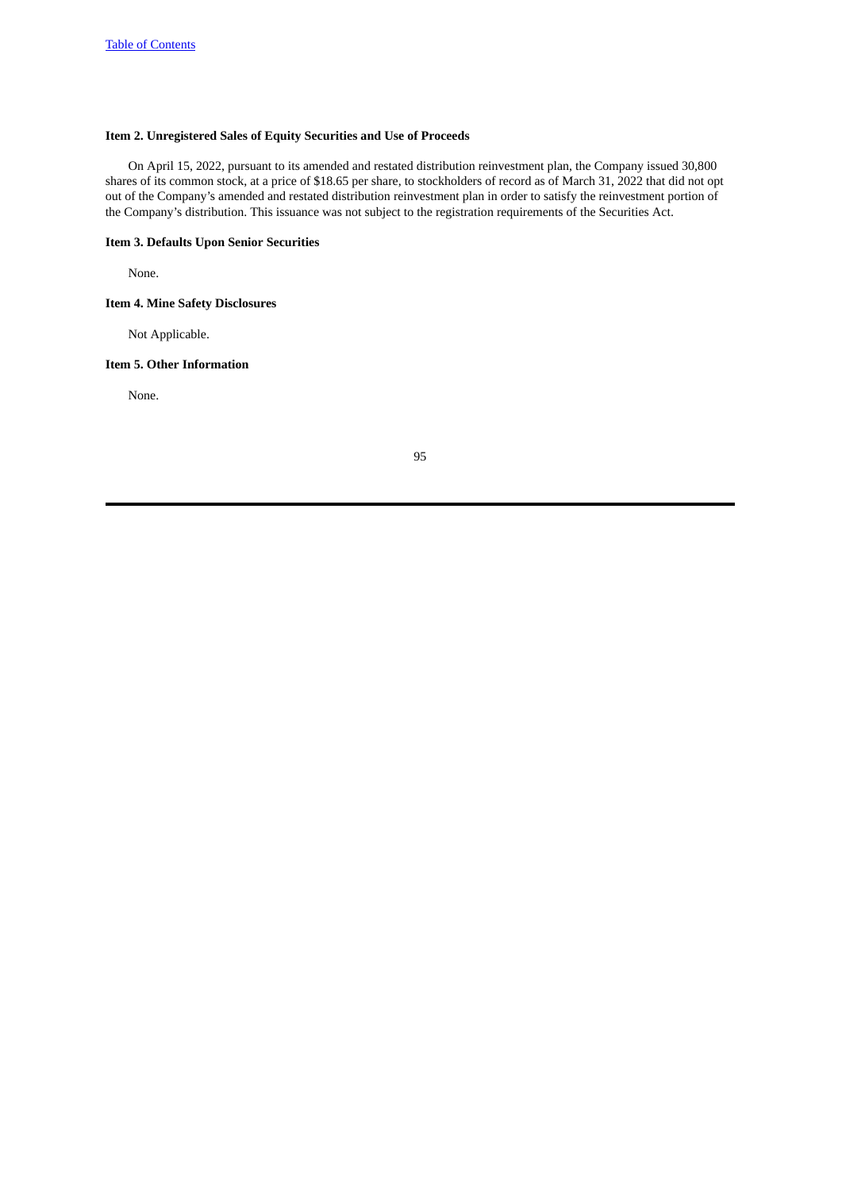### Item 2. Unregistered Sales of Equity Securities and Use of Proceeds

On April 15, 2022, pursuant to its amended and restated distribution reinvestment plan, the Company issued 30,800 shares of its common stock, at a price of $18.65 per share, to stockholders of record as of March 31, 2022 that did not opt out of the Company's amended and restated distribution reinvestment plan in order to satisfy the reinvestment portion of the Company's distribution. This issuance was not subject to the registration requirements of the Securities Act.

### Item 3. Defaults Upon Senior Securities

None.

### Item 4. Mine Safety Disclosures

Not Applicable.

### Item 5. Other Information

None.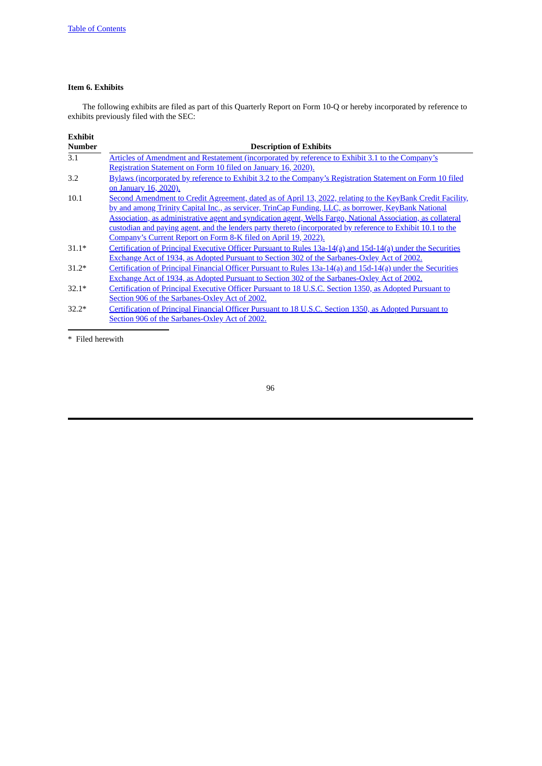### Item 6. Exhibits

The following exhibits are filed as part of this Quarterly Report on Form 10-Q or hereby incorporated by reference to exhibits previously filed with the SEC:

| Exhibit Number | Description of Exhibits |
|---|---|
| 3.1 | Articles of Amendment and Restatement (incorporated by reference to Exhibit 3.1 to the Company's Registration Statement on Form 10 filed on January 16, 2020). |
| 3.2 | Bylaws (incorporated by reference to Exhibit 3.2 to the Company's Registration Statement on Form 10 filed on January 16, 2020). |
| 10.1 | Second Amendment to Credit Agreement, dated as of April 13, 2022, relating to the KeyBank Credit Facility, by and among Trinity Capital Inc., as servicer, TrinCap Funding, LLC, as borrower, KeyBank National Association, as administrative agent and syndication agent, Wells Fargo, National Association, as collateral custodian and paying agent, and the lenders party thereto (incorporated by reference to Exhibit 10.1 to the Company's Current Report on Form 8-K filed on April 19, 2022). |
| 31.1* | Certification of Principal Executive Officer Pursuant to Rules 13a-14(a) and 15d-14(a) under the Securities Exchange Act of 1934, as Adopted Pursuant to Section 302 of the Sarbanes-Oxley Act of 2002. |
| 31.2* | Certification of Principal Financial Officer Pursuant to Rules 13a-14(a) and 15d-14(a) under the Securities Exchange Act of 1934, as Adopted Pursuant to Section 302 of the Sarbanes-Oxley Act of 2002. |
| 32.1* | Certification of Principal Executive Officer Pursuant to 18 U.S.C. Section 1350, as Adopted Pursuant to Section 906 of the Sarbanes-Oxley Act of 2002. |
| 32.2* | Certification of Principal Financial Officer Pursuant to 18 U.S.C. Section 1350, as Adopted Pursuant to Section 906 of the Sarbanes-Oxley Act of 2002. |

\* Filed herewith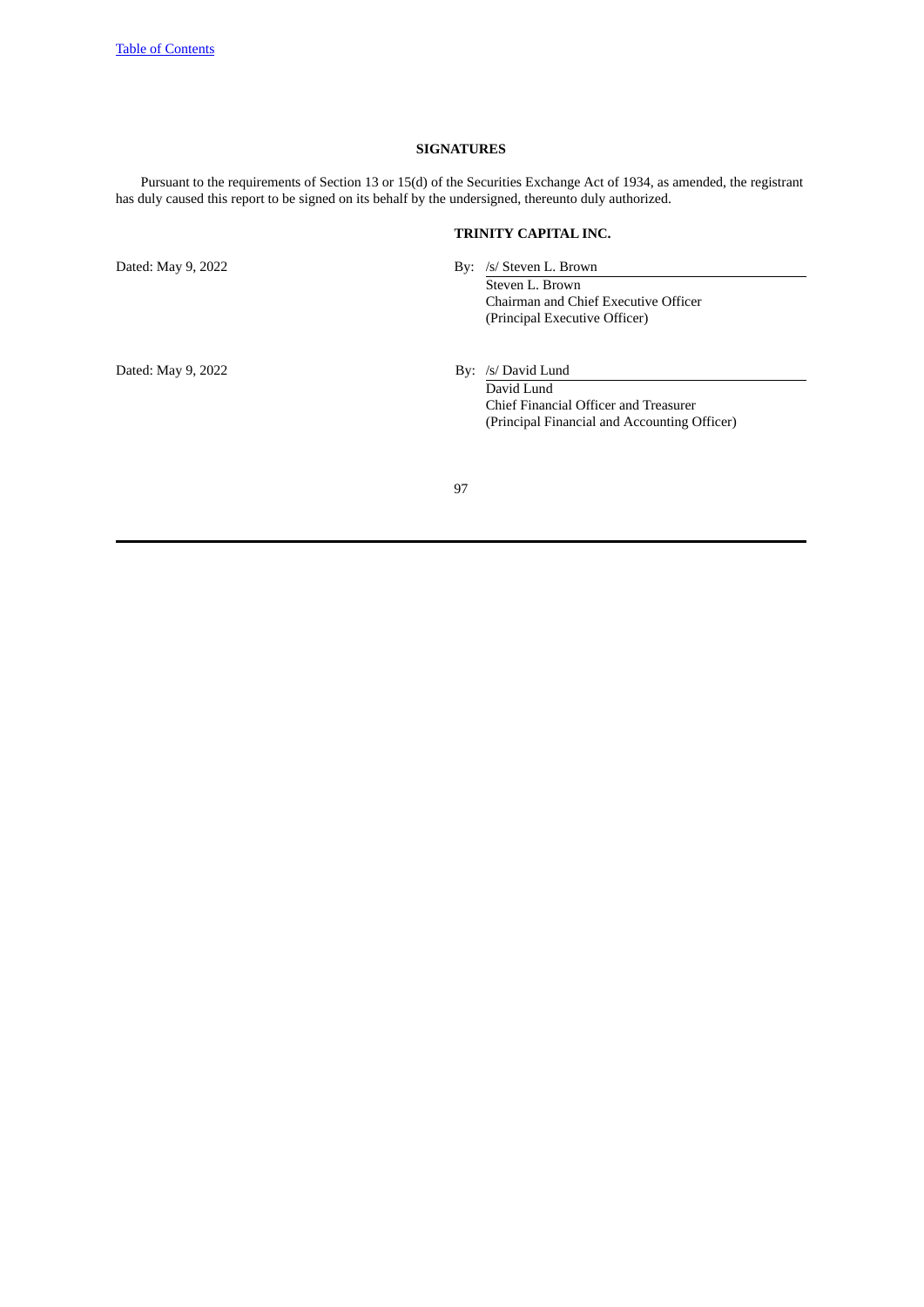## SIGNATURES

Pursuant to the requirements of Section 13 or 15(d) of the Securities Exchange Act of 1934, as amended, the registrant has duly caused this report to be signed on its behalf by the undersigned, thereunto duly authorized.

**TRINITY CAPITAL INC.**

Dated: May 9, 2022

By: /s/ Steven L. Brown
Steven L. Brown
Chairman and Chief Executive Officer
(Principal Executive Officer)

Dated: May 9, 2022

By: /s/ David Lund
David Lund
Chief Financial Officer and Treasurer
(Principal Financial and Accounting Officer)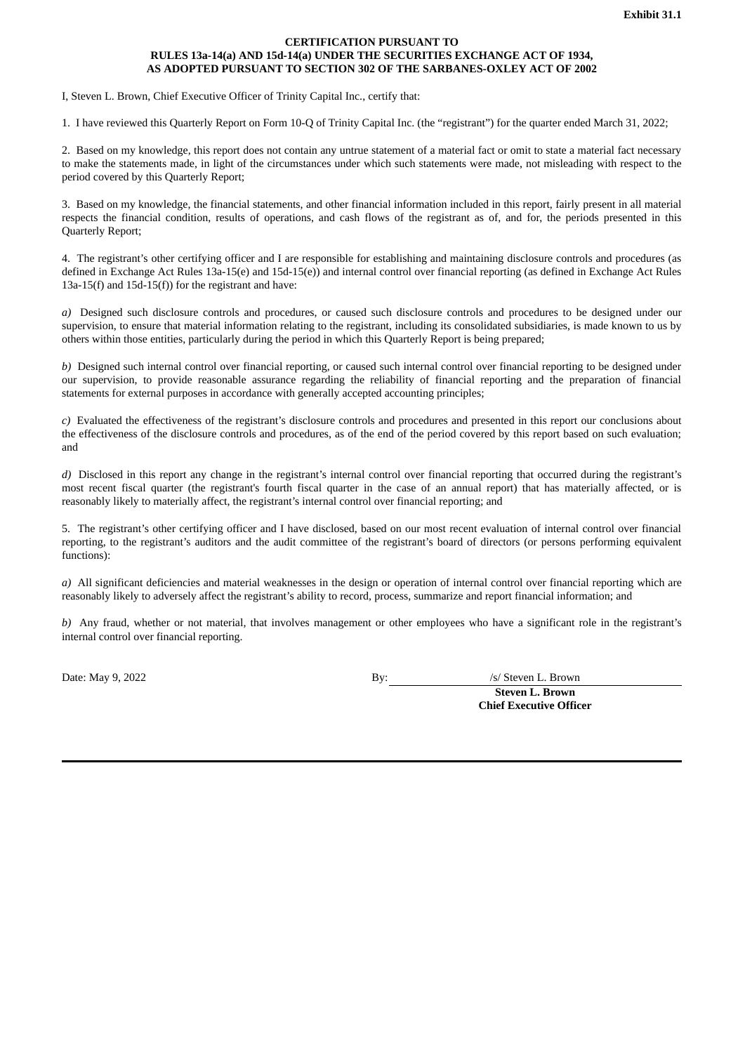**Exhibit 31.1**

**CERTIFICATION PURSUANT TO**
**RULES 13a-14(a) AND 15d-14(a) UNDER THE SECURITIES EXCHANGE ACT OF 1934,**
**AS ADOPTED PURSUANT TO SECTION 302 OF THE SARBANES-OXLEY ACT OF 2002**

I, Steven L. Brown, Chief Executive Officer of Trinity Capital Inc., certify that:

1. I have reviewed this Quarterly Report on Form 10-Q of Trinity Capital Inc. (the "registrant") for the quarter ended March 31, 2022;

2. Based on my knowledge, this report does not contain any untrue statement of a material fact or omit to state a material fact necessary to make the statements made, in light of the circumstances under which such statements were made, not misleading with respect to the period covered by this Quarterly Report;

3. Based on my knowledge, the financial statements, and other financial information included in this report, fairly present in all material respects the financial condition, results of operations, and cash flows of the registrant as of, and for, the periods presented in this Quarterly Report;

4. The registrant's other certifying officer and I are responsible for establishing and maintaining disclosure controls and procedures (as defined in Exchange Act Rules 13a-15(e) and 15d-15(e)) and internal control over financial reporting (as defined in Exchange Act Rules 13a-15(f) and 15d-15(f)) for the registrant and have:

*a)* Designed such disclosure controls and procedures, or caused such disclosure controls and procedures to be designed under our supervision, to ensure that material information relating to the registrant, including its consolidated subsidiaries, is made known to us by others within those entities, particularly during the period in which this Quarterly Report is being prepared;

*b)* Designed such internal control over financial reporting, or caused such internal control over financial reporting to be designed under our supervision, to provide reasonable assurance regarding the reliability of financial reporting and the preparation of financial statements for external purposes in accordance with generally accepted accounting principles;

*c)* Evaluated the effectiveness of the registrant's disclosure controls and procedures and presented in this report our conclusions about the effectiveness of the disclosure controls and procedures, as of the end of the period covered by this report based on such evaluation; and

*d)* Disclosed in this report any change in the registrant's internal control over financial reporting that occurred during the registrant's most recent fiscal quarter (the registrant's fourth fiscal quarter in the case of an annual report) that has materially affected, or is reasonably likely to materially affect, the registrant's internal control over financial reporting; and

5. The registrant's other certifying officer and I have disclosed, based on our most recent evaluation of internal control over financial reporting, to the registrant's auditors and the audit committee of the registrant's board of directors (or persons performing equivalent functions):

*a)* All significant deficiencies and material weaknesses in the design or operation of internal control over financial reporting which are reasonably likely to adversely affect the registrant's ability to record, process, summarize and report financial information; and

*b)* Any fraud, whether or not material, that involves management or other employees who have a significant role in the registrant's internal control over financial reporting.

Date: May 9, 2022

By: /s/ Steven L. Brown
**Steven L. Brown**
**Chief Executive Officer**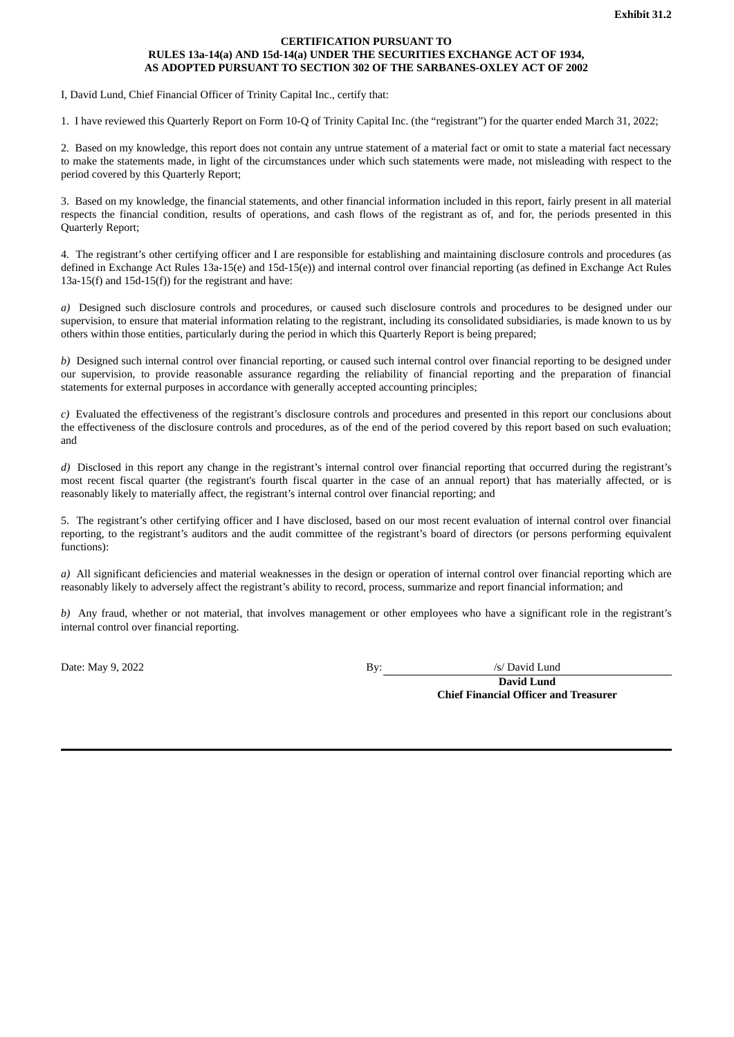**Exhibit 31.2**

**CERTIFICATION PURSUANT TO**
**RULES 13a-14(a) AND 15d-14(a) UNDER THE SECURITIES EXCHANGE ACT OF 1934,**
**AS ADOPTED PURSUANT TO SECTION 302 OF THE SARBANES-OXLEY ACT OF 2002**

I, David Lund, Chief Financial Officer of Trinity Capital Inc., certify that:

1. I have reviewed this Quarterly Report on Form 10-Q of Trinity Capital Inc. (the "registrant") for the quarter ended March 31, 2022;

2. Based on my knowledge, this report does not contain any untrue statement of a material fact or omit to state a material fact necessary to make the statements made, in light of the circumstances under which such statements were made, not misleading with respect to the period covered by this Quarterly Report;

3. Based on my knowledge, the financial statements, and other financial information included in this report, fairly present in all material respects the financial condition, results of operations, and cash flows of the registrant as of, and for, the periods presented in this Quarterly Report;

4. The registrant's other certifying officer and I are responsible for establishing and maintaining disclosure controls and procedures (as defined in Exchange Act Rules 13a-15(e) and 15d-15(e)) and internal control over financial reporting (as defined in Exchange Act Rules 13a-15(f) and 15d-15(f)) for the registrant and have:

*a)* Designed such disclosure controls and procedures, or caused such disclosure controls and procedures to be designed under our supervision, to ensure that material information relating to the registrant, including its consolidated subsidiaries, is made known to us by others within those entities, particularly during the period in which this Quarterly Report is being prepared;

*b)* Designed such internal control over financial reporting, or caused such internal control over financial reporting to be designed under our supervision, to provide reasonable assurance regarding the reliability of financial reporting and the preparation of financial statements for external purposes in accordance with generally accepted accounting principles;

*c)* Evaluated the effectiveness of the registrant's disclosure controls and procedures and presented in this report our conclusions about the effectiveness of the disclosure controls and procedures, as of the end of the period covered by this report based on such evaluation; and

*d)* Disclosed in this report any change in the registrant's internal control over financial reporting that occurred during the registrant's most recent fiscal quarter (the registrant's fourth fiscal quarter in the case of an annual report) that has materially affected, or is reasonably likely to materially affect, the registrant's internal control over financial reporting; and

5. The registrant's other certifying officer and I have disclosed, based on our most recent evaluation of internal control over financial reporting, to the registrant's auditors and the audit committee of the registrant's board of directors (or persons performing equivalent functions):

*a)* All significant deficiencies and material weaknesses in the design or operation of internal control over financial reporting which are reasonably likely to adversely affect the registrant's ability to record, process, summarize and report financial information; and

*b)* Any fraud, whether or not material, that involves management or other employees who have a significant role in the registrant's internal control over financial reporting.

Date: May 9, 2022

By: /s/ David Lund
**David Lund**
**Chief Financial Officer and Treasurer**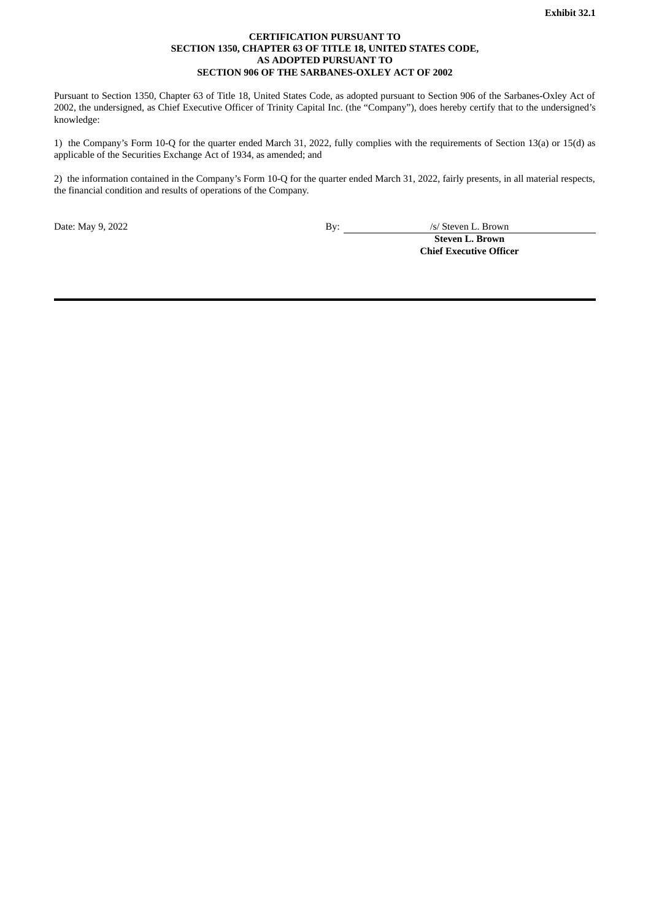**Exhibit 32.1**

**CERTIFICATION PURSUANT TO**
**SECTION 1350, CHAPTER 63 OF TITLE 18, UNITED STATES CODE,**
**AS ADOPTED PURSUANT TO**
**SECTION 906 OF THE SARBANES-OXLEY ACT OF 2002**

Pursuant to Section 1350, Chapter 63 of Title 18, United States Code, as adopted pursuant to Section 906 of the Sarbanes-Oxley Act of 2002, the undersigned, as Chief Executive Officer of Trinity Capital Inc. (the "Company"), does hereby certify that to the undersigned's knowledge:

1) the Company's Form 10-Q for the quarter ended March 31, 2022, fully complies with the requirements of Section 13(a) or 15(d) as applicable of the Securities Exchange Act of 1934, as amended; and

2) the information contained in the Company's Form 10-Q for the quarter ended March 31, 2022, fairly presents, in all material respects, the financial condition and results of operations of the Company.

Date: May 9, 2022

By: /s/ Steven L. Brown
**Steven L. Brown**
**Chief Executive Officer**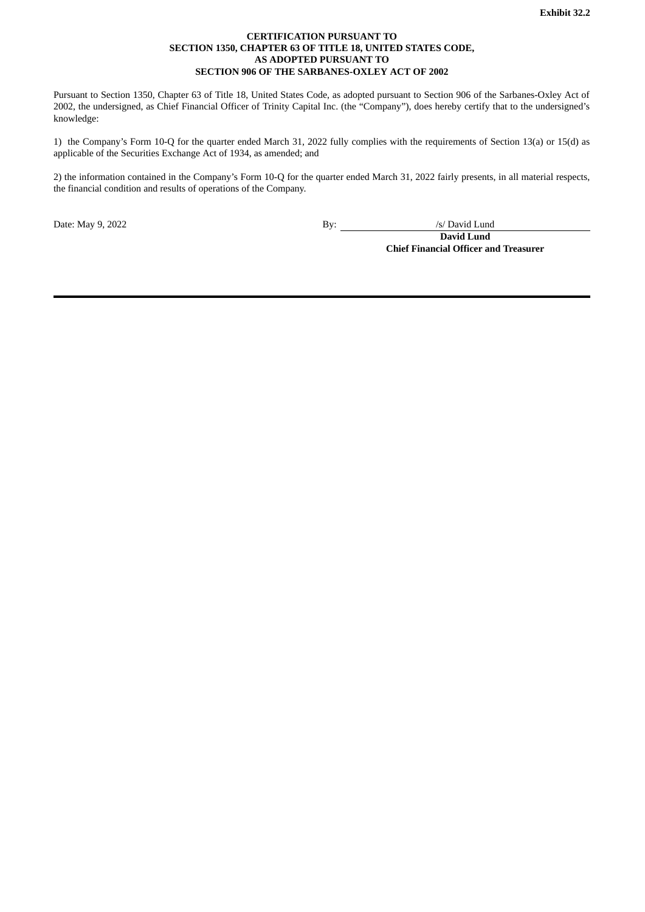**Exhibit 32.2**

**CERTIFICATION PURSUANT TO**
**SECTION 1350, CHAPTER 63 OF TITLE 18, UNITED STATES CODE,**
**AS ADOPTED PURSUANT TO**
**SECTION 906 OF THE SARBANES-OXLEY ACT OF 2002**

Pursuant to Section 1350, Chapter 63 of Title 18, United States Code, as adopted pursuant to Section 906 of the Sarbanes-Oxley Act of 2002, the undersigned, as Chief Financial Officer of Trinity Capital Inc. (the "Company"), does hereby certify that to the undersigned's knowledge:

1) the Company's Form 10-Q for the quarter ended March 31, 2022 fully complies with the requirements of Section 13(a) or 15(d) as applicable of the Securities Exchange Act of 1934, as amended; and

2) the information contained in the Company's Form 10-Q for the quarter ended March 31, 2022 fairly presents, in all material respects, the financial condition and results of operations of the Company.

Date: May 9, 2022

By: /s/ David Lund
**David Lund**
**Chief Financial Officer and Treasurer**